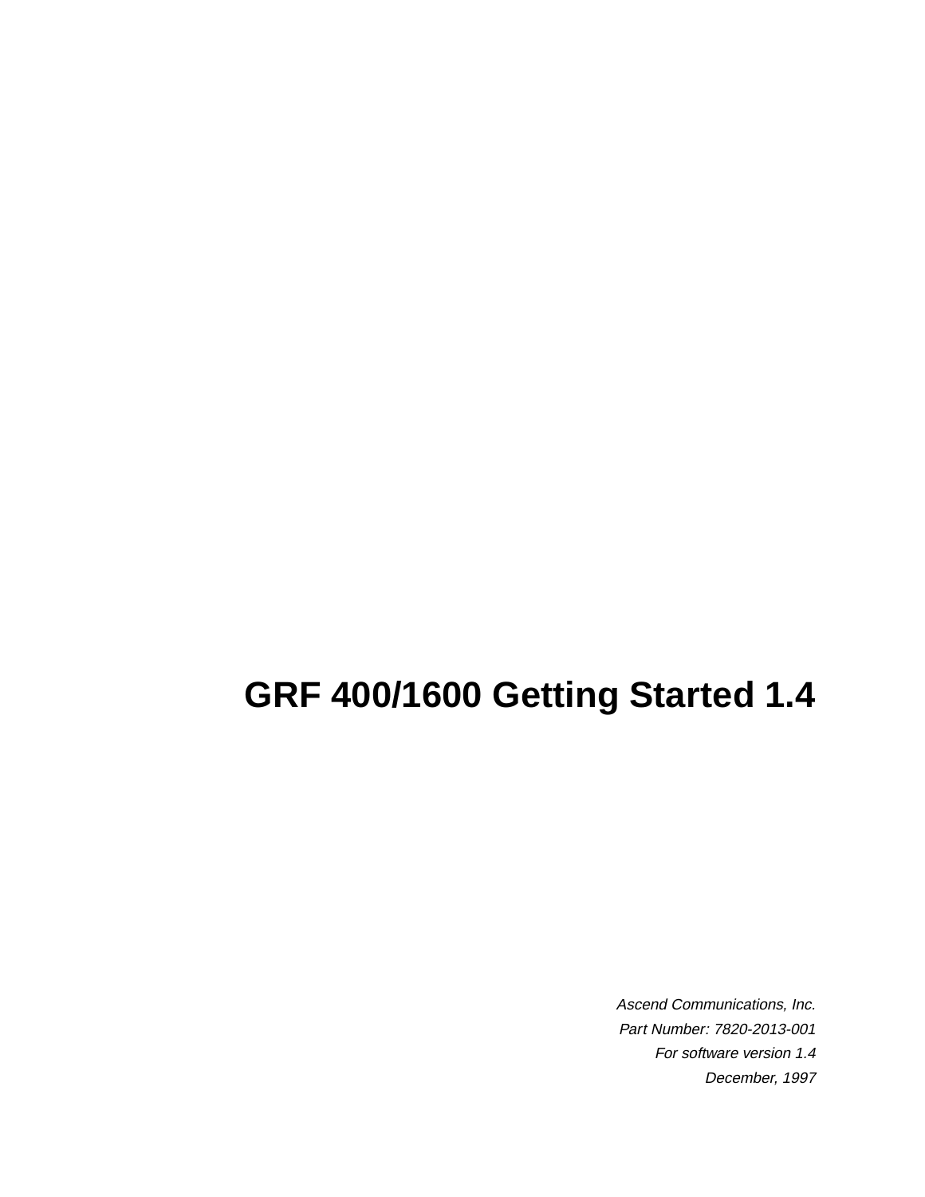# GRF 400/1600 Getting Started 1.4

*Ascend Communications, Inc.*

*Part Number: 7820-2013-001*

*For software version 1.4*

*December, 1997*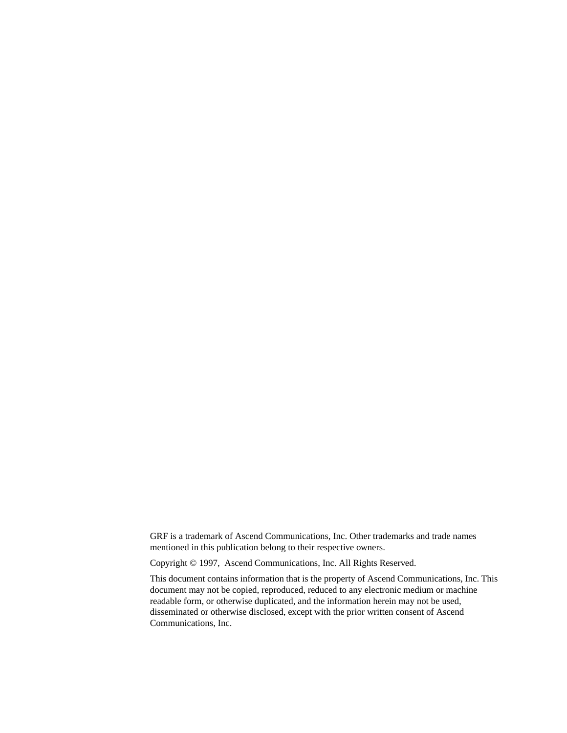GRF is a trademark of Ascend Communications, Inc. Other trademarks and trade names mentioned in this publication belong to their respective owners.

Copyright © 1997, Ascend Communications, Inc. All Rights Reserved.

This document contains information that is the property of Ascend Communications, Inc. This document may not be copied, reproduced, reduced to any electronic medium or machine readable form, or otherwise duplicated, and the information herein may not be used, disseminated or otherwise disclosed, except with the prior written consent of Ascend Communications, Inc.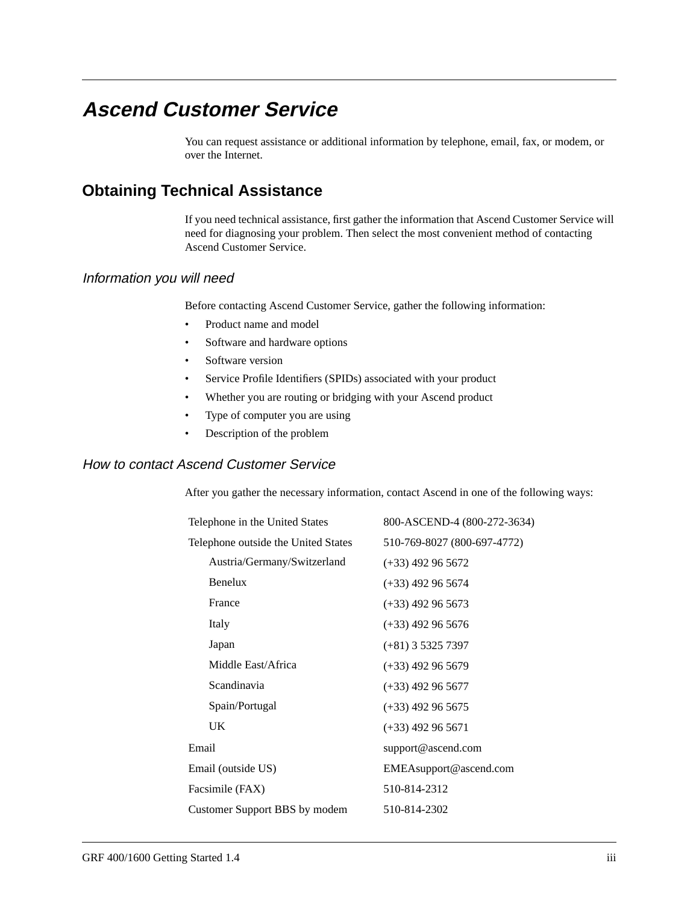# Ascend Customer Service

You can request assistance or additional information by telephone, email, fax, or modem, or over the Internet.

## Obtaining Technical Assistance

If you need technical assistance, first gather the information that Ascend Customer Service will need for diagnosing your problem. Then select the most convenient method of contacting Ascend Customer Service.

### *Information you will need*

Before contacting Ascend Customer Service, gather the following information:

- Product name and model
- Software and hardware options
- Software version
- Service Profile Identifiers (SPIDs) associated with your product
- Whether you are routing or bridging with your Ascend product
- Type of computer you are using
- Description of the problem

### *How to contact Ascend Customer Service*

After you gather the necessary information, contact Ascend in one of the following ways:

| | |
|---|---|
| Telephone in the United States | 800-ASCEND-4 (800-272-3634) |
| Telephone outside the United States | 510-769-8027 (800-697-4772) |
| Austria/Germany/Switzerland | (+33) 492 96 5672 |
| Benelux | (+33) 492 96 5674 |
| France | (+33) 492 96 5673 |
| Italy | (+33) 492 96 5676 |
| Japan | (+81) 3 5325 7397 |
| Middle East/Africa | (+33) 492 96 5679 |
| Scandinavia | (+33) 492 96 5677 |
| Spain/Portugal | (+33) 492 96 5675 |
| UK | (+33) 492 96 5671 |
| Email | support@ascend.com |
| Email (outside US) | EMEAsupport@ascend.com |
| Facsimile (FAX) | 510-814-2312 |
| Customer Support BBS by modem | 510-814-2302 |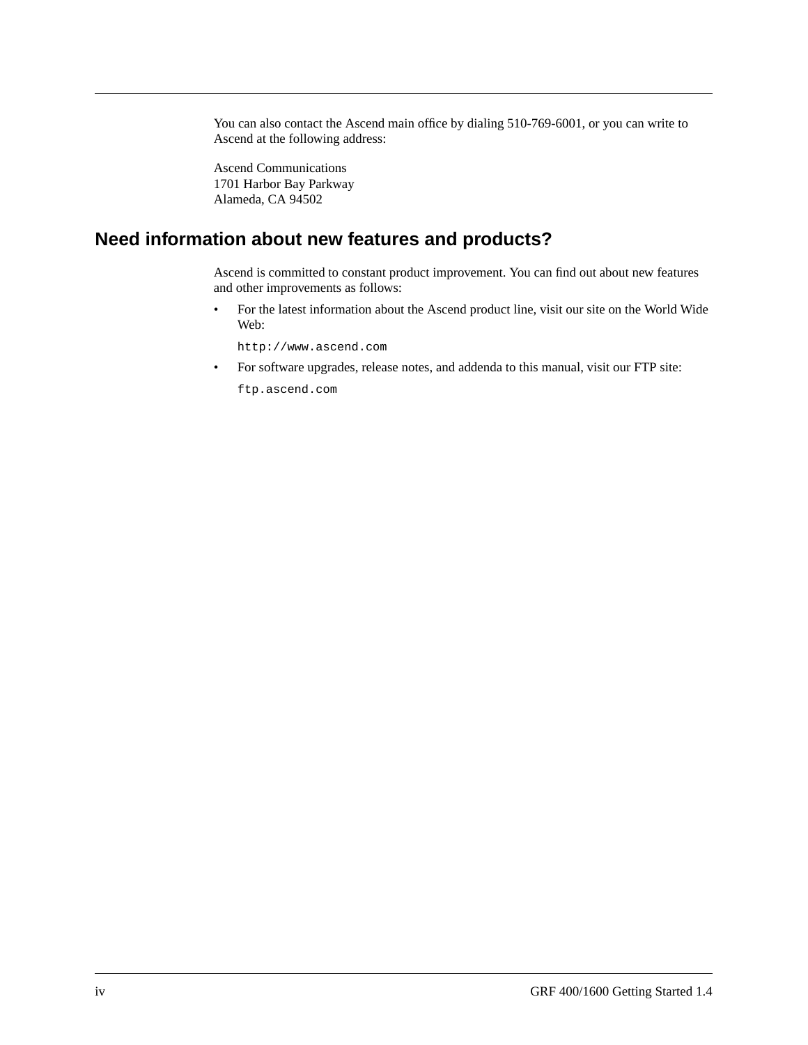You can also contact the Ascend main office by dialing 510-769-6001, or you can write to Ascend at the following address:

Ascend Communications
1701 Harbor Bay Parkway
Alameda, CA 94502

## Need information about new features and products?

Ascend is committed to constant product improvement. You can find out about new features and other improvements as follows:

- For the latest information about the Ascend product line, visit our site on the World Wide Web:

  `http://www.ascend.com`

- For software upgrades, release notes, and addenda to this manual, visit our FTP site:

  `ftp.ascend.com`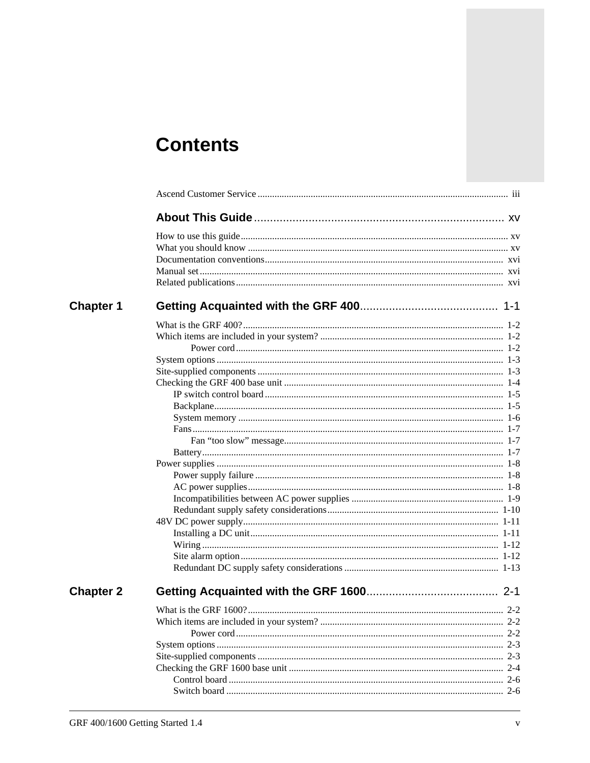# Contents

Ascend Customer Service ........................................................ iii

## About This Guide ........................................................ xv

How to use this guide ........................................................ xv
What you should know ........................................................ xv
Documentation conventions ........................................................ xvi
Manual set ........................................................ xvi
Related publications ........................................................ xvi

## Chapter 1 Getting Acquainted with the GRF 400 ........................................................ 1-1

What is the GRF 400? ........................................................ 1-2
Which items are included in your system? ........................................................ 1-2
        Power cord ........................................................ 1-2
System options ........................................................ 1-3
Site-supplied components ........................................................ 1-3
Checking the GRF 400 base unit ........................................................ 1-4
    IP switch control board ........................................................ 1-5
    Backplane ........................................................ 1-5
    System memory ........................................................ 1-6
    Fans ........................................................ 1-7
        Fan “too slow” message ........................................................ 1-7
    Battery ........................................................ 1-7
Power supplies ........................................................ 1-8
    Power supply failure ........................................................ 1-8
    AC power supplies ........................................................ 1-8
    Incompatibilities between AC power supplies ........................................................ 1-9
    Redundant supply safety considerations ........................................................ 1-10
48V DC power supply ........................................................ 1-11
    Installing a DC unit ........................................................ 1-11
    Wiring ........................................................ 1-12
    Site alarm option ........................................................ 1-12
    Redundant DC supply safety considerations ........................................................ 1-13

## Chapter 2 Getting Acquainted with the GRF 1600 ........................................................ 2-1

What is the GRF 1600? ........................................................ 2-2
Which items are included in your system? ........................................................ 2-2
        Power cord ........................................................ 2-2
System options ........................................................ 2-3
Site-supplied components ........................................................ 2-3
Checking the GRF 1600 base unit ........................................................ 2-4
    Control board ........................................................ 2-6
    Switch board ........................................................ 2-6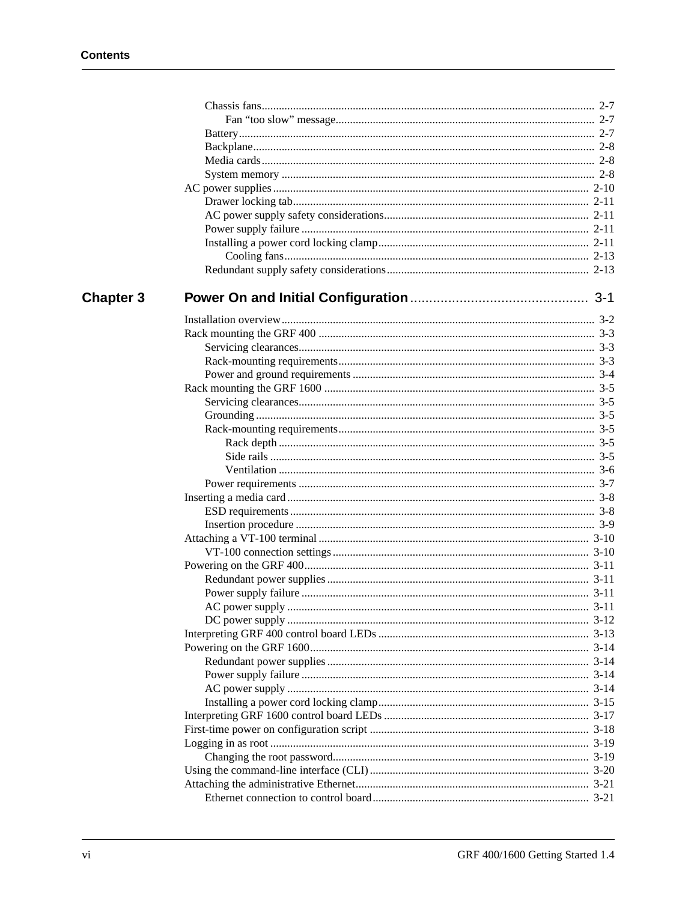Chassis fans .......... 2-7
    Fan “too slow” message .......... 2-7
Battery .......... 2-7
Backplane .......... 2-8
Media cards .......... 2-8
System memory .......... 2-8
AC power supplies .......... 2-10
    Drawer locking tab .......... 2-11
    AC power supply safety considerations .......... 2-11
    Power supply failure .......... 2-11
    Installing a power cord locking clamp .......... 2-11
        Cooling fans .......... 2-13
    Redundant supply safety considerations .......... 2-13

## Chapter 3 Power On and Initial Configuration .......... 3-1

Installation overview .......... 3-2
Rack mounting the GRF 400 .......... 3-3
    Servicing clearances .......... 3-3
    Rack-mounting requirements .......... 3-3
    Power and ground requirements .......... 3-4
Rack mounting the GRF 1600 .......... 3-5
    Servicing clearances .......... 3-5
    Grounding .......... 3-5
    Rack-mounting requirements .......... 3-5
        Rack depth .......... 3-5
        Side rails .......... 3-5
        Ventilation .......... 3-6
    Power requirements .......... 3-7
Inserting a media card .......... 3-8
    ESD requirements .......... 3-8
    Insertion procedure .......... 3-9
Attaching a VT-100 terminal .......... 3-10
    VT-100 connection settings .......... 3-10
Powering on the GRF 400 .......... 3-11
    Redundant power supplies .......... 3-11
    Power supply failure .......... 3-11
    AC power supply .......... 3-11
    DC power supply .......... 3-12
Interpreting GRF 400 control board LEDs .......... 3-13
Powering on the GRF 1600 .......... 3-14
    Redundant power supplies .......... 3-14
    Power supply failure .......... 3-14
    AC power supply .......... 3-14
    Installing a power cord locking clamp .......... 3-15
Interpreting GRF 1600 control board LEDs .......... 3-17
First-time power on configuration script .......... 3-18
Logging in as root .......... 3-19
    Changing the root password .......... 3-19
Using the command-line interface (CLI) .......... 3-20
Attaching the administrative Ethernet .......... 3-21
    Ethernet connection to control board .......... 3-21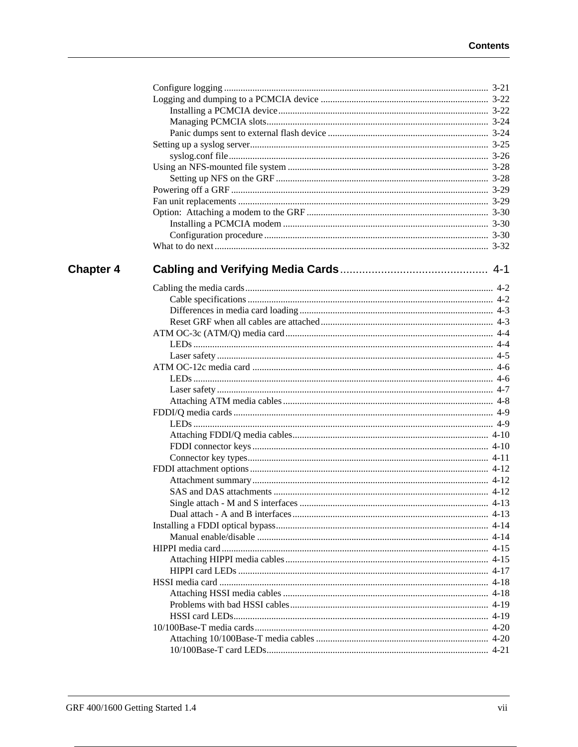Configure logging .................................................. 3-21
Logging and dumping to a PCMCIA device .................................................. 3-22
- Installing a PCMCIA device .................................................. 3-22
- Managing PCMCIA slots .................................................. 3-24
- Panic dumps sent to external flash device .................................................. 3-24

Setting up a syslog server .................................................. 3-25
- syslog.conf file .................................................. 3-26

Using an NFS-mounted file system .................................................. 3-28
- Setting up NFS on the GRF .................................................. 3-28

Powering off a GRF .................................................. 3-29
Fan unit replacements .................................................. 3-29
Option: Attaching a modem to the GRF .................................................. 3-30
- Installing a PCMCIA modem .................................................. 3-30
- Configuration procedure .................................................. 3-30

What to do next .................................................. 3-32

## Chapter 4 Cabling and Verifying Media Cards .................................................. 4-1

Cabling the media cards .................................................. 4-2
- Cable specifications .................................................. 4-2
- Differences in media card loading .................................................. 4-3
- Reset GRF when all cables are attached .................................................. 4-3

ATM OC-3c (ATM/Q) media card .................................................. 4-4
- LEDs .................................................. 4-4
- Laser safety .................................................. 4-5

ATM OC-12c media card .................................................. 4-6
- LEDs .................................................. 4-6
- Laser safety .................................................. 4-7
- Attaching ATM media cables .................................................. 4-8

FDDI/Q media cards .................................................. 4-9
- LEDs .................................................. 4-9
- Attaching FDDI/Q media cables .................................................. 4-10
- FDDI connector keys .................................................. 4-10
- Connector key types .................................................. 4-11

FDDI attachment options .................................................. 4-12
- Attachment summary .................................................. 4-12
- SAS and DAS attachments .................................................. 4-12
- Single attach - M and S interfaces .................................................. 4-13
- Dual attach - A and B interfaces .................................................. 4-13

Installing a FDDI optical bypass .................................................. 4-14
- Manual enable/disable .................................................. 4-14

HIPPI media card .................................................. 4-15
- Attaching HIPPI media cables .................................................. 4-15
- HIPPI card LEDs .................................................. 4-17

HSSI media card .................................................. 4-18
- Attaching HSSI media cables .................................................. 4-18
- Problems with bad HSSI cables .................................................. 4-19
- HSSI card LEDs .................................................. 4-19

10/100Base-T media cards .................................................. 4-20
- Attaching 10/100Base-T media cables .................................................. 4-20
- 10/100Base-T card LEDs .................................................. 4-21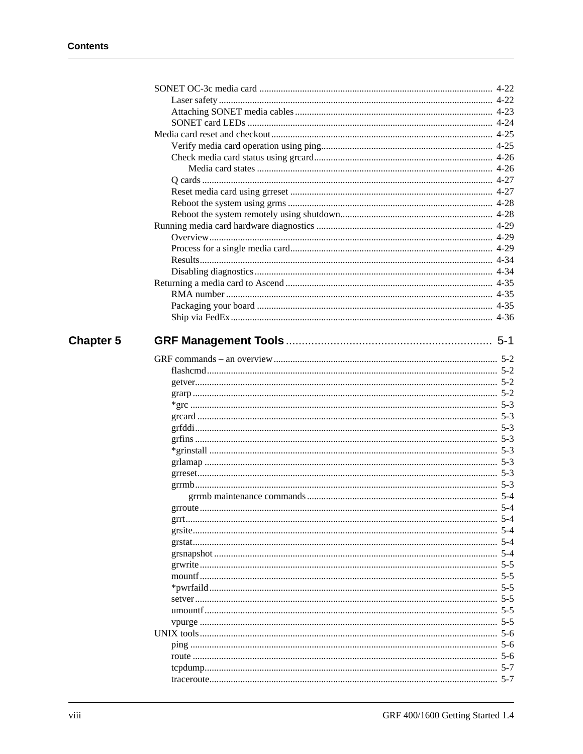SONET OC-3c media card .................................................................................................. 4-22

- Laser safety .................................................................................................. 4-22
- Attaching SONET media cables .................................................................................................. 4-23
- SONET card LEDs .................................................................................................. 4-24

Media card reset and checkout .................................................................................................. 4-25

- Verify media card operation using ping .................................................................................................. 4-25
- Check media card status using grcard .................................................................................................. 4-26
  - Media card states .................................................................................................. 4-26
- Q cards .................................................................................................. 4-27
- Reset media card using grreset .................................................................................................. 4-27
- Reboot the system using grms .................................................................................................. 4-28
- Reboot the system remotely using shutdown .................................................................................................. 4-28

Running media card hardware diagnostics .................................................................................................. 4-29

- Overview .................................................................................................. 4-29
- Process for a single media card .................................................................................................. 4-29
- Results .................................................................................................. 4-34
- Disabling diagnostics .................................................................................................. 4-34

Returning a media card to Ascend .................................................................................................. 4-35

- RMA number .................................................................................................. 4-35
- Packaging your board .................................................................................................. 4-35
- Ship via FedEx .................................................................................................. 4-36

## Chapter 5 GRF Management Tools .................................................................................................. 5-1

GRF commands – an overview .................................................................................................. 5-2

- flashcmd .................................................................................................. 5-2
- getver .................................................................................................. 5-2
- grarp .................................................................................................. 5-2
- *grc .................................................................................................. 5-3
- grcard .................................................................................................. 5-3
- grfddi .................................................................................................. 5-3
- grfins .................................................................................................. 5-3
- *grinstall .................................................................................................. 5-3
- grlamap .................................................................................................. 5-3
- grreset .................................................................................................. 5-3
- grrmb .................................................................................................. 5-3
  - grrmb maintenance commands .................................................................................................. 5-4
- grroute .................................................................................................. 5-4
- grrt .................................................................................................. 5-4
- grsite .................................................................................................. 5-4
- grstat .................................................................................................. 5-4
- grsnapshot .................................................................................................. 5-4
- grwrite .................................................................................................. 5-5
- mountf .................................................................................................. 5-5
- *pwrfaild .................................................................................................. 5-5
- setver .................................................................................................. 5-5
- umountf .................................................................................................. 5-5
- vpurge .................................................................................................. 5-5

UNIX tools .................................................................................................. 5-6

- ping .................................................................................................. 5-6
- route .................................................................................................. 5-6
- tcpdump .................................................................................................. 5-7
- traceroute .................................................................................................. 5-7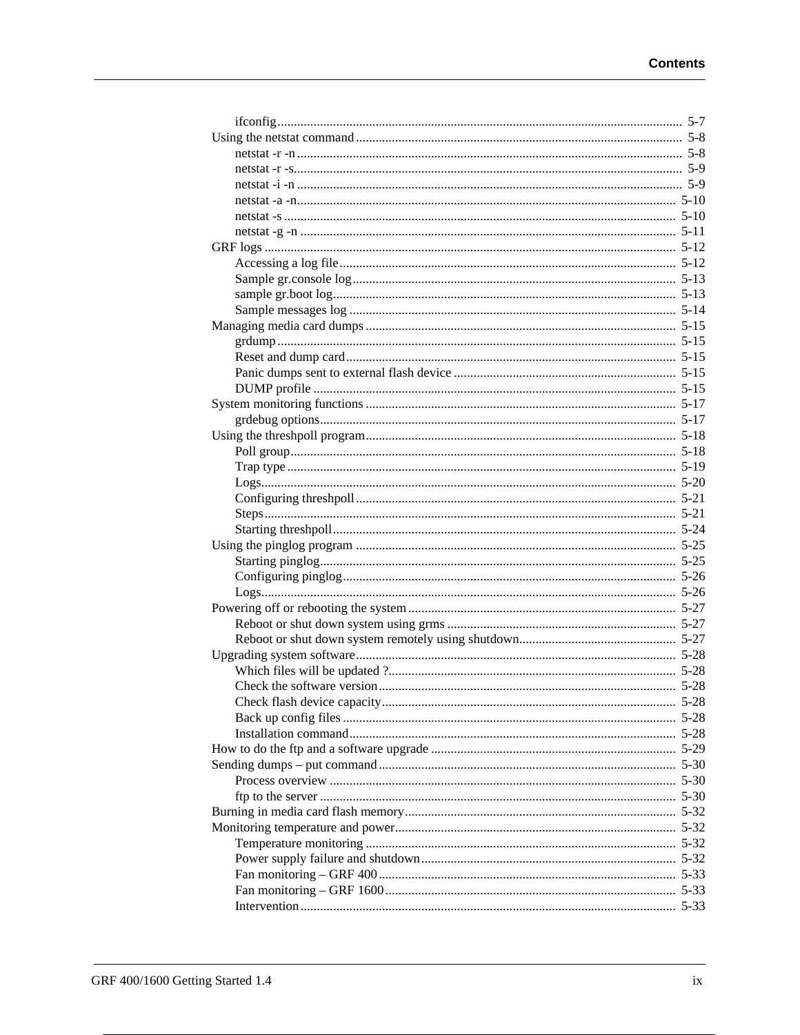- ifconfig .......... 5-7
- Using the netstat command .......... 5-8
  - netstat -r -n .......... 5-8
  - netstat -r -s .......... 5-9
  - netstat -i -n .......... 5-9
  - netstat -a -n .......... 5-10
  - netstat -s .......... 5-10
  - netstat -g -n .......... 5-11
- GRF logs .......... 5-12
  - Accessing a log file .......... 5-12
  - Sample gr.console log .......... 5-13
  - sample gr.boot log .......... 5-13
  - Sample messages log .......... 5-14
- Managing media card dumps .......... 5-15
  - grdump .......... 5-15
  - Reset and dump card .......... 5-15
  - Panic dumps sent to external flash device .......... 5-15
  - DUMP profile .......... 5-15
- System monitoring functions .......... 5-17
  - grdebug options .......... 5-17
- Using the threshpoll program .......... 5-18
  - Poll group .......... 5-18
  - Trap type .......... 5-19
  - Logs .......... 5-20
  - Configuring threshpoll .......... 5-21
  - Steps .......... 5-21
  - Starting threshpoll .......... 5-24
- Using the pinglog program .......... 5-25
  - Starting pinglog .......... 5-25
  - Configuring pinglog .......... 5-26
  - Logs .......... 5-26
- Powering off or rebooting the system .......... 5-27
  - Reboot or shut down system using grms .......... 5-27
  - Reboot or shut down system remotely using shutdown .......... 5-27
- Upgrading system software .......... 5-28
  - Which files will be updated ? .......... 5-28
  - Check the software version .......... 5-28
  - Check flash device capacity .......... 5-28
  - Back up config files .......... 5-28
  - Installation command .......... 5-28
- How to do the ftp and a software upgrade .......... 5-29
- Sending dumps – put command .......... 5-30
  - Process overview .......... 5-30
  - ftp to the server .......... 5-30
- Burning in media card flash memory .......... 5-32
- Monitoring temperature and power .......... 5-32
  - Temperature monitoring .......... 5-32
  - Power supply failure and shutdown .......... 5-32
  - Fan monitoring – GRF 400 .......... 5-33
  - Fan monitoring – GRF 1600 .......... 5-33
  - Intervention .......... 5-33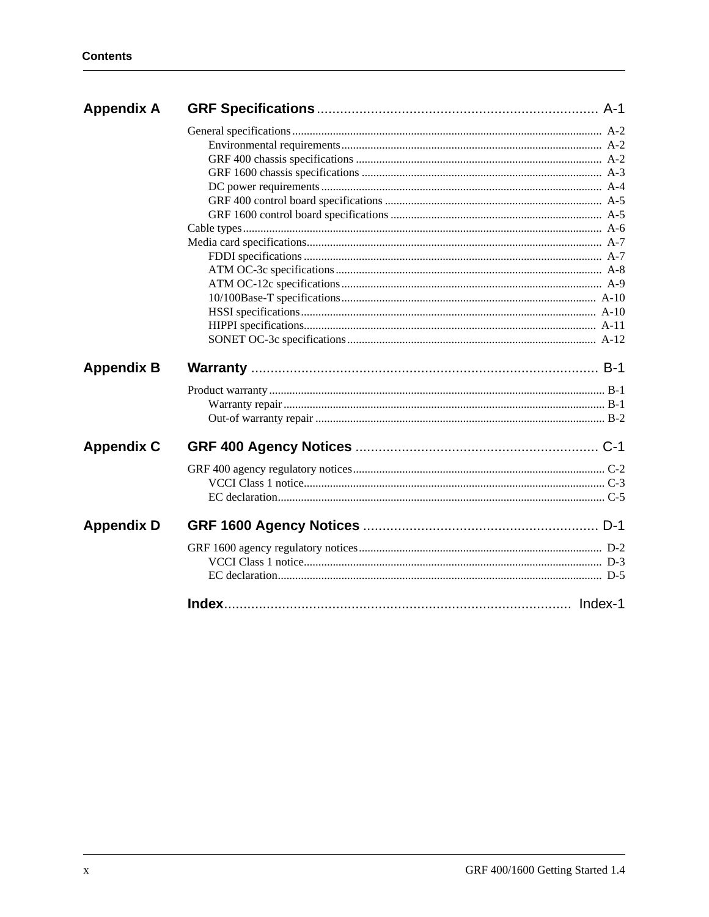## Appendix A GRF Specifications ........ A-1

- General specifications ........ A-2
  - Environmental requirements ........ A-2
  - GRF 400 chassis specifications ........ A-2
  - GRF 1600 chassis specifications ........ A-3
  - DC power requirements ........ A-4
  - GRF 400 control board specifications ........ A-5
  - GRF 1600 control board specifications ........ A-5
- Cable types ........ A-6
- Media card specifications ........ A-7
  - FDDI specifications ........ A-7
  - ATM OC-3c specifications ........ A-8
  - ATM OC-12c specifications ........ A-9
  - 10/100Base-T specifications ........ A-10
  - HSSI specifications ........ A-10
  - HIPPI specifications ........ A-11
  - SONET OC-3c specifications ........ A-12

## Appendix B Warranty ........ B-1

- Product warranty ........ B-1
  - Warranty repair ........ B-1
  - Out-of warranty repair ........ B-2

## Appendix C GRF 400 Agency Notices ........ C-1

- GRF 400 agency regulatory notices ........ C-2
  - VCCI Class 1 notice ........ C-3
  - EC declaration ........ C-5

## Appendix D GRF 1600 Agency Notices ........ D-1

- GRF 1600 agency regulatory notices ........ D-2
  - VCCI Class 1 notice ........ D-3
  - EC declaration ........ D-5

## Index ........ Index-1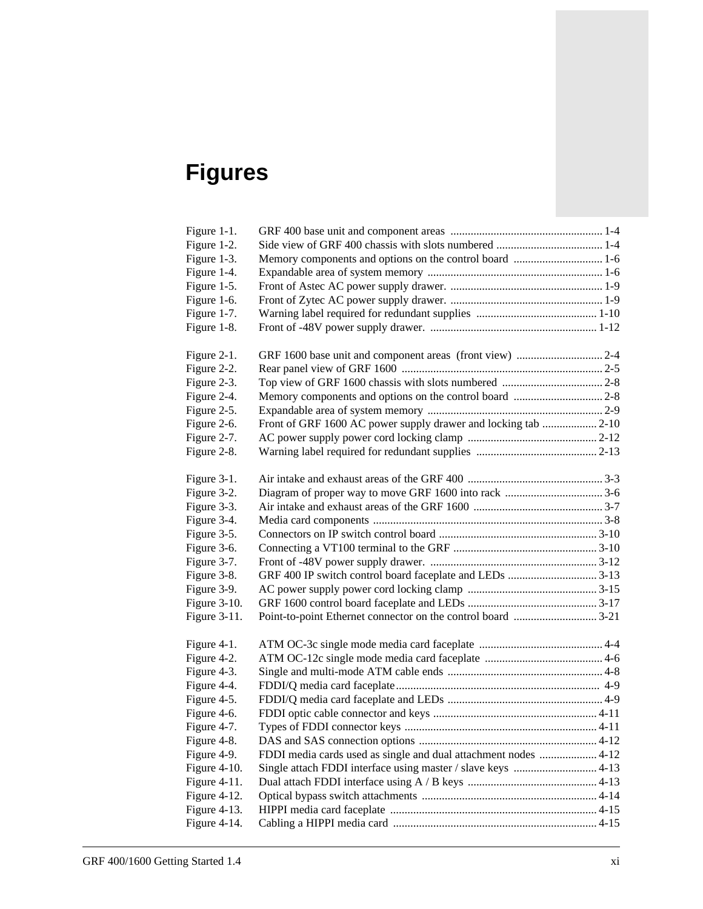# Figures

| | | |
|---|---|---|
| Figure 1-1. | GRF 400 base unit and component areas | 1-4 |
| Figure 1-2. | Side view of GRF 400 chassis with slots numbered | 1-4 |
| Figure 1-3. | Memory components and options on the control board | 1-6 |
| Figure 1-4. | Expandable area of system memory | 1-6 |
| Figure 1-5. | Front of Astec AC power supply drawer. | 1-9 |
| Figure 1-6. | Front of Zytec AC power supply drawer. | 1-9 |
| Figure 1-7. | Warning label required for redundant supplies | 1-10 |
| Figure 1-8. | Front of -48V power supply drawer. | 1-12 |
| Figure 2-1. | GRF 1600 base unit and component areas (front view) | 2-4 |
| Figure 2-2. | Rear panel view of GRF 1600 | 2-5 |
| Figure 2-3. | Top view of GRF 1600 chassis with slots numbered | 2-8 |
| Figure 2-4. | Memory components and options on the control board | 2-8 |
| Figure 2-5. | Expandable area of system memory | 2-9 |
| Figure 2-6. | Front of GRF 1600 AC power supply drawer and locking tab | 2-10 |
| Figure 2-7. | AC power supply power cord locking clamp | 2-12 |
| Figure 2-8. | Warning label required for redundant supplies | 2-13 |
| Figure 3-1. | Air intake and exhaust areas of the GRF 400 | 3-3 |
| Figure 3-2. | Diagram of proper way to move GRF 1600 into rack | 3-6 |
| Figure 3-3. | Air intake and exhaust areas of the GRF 1600 | 3-7 |
| Figure 3-4. | Media card components | 3-8 |
| Figure 3-5. | Connectors on IP switch control board | 3-10 |
| Figure 3-6. | Connecting a VT100 terminal to the GRF | 3-10 |
| Figure 3-7. | Front of -48V power supply drawer. | 3-12 |
| Figure 3-8. | GRF 400 IP switch control board faceplate and LEDs | 3-13 |
| Figure 3-9. | AC power supply power cord locking clamp | 3-15 |
| Figure 3-10. | GRF 1600 control board faceplate and LEDs | 3-17 |
| Figure 3-11. | Point-to-point Ethernet connector on the control board | 3-21 |
| Figure 4-1. | ATM OC-3c single mode media card faceplate | 4-4 |
| Figure 4-2. | ATM OC-12c single mode media card faceplate | 4-6 |
| Figure 4-3. | Single and multi-mode ATM cable ends | 4-8 |
| Figure 4-4. | FDDI/Q media card faceplate | 4-9 |
| Figure 4-5. | FDDI/Q media card faceplate and LEDs | 4-9 |
| Figure 4-6. | FDDI optic cable connector and keys | 4-11 |
| Figure 4-7. | Types of FDDI connector keys | 4-11 |
| Figure 4-8. | DAS and SAS connection options | 4-12 |
| Figure 4-9. | FDDI media cards used as single and dual attachment nodes | 4-12 |
| Figure 4-10. | Single attach FDDI interface using master / slave keys | 4-13 |
| Figure 4-11. | Dual attach FDDI interface using A / B keys | 4-13 |
| Figure 4-12. | Optical bypass switch attachments | 4-14 |
| Figure 4-13. | HIPPI media card faceplate | 4-15 |
| Figure 4-14. | Cabling a HIPPI media card | 4-15 |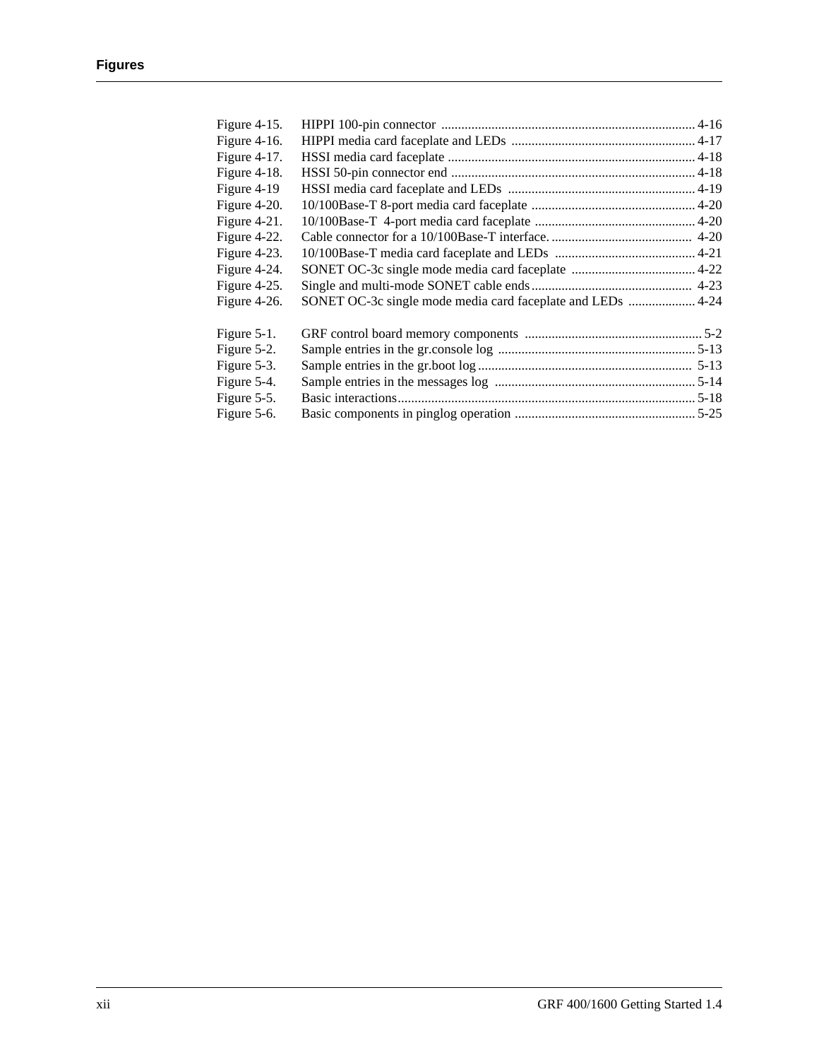Figure 4-15. HIPPI 100-pin connector ........................................................................... 4-16
Figure 4-16. HIPPI media card faceplate and LEDs ...................................................... 4-17
Figure 4-17. HSSI media card faceplate ......................................................................... 4-18
Figure 4-18. HSSI 50-pin connector end ........................................................................ 4-18
Figure 4-19 HSSI media card faceplate and LEDs ....................................................... 4-19
Figure 4-20. 10/100Base-T 8-port media card faceplate ................................................ 4-20
Figure 4-21. 10/100Base-T 4-port media card faceplate ................................................ 4-20
Figure 4-22. Cable connector for a 10/100Base-T interface. .......................................... 4-20
Figure 4-23. 10/100Base-T media card faceplate and LEDs .......................................... 4-21
Figure 4-24. SONET OC-3c single mode media card faceplate ..................................... 4-22
Figure 4-25. Single and multi-mode SONET cable ends ................................................ 4-23
Figure 4-26. SONET OC-3c single mode media card faceplate and LEDs .................... 4-24

Figure 5-1. GRF control board memory components ..................................................... 5-2
Figure 5-2. Sample entries in the gr.console log ........................................................... 5-13
Figure 5-3. Sample entries in the gr.boot log ................................................................ 5-13
Figure 5-4. Sample entries in the messages log ............................................................ 5-14
Figure 5-5. Basic interactions......................................................................................... 5-18
Figure 5-6. Basic components in pinglog operation ...................................................... 5-25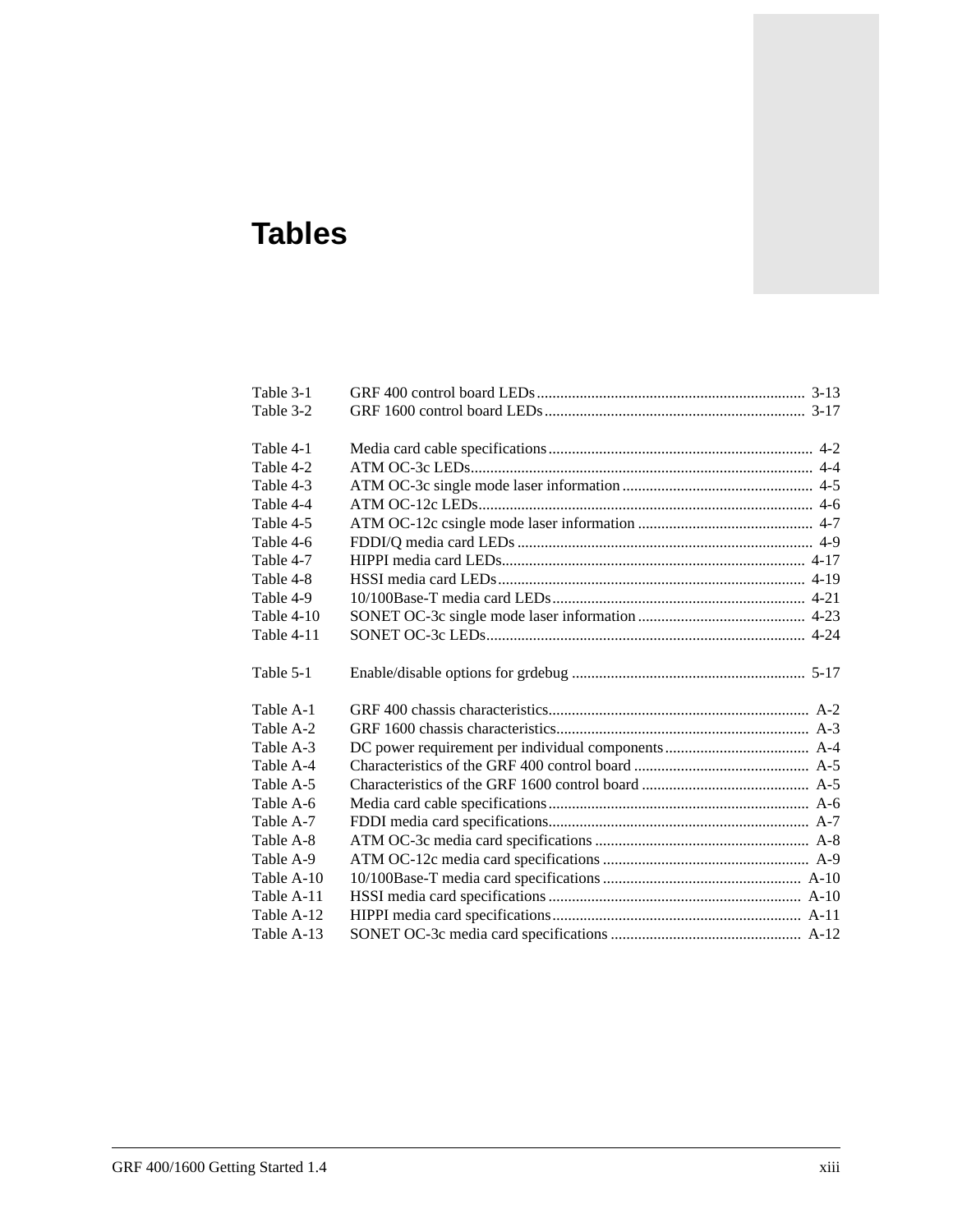# Tables

| | | |
|---|---|---|
| Table 3-1 | GRF 400 control board LEDs | 3-13 |
| Table 3-2 | GRF 1600 control board LEDs | 3-17 |
| Table 4-1 | Media card cable specifications | 4-2 |
| Table 4-2 | ATM OC-3c LEDs | 4-4 |
| Table 4-3 | ATM OC-3c single mode laser information | 4-5 |
| Table 4-4 | ATM OC-12c LEDs | 4-6 |
| Table 4-5 | ATM OC-12c csingle mode laser information | 4-7 |
| Table 4-6 | FDDI/Q media card LEDs | 4-9 |
| Table 4-7 | HIPPI media card LEDs | 4-17 |
| Table 4-8 | HSSI media card LEDs | 4-19 |
| Table 4-9 | 10/100Base-T media card LEDs | 4-21 |
| Table 4-10 | SONET OC-3c single mode laser information | 4-23 |
| Table 4-11 | SONET OC-3c LEDs | 4-24 |
| Table 5-1 | Enable/disable options for grdebug | 5-17 |
| Table A-1 | GRF 400 chassis characteristics | A-2 |
| Table A-2 | GRF 1600 chassis characteristics | A-3 |
| Table A-3 | DC power requirement per individual components | A-4 |
| Table A-4 | Characteristics of the GRF 400 control board | A-5 |
| Table A-5 | Characteristics of the GRF 1600 control board | A-5 |
| Table A-6 | Media card cable specifications | A-6 |
| Table A-7 | FDDI media card specifications | A-7 |
| Table A-8 | ATM OC-3c media card specifications | A-8 |
| Table A-9 | ATM OC-12c media card specifications | A-9 |
| Table A-10 | 10/100Base-T media card specifications | A-10 |
| Table A-11 | HSSI media card specifications | A-10 |
| Table A-12 | HIPPI media card specifications | A-11 |
| Table A-13 | SONET OC-3c media card specifications | A-12 |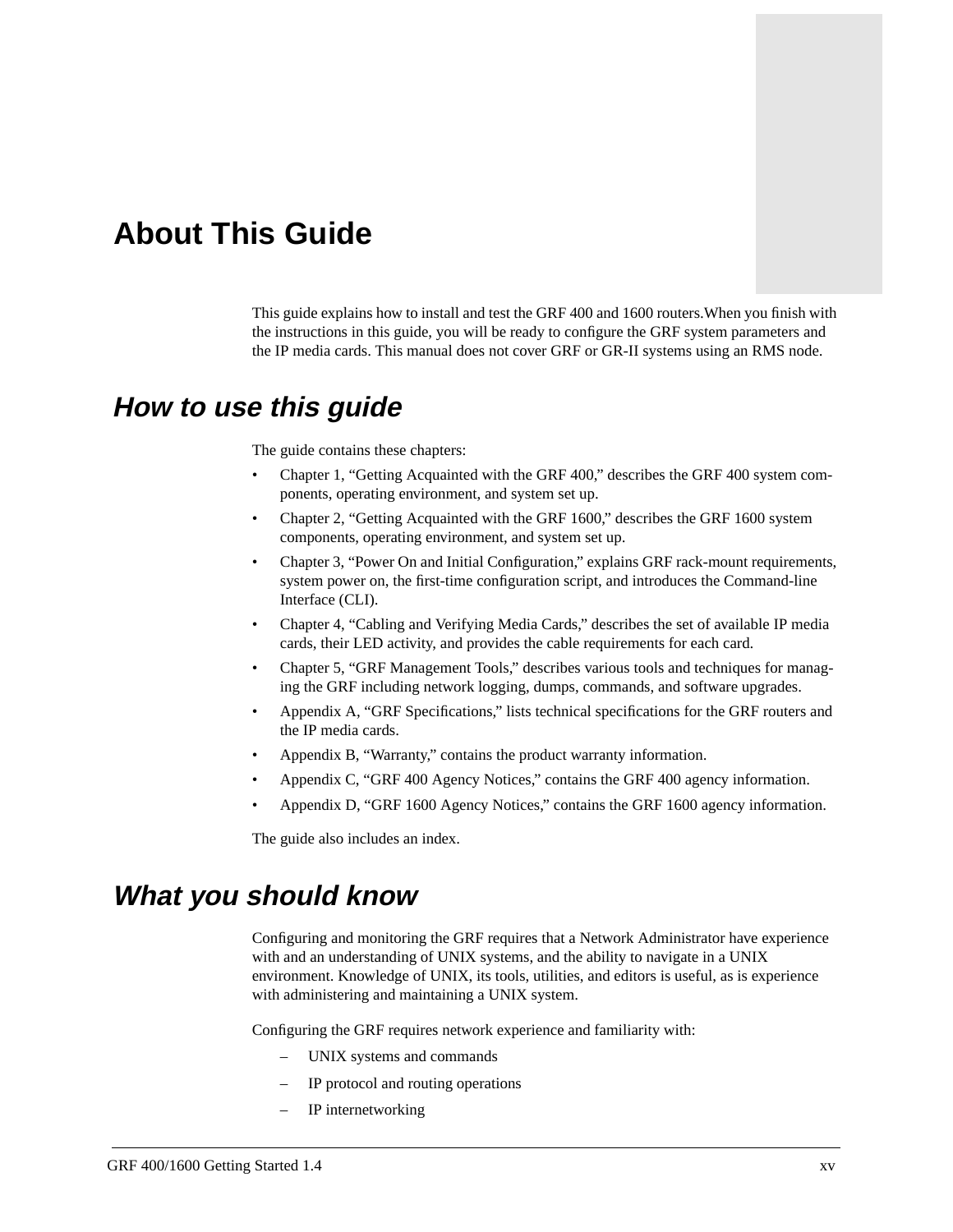# About This Guide

This guide explains how to install and test the GRF 400 and 1600 routers.When you finish with the instructions in this guide, you will be ready to configure the GRF system parameters and the IP media cards. This manual does not cover GRF or GR-II systems using an RMS node.

## *How to use this guide*

The guide contains these chapters:

- Chapter 1, “Getting Acquainted with the GRF 400,” describes the GRF 400 system components, operating environment, and system set up.
- Chapter 2, “Getting Acquainted with the GRF 1600,” describes the GRF 1600 system components, operating environment, and system set up.
- Chapter 3, “Power On and Initial Configuration,” explains GRF rack-mount requirements, system power on, the first-time configuration script, and introduces the Command-line Interface (CLI).
- Chapter 4, “Cabling and Verifying Media Cards,” describes the set of available IP media cards, their LED activity, and provides the cable requirements for each card.
- Chapter 5, “GRF Management Tools,” describes various tools and techniques for managing the GRF including network logging, dumps, commands, and software upgrades.
- Appendix A, “GRF Specifications,” lists technical specifications for the GRF routers and the IP media cards.
- Appendix B, “Warranty,” contains the product warranty information.
- Appendix C, “GRF 400 Agency Notices,” contains the GRF 400 agency information.
- Appendix D, “GRF 1600 Agency Notices,” contains the GRF 1600 agency information.

The guide also includes an index.

## *What you should know*

Configuring and monitoring the GRF requires that a Network Administrator have experience with and an understanding of UNIX systems, and the ability to navigate in a UNIX environment. Knowledge of UNIX, its tools, utilities, and editors is useful, as is experience with administering and maintaining a UNIX system.

Configuring the GRF requires network experience and familiarity with:

- UNIX systems and commands
- IP protocol and routing operations
- IP internetworking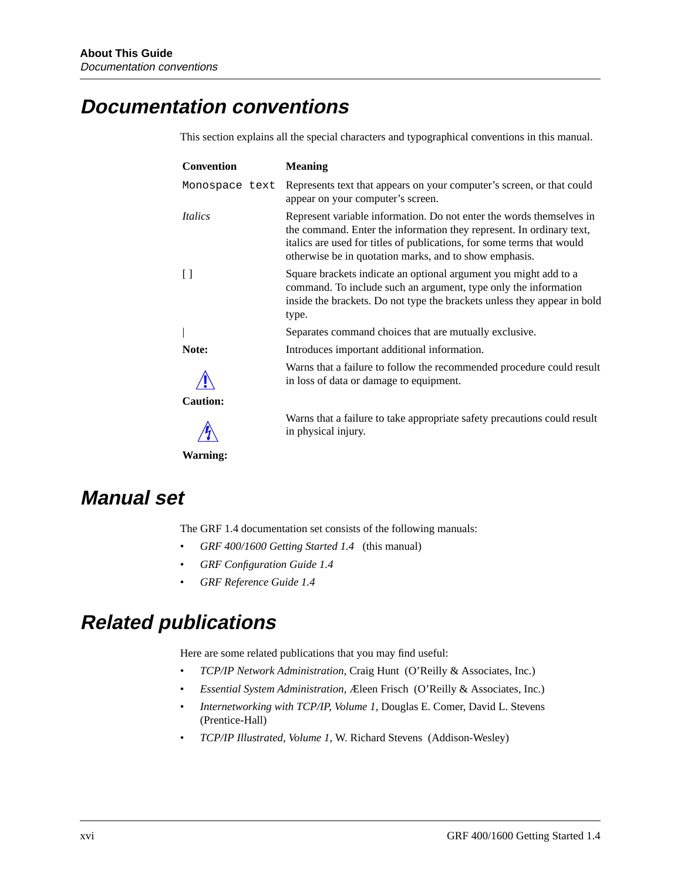# Documentation conventions

This section explains all the special characters and typographical conventions in this manual.

| Convention | Meaning |
|---|---|
| `Monospace text` | Represents text that appears on your computer's screen, or that could appear on your computer's screen. |
| *Italics* | Represent variable information. Do not enter the words themselves in the command. Enter the information they represent. In ordinary text, italics are used for titles of publications, for some terms that would otherwise be in quotation marks, and to show emphasis. |
| [ ] | Square brackets indicate an optional argument you might add to a command. To include such an argument, type only the information inside the brackets. Do not type the brackets unless they appear in bold type. |
| \| | Separates command choices that are mutually exclusive. |
| **Note:** | Introduces important additional information. |
| **Caution:** | Warns that a failure to follow the recommended procedure could result in loss of data or damage to equipment. |
| **Warning:** | Warns that a failure to take appropriate safety precautions could result in physical injury. |

# Manual set

The GRF 1.4 documentation set consists of the following manuals:

- *GRF 400/1600 Getting Started 1.4* (this manual)
- *GRF Configuration Guide 1.4*
- *GRF Reference Guide 1.4*

# Related publications

Here are some related publications that you may find useful:

- *TCP/IP Network Administration*, Craig Hunt (O'Reilly & Associates, Inc.)
- *Essential System Administration*, Æleen Frisch (O'Reilly & Associates, Inc.)
- *Internetworking with TCP/IP, Volume 1*, Douglas E. Comer, David L. Stevens (Prentice-Hall)
- *TCP/IP Illustrated, Volume 1*, W. Richard Stevens (Addison-Wesley)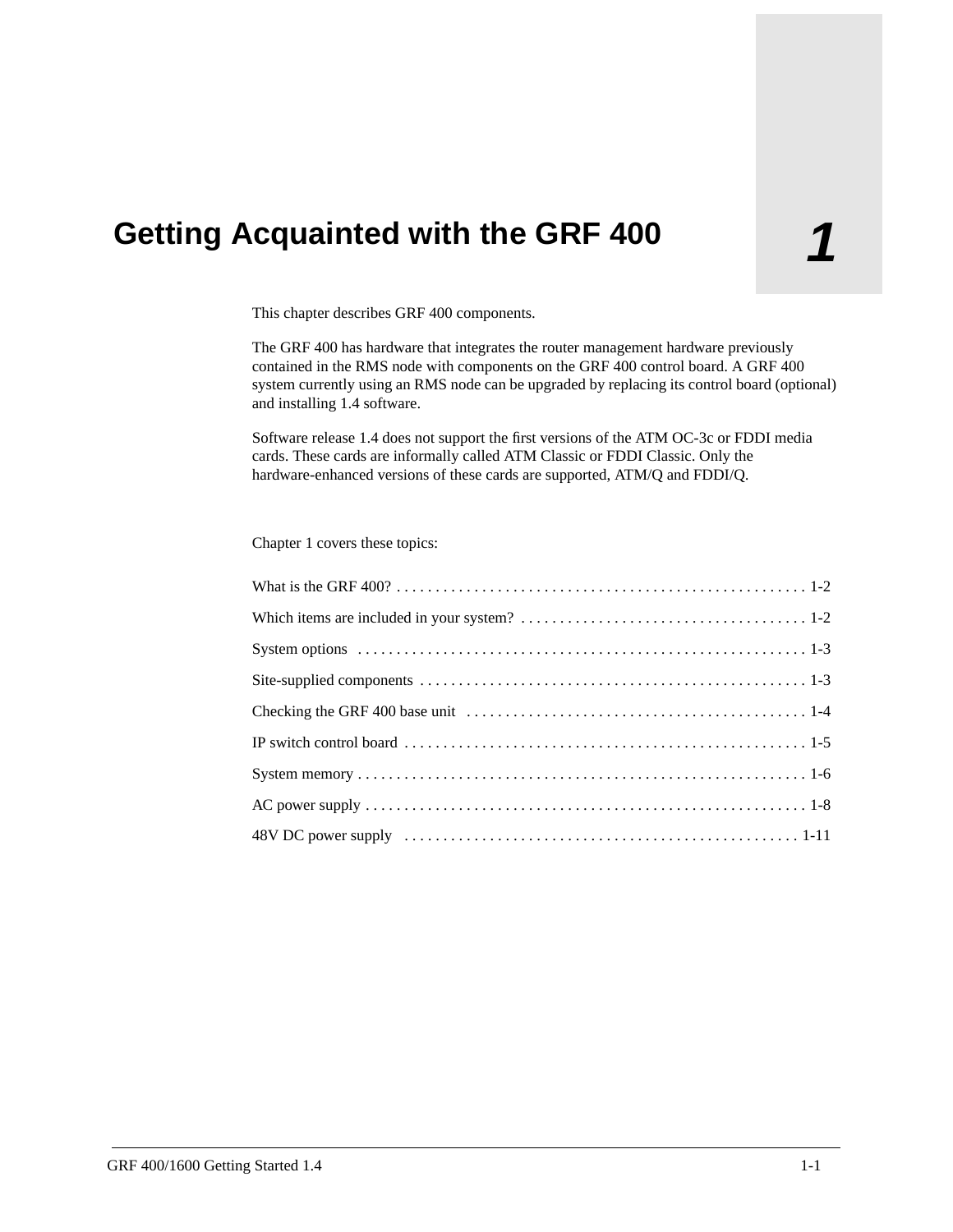# 1 Getting Acquainted with the GRF 400

This chapter describes GRF 400 components.

The GRF 400 has hardware that integrates the router management hardware previously contained in the RMS node with components on the GRF 400 control board. A GRF 400 system currently using an RMS node can be upgraded by replacing its control board (optional) and installing 1.4 software.

Software release 1.4 does not support the first versions of the ATM OC-3c or FDDI media cards. These cards are informally called ATM Classic or FDDI Classic. Only the hardware-enhanced versions of these cards are supported, ATM/Q and FDDI/Q.

Chapter 1 covers these topics:

What is the GRF 400? . . . . . . . . . . . . . . . . . . . . . . . . . . . . . . . . . . . . . . . . . . . . . . . . . . . . 1-2

Which items are included in your system? . . . . . . . . . . . . . . . . . . . . . . . . . . . . . . . . . . . . 1-2

System options . . . . . . . . . . . . . . . . . . . . . . . . . . . . . . . . . . . . . . . . . . . . . . . . . . . . . . . . 1-3

Site-supplied components . . . . . . . . . . . . . . . . . . . . . . . . . . . . . . . . . . . . . . . . . . . . . . . . 1-3

Checking the GRF 400 base unit . . . . . . . . . . . . . . . . . . . . . . . . . . . . . . . . . . . . . . . . . . . 1-4

IP switch control board . . . . . . . . . . . . . . . . . . . . . . . . . . . . . . . . . . . . . . . . . . . . . . . . . . 1-5

System memory . . . . . . . . . . . . . . . . . . . . . . . . . . . . . . . . . . . . . . . . . . . . . . . . . . . . . . . . 1-6

AC power supply . . . . . . . . . . . . . . . . . . . . . . . . . . . . . . . . . . . . . . . . . . . . . . . . . . . . . . . 1-8

48V DC power supply . . . . . . . . . . . . . . . . . . . . . . . . . . . . . . . . . . . . . . . . . . . . . . . . . . 1-11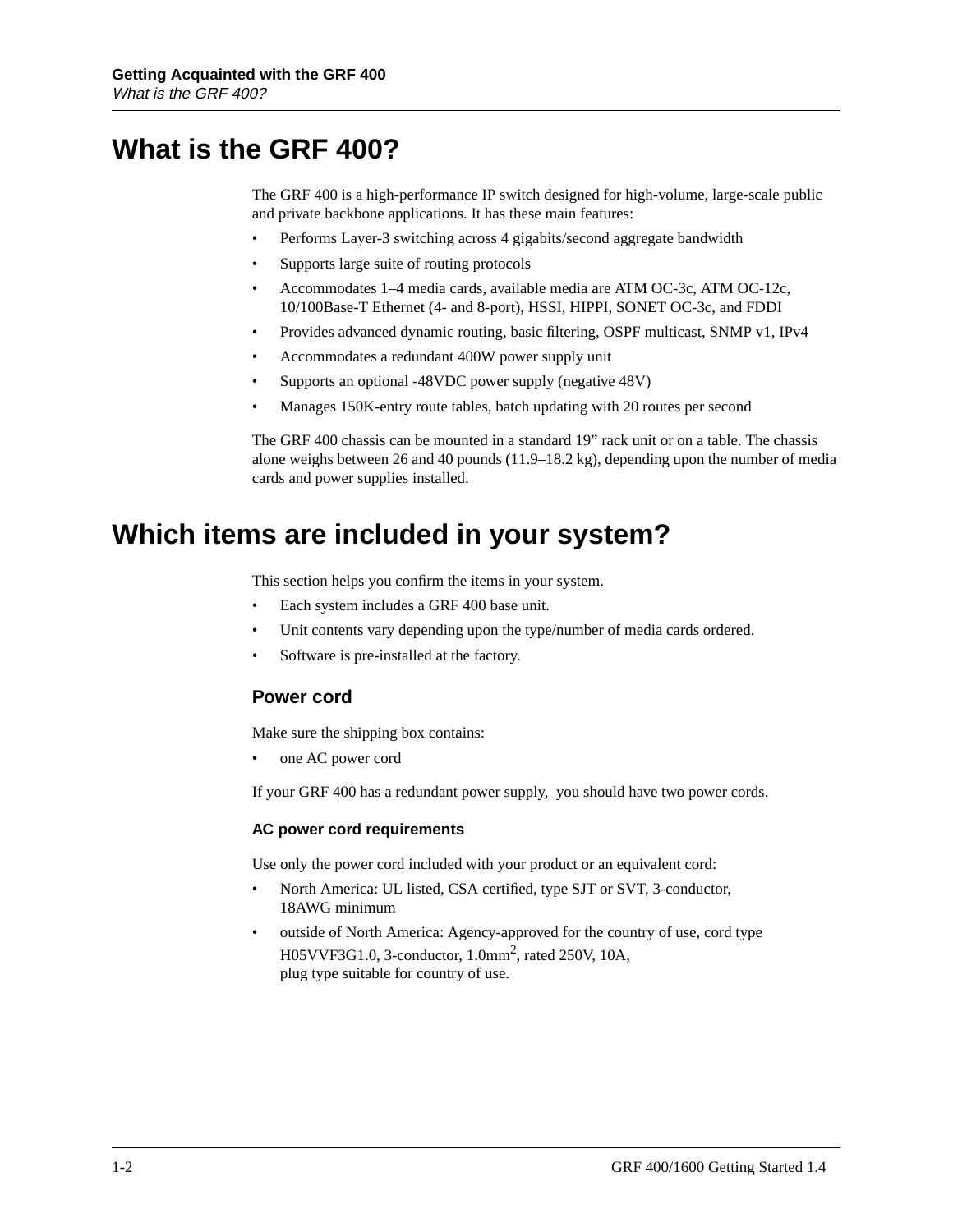# What is the GRF 400?

The GRF 400 is a high-performance IP switch designed for high-volume, large-scale public and private backbone applications. It has these main features:

- Performs Layer-3 switching across 4 gigabits/second aggregate bandwidth
- Supports large suite of routing protocols
- Accommodates 1–4 media cards, available media are ATM OC-3c, ATM OC-12c, 10/100Base-T Ethernet (4- and 8-port), HSSI, HIPPI, SONET OC-3c, and FDDI
- Provides advanced dynamic routing, basic filtering, OSPF multicast, SNMP v1, IPv4
- Accommodates a redundant 400W power supply unit
- Supports an optional -48VDC power supply (negative 48V)
- Manages 150K-entry route tables, batch updating with 20 routes per second

The GRF 400 chassis can be mounted in a standard 19” rack unit or on a table. The chassis alone weighs between 26 and 40 pounds (11.9–18.2 kg), depending upon the number of media cards and power supplies installed.

# Which items are included in your system?

This section helps you confirm the items in your system.

- Each system includes a GRF 400 base unit.
- Unit contents vary depending upon the type/number of media cards ordered.
- Software is pre-installed at the factory.

## Power cord

Make sure the shipping box contains:

- one AC power cord

If your GRF 400 has a redundant power supply, you should have two power cords.

### AC power cord requirements

Use only the power cord included with your product or an equivalent cord:

- North America: UL listed, CSA certified, type SJT or SVT, 3-conductor, 18AWG minimum
- outside of North America: Agency-approved for the country of use, cord type H05VVF3G1.0, 3-conductor, 1.0mm$^2$, rated 250V, 10A, plug type suitable for country of use.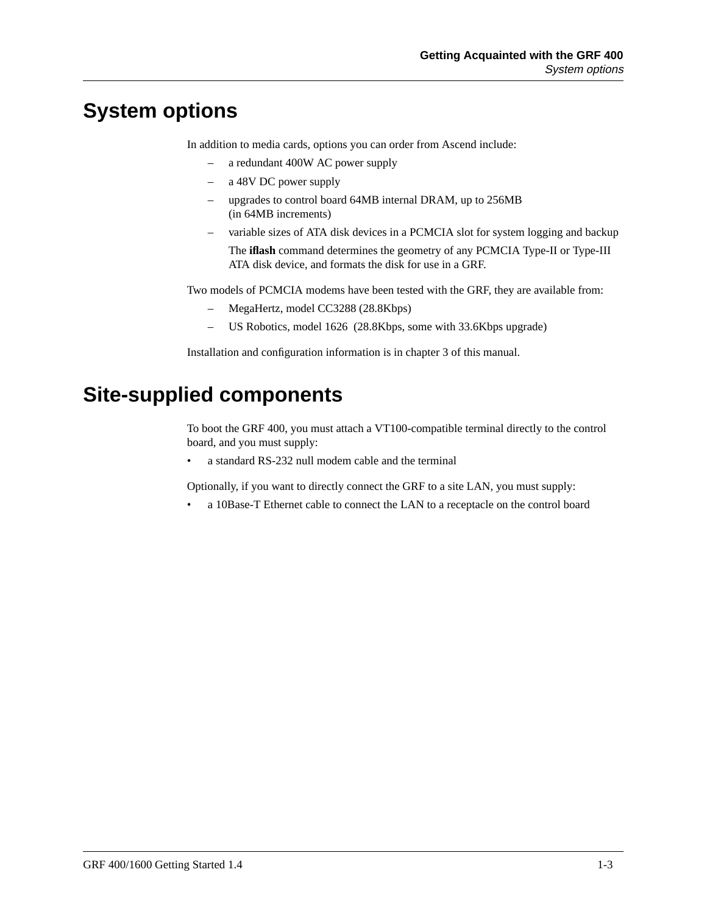# System options

In addition to media cards, options you can order from Ascend include:

- a redundant 400W AC power supply
- a 48V DC power supply
- upgrades to control board 64MB internal DRAM, up to 256MB (in 64MB increments)
- variable sizes of ATA disk devices in a PCMCIA slot for system logging and backup

  The **iflash** command determines the geometry of any PCMCIA Type-II or Type-III ATA disk device, and formats the disk for use in a GRF.

Two models of PCMCIA modems have been tested with the GRF, they are available from:

- MegaHertz, model CC3288 (28.8Kbps)
- US Robotics, model 1626 (28.8Kbps, some with 33.6Kbps upgrade)

Installation and configuration information is in chapter 3 of this manual.

# Site-supplied components

To boot the GRF 400, you must attach a VT100-compatible terminal directly to the control board, and you must supply:

- a standard RS-232 null modem cable and the terminal

Optionally, if you want to directly connect the GRF to a site LAN, you must supply:

- a 10Base-T Ethernet cable to connect the LAN to a receptacle on the control board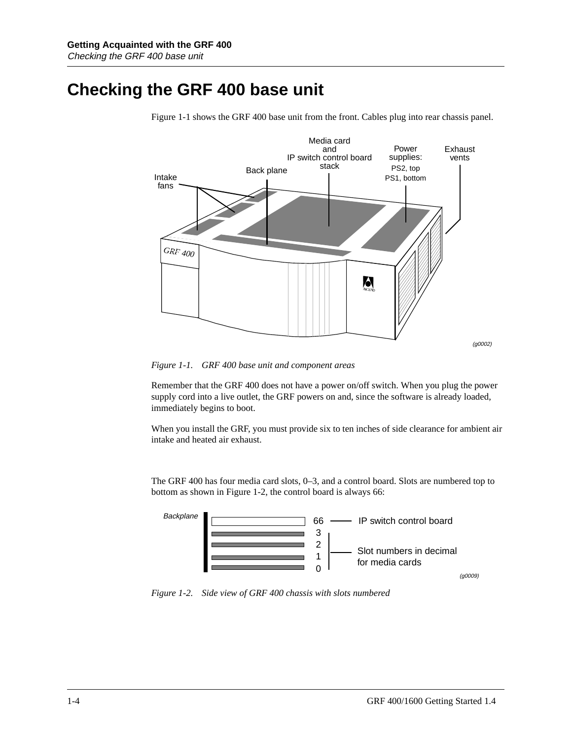# Checking the GRF 400 base unit

Figure 1-1 shows the GRF 400 base unit from the front. Cables plug into rear chassis panel.

*Figure 1-1. GRF 400 base unit and component areas*

Remember that the GRF 400 does not have a power on/off switch. When you plug the power supply cord into a live outlet, the GRF powers on and, since the software is already loaded, immediately begins to boot.

When you install the GRF, you must provide six to ten inches of side clearance for ambient air intake and heated air exhaust.

The GRF 400 has four media card slots, 0–3, and a control board. Slots are numbered top to bottom as shown in Figure 1-2, the control board is always 66:

*Figure 1-2. Side view of GRF 400 chassis with slots numbered*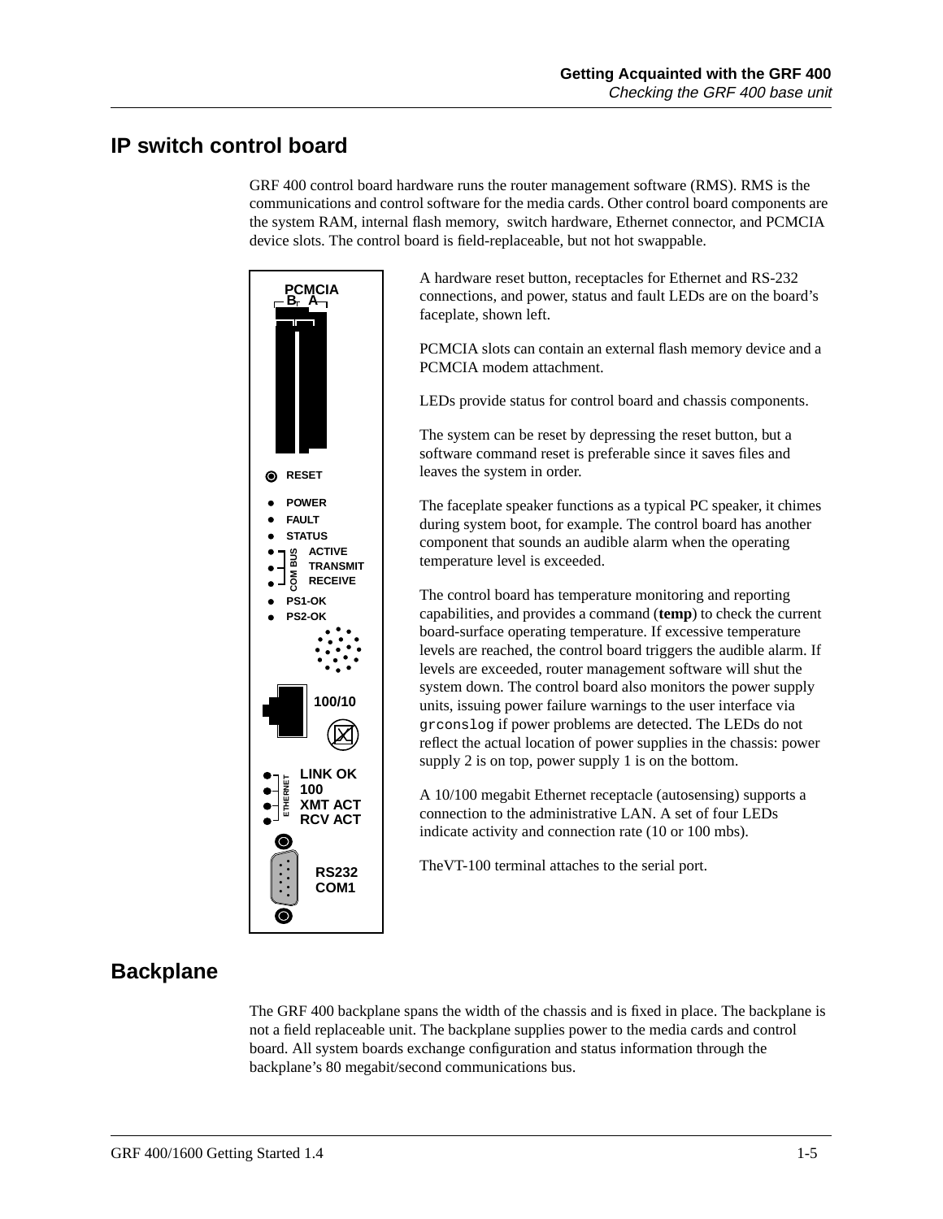## IP switch control board

GRF 400 control board hardware runs the router management software (RMS). RMS is the communications and control software for the media cards. Other control board components are the system RAM, internal flash memory, switch hardware, Ethernet connector, and PCMCIA device slots. The control board is field-replaceable, but not hot swappable.

PCMCIA
B A

RESET

POWER
FAULT
STATUS
COM BUS
ACTIVE
TRANSMIT
RECEIVE
PS1-OK
PS2-OK

100/10

ETHERNET
LINK OK
100
XMT ACT
RCV ACT

RS232
COM1

A hardware reset button, receptacles for Ethernet and RS-232 connections, and power, status and fault LEDs are on the board's faceplate, shown left.

PCMCIA slots can contain an external flash memory device and a PCMCIA modem attachment.

LEDs provide status for control board and chassis components.

The system can be reset by depressing the reset button, but a software command reset is preferable since it saves files and leaves the system in order.

The faceplate speaker functions as a typical PC speaker, it chimes during system boot, for example. The control board has another component that sounds an audible alarm when the operating temperature level is exceeded.

The control board has temperature monitoring and reporting capabilities, and provides a command (**temp**) to check the current board-surface operating temperature. If excessive temperature levels are reached, the control board triggers the audible alarm. If levels are exceeded, router management software will shut the system down. The control board also monitors the power supply units, issuing power failure warnings to the user interface via `grconslog` if power problems are detected. The LEDs do not reflect the actual location of power supplies in the chassis: power supply 2 is on top, power supply 1 is on the bottom.

A 10/100 megabit Ethernet receptacle (autosensing) supports a connection to the administrative LAN. A set of four LEDs indicate activity and connection rate (10 or 100 mbs).

TheVT-100 terminal attaches to the serial port.

## Backplane

The GRF 400 backplane spans the width of the chassis and is fixed in place. The backplane is not a field replaceable unit. The backplane supplies power to the media cards and control board. All system boards exchange configuration and status information through the backplane's 80 megabit/second communications bus.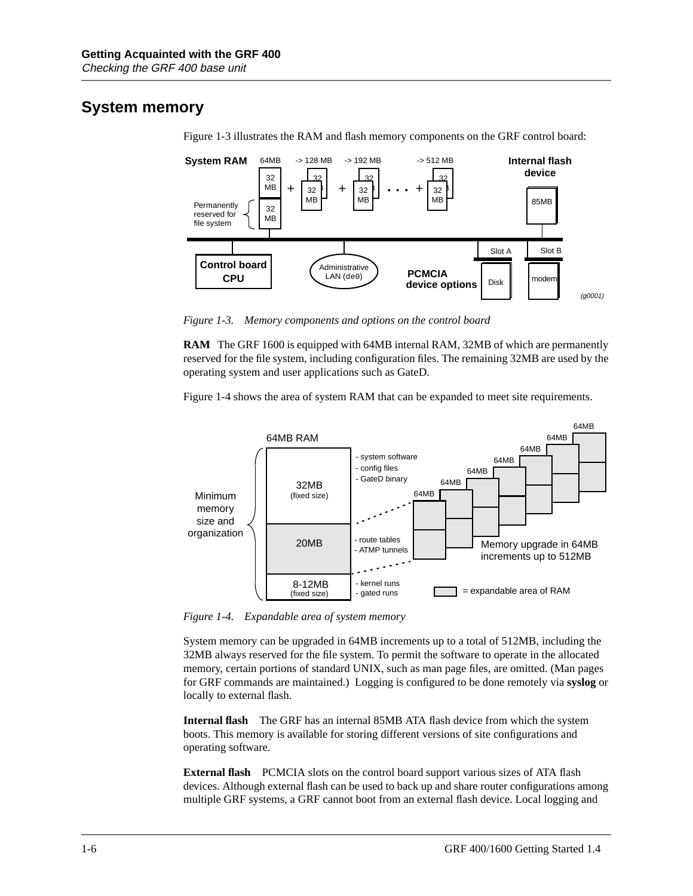## System memory

Figure 1-3 illustrates the RAM and flash memory components on the GRF control board:

*Figure 1-3. Memory components and options on the control board*

**RAM** The GRF 1600 is equipped with 64MB internal RAM, 32MB of which are permanently reserved for the file system, including configuration files. The remaining 32MB are used by the operating system and user applications such as GateD.

Figure 1-4 shows the area of system RAM that can be expanded to meet site requirements.

*Figure 1-4. Expandable area of system memory*

System memory can be upgraded in 64MB increments up to a total of 512MB, including the 32MB always reserved for the file system. To permit the software to operate in the allocated memory, certain portions of standard UNIX, such as man page files, are omitted. (Man pages for GRF commands are maintained.) Logging is configured to be done remotely via **syslog** or locally to external flash.

**Internal flash** The GRF has an internal 85MB ATA flash device from which the system boots. This memory is available for storing different versions of site configurations and operating software.

**External flash** PCMCIA slots on the control board support various sizes of ATA flash devices. Although external flash can be used to back up and share router configurations among multiple GRF systems, a GRF cannot boot from an external flash device. Local logging and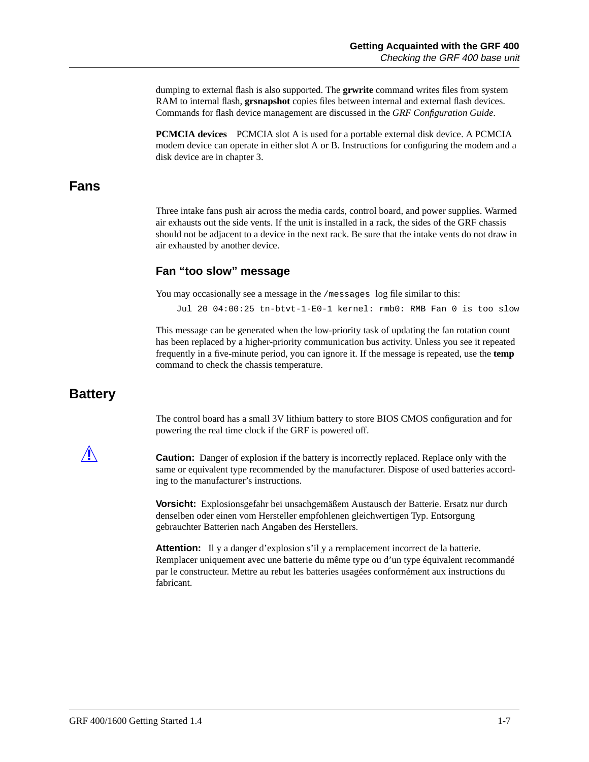dumping to external flash is also supported. The **grwrite** command writes files from system RAM to internal flash, **grsnapshot** copies files between internal and external flash devices. Commands for flash device management are discussed in the *GRF Configuration Guide*.

**PCMCIA devices** PCMCIA slot A is used for a portable external disk device. A PCMCIA modem device can operate in either slot A or B. Instructions for configuring the modem and a disk device are in chapter 3.

## Fans

Three intake fans push air across the media cards, control board, and power supplies. Warmed air exhausts out the side vents. If the unit is installed in a rack, the sides of the GRF chassis should not be adjacent to a device in the next rack. Be sure that the intake vents do not draw in air exhausted by another device.

### Fan “too slow” message

You may occasionally see a message in the `/messages` log file similar to this:

```
Jul 20 04:00:25 tn-btvt-1-E0-1 kernel: rmb0: RMB Fan 0 is too slow
```

This message can be generated when the low-priority task of updating the fan rotation count has been replaced by a higher-priority communication bus activity. Unless you see it repeated frequently in a five-minute period, you can ignore it. If the message is repeated, use the **temp** command to check the chassis temperature.

## Battery

The control board has a small 3V lithium battery to store BIOS CMOS configuration and for powering the real time clock if the GRF is powered off.

**Caution:** Danger of explosion if the battery is incorrectly replaced. Replace only with the same or equivalent type recommended by the manufacturer. Dispose of used batteries according to the manufacturer’s instructions.

**Vorsicht:** Explosionsgefahr bei unsachgemäßem Austausch der Batterie. Ersatz nur durch denselben oder einen vom Hersteller empfohlenen gleichwertigen Typ. Entsorgung gebrauchter Batterien nach Angaben des Herstellers.

**Attention:** Il y a danger d’explosion s’il y a remplacement incorrect de la batterie. Remplacer uniquement avec une batterie du même type ou d’un type équivalent recommandé par le constructeur. Mettre au rebut les batteries usagées conformément aux instructions du fabricant.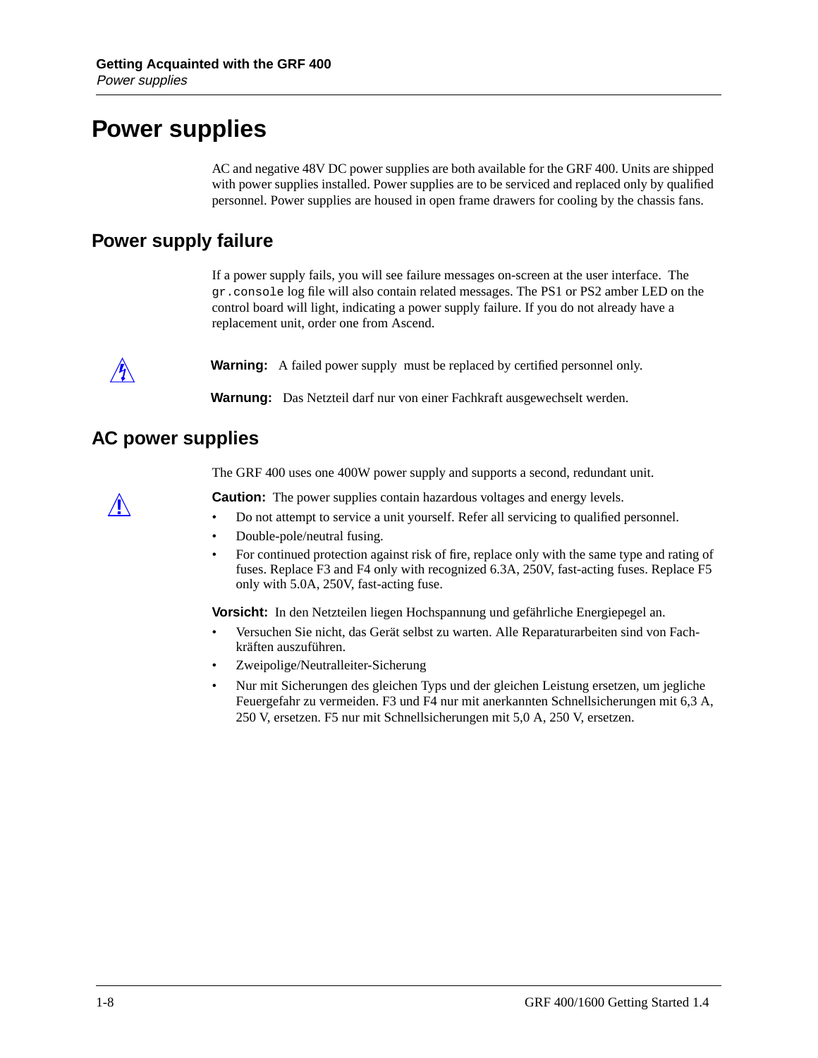# Power supplies

AC and negative 48V DC power supplies are both available for the GRF 400. Units are shipped with power supplies installed. Power supplies are to be serviced and replaced only by qualified personnel. Power supplies are housed in open frame drawers for cooling by the chassis fans.

## Power supply failure

If a power supply fails, you will see failure messages on-screen at the user interface. The `gr.console` log file will also contain related messages. The PS1 or PS2 amber LED on the control board will light, indicating a power supply failure. If you do not already have a replacement unit, order one from Ascend.

**Warning:** A failed power supply must be replaced by certified personnel only.

**Warnung:** Das Netzteil darf nur von einer Fachkraft ausgewechselt werden.

## AC power supplies

The GRF 400 uses one 400W power supply and supports a second, redundant unit.

**Caution:** The power supplies contain hazardous voltages and energy levels.

- Do not attempt to service a unit yourself. Refer all servicing to qualified personnel.
- Double-pole/neutral fusing.
- For continued protection against risk of fire, replace only with the same type and rating of fuses. Replace F3 and F4 only with recognized 6.3A, 250V, fast-acting fuses. Replace F5 only with 5.0A, 250V, fast-acting fuse.

**Vorsicht:** In den Netzteilen liegen Hochspannung und gefährliche Energiepegel an.

- Versuchen Sie nicht, das Gerät selbst zu warten. Alle Reparaturarbeiten sind von Fachkräften auszuführen.
- Zweipolige/Neutralleiter-Sicherung
- Nur mit Sicherungen des gleichen Typs und der gleichen Leistung ersetzen, um jegliche Feuergefahr zu vermeiden. F3 und F4 nur mit anerkannten Schnellsicherungen mit 6,3 A, 250 V, ersetzen. F5 nur mit Schnellsicherungen mit 5,0 A, 250 V, ersetzen.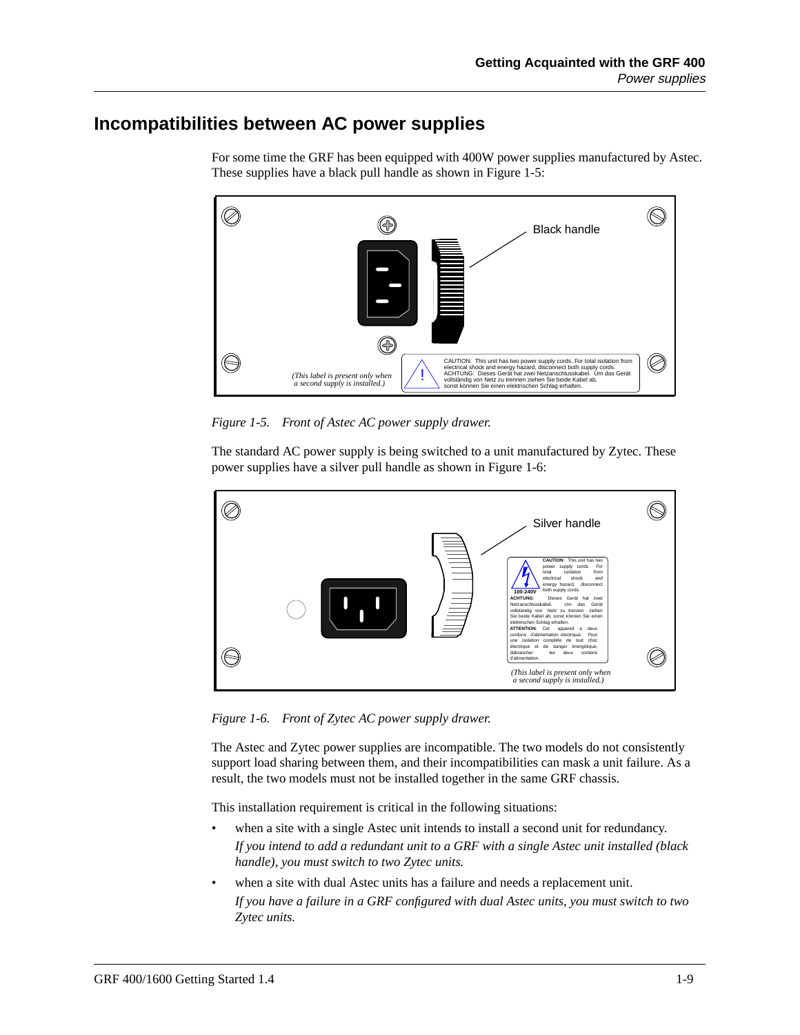## Incompatibilities between AC power supplies

For some time the GRF has been equipped with 400W power supplies manufactured by Astec. These supplies have a black pull handle as shown in Figure 1-5:

*Figure 1-5. Front of Astec AC power supply drawer.*

The standard AC power supply is being switched to a unit manufactured by Zytec. These power supplies have a silver pull handle as shown in Figure 1-6:

*Figure 1-6. Front of Zytec AC power supply drawer.*

The Astec and Zytec power supplies are incompatible. The two models do not consistently support load sharing between them, and their incompatibilities can mask a unit failure. As a result, the two models must not be installed together in the same GRF chassis.

This installation requirement is critical in the following situations:

- when a site with a single Astec unit intends to install a second unit for redundancy.
  *If you intend to add a redundant unit to a GRF with a single Astec unit installed (black handle), you must switch to two Zytec units.*
- when a site with dual Astec units has a failure and needs a replacement unit.
  *If you have a failure in a GRF configured with dual Astec units, you must switch to two Zytec units.*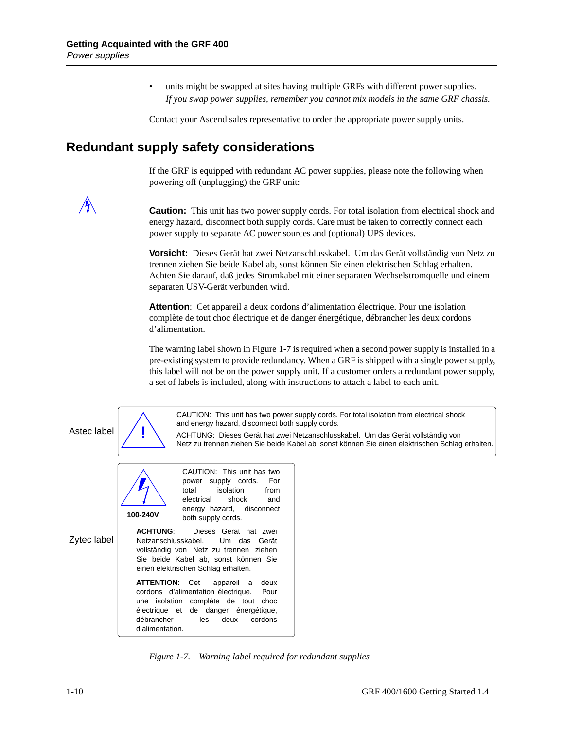- units might be swapped at sites having multiple GRFs with different power supplies.
  *If you swap power supplies, remember you cannot mix models in the same GRF chassis.*

Contact your Ascend sales representative to order the appropriate power supply units.

## Redundant supply safety considerations

If the GRF is equipped with redundant AC power supplies, please note the following when powering off (unplugging) the GRF unit:

**Caution:** This unit has two power supply cords. For total isolation from electrical shock and energy hazard, disconnect both supply cords. Care must be taken to correctly connect each power supply to separate AC power sources and (optional) UPS devices.

**Vorsicht:** Dieses Gerät hat zwei Netzanschlusskabel. Um das Gerät vollständig von Netz zu trennen ziehen Sie beide Kabel ab, sonst können Sie einen elektrischen Schlag erhalten. Achten Sie darauf, daß jedes Stromkabel mit einer separaten Wechselstromquelle und einem separaten USV-Gerät verbunden wird.

**Attention**: Cet appareil a deux cordons d'alimentation électrique. Pour une isolation complète de tout choc électrique et de danger énergétique, débrancher les deux cordons d'alimentation.

The warning label shown in Figure 1-7 is required when a second power supply is installed in a pre-existing system to provide redundancy. When a GRF is shipped with a single power supply, this label will not be on the power supply unit. If a customer orders a redundant power supply, a set of labels is included, along with instructions to attach a label to each unit.

Astec label

CAUTION: This unit has two power supply cords. For total isolation from electrical shock and energy hazard, disconnect both supply cords.

ACHTUNG: Dieses Gerät hat zwei Netzanschlusskabel. Um das Gerät vollständig von Netz zu trennen ziehen Sie beide Kabel ab, sonst können Sie einen elektrischen Schlag erhalten.

Zytec label

100-240V

CAUTION: This unit has two power supply cords. For total isolation from electrical shock and energy hazard, disconnect both supply cords.

**ACHTUNG**: Dieses Gerät hat zwei Netzanschlusskabel. Um das Gerät vollständig von Netz zu trennen ziehen Sie beide Kabel ab, sonst können Sie einen elektrischen Schlag erhalten.

**ATTENTION**: Cet appareil a deux cordons d'alimentation électrique. Pour une isolation complète de tout choc électrique et de danger énergétique, débrancher les deux cordons d'alimentation.

*Figure 1-7. Warning label required for redundant supplies*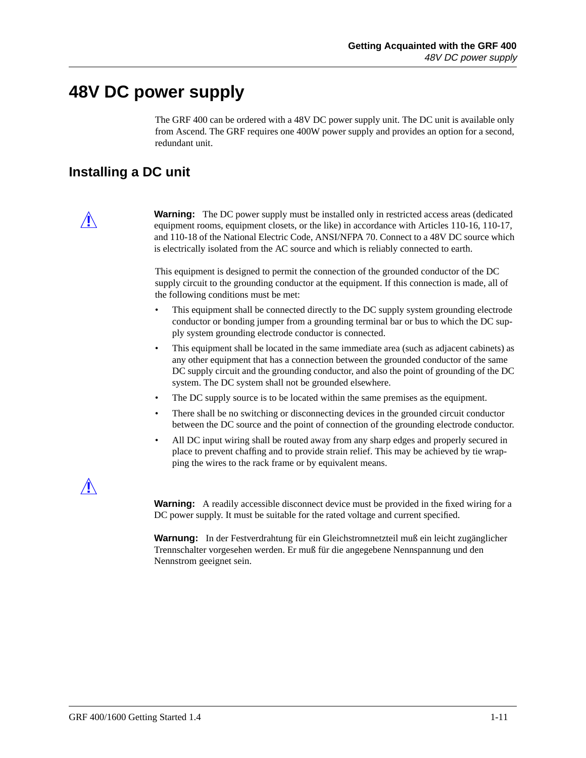# 48V DC power supply

The GRF 400 can be ordered with a 48V DC power supply unit. The DC unit is available only from Ascend. The GRF requires one 400W power supply and provides an option for a second, redundant unit.

## Installing a DC unit

**Warning:** The DC power supply must be installed only in restricted access areas (dedicated equipment rooms, equipment closets, or the like) in accordance with Articles 110-16, 110-17, and 110-18 of the National Electric Code, ANSI/NFPA 70. Connect to a 48V DC source which is electrically isolated from the AC source and which is reliably connected to earth.

This equipment is designed to permit the connection of the grounded conductor of the DC supply circuit to the grounding conductor at the equipment. If this connection is made, all of the following conditions must be met:

- This equipment shall be connected directly to the DC supply system grounding electrode conductor or bonding jumper from a grounding terminal bar or bus to which the DC supply system grounding electrode conductor is connected.
- This equipment shall be located in the same immediate area (such as adjacent cabinets) as any other equipment that has a connection between the grounded conductor of the same DC supply circuit and the grounding conductor, and also the point of grounding of the DC system. The DC system shall not be grounded elsewhere.
- The DC supply source is to be located within the same premises as the equipment.
- There shall be no switching or disconnecting devices in the grounded circuit conductor between the DC source and the point of connection of the grounding electrode conductor.
- All DC input wiring shall be routed away from any sharp edges and properly secured in place to prevent chaffing and to provide strain relief. This may be achieved by tie wrapping the wires to the rack frame or by equivalent means.

**Warning:** A readily accessible disconnect device must be provided in the fixed wiring for a DC power supply. It must be suitable for the rated voltage and current specified.

**Warnung:** In der Festverdrahtung für ein Gleichstromnetzteil muß ein leicht zugänglicher Trennschalter vorgesehen werden. Er muß für die angegebene Nennspannung und den Nennstrom geeignet sein.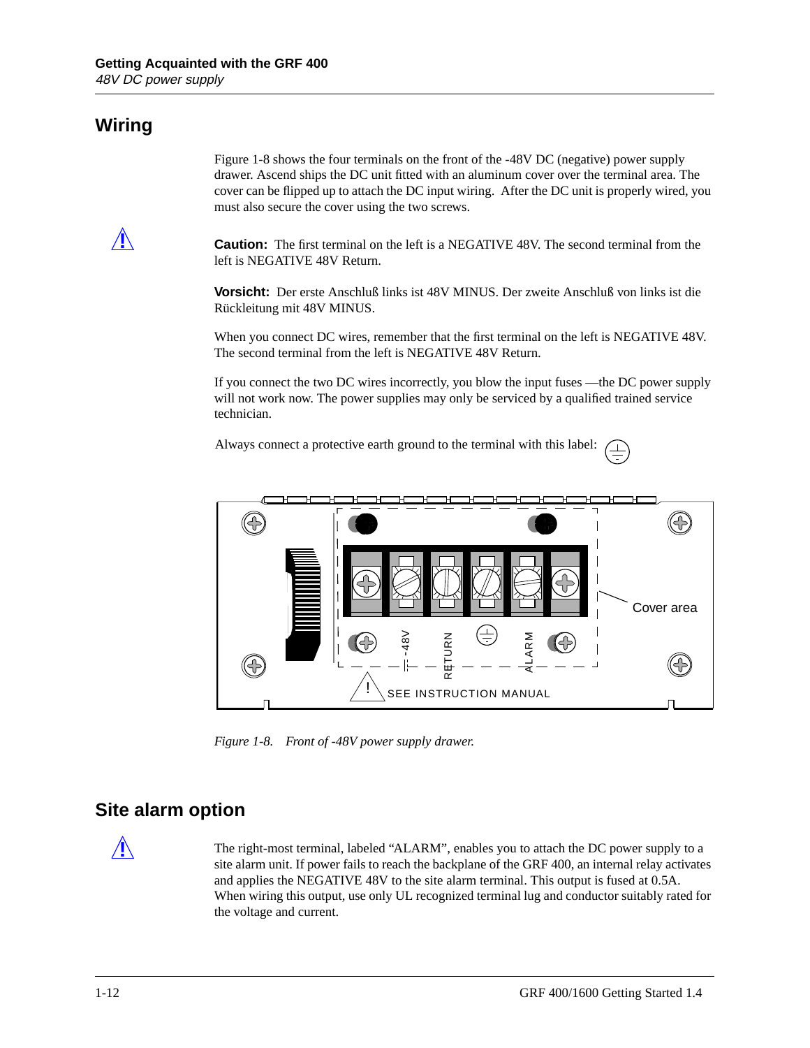## Wiring

Figure 1-8 shows the four terminals on the front of the -48V DC (negative) power supply drawer. Ascend ships the DC unit fitted with an aluminum cover over the terminal area. The cover can be flipped up to attach the DC input wiring. After the DC unit is properly wired, you must also secure the cover using the two screws.

**Caution:** The first terminal on the left is a NEGATIVE 48V. The second terminal from the left is NEGATIVE 48V Return.

**Vorsicht:** Der erste Anschluß links ist 48V MINUS. Der zweite Anschluß von links ist die Rückleitung mit 48V MINUS.

When you connect DC wires, remember that the first terminal on the left is NEGATIVE 48V. The second terminal from the left is NEGATIVE 48V Return.

If you connect the two DC wires incorrectly, you blow the input fuses —the DC power supply will not work now. The power supplies may only be serviced by a qualified trained service technician.

Always connect a protective earth ground to the terminal with this label: ⏚

*Figure 1-8. Front of -48V power supply drawer.*

## Site alarm option

The right-most terminal, labeled "ALARM", enables you to attach the DC power supply to a site alarm unit. If power fails to reach the backplane of the GRF 400, an internal relay activates and applies the NEGATIVE 48V to the site alarm terminal. This output is fused at 0.5A. When wiring this output, use only UL recognized terminal lug and conductor suitably rated for the voltage and current.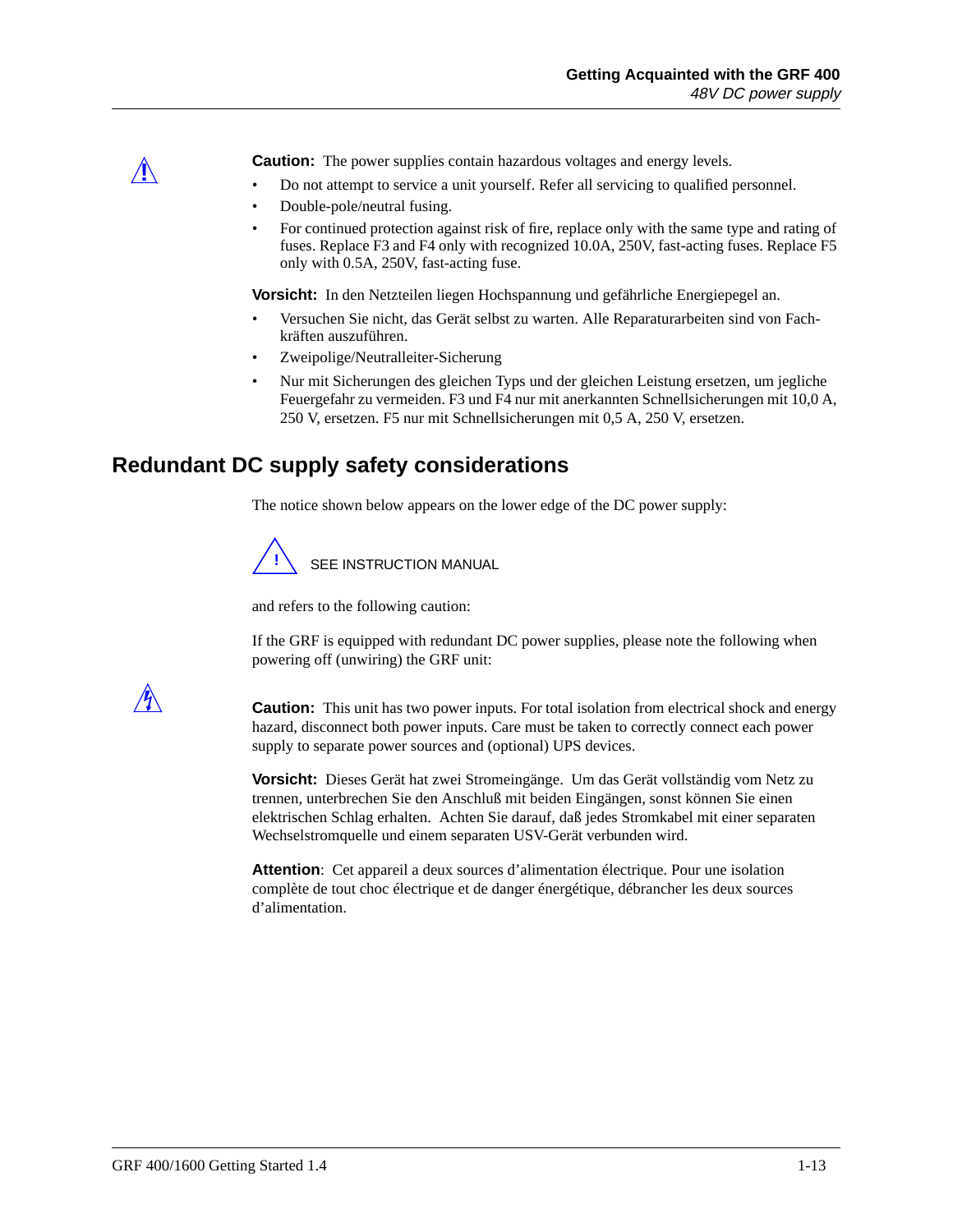**Caution:** The power supplies contain hazardous voltages and energy levels.

- Do not attempt to service a unit yourself. Refer all servicing to qualified personnel.
- Double-pole/neutral fusing.
- For continued protection against risk of fire, replace only with the same type and rating of fuses. Replace F3 and F4 only with recognized 10.0A, 250V, fast-acting fuses. Replace F5 only with 0.5A, 250V, fast-acting fuse.

**Vorsicht:** In den Netzteilen liegen Hochspannung und gefährliche Energiepegel an.

- Versuchen Sie nicht, das Gerät selbst zu warten. Alle Reparaturarbeiten sind von Fachkräften auszuführen.
- Zweipolige/Neutralleiter-Sicherung
- Nur mit Sicherungen des gleichen Typs und der gleichen Leistung ersetzen, um jegliche Feuergefahr zu vermeiden. F3 und F4 nur mit anerkannten Schnellsicherungen mit 10,0 A, 250 V, ersetzen. F5 nur mit Schnellsicherungen mit 0,5 A, 250 V, ersetzen.

## Redundant DC supply safety considerations

The notice shown below appears on the lower edge of the DC power supply:

! SEE INSTRUCTION MANUAL

and refers to the following caution:

If the GRF is equipped with redundant DC power supplies, please note the following when powering off (unwiring) the GRF unit:

**Caution:** This unit has two power inputs. For total isolation from electrical shock and energy hazard, disconnect both power inputs. Care must be taken to correctly connect each power supply to separate power sources and (optional) UPS devices.

**Vorsicht:** Dieses Gerät hat zwei Stromeingänge. Um das Gerät vollständig vom Netz zu trennen, unterbrechen Sie den Anschluß mit beiden Eingängen, sonst können Sie einen elektrischen Schlag erhalten. Achten Sie darauf, daß jedes Stromkabel mit einer separaten Wechselstromquelle und einem separaten USV-Gerät verbunden wird.

**Attention**: Cet appareil a deux sources d'alimentation électrique. Pour une isolation complète de tout choc électrique et de danger énergétique, débrancher les deux sources d'alimentation.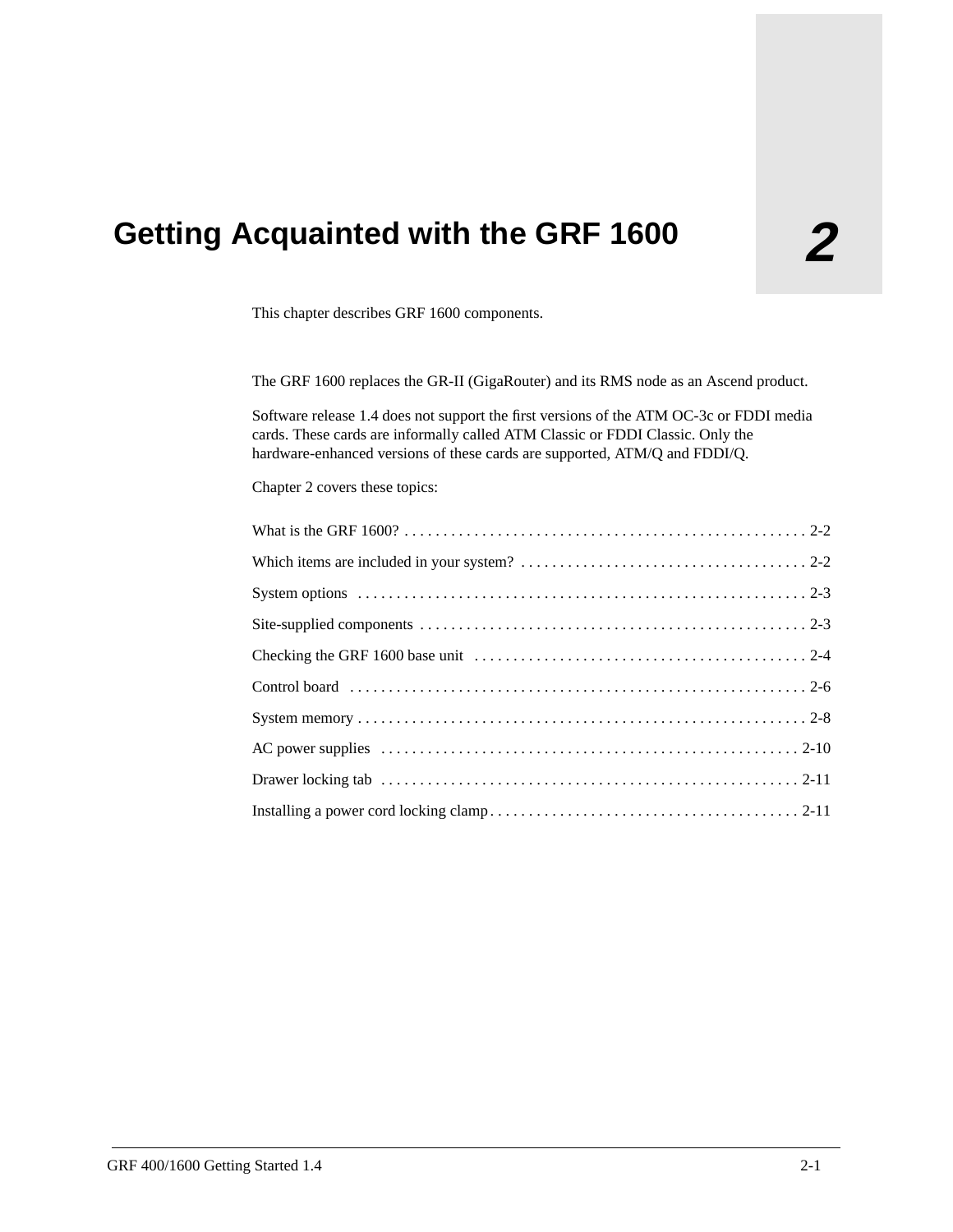# Getting Acquainted with the GRF 1600

**2**

This chapter describes GRF 1600 components.

The GRF 1600 replaces the GR-II (GigaRouter) and its RMS node as an Ascend product.

Software release 1.4 does not support the first versions of the ATM OC-3c or FDDI media cards. These cards are informally called ATM Classic or FDDI Classic. Only the hardware-enhanced versions of these cards are supported, ATM/Q and FDDI/Q.

Chapter 2 covers these topics:

What is the GRF 1600? . . . . . . . . . . . . . . . . . . . . . . . . . . . . . . . . . . . . . . . . . . . . . . . . . . . . 2-2

Which items are included in your system? . . . . . . . . . . . . . . . . . . . . . . . . . . . . . . . . . . . . . 2-2

System options . . . . . . . . . . . . . . . . . . . . . . . . . . . . . . . . . . . . . . . . . . . . . . . . . . . . . . . . . . 2-3

Site-supplied components . . . . . . . . . . . . . . . . . . . . . . . . . . . . . . . . . . . . . . . . . . . . . . . . . . 2-3

Checking the GRF 1600 base unit . . . . . . . . . . . . . . . . . . . . . . . . . . . . . . . . . . . . . . . . . . . 2-4

Control board . . . . . . . . . . . . . . . . . . . . . . . . . . . . . . . . . . . . . . . . . . . . . . . . . . . . . . . . . . . 2-6

System memory . . . . . . . . . . . . . . . . . . . . . . . . . . . . . . . . . . . . . . . . . . . . . . . . . . . . . . . . . . 2-8

AC power supplies . . . . . . . . . . . . . . . . . . . . . . . . . . . . . . . . . . . . . . . . . . . . . . . . . . . . . . 2-10

Drawer locking tab . . . . . . . . . . . . . . . . . . . . . . . . . . . . . . . . . . . . . . . . . . . . . . . . . . . . . . 2-11

Installing a power cord locking clamp . . . . . . . . . . . . . . . . . . . . . . . . . . . . . . . . . . . . . . . . 2-11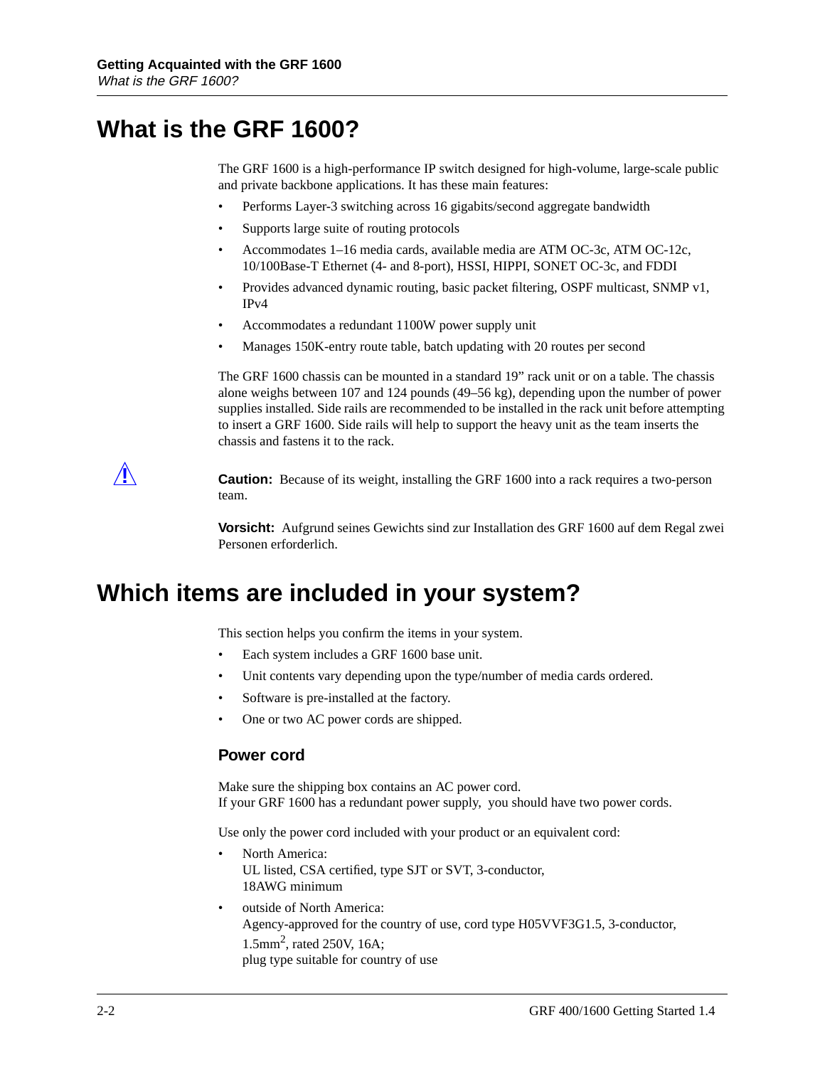# What is the GRF 1600?

The GRF 1600 is a high-performance IP switch designed for high-volume, large-scale public and private backbone applications. It has these main features:

- Performs Layer-3 switching across 16 gigabits/second aggregate bandwidth
- Supports large suite of routing protocols
- Accommodates 1–16 media cards, available media are ATM OC-3c, ATM OC-12c, 10/100Base-T Ethernet (4- and 8-port), HSSI, HIPPI, SONET OC-3c, and FDDI
- Provides advanced dynamic routing, basic packet filtering, OSPF multicast, SNMP v1, IPv4
- Accommodates a redundant 1100W power supply unit
- Manages 150K-entry route table, batch updating with 20 routes per second

The GRF 1600 chassis can be mounted in a standard 19” rack unit or on a table. The chassis alone weighs between 107 and 124 pounds (49–56 kg), depending upon the number of power supplies installed. Side rails are recommended to be installed in the rack unit before attempting to insert a GRF 1600. Side rails will help to support the heavy unit as the team inserts the chassis and fastens it to the rack.

**Caution:** Because of its weight, installing the GRF 1600 into a rack requires a two-person team.

**Vorsicht:** Aufgrund seines Gewichts sind zur Installation des GRF 1600 auf dem Regal zwei Personen erforderlich.

# Which items are included in your system?

This section helps you confirm the items in your system.

- Each system includes a GRF 1600 base unit.
- Unit contents vary depending upon the type/number of media cards ordered.
- Software is pre-installed at the factory.
- One or two AC power cords are shipped.

### Power cord

Make sure the shipping box contains an AC power cord.
If your GRF 1600 has a redundant power supply, you should have two power cords.

Use only the power cord included with your product or an equivalent cord:

- North America:
  UL listed, CSA certified, type SJT or SVT, 3-conductor,
  18AWG minimum
- outside of North America:
  Agency-approved for the country of use, cord type H05VVF3G1.5, 3-conductor, 1.5mm$^2$, rated 250V, 16A;
  plug type suitable for country of use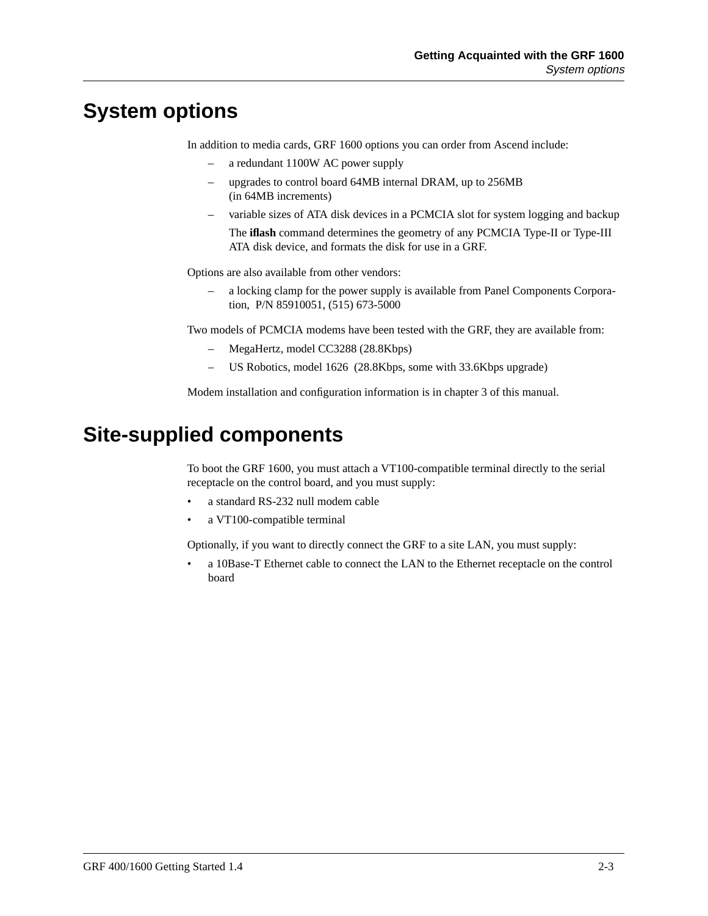# System options

In addition to media cards, GRF 1600 options you can order from Ascend include:

- a redundant 1100W AC power supply
- upgrades to control board 64MB internal DRAM, up to 256MB (in 64MB increments)
- variable sizes of ATA disk devices in a PCMCIA slot for system logging and backup

  The **iflash** command determines the geometry of any PCMCIA Type-II or Type-III ATA disk device, and formats the disk for use in a GRF.

Options are also available from other vendors:

- a locking clamp for the power supply is available from Panel Components Corporation, P/N 85910051, (515) 673-5000

Two models of PCMCIA modems have been tested with the GRF, they are available from:

- MegaHertz, model CC3288 (28.8Kbps)
- US Robotics, model 1626 (28.8Kbps, some with 33.6Kbps upgrade)

Modem installation and configuration information is in chapter 3 of this manual.

# Site-supplied components

To boot the GRF 1600, you must attach a VT100-compatible terminal directly to the serial receptacle on the control board, and you must supply:

- a standard RS-232 null modem cable
- a VT100-compatible terminal

Optionally, if you want to directly connect the GRF to a site LAN, you must supply:

- a 10Base-T Ethernet cable to connect the LAN to the Ethernet receptacle on the control board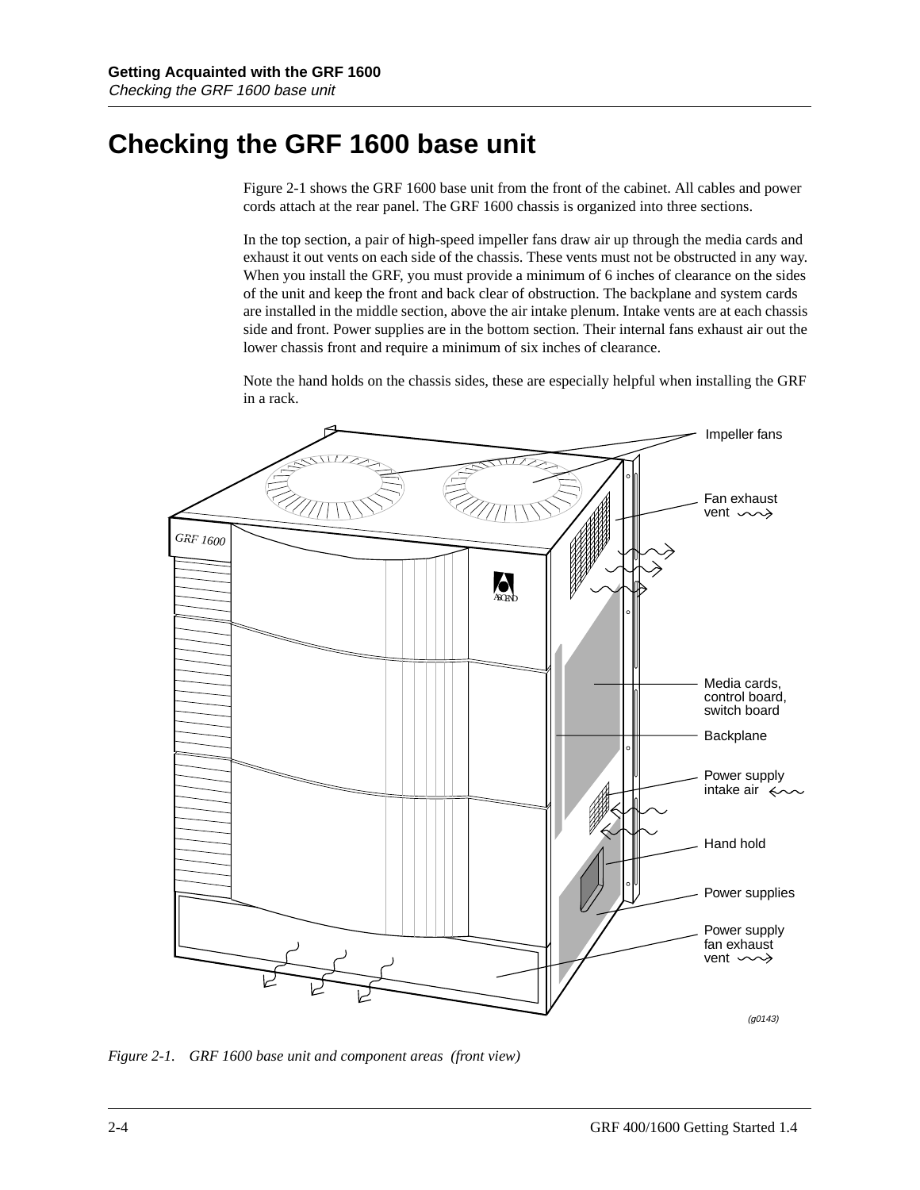# Checking the GRF 1600 base unit

Figure 2-1 shows the GRF 1600 base unit from the front of the cabinet. All cables and power cords attach at the rear panel. The GRF 1600 chassis is organized into three sections.

In the top section, a pair of high-speed impeller fans draw air up through the media cards and exhaust it out vents on each side of the chassis. These vents must not be obstructed in any way. When you install the GRF, you must provide a minimum of 6 inches of clearance on the sides of the unit and keep the front and back clear of obstruction. The backplane and system cards are installed in the middle section, above the air intake plenum. Intake vents are at each chassis side and front. Power supplies are in the bottom section. Their internal fans exhaust air out the lower chassis front and require a minimum of six inches of clearance.

Note the hand holds on the chassis sides, these are especially helpful when installing the GRF in a rack.

*Figure 2-1. GRF 1600 base unit and component areas (front view)*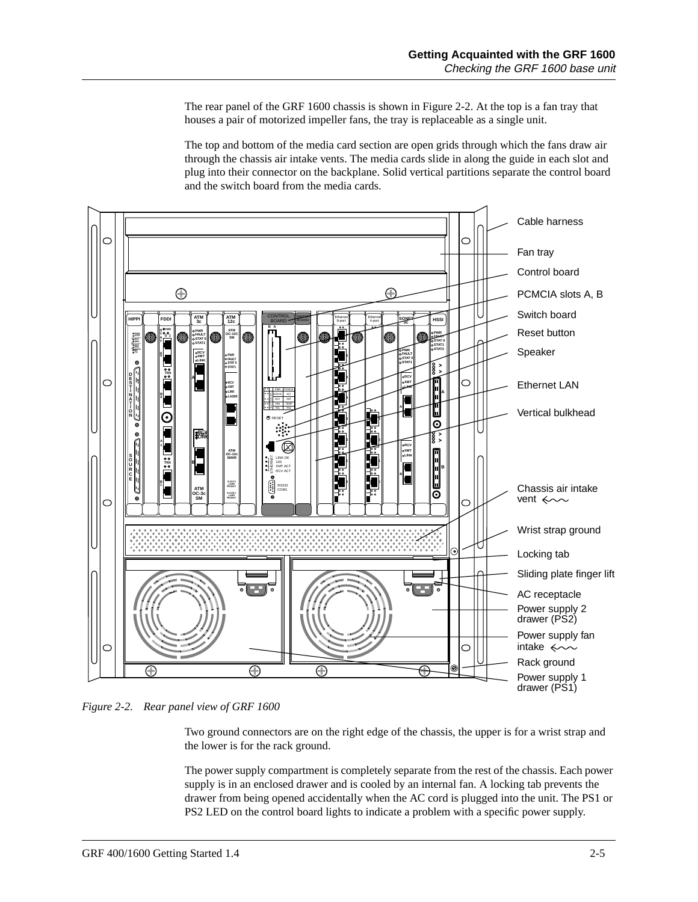The rear panel of the GRF 1600 chassis is shown in Figure 2-2. At the top is a fan tray that houses a pair of motorized impeller fans, the tray is replaceable as a single unit.

The top and bottom of the media card section are open grids through which the fans draw air through the chassis air intake vents. The media cards slide in along the guide in each slot and plug into their connector on the backplane. Solid vertical partitions separate the control board and the switch board from the media cards.

*Figure 2-2. Rear panel view of GRF 1600*

Two ground connectors are on the right edge of the chassis, the upper is for a wrist strap and the lower is for the rack ground.

The power supply compartment is completely separate from the rest of the chassis. Each power supply is in an enclosed drawer and is cooled by an internal fan. A locking tab prevents the drawer from being opened accidentally when the AC cord is plugged into the unit. The PS1 or PS2 LED on the control board lights to indicate a problem with a specific power supply.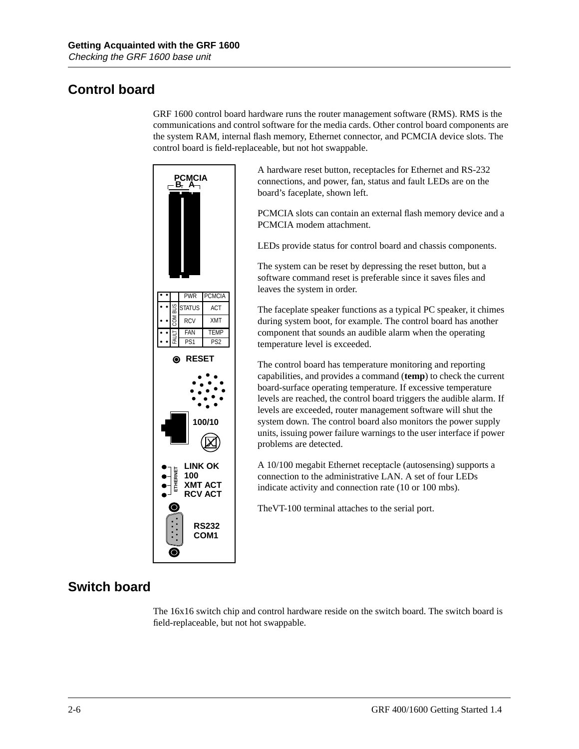## Control board

GRF 1600 control board hardware runs the router management software (RMS). RMS is the communications and control software for the media cards. Other control board components are the system RAM, internal flash memory, Ethernet connector, and PCMCIA device slots. The control board is field-replaceable, but not hot swappable.

A hardware reset button, receptacles for Ethernet and RS-232 connections, and power, fan, status and fault LEDs are on the board's faceplate, shown left.

PCMCIA slots can contain an external flash memory device and a PCMCIA modem attachment.

LEDs provide status for control board and chassis components.

The system can be reset by depressing the reset button, but a software command reset is preferable since it saves files and leaves the system in order.

The faceplate speaker functions as a typical PC speaker, it chimes during system boot, for example. The control board has another component that sounds an audible alarm when the operating temperature level is exceeded.

The control board has temperature monitoring and reporting capabilities, and provides a command (**temp**) to check the current board-surface operating temperature. If excessive temperature levels are reached, the control board triggers the audible alarm. If levels are exceeded, router management software will shut the system down. The control board also monitors the power supply units, issuing power failure warnings to the user interface if power problems are detected.

A 10/100 megabit Ethernet receptacle (autosensing) supports a connection to the administrative LAN. A set of four LEDs indicate activity and connection rate (10 or 100 mbs).

TheVT-100 terminal attaches to the serial port.

## Switch board

The 16x16 switch chip and control hardware reside on the switch board. The switch board is field-replaceable, but not hot swappable.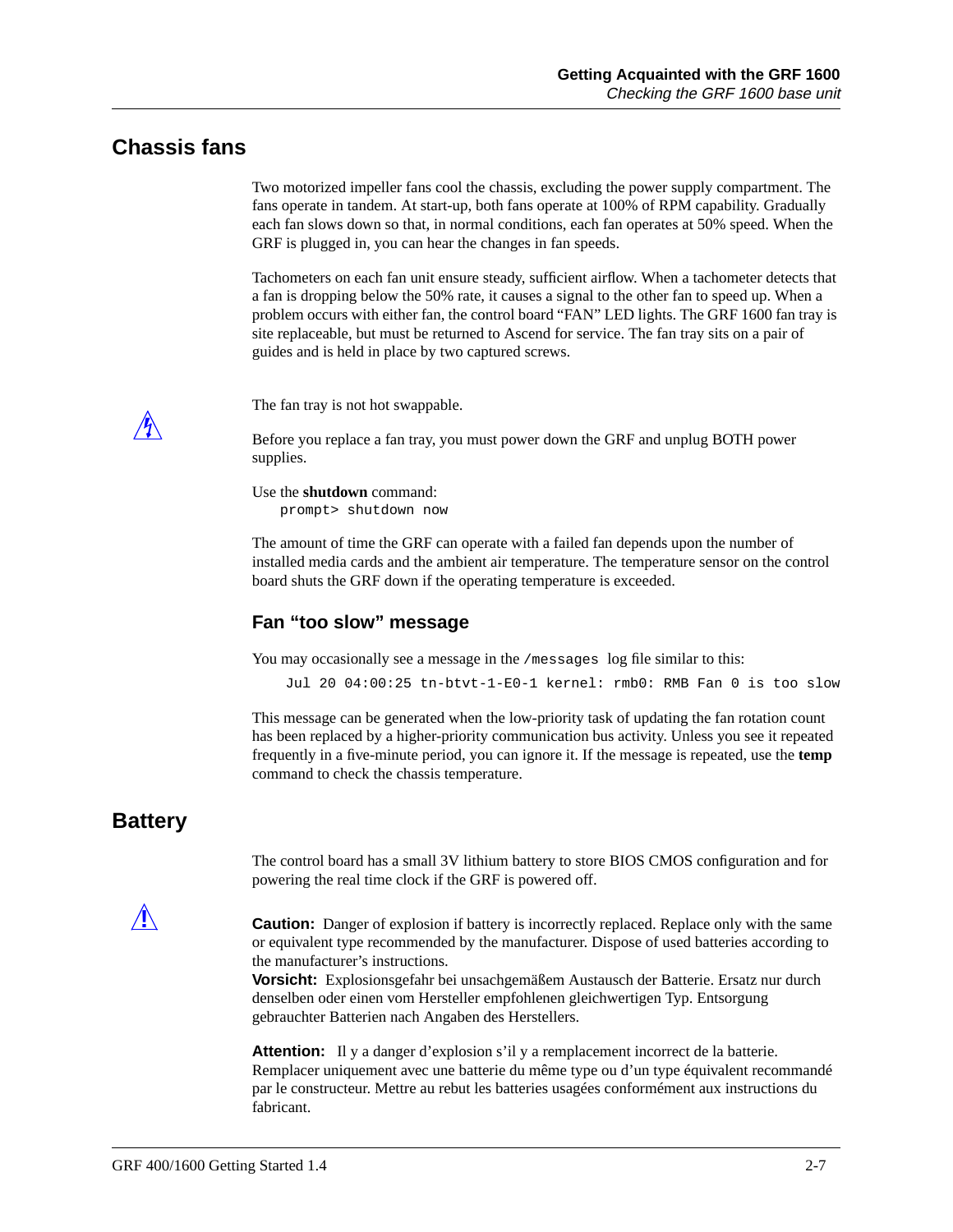## Chassis fans

Two motorized impeller fans cool the chassis, excluding the power supply compartment. The fans operate in tandem. At start-up, both fans operate at 100% of RPM capability. Gradually each fan slows down so that, in normal conditions, each fan operates at 50% speed. When the GRF is plugged in, you can hear the changes in fan speeds.

Tachometers on each fan unit ensure steady, sufficient airflow. When a tachometer detects that a fan is dropping below the 50% rate, it causes a signal to the other fan to speed up. When a problem occurs with either fan, the control board “FAN” LED lights. The GRF 1600 fan tray is site replaceable, but must be returned to Ascend for service. The fan tray sits on a pair of guides and is held in place by two captured screws.

The fan tray is not hot swappable.

Before you replace a fan tray, you must power down the GRF and unplug BOTH power supplies.

Use the **shutdown** command:

```
prompt> shutdown now
```

The amount of time the GRF can operate with a failed fan depends upon the number of installed media cards and the ambient air temperature. The temperature sensor on the control board shuts the GRF down if the operating temperature is exceeded.

### Fan “too slow” message

You may occasionally see a message in the `/messages` log file similar to this:

```
Jul 20 04:00:25 tn-btvt-1-E0-1 kernel: rmb0: RMB Fan 0 is too slow
```

This message can be generated when the low-priority task of updating the fan rotation count has been replaced by a higher-priority communication bus activity. Unless you see it repeated frequently in a five-minute period, you can ignore it. If the message is repeated, use the **temp** command to check the chassis temperature.

## Battery

The control board has a small 3V lithium battery to store BIOS CMOS configuration and for powering the real time clock if the GRF is powered off.

**Caution:** Danger of explosion if battery is incorrectly replaced. Replace only with the same or equivalent type recommended by the manufacturer. Dispose of used batteries according to the manufacturer’s instructions.
**Vorsicht:** Explosionsgefahr bei unsachgemäßem Austausch der Batterie. Ersatz nur durch denselben oder einen vom Hersteller empfohlenen gleichwertigen Typ. Entsorgung gebrauchter Batterien nach Angaben des Herstellers.

**Attention:** Il y a danger d’explosion s’il y a remplacement incorrect de la batterie. Remplacer uniquement avec une batterie du même type ou d’un type équivalent recommandé par le constructeur. Mettre au rebut les batteries usagées conformément aux instructions du fabricant.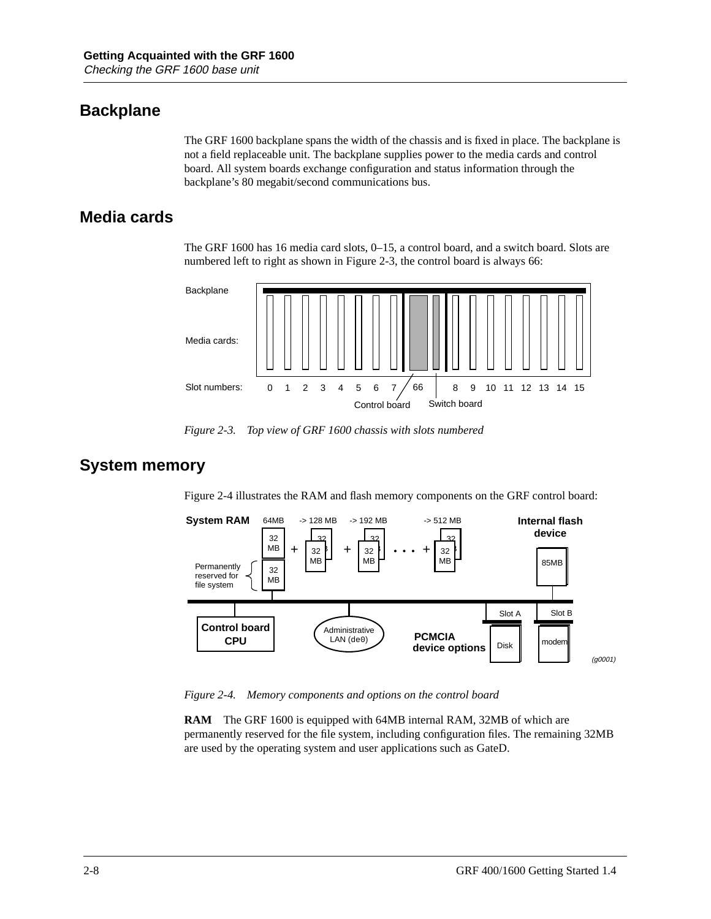## Backplane

The GRF 1600 backplane spans the width of the chassis and is fixed in place. The backplane is not a field replaceable unit. The backplane supplies power to the media cards and control board. All system boards exchange configuration and status information through the backplane's 80 megabit/second communications bus.

## Media cards

The GRF 1600 has 16 media card slots, 0–15, a control board, and a switch board. Slots are numbered left to right as shown in Figure 2-3, the control board is always 66:

*Figure 2-3. Top view of GRF 1600 chassis with slots numbered*

## System memory

Figure 2-4 illustrates the RAM and flash memory components on the GRF control board:

*Figure 2-4. Memory components and options on the control board*

**RAM** The GRF 1600 is equipped with 64MB internal RAM, 32MB of which are permanently reserved for the file system, including configuration files. The remaining 32MB are used by the operating system and user applications such as GateD.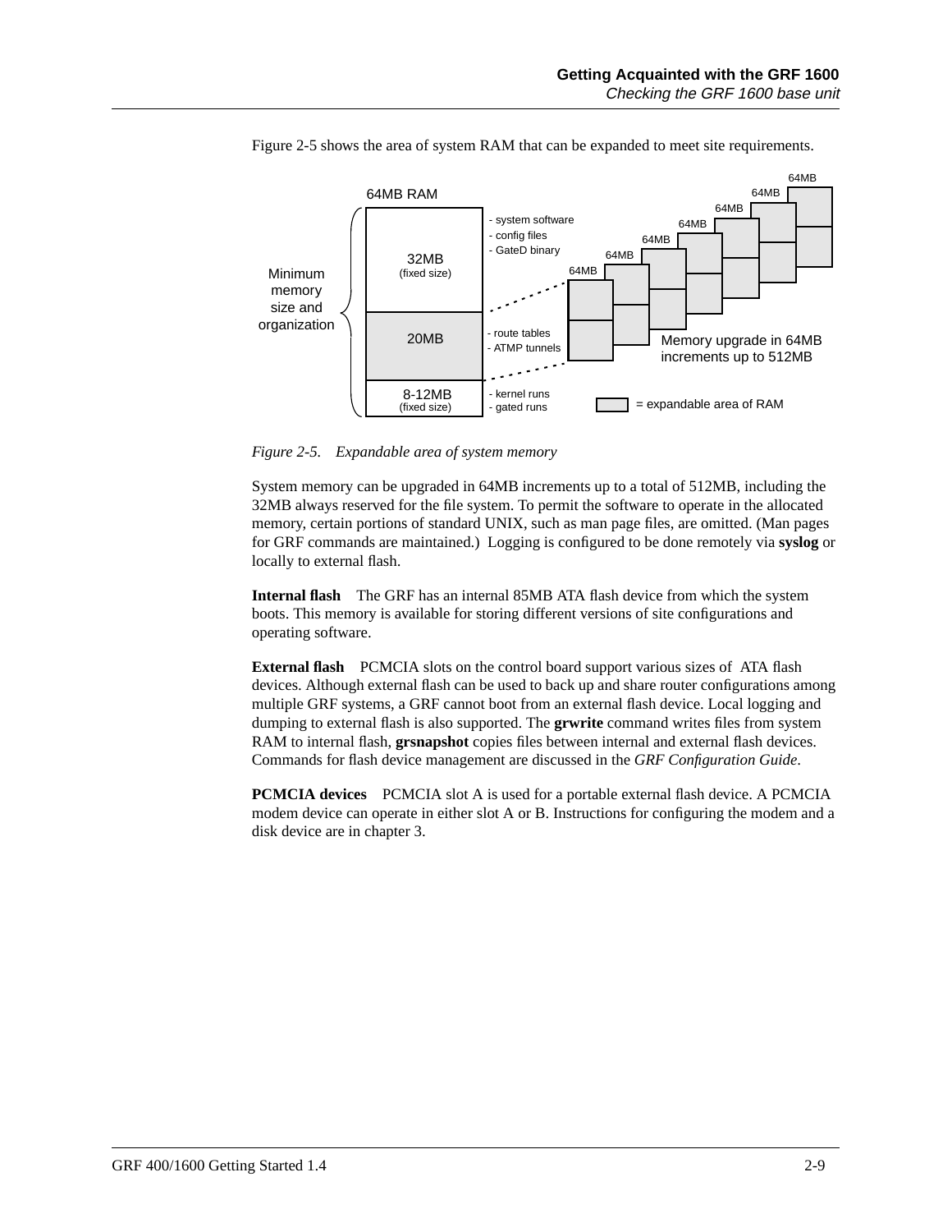Figure 2-5 shows the area of system RAM that can be expanded to meet site requirements.

*Figure 2-5. Expandable area of system memory*

System memory can be upgraded in 64MB increments up to a total of 512MB, including the 32MB always reserved for the file system. To permit the software to operate in the allocated memory, certain portions of standard UNIX, such as man page files, are omitted. (Man pages for GRF commands are maintained.) Logging is configured to be done remotely via **syslog** or locally to external flash.

**Internal flash** The GRF has an internal 85MB ATA flash device from which the system boots. This memory is available for storing different versions of site configurations and operating software.

**External flash** PCMCIA slots on the control board support various sizes of ATA flash devices. Although external flash can be used to back up and share router configurations among multiple GRF systems, a GRF cannot boot from an external flash device. Local logging and dumping to external flash is also supported. The **grwrite** command writes files from system RAM to internal flash, **grsnapshot** copies files between internal and external flash devices. Commands for flash device management are discussed in the *GRF Configuration Guide*.

**PCMCIA devices** PCMCIA slot A is used for a portable external flash device. A PCMCIA modem device can operate in either slot A or B. Instructions for configuring the modem and a disk device are in chapter 3.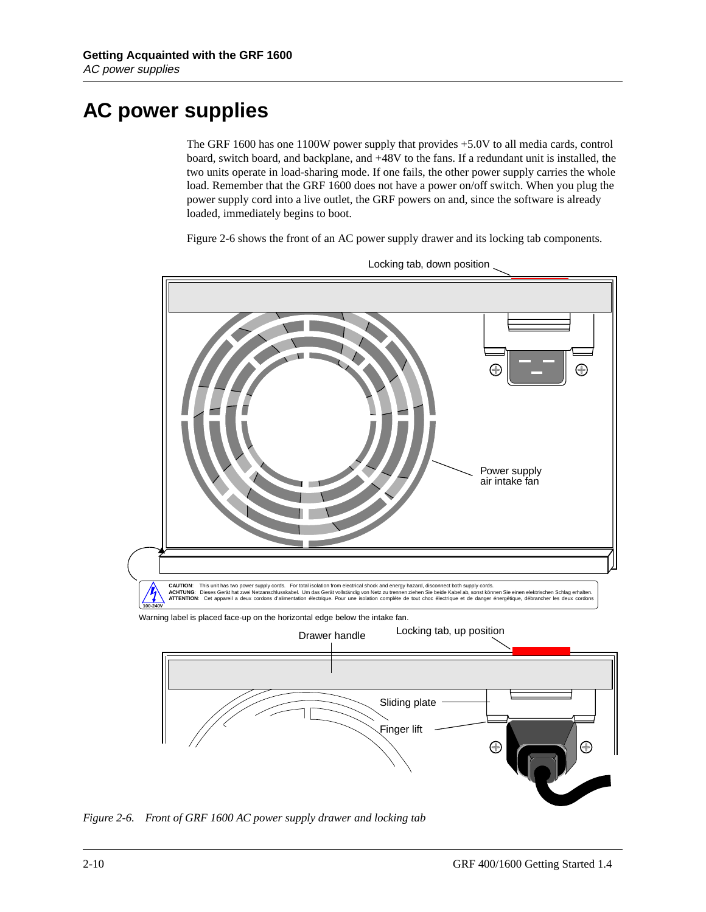# AC power supplies

The GRF 1600 has one 1100W power supply that provides +5.0V to all media cards, control board, switch board, and backplane, and +48V to the fans. If a redundant unit is installed, the two units operate in load-sharing mode. If one fails, the other power supply carries the whole load. Remember that the GRF 1600 does not have a power on/off switch. When you plug the power supply cord into a live outlet, the GRF powers on and, since the software is already loaded, immediately begins to boot.

Figure 2-6 shows the front of an AC power supply drawer and its locking tab components.

Locking tab, down position

Power supply air intake fan

**CAUTION**: This unit has two power supply cords. For total isolation from electrical shock and energy hazard, disconnect both supply cords.
**ACHTUNG**: Dieses Gerät hat zwei Netzanschlusskabel. Um das Gerät vollständig von Netz zu trennen ziehen Sie beide Kabel ab, sonst können Sie einen elektrischen Schlag erhalten.
**ATTENTION**: Cet appareil a deux cordons d'alimentation électrique. Pour une isolation complète de tout choc électrique et de danger énergétique, débrancher les deux cordons

100-240V

Warning label is placed face-up on the horizontal edge below the intake fan.

Drawer handle

Locking tab, up position

Sliding plate

Finger lift

*Figure 2-6. Front of GRF 1600 AC power supply drawer and locking tab*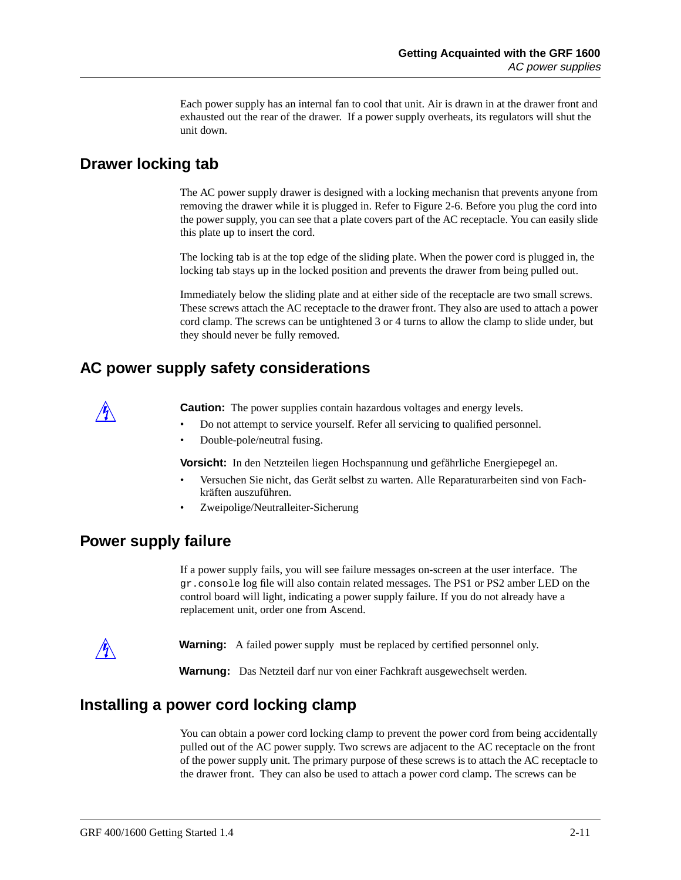Each power supply has an internal fan to cool that unit. Air is drawn in at the drawer front and exhausted out the rear of the drawer. If a power supply overheats, its regulators will shut the unit down.

## Drawer locking tab

The AC power supply drawer is designed with a locking mechanisn that prevents anyone from removing the drawer while it is plugged in. Refer to Figure 2-6. Before you plug the cord into the power supply, you can see that a plate covers part of the AC receptacle. You can easily slide this plate up to insert the cord.

The locking tab is at the top edge of the sliding plate. When the power cord is plugged in, the locking tab stays up in the locked position and prevents the drawer from being pulled out.

Immediately below the sliding plate and at either side of the receptacle are two small screws. These screws attach the AC receptacle to the drawer front. They also are used to attach a power cord clamp. The screws can be untightened 3 or 4 turns to allow the clamp to slide under, but they should never be fully removed.

## AC power supply safety considerations

**Caution:** The power supplies contain hazardous voltages and energy levels.

- Do not attempt to service yourself. Refer all servicing to qualified personnel.
- Double-pole/neutral fusing.

**Vorsicht:** In den Netzteilen liegen Hochspannung und gefährliche Energiepegel an.

- Versuchen Sie nicht, das Gerät selbst zu warten. Alle Reparaturarbeiten sind von Fachkräften auszuführen.
- Zweipolige/Neutralleiter-Sicherung

## Power supply failure

If a power supply fails, you will see failure messages on-screen at the user interface. The `gr.console` log file will also contain related messages. The PS1 or PS2 amber LED on the control board will light, indicating a power supply failure. If you do not already have a replacement unit, order one from Ascend.

**Warning:** A failed power supply must be replaced by certified personnel only.

**Warnung:** Das Netzteil darf nur von einer Fachkraft ausgewechselt werden.

## Installing a power cord locking clamp

You can obtain a power cord locking clamp to prevent the power cord from being accidentally pulled out of the AC power supply. Two screws are adjacent to the AC receptacle on the front of the power supply unit. The primary purpose of these screws is to attach the AC receptacle to the drawer front. They can also be used to attach a power cord clamp. The screws can be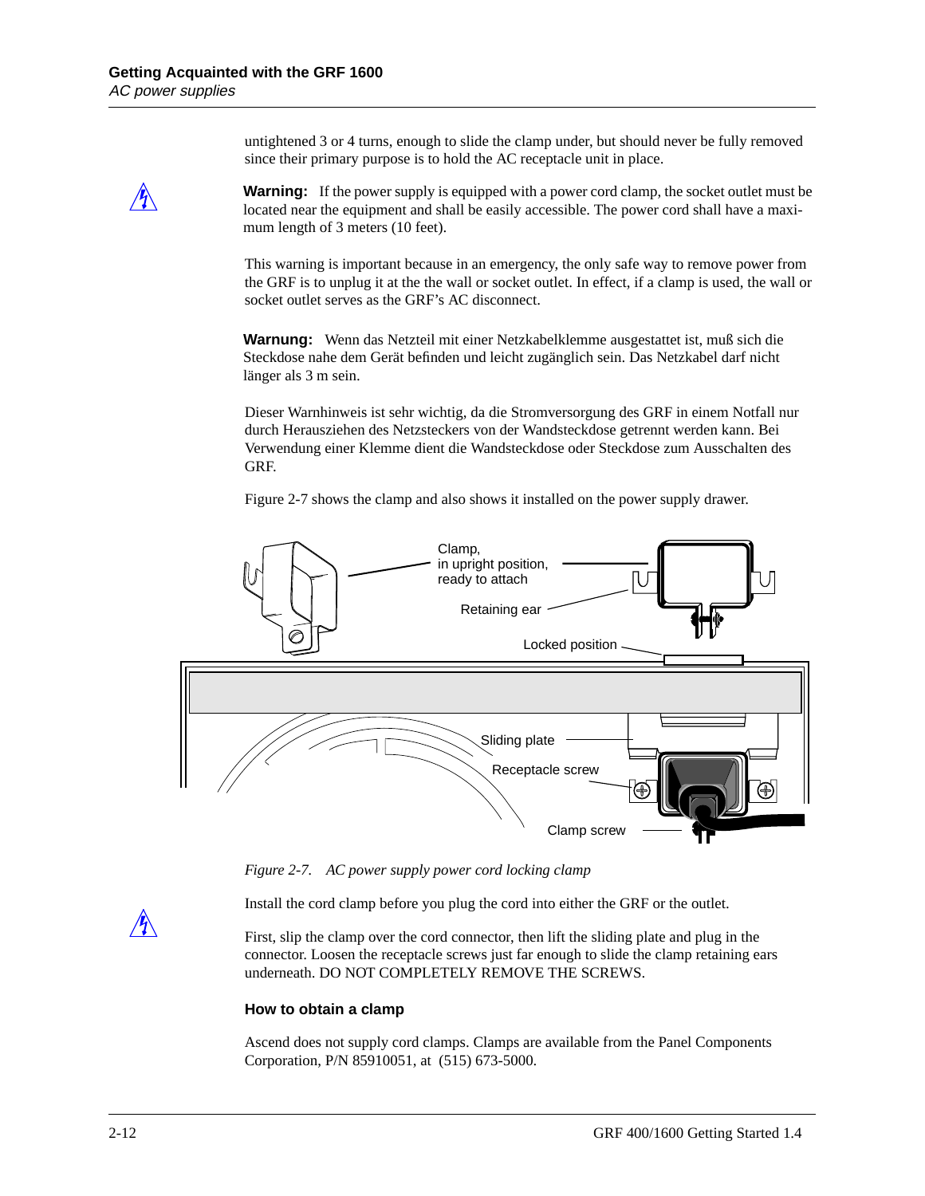untightened 3 or 4 turns, enough to slide the clamp under, but should never be fully removed since their primary purpose is to hold the AC receptacle unit in place.

**Warning:** If the power supply is equipped with a power cord clamp, the socket outlet must be located near the equipment and shall be easily accessible. The power cord shall have a maximum length of 3 meters (10 feet).

This warning is important because in an emergency, the only safe way to remove power from the GRF is to unplug it at the the wall or socket outlet. In effect, if a clamp is used, the wall or socket outlet serves as the GRF's AC disconnect.

**Warnung:** Wenn das Netzteil mit einer Netzkabelklemme ausgestattet ist, muß sich die Steckdose nahe dem Gerät befinden und leicht zugänglich sein. Das Netzkabel darf nicht länger als 3 m sein.

Dieser Warnhinweis ist sehr wichtig, da die Stromversorgung des GRF in einem Notfall nur durch Herausziehen des Netzsteckers von der Wandsteckdose getrennt werden kann. Bei Verwendung einer Klemme dient die Wandsteckdose oder Steckdose zum Ausschalten des GRF.

Figure 2-7 shows the clamp and also shows it installed on the power supply drawer.

Clamp, in upright position, ready to attach

Retaining ear

Locked position

Sliding plate

Receptacle screw

Clamp screw

*Figure 2-7. AC power supply power cord locking clamp*

Install the cord clamp before you plug the cord into either the GRF or the outlet.

First, slip the clamp over the cord connector, then lift the sliding plate and plug in the connector. Loosen the receptacle screws just far enough to slide the clamp retaining ears underneath. DO NOT COMPLETELY REMOVE THE SCREWS.

### How to obtain a clamp

Ascend does not supply cord clamps. Clamps are available from the Panel Components Corporation, P/N 85910051, at (515) 673-5000.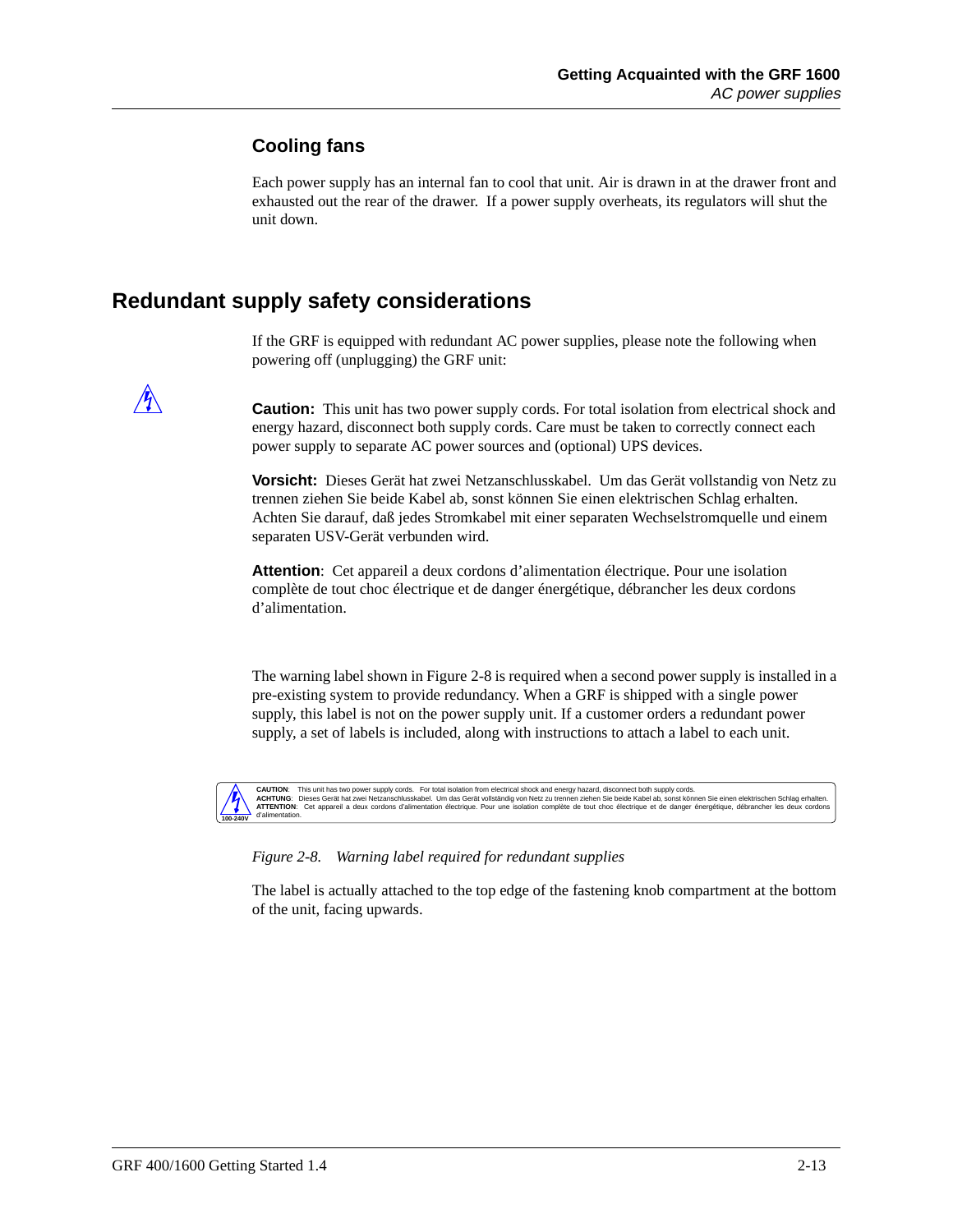### Cooling fans

Each power supply has an internal fan to cool that unit. Air is drawn in at the drawer front and exhausted out the rear of the drawer. If a power supply overheats, its regulators will shut the unit down.

## Redundant supply safety considerations

If the GRF is equipped with redundant AC power supplies, please note the following when powering off (unplugging) the GRF unit:

**Caution:** This unit has two power supply cords. For total isolation from electrical shock and energy hazard, disconnect both supply cords. Care must be taken to correctly connect each power supply to separate AC power sources and (optional) UPS devices.

**Vorsicht:** Dieses Gerät hat zwei Netzanschlusskabel. Um das Gerät vollstandig von Netz zu trennen ziehen Sie beide Kabel ab, sonst können Sie einen elektrischen Schlag erhalten. Achten Sie darauf, daß jedes Stromkabel mit einer separaten Wechselstromquelle und einem separaten USV-Gerät verbunden wird.

**Attention**: Cet appareil a deux cordons d'alimentation électrique. Pour une isolation complète de tout choc électrique et de danger énergétique, débrancher les deux cordons d'alimentation.

The warning label shown in Figure 2-8 is required when a second power supply is installed in a pre-existing system to provide redundancy. When a GRF is shipped with a single power supply, this label is not on the power supply unit. If a customer orders a redundant power supply, a set of labels is included, along with instructions to attach a label to each unit.

100-240V

**CAUTION**: This unit has two power supply cords. For total isolation from electrical shock and energy hazard, disconnect both supply cords.
**ACHTUNG**: Dieses Gerät hat zwei Netzanschlusskabel. Um das Gerät vollständig von Netz zu trennen ziehen Sie beide Kabel ab, sonst können Sie einen elektrischen Schlag erhalten.
**ATTENTION**: Cet appareil a deux cordons d'alimentation électrique. Pour une isolation complète de tout choc électrique et de danger énergétique, débrancher les deux cordons d'alimentation.

*Figure 2-8. Warning label required for redundant supplies*

The label is actually attached to the top edge of the fastening knob compartment at the bottom of the unit, facing upwards.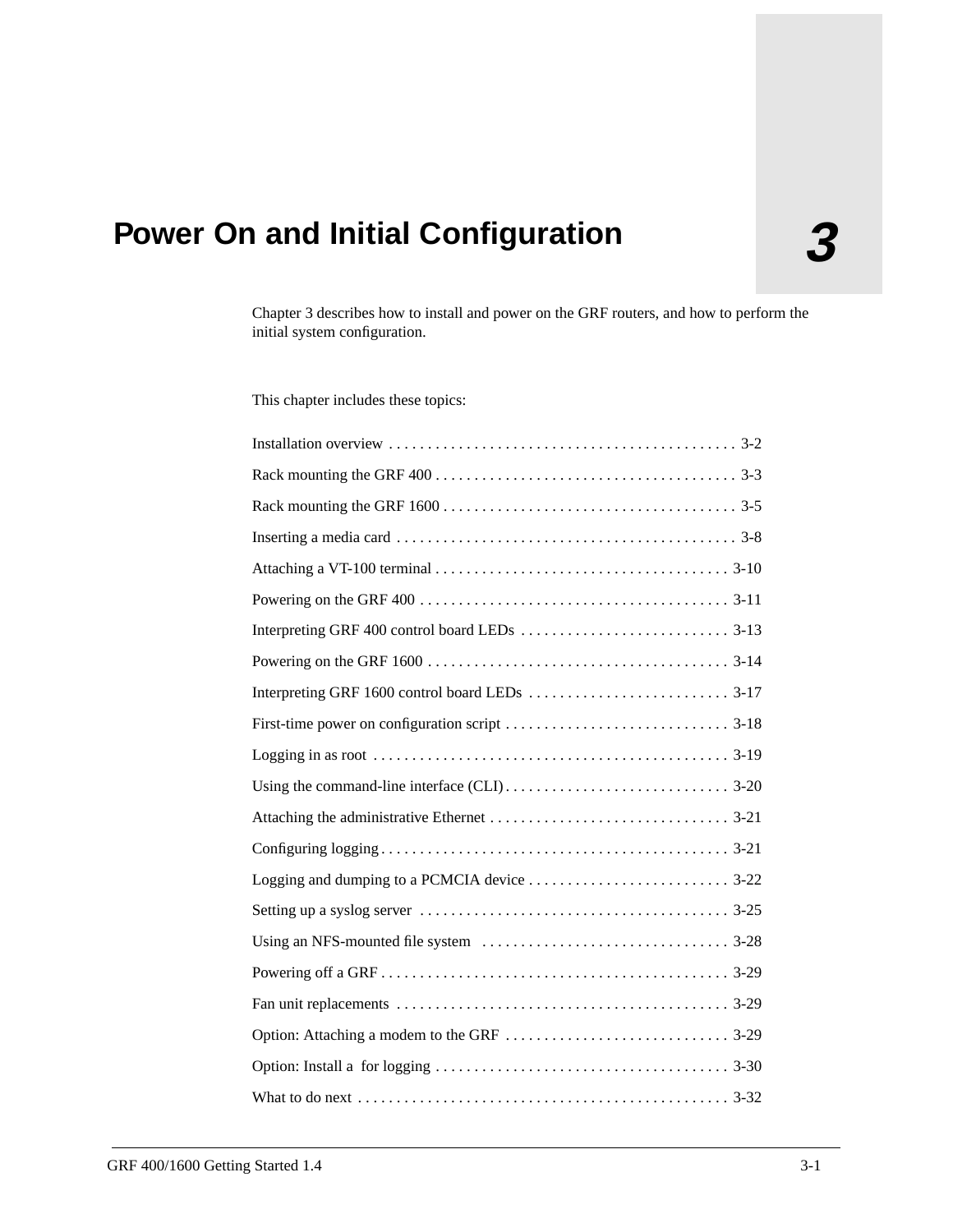# 3 Power On and Initial Configuration

Chapter 3 describes how to install and power on the GRF routers, and how to perform the initial system configuration.

This chapter includes these topics:

Installation overview . . . . . . . . . . . . . . . . . . . . . . . . . . . . . . . . . . . . . . . . . . . . 3-2

Rack mounting the GRF 400 . . . . . . . . . . . . . . . . . . . . . . . . . . . . . . . . . . . . . . . 3-3

Rack mounting the GRF 1600 . . . . . . . . . . . . . . . . . . . . . . . . . . . . . . . . . . . . . . 3-5

Inserting a media card . . . . . . . . . . . . . . . . . . . . . . . . . . . . . . . . . . . . . . . . . . . . 3-8

Attaching a VT-100 terminal . . . . . . . . . . . . . . . . . . . . . . . . . . . . . . . . . . . . . . 3-10

Powering on the GRF 400 . . . . . . . . . . . . . . . . . . . . . . . . . . . . . . . . . . . . . . . . 3-11

Interpreting GRF 400 control board LEDs . . . . . . . . . . . . . . . . . . . . . . . . . . . 3-13

Powering on the GRF 1600 . . . . . . . . . . . . . . . . . . . . . . . . . . . . . . . . . . . . . . . 3-14

Interpreting GRF 1600 control board LEDs . . . . . . . . . . . . . . . . . . . . . . . . . . 3-17

First-time power on configuration script . . . . . . . . . . . . . . . . . . . . . . . . . . . . . 3-18

Logging in as root . . . . . . . . . . . . . . . . . . . . . . . . . . . . . . . . . . . . . . . . . . . . . . 3-19

Using the command-line interface (CLI) . . . . . . . . . . . . . . . . . . . . . . . . . . . . . 3-20

Attaching the administrative Ethernet . . . . . . . . . . . . . . . . . . . . . . . . . . . . . . . 3-21

Configuring logging . . . . . . . . . . . . . . . . . . . . . . . . . . . . . . . . . . . . . . . . . . . . . 3-21

Logging and dumping to a PCMCIA device . . . . . . . . . . . . . . . . . . . . . . . . . . 3-22

Setting up a syslog server . . . . . . . . . . . . . . . . . . . . . . . . . . . . . . . . . . . . . . . . 3-25

Using an NFS-mounted file system . . . . . . . . . . . . . . . . . . . . . . . . . . . . . . . . 3-28

Powering off a GRF . . . . . . . . . . . . . . . . . . . . . . . . . . . . . . . . . . . . . . . . . . . . . 3-29

Fan unit replacements . . . . . . . . . . . . . . . . . . . . . . . . . . . . . . . . . . . . . . . . . . . 3-29

Option: Attaching a modem to the GRF . . . . . . . . . . . . . . . . . . . . . . . . . . . . . 3-29

Option: Install a for logging . . . . . . . . . . . . . . . . . . . . . . . . . . . . . . . . . . . . . . 3-30

What to do next . . . . . . . . . . . . . . . . . . . . . . . . . . . . . . . . . . . . . . . . . . . . . . . . 3-32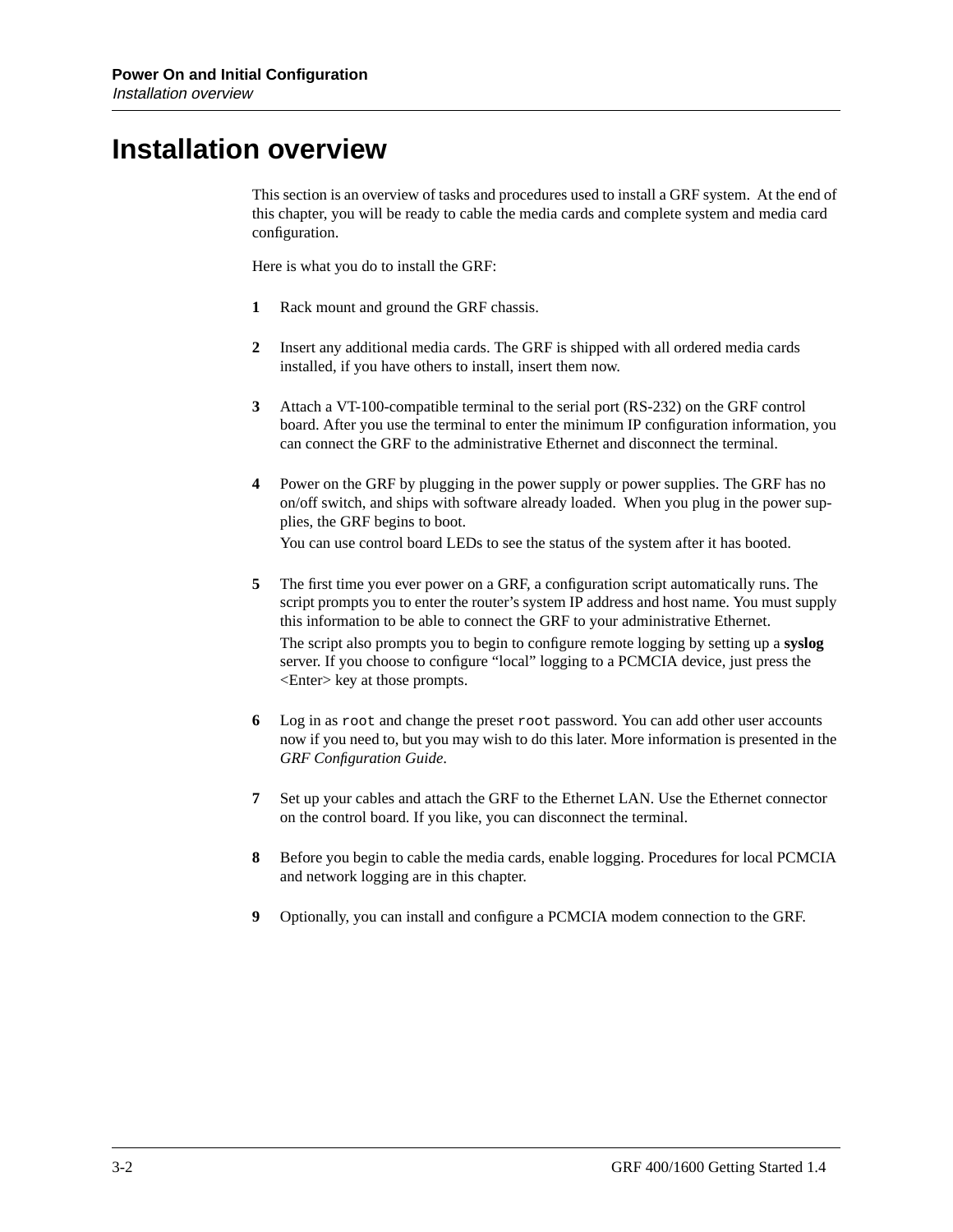# Installation overview

This section is an overview of tasks and procedures used to install a GRF system. At the end of this chapter, you will be ready to cable the media cards and complete system and media card configuration.

Here is what you do to install the GRF:

1. Rack mount and ground the GRF chassis.

2. Insert any additional media cards. The GRF is shipped with all ordered media cards installed, if you have others to install, insert them now.

3. Attach a VT-100-compatible terminal to the serial port (RS-232) on the GRF control board. After you use the terminal to enter the minimum IP configuration information, you can connect the GRF to the administrative Ethernet and disconnect the terminal.

4. Power on the GRF by plugging in the power supply or power supplies. The GRF has no on/off switch, and ships with software already loaded. When you plug in the power supplies, the GRF begins to boot.

   You can use control board LEDs to see the status of the system after it has booted.

5. The first time you ever power on a GRF, a configuration script automatically runs. The script prompts you to enter the router's system IP address and host name. You must supply this information to be able to connect the GRF to your administrative Ethernet.

   The script also prompts you to begin to configure remote logging by setting up a **syslog** server. If you choose to configure "local" logging to a PCMCIA device, just press the <Enter> key at those prompts.

6. Log in as `root` and change the preset `root` password. You can add other user accounts now if you need to, but you may wish to do this later. More information is presented in the *GRF Configuration Guide*.

7. Set up your cables and attach the GRF to the Ethernet LAN. Use the Ethernet connector on the control board. If you like, you can disconnect the terminal.

8. Before you begin to cable the media cards, enable logging. Procedures for local PCMCIA and network logging are in this chapter.

9. Optionally, you can install and configure a PCMCIA modem connection to the GRF.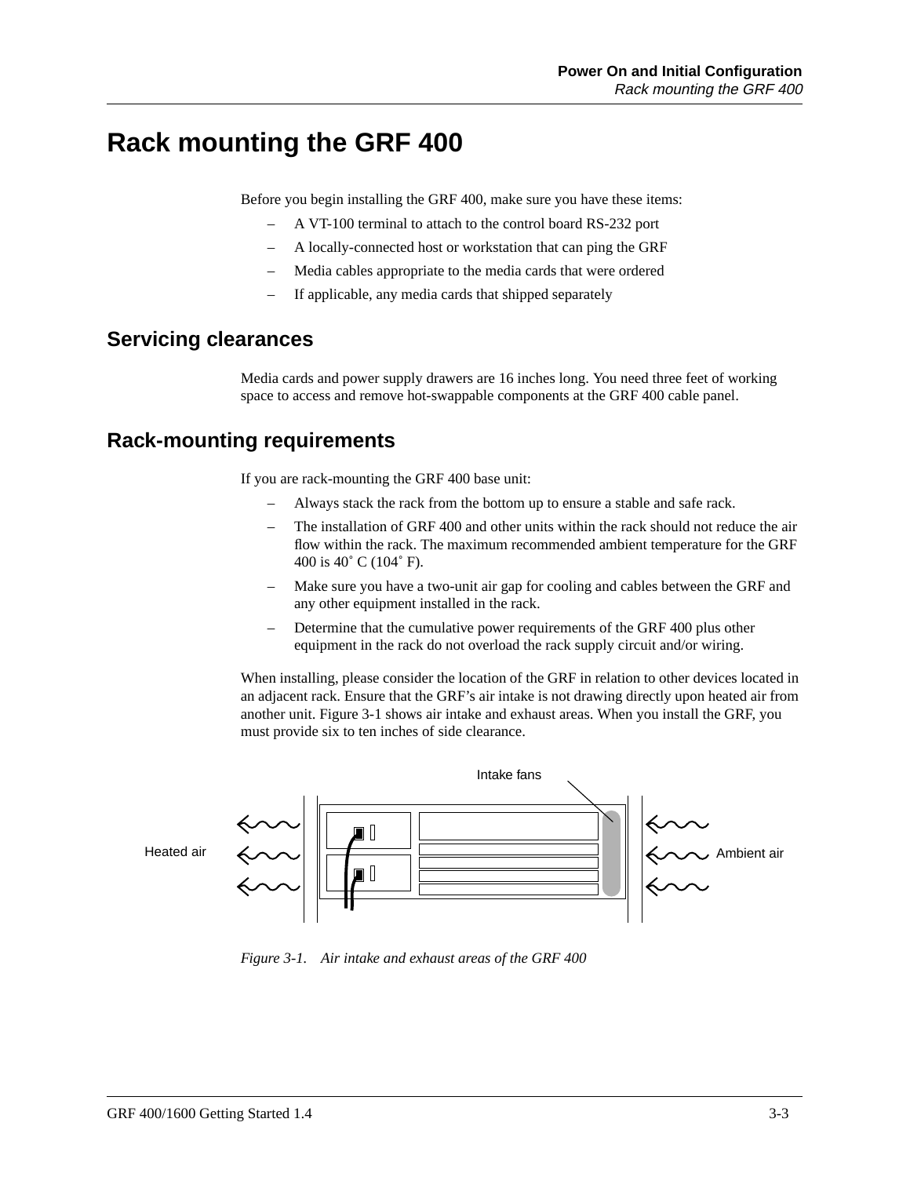# Rack mounting the GRF 400

Before you begin installing the GRF 400, make sure you have these items:

- A VT-100 terminal to attach to the control board RS-232 port
- A locally-connected host or workstation that can ping the GRF
- Media cables appropriate to the media cards that were ordered
- If applicable, any media cards that shipped separately

## Servicing clearances

Media cards and power supply drawers are 16 inches long. You need three feet of working space to access and remove hot-swappable components at the GRF 400 cable panel.

## Rack-mounting requirements

If you are rack-mounting the GRF 400 base unit:

- Always stack the rack from the bottom up to ensure a stable and safe rack.
- The installation of GRF 400 and other units within the rack should not reduce the air flow within the rack. The maximum recommended ambient temperature for the GRF 400 is 40˚ C (104˚ F).
- Make sure you have a two-unit air gap for cooling and cables between the GRF and any other equipment installed in the rack.
- Determine that the cumulative power requirements of the GRF 400 plus other equipment in the rack do not overload the rack supply circuit and/or wiring.

When installing, please consider the location of the GRF in relation to other devices located in an adjacent rack. Ensure that the GRF's air intake is not drawing directly upon heated air from another unit. Figure 3-1 shows air intake and exhaust areas. When you install the GRF, you must provide six to ten inches of side clearance.

Intake fans

Heated air

Ambient air

*Figure 3-1. Air intake and exhaust areas of the GRF 400*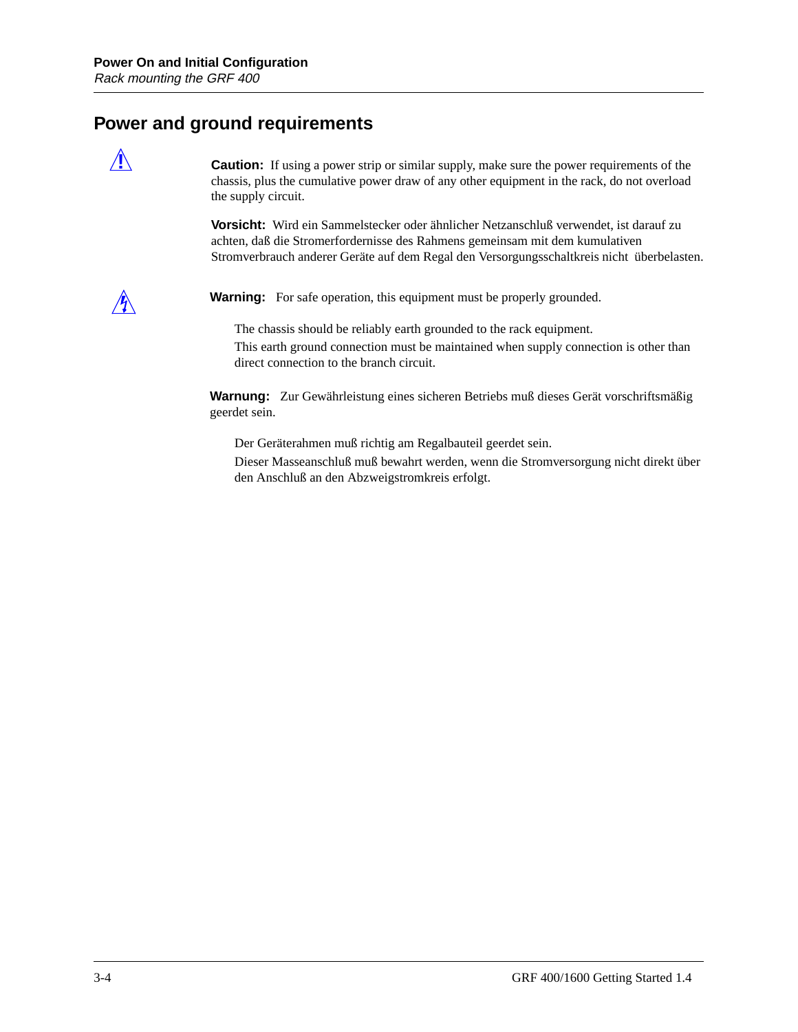## Power and ground requirements

**Caution:** If using a power strip or similar supply, make sure the power requirements of the chassis, plus the cumulative power draw of any other equipment in the rack, do not overload the supply circuit.

**Vorsicht:** Wird ein Sammelstecker oder ähnlicher Netzanschluß verwendet, ist darauf zu achten, daß die Stromerfordernisse des Rahmens gemeinsam mit dem kumulativen Stromverbrauch anderer Geräte auf dem Regal den Versorgungsschaltkreis nicht überbelasten.

**Warning:** For safe operation, this equipment must be properly grounded.

The chassis should be reliably earth grounded to the rack equipment.

This earth ground connection must be maintained when supply connection is other than direct connection to the branch circuit.

**Warnung:** Zur Gewährleistung eines sicheren Betriebs muß dieses Gerät vorschriftsmäßig geerdet sein.

Der Geräterahmen muß richtig am Regalbauteil geerdet sein.

Dieser Masseanschluß muß bewahrt werden, wenn die Stromversorgung nicht direkt über den Anschluß an den Abzweigstromkreis erfolgt.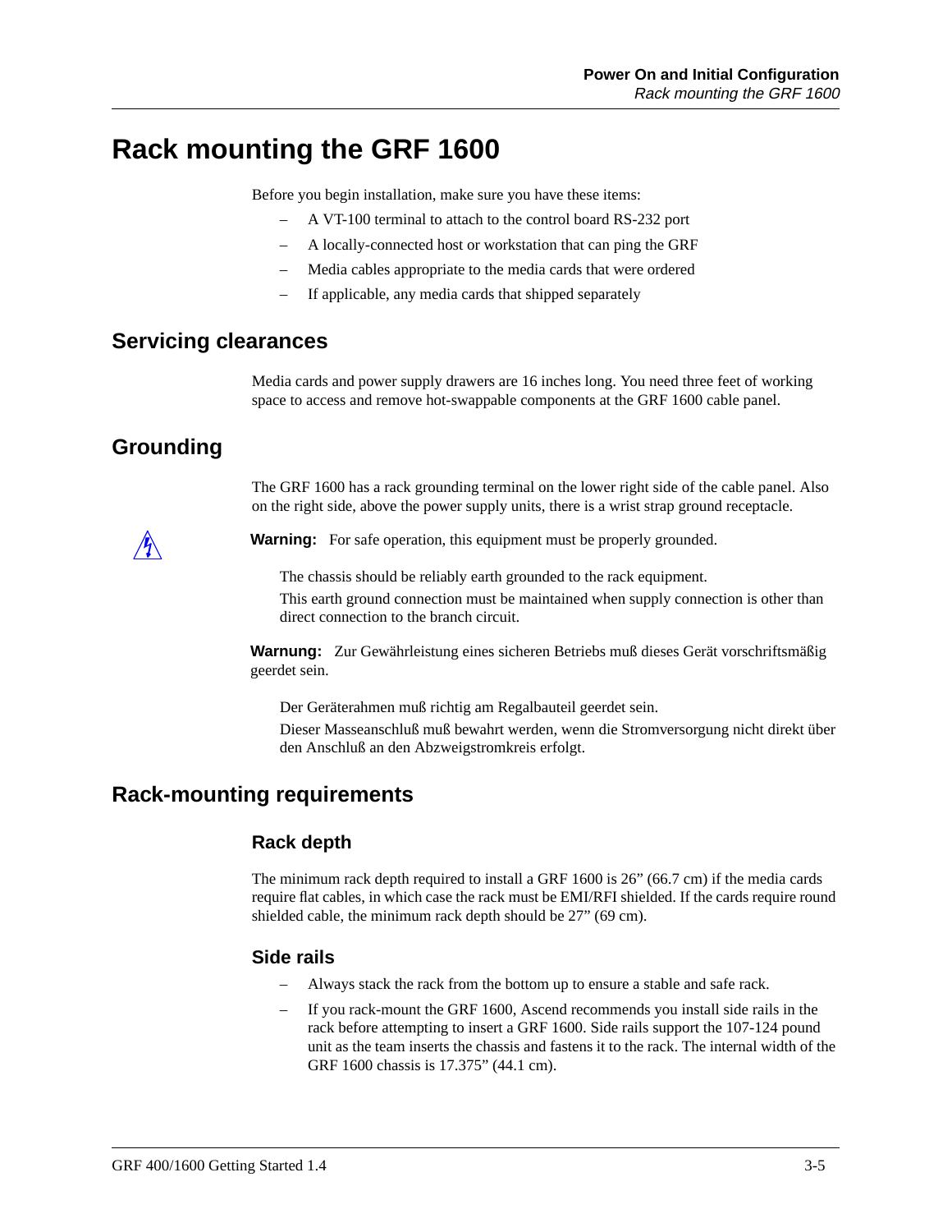# Rack mounting the GRF 1600

Before you begin installation, make sure you have these items:

- A VT-100 terminal to attach to the control board RS-232 port
- A locally-connected host or workstation that can ping the GRF
- Media cables appropriate to the media cards that were ordered
- If applicable, any media cards that shipped separately

## Servicing clearances

Media cards and power supply drawers are 16 inches long. You need three feet of working space to access and remove hot-swappable components at the GRF 1600 cable panel.

## Grounding

The GRF 1600 has a rack grounding terminal on the lower right side of the cable panel. Also on the right side, above the power supply units, there is a wrist strap ground receptacle.

**Warning:** For safe operation, this equipment must be properly grounded.

The chassis should be reliably earth grounded to the rack equipment.

This earth ground connection must be maintained when supply connection is other than direct connection to the branch circuit.

**Warnung:** Zur Gewährleistung eines sicheren Betriebs muß dieses Gerät vorschriftsmäßig geerdet sein.

Der Geräterahmen muß richtig am Regalbauteil geerdet sein.

Dieser Masseanschluß muß bewahrt werden, wenn die Stromversorgung nicht direkt über den Anschluß an den Abzweigstromkreis erfolgt.

## Rack-mounting requirements

### Rack depth

The minimum rack depth required to install a GRF 1600 is 26” (66.7 cm) if the media cards require flat cables, in which case the rack must be EMI/RFI shielded. If the cards require round shielded cable, the minimum rack depth should be 27” (69 cm).

### Side rails

- Always stack the rack from the bottom up to ensure a stable and safe rack.
- If you rack-mount the GRF 1600, Ascend recommends you install side rails in the rack before attempting to insert a GRF 1600. Side rails support the 107-124 pound unit as the team inserts the chassis and fastens it to the rack. The internal width of the GRF 1600 chassis is 17.375” (44.1 cm).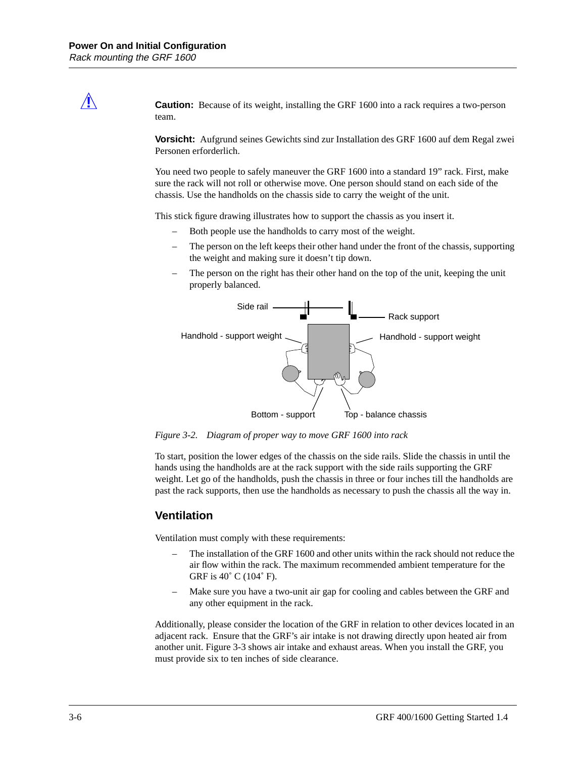**Caution:** Because of its weight, installing the GRF 1600 into a rack requires a two-person team.

**Vorsicht:** Aufgrund seines Gewichts sind zur Installation des GRF 1600 auf dem Regal zwei Personen erforderlich.

You need two people to safely maneuver the GRF 1600 into a standard 19" rack. First, make sure the rack will not roll or otherwise move. One person should stand on each side of the chassis. Use the handholds on the chassis side to carry the weight of the unit.

This stick figure drawing illustrates how to support the chassis as you insert it.

– Both people use the handholds to carry most of the weight.
– The person on the left keeps their other hand under the front of the chassis, supporting the weight and making sure it doesn't tip down.
– The person on the right has their other hand on the top of the unit, keeping the unit properly balanced.

*Figure 3-2. Diagram of proper way to move GRF 1600 into rack*

To start, position the lower edges of the chassis on the side rails. Slide the chassis in until the hands using the handholds are at the rack support with the side rails supporting the GRF weight. Let go of the handholds, push the chassis in three or four inches till the handholds are past the rack supports, then use the handholds as necessary to push the chassis all the way in.

## Ventilation

Ventilation must comply with these requirements:

– The installation of the GRF 1600 and other units within the rack should not reduce the air flow within the rack. The maximum recommended ambient temperature for the GRF is 40˚ C (104˚ F).
– Make sure you have a two-unit air gap for cooling and cables between the GRF and any other equipment in the rack.

Additionally, please consider the location of the GRF in relation to other devices located in an adjacent rack. Ensure that the GRF's air intake is not drawing directly upon heated air from another unit. Figure 3-3 shows air intake and exhaust areas. When you install the GRF, you must provide six to ten inches of side clearance.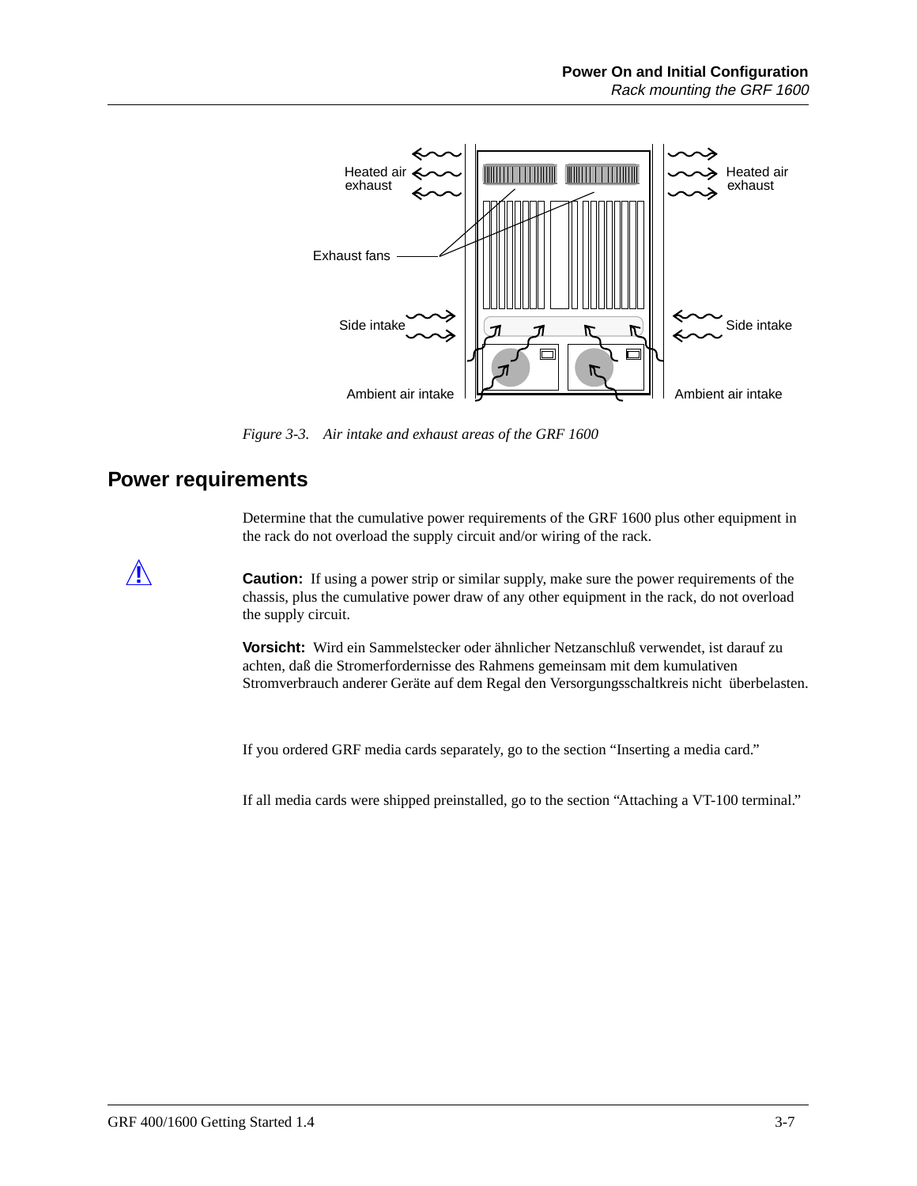*Figure 3-3. Air intake and exhaust areas of the GRF 1600*

## Power requirements

Determine that the cumulative power requirements of the GRF 1600 plus other equipment in the rack do not overload the supply circuit and/or wiring of the rack.

**Caution:** If using a power strip or similar supply, make sure the power requirements of the chassis, plus the cumulative power draw of any other equipment in the rack, do not overload the supply circuit.

**Vorsicht:** Wird ein Sammelstecker oder ähnlicher Netzanschluß verwendet, ist darauf zu achten, daß die Stromerfordernisse des Rahmens gemeinsam mit dem kumulativen Stromverbrauch anderer Geräte auf dem Regal den Versorgungsschaltkreis nicht überbelasten.

If you ordered GRF media cards separately, go to the section "Inserting a media card."

If all media cards were shipped preinstalled, go to the section "Attaching a VT-100 terminal."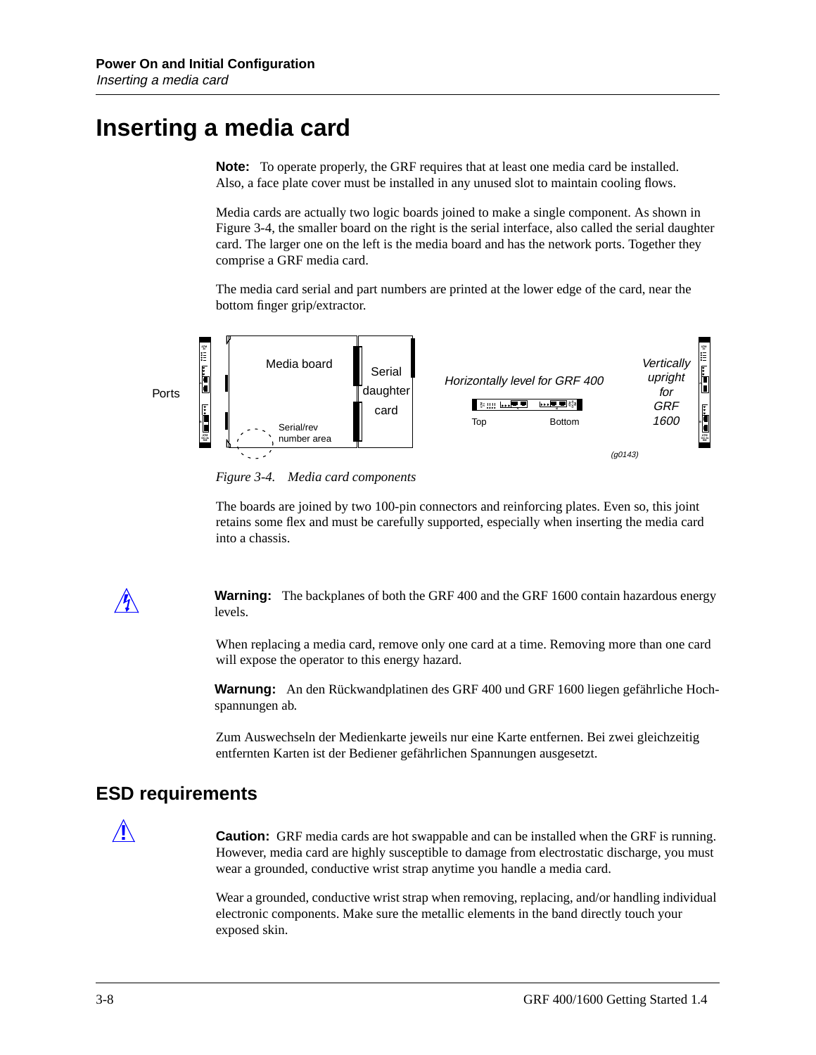# Inserting a media card

**Note:** To operate properly, the GRF requires that at least one media card be installed. Also, a face plate cover must be installed in any unused slot to maintain cooling flows.

Media cards are actually two logic boards joined to make a single component. As shown in Figure 3-4, the smaller board on the right is the serial interface, also called the serial daughter card. The larger one on the left is the media board and has the network ports. Together they comprise a GRF media card.

The media card serial and part numbers are printed at the lower edge of the card, near the bottom finger grip/extractor.

Ports | Media board | Serial daughter card | Serial/rev number area | *Horizontally level for GRF 400* | Top | Bottom | *Vertically upright for GRF 1600* | *(g0143)*

*Figure 3-4. Media card components*

The boards are joined by two 100-pin connectors and reinforcing plates. Even so, this joint retains some flex and must be carefully supported, especially when inserting the media card into a chassis.

**Warning:** The backplanes of both the GRF 400 and the GRF 1600 contain hazardous energy levels.

When replacing a media card, remove only one card at a time. Removing more than one card will expose the operator to this energy hazard.

**Warnung:** An den Rückwandplatinen des GRF 400 und GRF 1600 liegen gefährliche Hochspannungen ab.

Zum Auswechseln der Medienkarte jeweils nur eine Karte entfernen. Bei zwei gleichzeitig entfernten Karten ist der Bediener gefährlichen Spannungen ausgesetzt.

## ESD requirements

**Caution:** GRF media cards are hot swappable and can be installed when the GRF is running. However, media card are highly susceptible to damage from electrostatic discharge, you must wear a grounded, conductive wrist strap anytime you handle a media card.

Wear a grounded, conductive wrist strap when removing, replacing, and/or handling individual electronic components. Make sure the metallic elements in the band directly touch your exposed skin.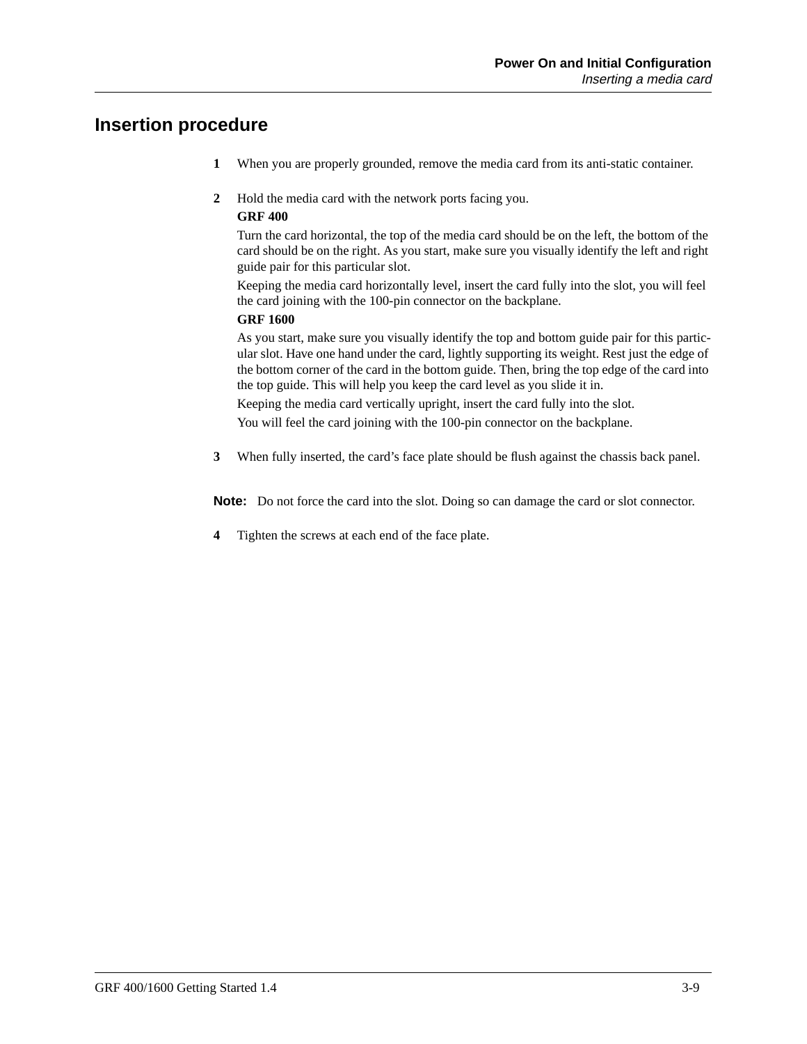# Insertion procedure

1. When you are properly grounded, remove the media card from its anti-static container.

2. Hold the media card with the network ports facing you.

   **GRF 400**

   Turn the card horizontal, the top of the media card should be on the left, the bottom of the card should be on the right. As you start, make sure you visually identify the left and right guide pair for this particular slot.

   Keeping the media card horizontally level, insert the card fully into the slot, you will feel the card joining with the 100-pin connector on the backplane.

   **GRF 1600**

   As you start, make sure you visually identify the top and bottom guide pair for this particular slot. Have one hand under the card, lightly supporting its weight. Rest just the edge of the bottom corner of the card in the bottom guide. Then, bring the top edge of the card into the top guide. This will help you keep the card level as you slide it in.

   Keeping the media card vertically upright, insert the card fully into the slot.

   You will feel the card joining with the 100-pin connector on the backplane.

3. When fully inserted, the card's face plate should be flush against the chassis back panel.

**Note:** Do not force the card into the slot. Doing so can damage the card or slot connector.

4. Tighten the screws at each end of the face plate.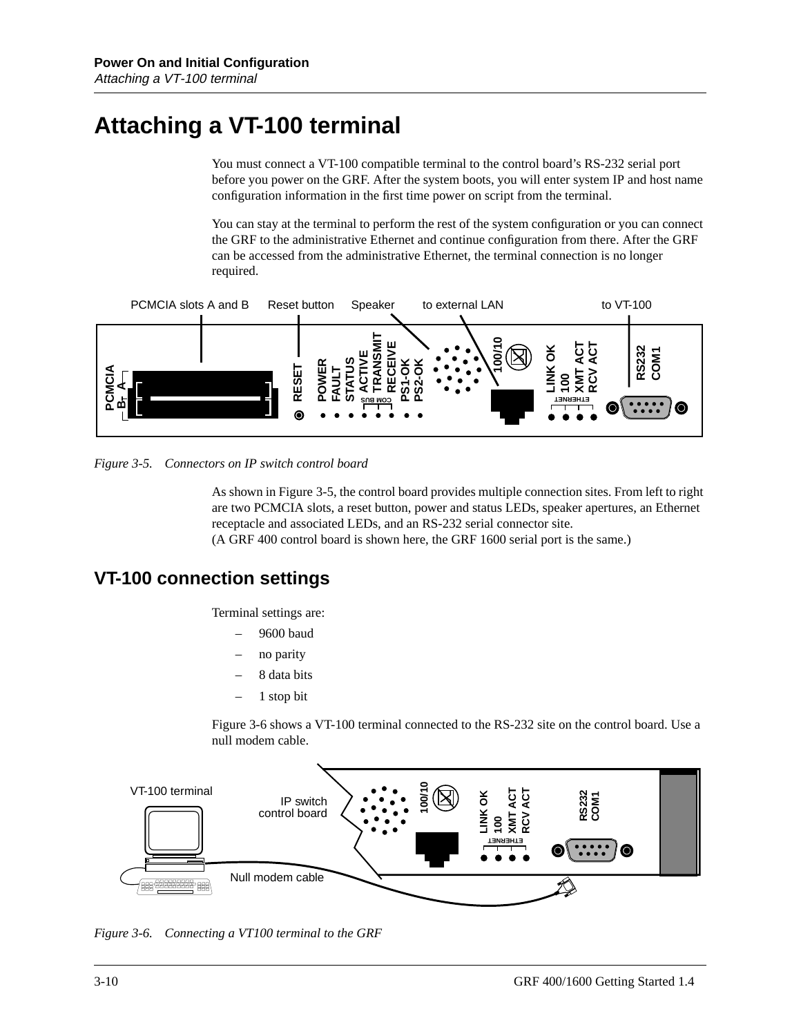# Attaching a VT-100 terminal

You must connect a VT-100 compatible terminal to the control board's RS-232 serial port before you power on the GRF. After the system boots, you will enter system IP and host name configuration information in the first time power on script from the terminal.

You can stay at the terminal to perform the rest of the system configuration or you can connect the GRF to the administrative Ethernet and continue configuration from there. After the GRF can be accessed from the administrative Ethernet, the terminal connection is no longer required.

*Figure 3-5. Connectors on IP switch control board*

As shown in Figure 3-5, the control board provides multiple connection sites. From left to right are two PCMCIA slots, a reset button, power and status LEDs, speaker apertures, an Ethernet receptacle and associated LEDs, and an RS-232 serial connector site.
(A GRF 400 control board is shown here, the GRF 1600 serial port is the same.)

## VT-100 connection settings

Terminal settings are:

- 9600 baud
- no parity
- 8 data bits
- 1 stop bit

Figure 3-6 shows a VT-100 terminal connected to the RS-232 site on the control board. Use a null modem cable.

*Figure 3-6. Connecting a VT100 terminal to the GRF*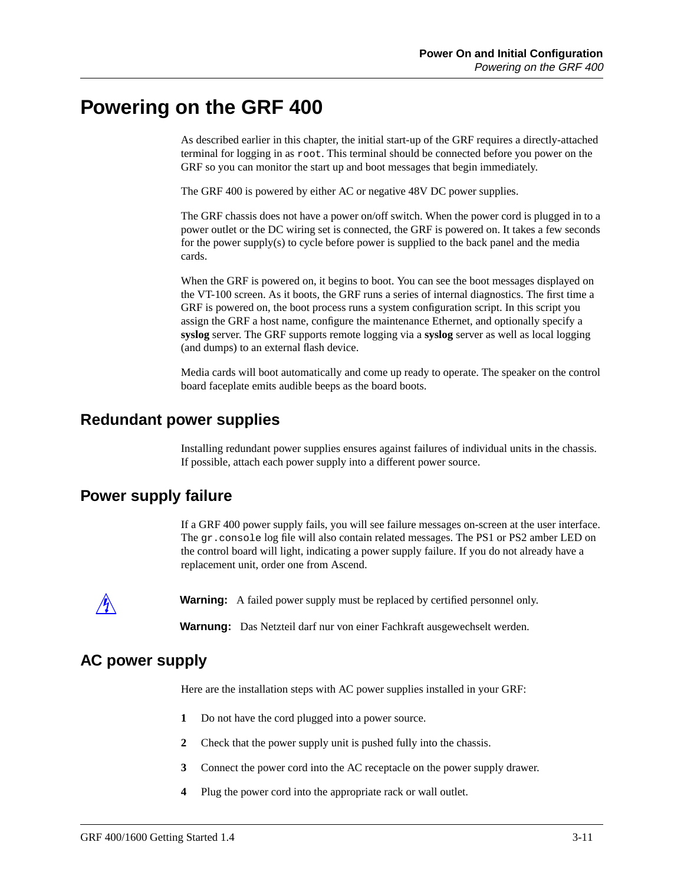# Powering on the GRF 400

As described earlier in this chapter, the initial start-up of the GRF requires a directly-attached terminal for logging in as `root`. This terminal should be connected before you power on the GRF so you can monitor the start up and boot messages that begin immediately.

The GRF 400 is powered by either AC or negative 48V DC power supplies.

The GRF chassis does not have a power on/off switch. When the power cord is plugged in to a power outlet or the DC wiring set is connected, the GRF is powered on. It takes a few seconds for the power supply(s) to cycle before power is supplied to the back panel and the media cards.

When the GRF is powered on, it begins to boot. You can see the boot messages displayed on the VT-100 screen. As it boots, the GRF runs a series of internal diagnostics. The first time a GRF is powered on, the boot process runs a system configuration script. In this script you assign the GRF a host name, configure the maintenance Ethernet, and optionally specify a **syslog** server. The GRF supports remote logging via a **syslog** server as well as local logging (and dumps) to an external flash device.

Media cards will boot automatically and come up ready to operate. The speaker on the control board faceplate emits audible beeps as the board boots.

## Redundant power supplies

Installing redundant power supplies ensures against failures of individual units in the chassis. If possible, attach each power supply into a different power source.

## Power supply failure

If a GRF 400 power supply fails, you will see failure messages on-screen at the user interface. The `gr.console` log file will also contain related messages. The PS1 or PS2 amber LED on the control board will light, indicating a power supply failure. If you do not already have a replacement unit, order one from Ascend.

**Warning:** A failed power supply must be replaced by certified personnel only.

**Warnung:** Das Netzteil darf nur von einer Fachkraft ausgewechselt werden.

## AC power supply

Here are the installation steps with AC power supplies installed in your GRF:

1. Do not have the cord plugged into a power source.
2. Check that the power supply unit is pushed fully into the chassis.
3. Connect the power cord into the AC receptacle on the power supply drawer.
4. Plug the power cord into the appropriate rack or wall outlet.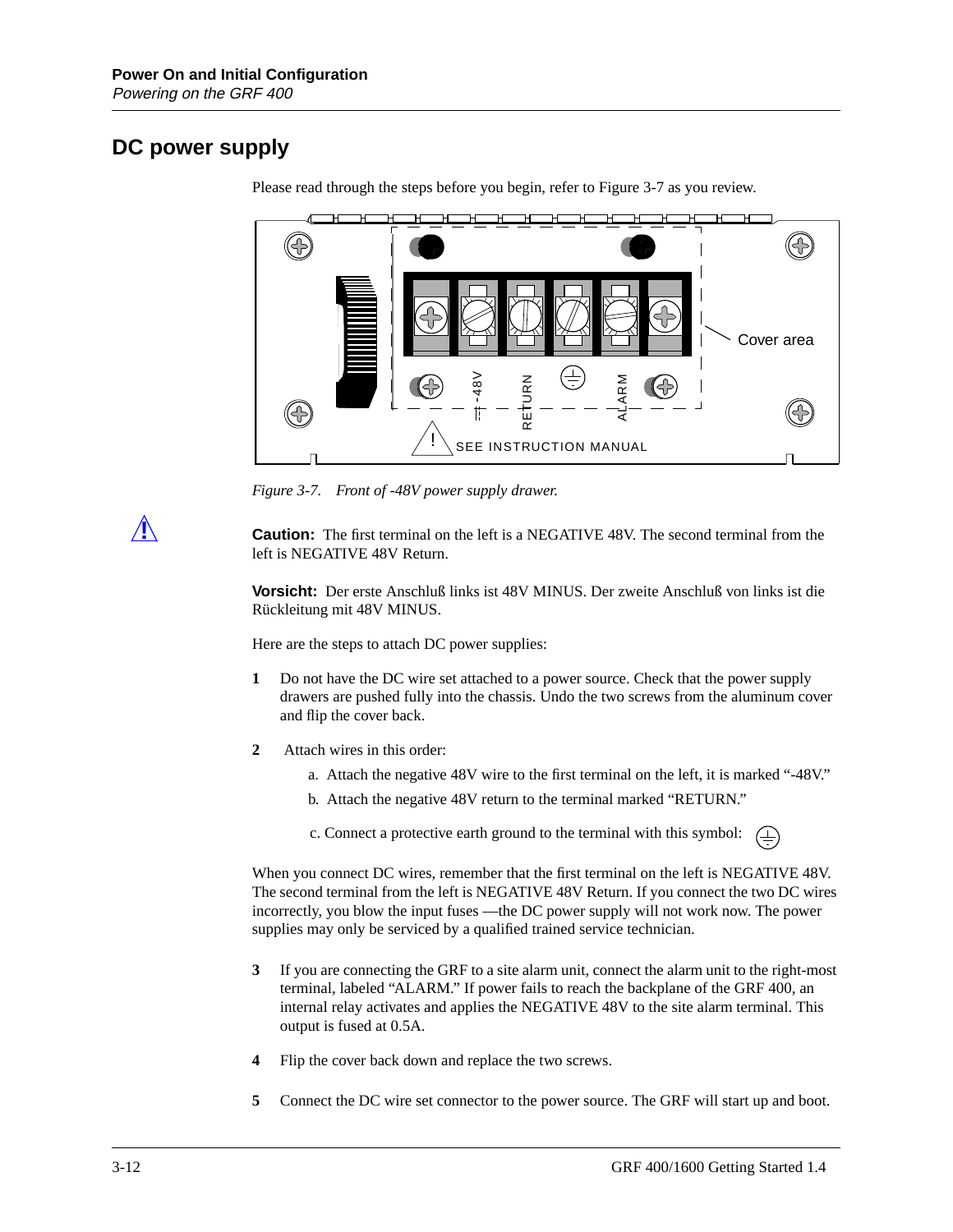## DC power supply

Please read through the steps before you begin, refer to Figure 3-7 as you review.

*Figure 3-7. Front of -48V power supply drawer.*

**Caution:** The first terminal on the left is a NEGATIVE 48V. The second terminal from the left is NEGATIVE 48V Return.

**Vorsicht:** Der erste Anschluß links ist 48V MINUS. Der zweite Anschluß von links ist die Rückleitung mit 48V MINUS.

Here are the steps to attach DC power supplies:

1. Do not have the DC wire set attached to a power source. Check that the power supply drawers are pushed fully into the chassis. Undo the two screws from the aluminum cover and flip the cover back.

2. Attach wires in this order:

   a. Attach the negative 48V wire to the first terminal on the left, it is marked "-48V."

   b. Attach the negative 48V return to the terminal marked "RETURN."

   c. Connect a protective earth ground to the terminal with this symbol: ⏚

When you connect DC wires, remember that the first terminal on the left is NEGATIVE 48V. The second terminal from the left is NEGATIVE 48V Return. If you connect the two DC wires incorrectly, you blow the input fuses —the DC power supply will not work now. The power supplies may only be serviced by a qualified trained service technician.

3. If you are connecting the GRF to a site alarm unit, connect the alarm unit to the right-most terminal, labeled "ALARM." If power fails to reach the backplane of the GRF 400, an internal relay activates and applies the NEGATIVE 48V to the site alarm terminal. This output is fused at 0.5A.

4. Flip the cover back down and replace the two screws.

5. Connect the DC wire set connector to the power source. The GRF will start up and boot.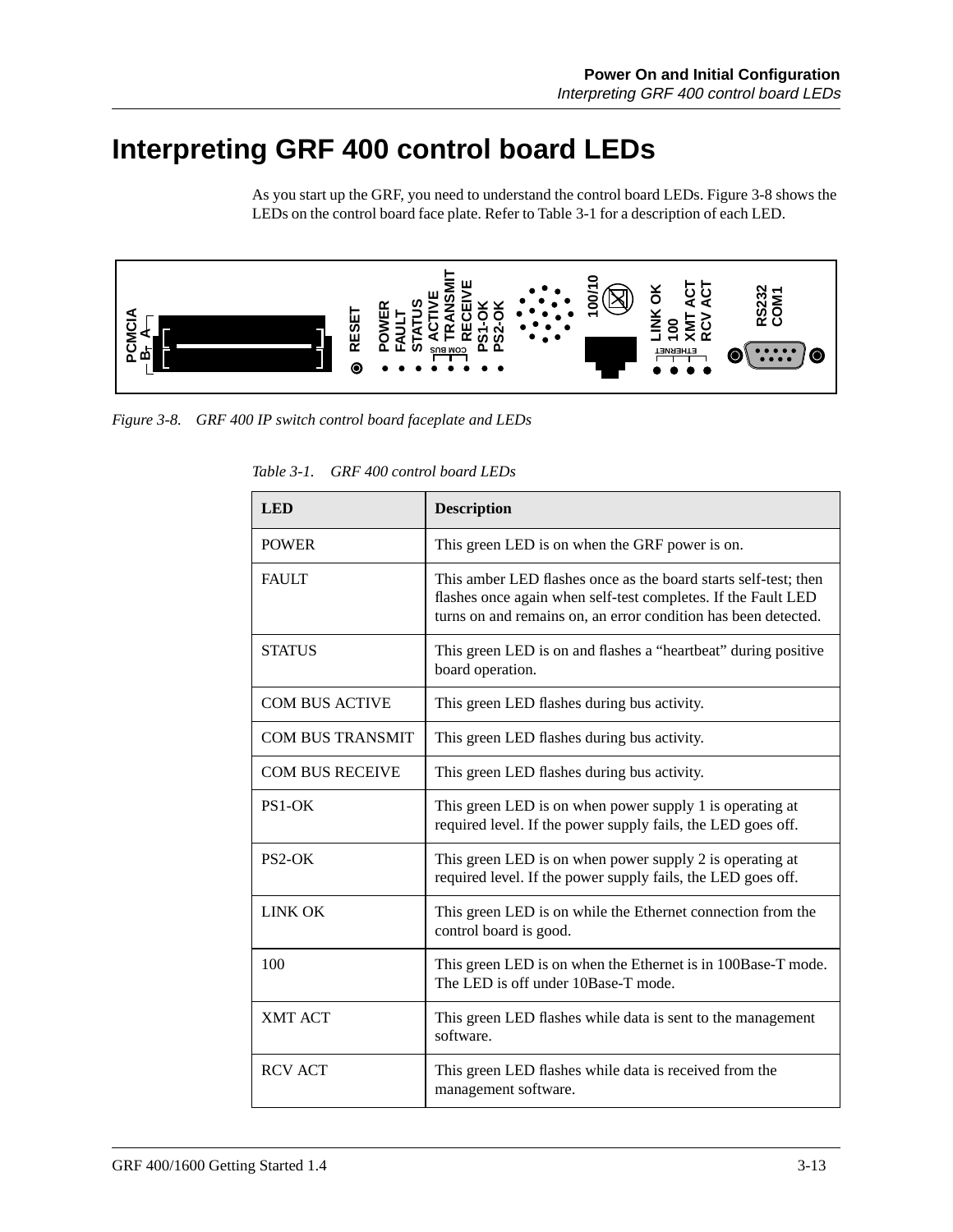# Interpreting GRF 400 control board LEDs

As you start up the GRF, you need to understand the control board LEDs. Figure 3-8 shows the LEDs on the control board face plate. Refer to Table 3-1 for a description of each LED.

*Figure 3-8. GRF 400 IP switch control board faceplate and LEDs*

*Table 3-1. GRF 400 control board LEDs*

| LED | Description |
|---|---|
| POWER | This green LED is on when the GRF power is on. |
| FAULT | This amber LED flashes once as the board starts self-test; then flashes once again when self-test completes. If the Fault LED turns on and remains on, an error condition has been detected. |
| STATUS | This green LED is on and flashes a “heartbeat” during positive board operation. |
| COM BUS ACTIVE | This green LED flashes during bus activity. |
| COM BUS TRANSMIT | This green LED flashes during bus activity. |
| COM BUS RECEIVE | This green LED flashes during bus activity. |
| PS1-OK | This green LED is on when power supply 1 is operating at required level. If the power supply fails, the LED goes off. |
| PS2-OK | This green LED is on when power supply 2 is operating at required level. If the power supply fails, the LED goes off. |
| LINK OK | This green LED is on while the Ethernet connection from the control board is good. |
| 100 | This green LED is on when the Ethernet is in 100Base-T mode. The LED is off under 10Base-T mode. |
| XMT ACT | This green LED flashes while data is sent to the management software. |
| RCV ACT | This green LED flashes while data is received from the management software. |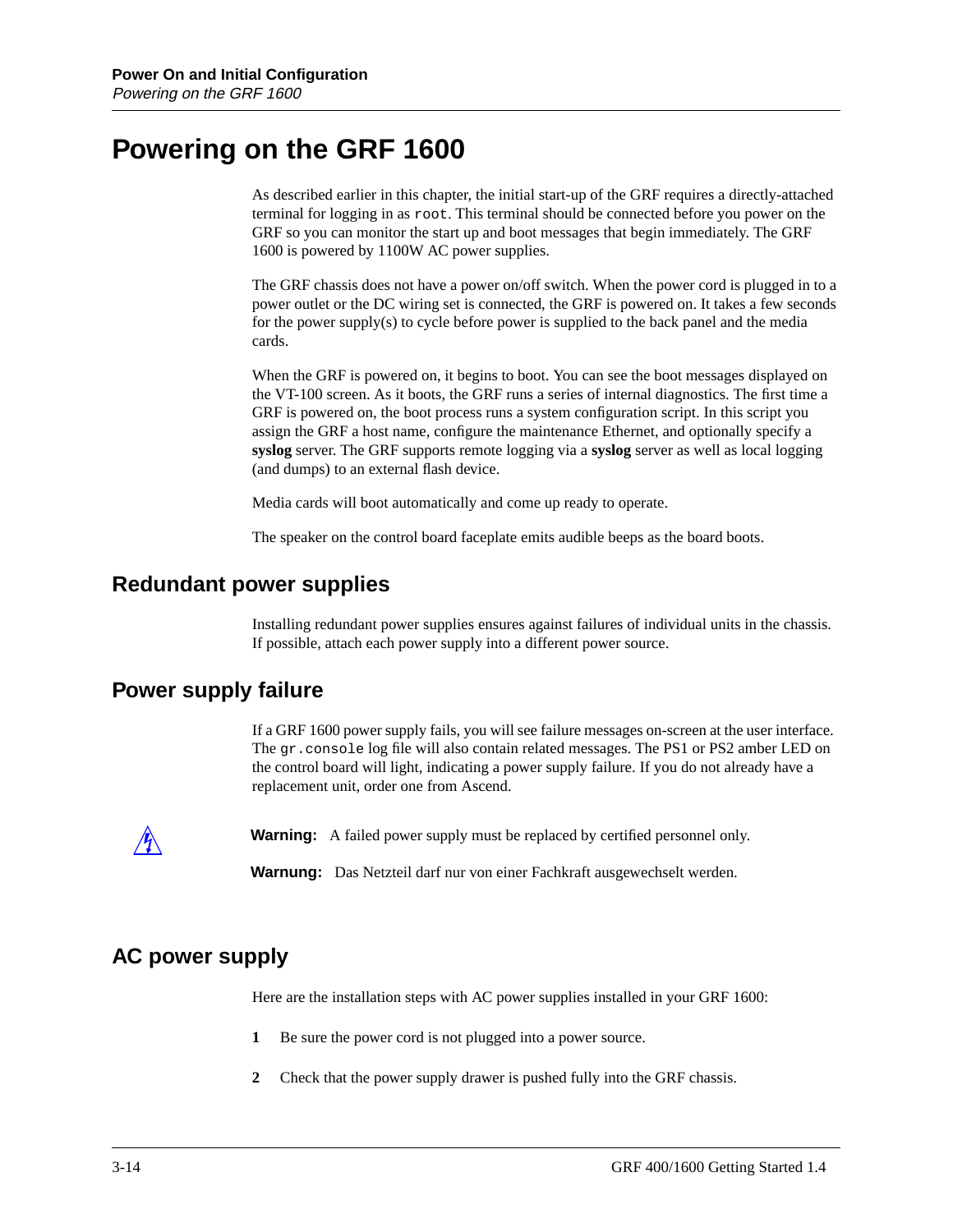# Powering on the GRF 1600

As described earlier in this chapter, the initial start-up of the GRF requires a directly-attached terminal for logging in as `root`. This terminal should be connected before you power on the GRF so you can monitor the start up and boot messages that begin immediately. The GRF 1600 is powered by 1100W AC power supplies.

The GRF chassis does not have a power on/off switch. When the power cord is plugged in to a power outlet or the DC wiring set is connected, the GRF is powered on. It takes a few seconds for the power supply(s) to cycle before power is supplied to the back panel and the media cards.

When the GRF is powered on, it begins to boot. You can see the boot messages displayed on the VT-100 screen. As it boots, the GRF runs a series of internal diagnostics. The first time a GRF is powered on, the boot process runs a system configuration script. In this script you assign the GRF a host name, configure the maintenance Ethernet, and optionally specify a **syslog** server. The GRF supports remote logging via a **syslog** server as well as local logging (and dumps) to an external flash device.

Media cards will boot automatically and come up ready to operate.

The speaker on the control board faceplate emits audible beeps as the board boots.

## Redundant power supplies

Installing redundant power supplies ensures against failures of individual units in the chassis. If possible, attach each power supply into a different power source.

## Power supply failure

If a GRF 1600 power supply fails, you will see failure messages on-screen at the user interface. The `gr.console` log file will also contain related messages. The PS1 or PS2 amber LED on the control board will light, indicating a power supply failure. If you do not already have a replacement unit, order one from Ascend.

**Warning:** A failed power supply must be replaced by certified personnel only.

**Warnung:** Das Netzteil darf nur von einer Fachkraft ausgewechselt werden.

## AC power supply

Here are the installation steps with AC power supplies installed in your GRF 1600:

1. Be sure the power cord is not plugged into a power source.
2. Check that the power supply drawer is pushed fully into the GRF chassis.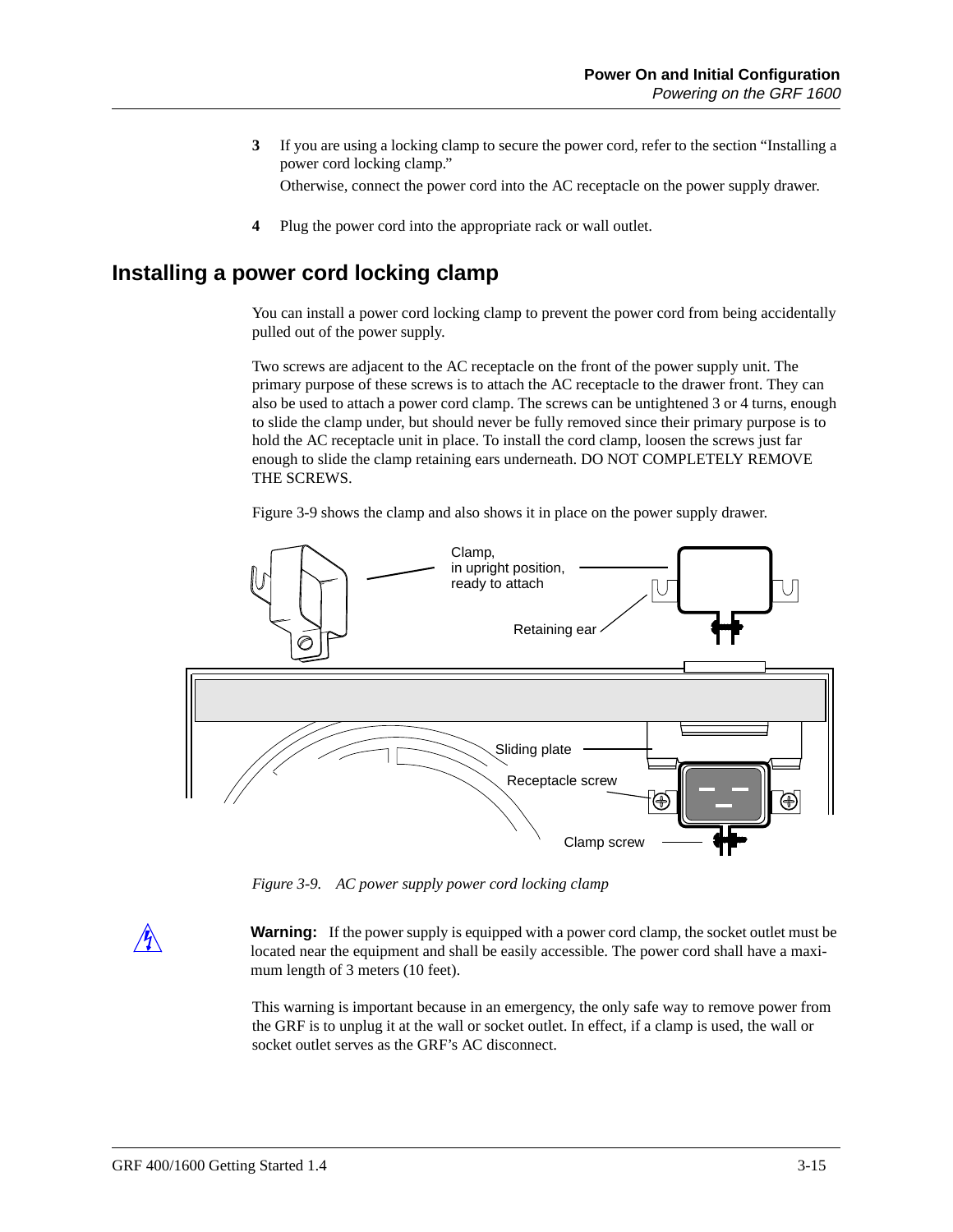3. If you are using a locking clamp to secure the power cord, refer to the section "Installing a power cord locking clamp."

   Otherwise, connect the power cord into the AC receptacle on the power supply drawer.

4. Plug the power cord into the appropriate rack or wall outlet.

## Installing a power cord locking clamp

You can install a power cord locking clamp to prevent the power cord from being accidentally pulled out of the power supply.

Two screws are adjacent to the AC receptacle on the front of the power supply unit. The primary purpose of these screws is to attach the AC receptacle to the drawer front. They can also be used to attach a power cord clamp. The screws can be untightened 3 or 4 turns, enough to slide the clamp under, but should never be fully removed since their primary purpose is to hold the AC receptacle unit in place. To install the cord clamp, loosen the screws just far enough to slide the clamp retaining ears underneath. DO NOT COMPLETELY REMOVE THE SCREWS.

Figure 3-9 shows the clamp and also shows it in place on the power supply drawer.

*Figure 3-9. AC power supply power cord locking clamp*

**Warning:** If the power supply is equipped with a power cord clamp, the socket outlet must be located near the equipment and shall be easily accessible. The power cord shall have a maximum length of 3 meters (10 feet).

This warning is important because in an emergency, the only safe way to remove power from the GRF is to unplug it at the wall or socket outlet. In effect, if a clamp is used, the wall or socket outlet serves as the GRF's AC disconnect.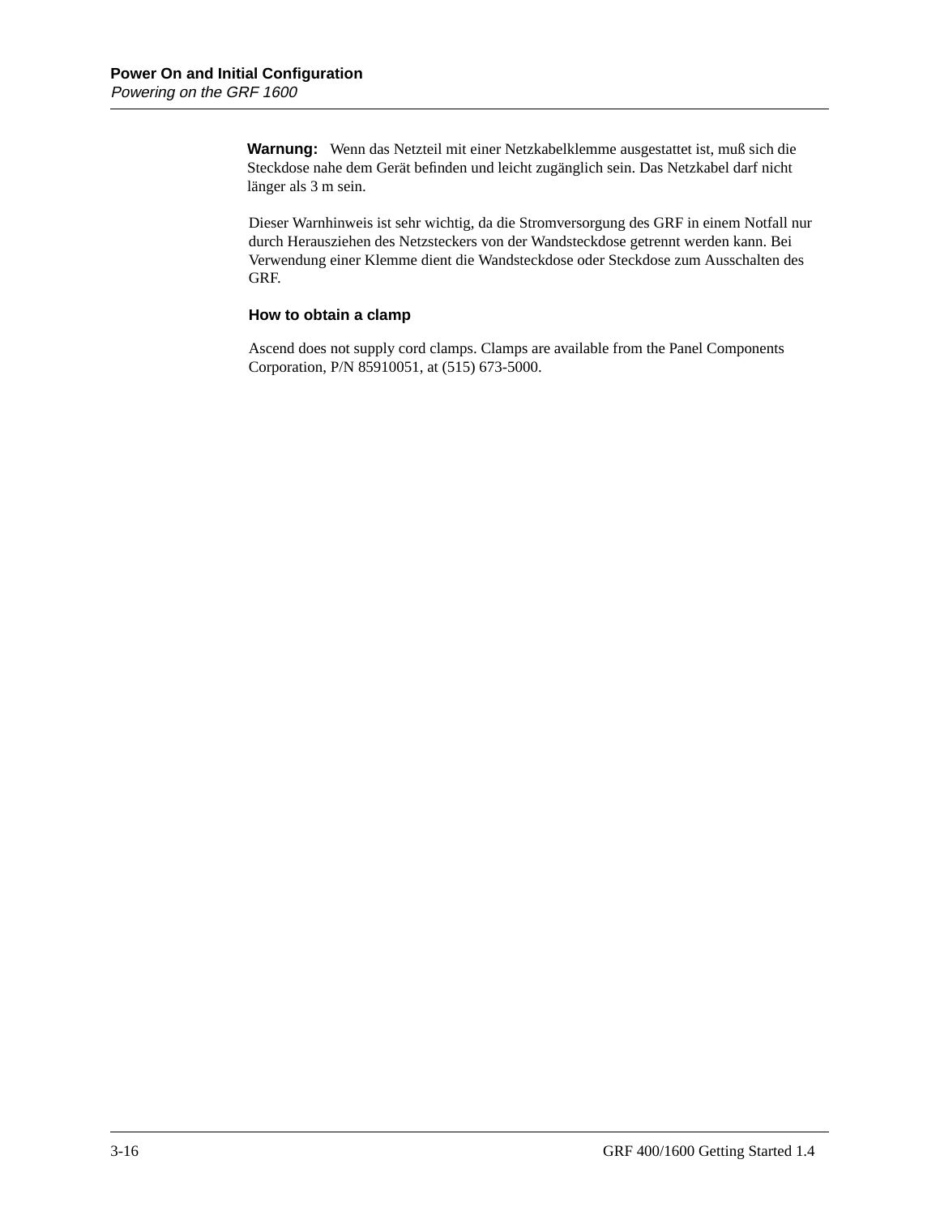**Warnung:** Wenn das Netzteil mit einer Netzkabelklemme ausgestattet ist, muß sich die Steckdose nahe dem Gerät befinden und leicht zugänglich sein. Das Netzkabel darf nicht länger als 3 m sein.

Dieser Warnhinweis ist sehr wichtig, da die Stromversorgung des GRF in einem Notfall nur durch Herausziehen des Netzsteckers von der Wandsteckdose getrennt werden kann. Bei Verwendung einer Klemme dient die Wandsteckdose oder Steckdose zum Ausschalten des GRF.

### How to obtain a clamp

Ascend does not supply cord clamps. Clamps are available from the Panel Components Corporation, P/N 85910051, at (515) 673-5000.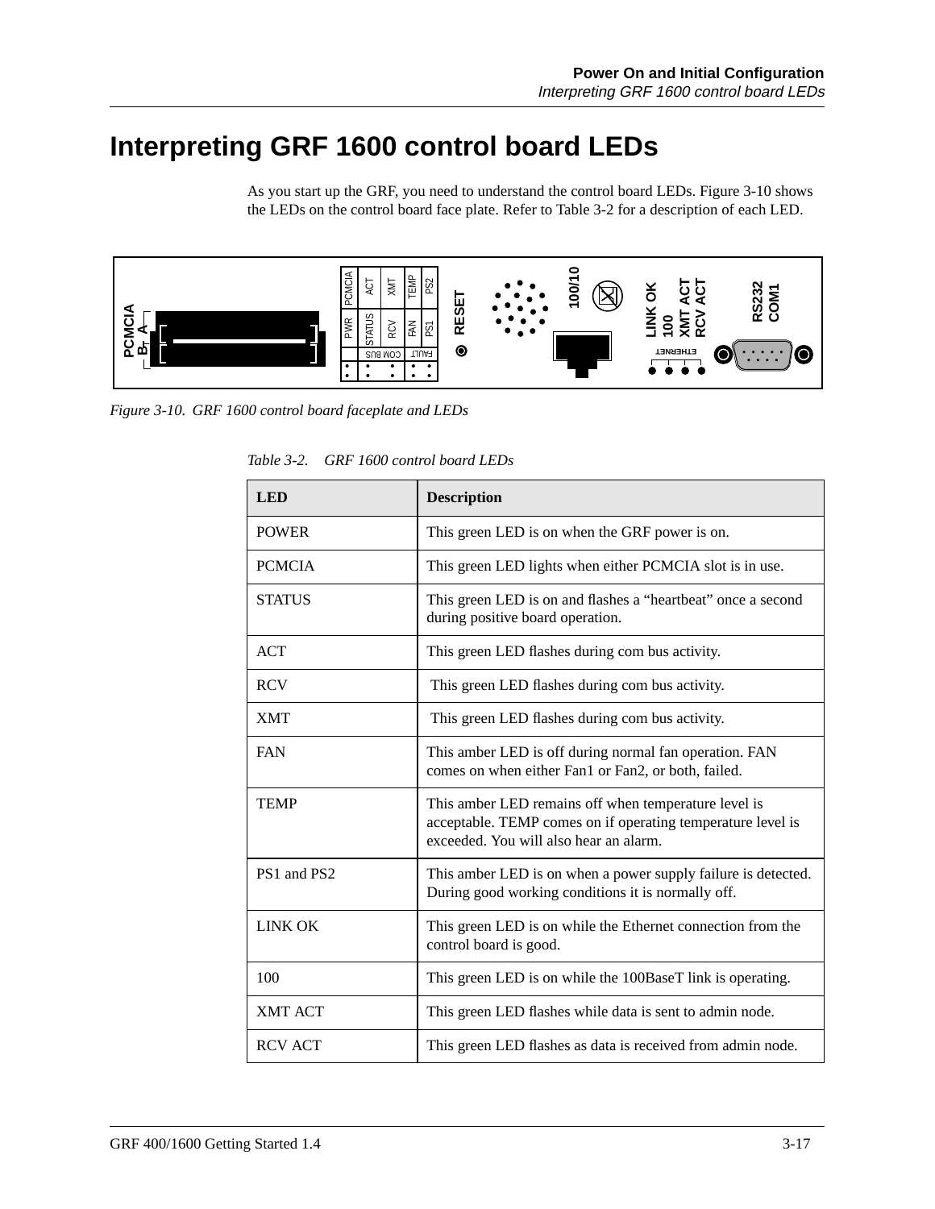# Interpreting GRF 1600 control board LEDs

As you start up the GRF, you need to understand the control board LEDs. Figure 3-10 shows the LEDs on the control board face plate. Refer to Table 3-2 for a description of each LED.

*Figure 3-10. GRF 1600 control board faceplate and LEDs*

*Table 3-2. GRF 1600 control board LEDs*

| LED | Description |
|---|---|
| POWER | This green LED is on when the GRF power is on. |
| PCMCIA | This green LED lights when either PCMCIA slot is in use. |
| STATUS | This green LED is on and flashes a “heartbeat” once a second during positive board operation. |
| ACT | This green LED flashes during com bus activity. |
| RCV | This green LED flashes during com bus activity. |
| XMT | This green LED flashes during com bus activity. |
| FAN | This amber LED is off during normal fan operation. FAN comes on when either Fan1 or Fan2, or both, failed. |
| TEMP | This amber LED remains off when temperature level is acceptable. TEMP comes on if operating temperature level is exceeded. You will also hear an alarm. |
| PS1 and PS2 | This amber LED is on when a power supply failure is detected. During good working conditions it is normally off. |
| LINK OK | This green LED is on while the Ethernet connection from the control board is good. |
| 100 | This green LED is on while the 100BaseT link is operating. |
| XMT ACT | This green LED flashes while data is sent to admin node. |
| RCV ACT | This green LED flashes as data is received from admin node. |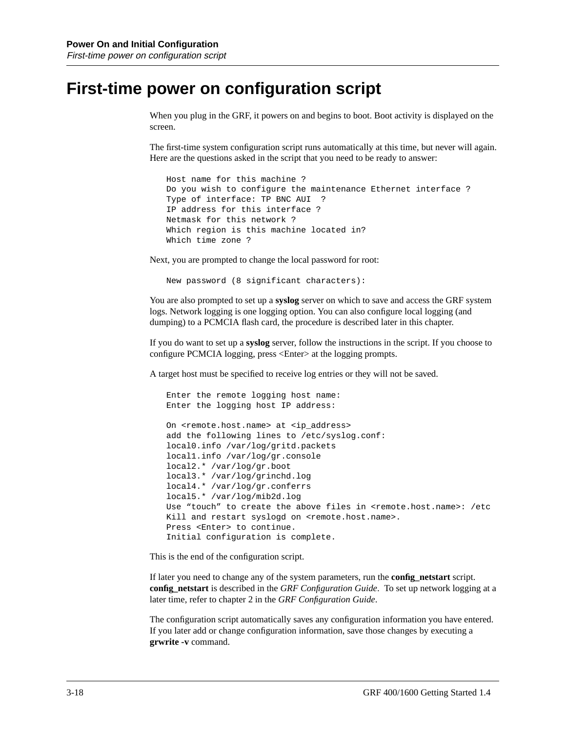# First-time power on configuration script

When you plug in the GRF, it powers on and begins to boot. Boot activity is displayed on the screen.

The first-time system configuration script runs automatically at this time, but never will again. Here are the questions asked in the script that you need to be ready to answer:

```
Host name for this machine ?
Do you wish to configure the maintenance Ethernet interface ?
Type of interface: TP BNC AUI  ?
IP address for this interface ?
Netmask for this network ?
Which region is this machine located in?
Which time zone ?
```

Next, you are prompted to change the local password for root:

```
New password (8 significant characters):
```

You are also prompted to set up a **syslog** server on which to save and access the GRF system logs. Network logging is one logging option. You can also configure local logging (and dumping) to a PCMCIA flash card, the procedure is described later in this chapter.

If you do want to set up a **syslog** server, follow the instructions in the script. If you choose to configure PCMCIA logging, press <Enter> at the logging prompts.

A target host must be specified to receive log entries or they will not be saved.

```
Enter the remote logging host name:
Enter the logging host IP address:

On <remote.host.name> at <ip_address>
add the following lines to /etc/syslog.conf:
local0.info /var/log/gritd.packets
local1.info /var/log/gr.console
local2.* /var/log/gr.boot
local3.* /var/log/grinchd.log
local4.* /var/log/gr.conferrs
local5.* /var/log/mib2d.log
Use “touch” to create the above files in <remote.host.name>: /etc
Kill and restart syslogd on <remote.host.name>.
Press <Enter> to continue.
Initial configuration is complete.
```

This is the end of the configuration script.

If later you need to change any of the system parameters, run the **config_netstart** script. **config_netstart** is described in the *GRF Configuration Guide*. To set up network logging at a later time, refer to chapter 2 in the *GRF Configuration Guide*.

The configuration script automatically saves any configuration information you have entered. If you later add or change configuration information, save those changes by executing a **grwrite -v** command.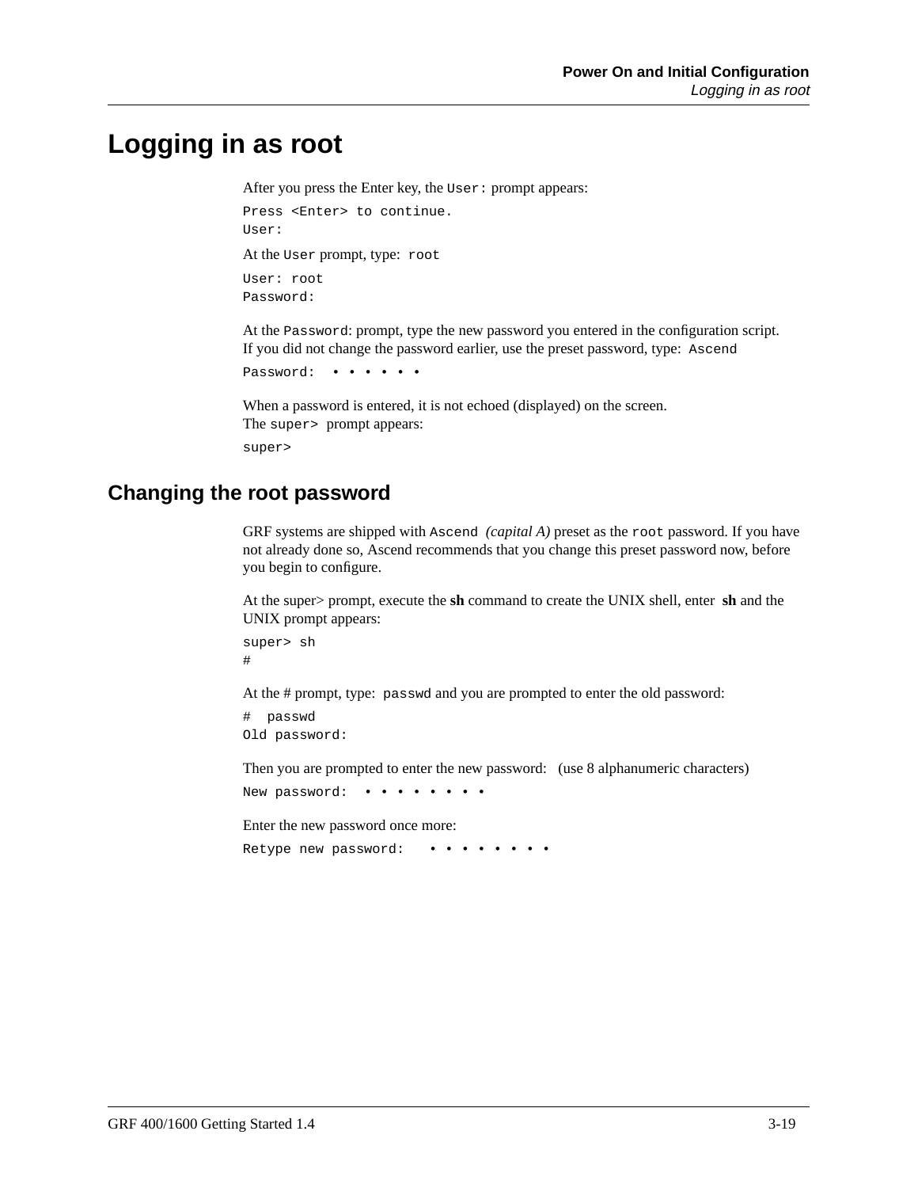# Logging in as root

After you press the Enter key, the `User:` prompt appears:

```
Press <Enter> to continue.
User:
```

At the `User` prompt, type: `root`

```
User: root
Password:
```

At the `Password`: prompt, type the new password you entered in the configuration script. If you did not change the password earlier, use the preset password, type: `Ascend`

```
Password: • • • • • •
```

When a password is entered, it is not echoed (displayed) on the screen. The `super>` prompt appears:

```
super>
```

## Changing the root password

GRF systems are shipped with `Ascend` *(capital A)* preset as the `root` password. If you have not already done so, Ascend recommends that you change this preset password now, before you begin to configure.

At the super> prompt, execute the **sh** command to create the UNIX shell, enter **sh** and the UNIX prompt appears:

```
super> sh
#
```

At the # prompt, type: `passwd` and you are prompted to enter the old password:

```
#  passwd
Old password:
```

Then you are prompted to enter the new password: (use 8 alphanumeric characters)

```
New password: • • • • • • • •
```

Enter the new password once more:

```
Retype new password:  • • • • • • • •
```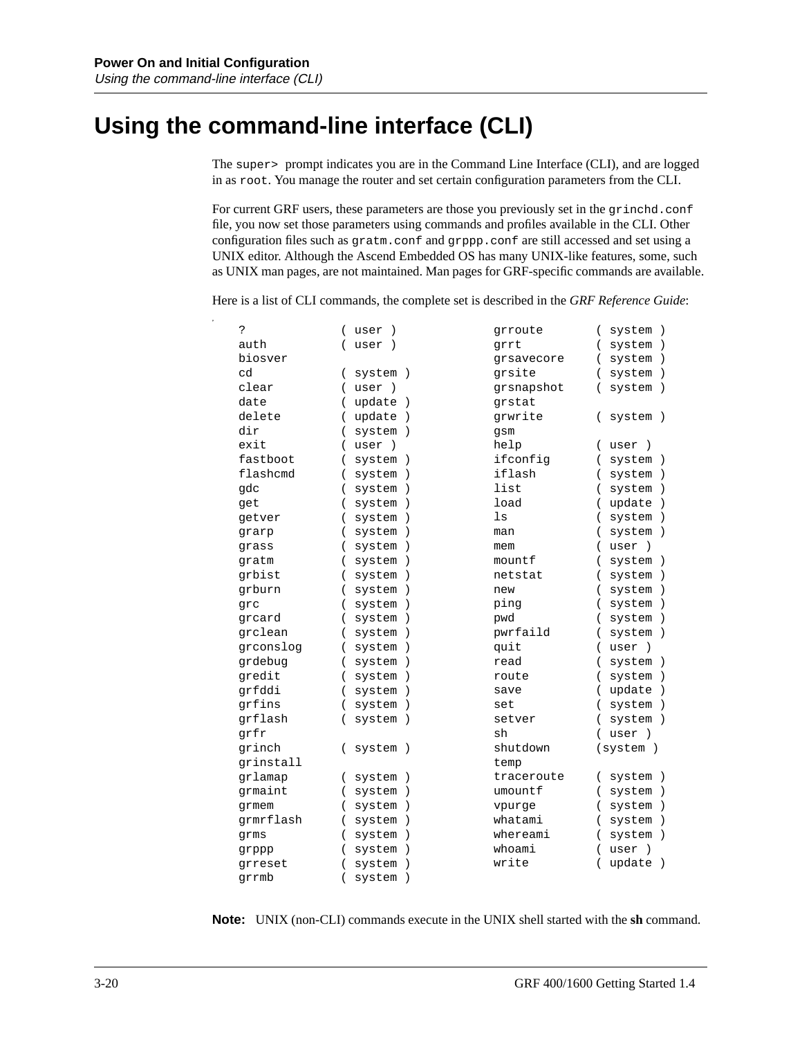# Using the command-line interface (CLI)

The `super>` prompt indicates you are in the Command Line Interface (CLI), and are logged in as `root`. You manage the router and set certain configuration parameters from the CLI.

For current GRF users, these parameters are those you previously set in the `grinchd.conf` file, you now set those parameters using commands and profiles available in the CLI. Other configuration files such as `gratm.conf` and `grppp.conf` are still accessed and set using a UNIX editor. Although the Ascend Embedded OS has many UNIX-like features, some, such as UNIX man pages, are not maintained. Man pages for GRF-specific commands are available.

Here is a list of CLI commands, the complete set is described in the *GRF Reference Guide*:

```
?             ( user )            grroute       ( system )
auth          ( user )            grrt          ( system )
biosver                           grsavecore    ( system )
cd            ( system )          grsite        ( system )
clear         ( user )            grsnapshot    ( system )
date          ( update )          grstat
delete        ( update )          grwrite       ( system )
dir           ( system )          gsm
exit          ( user )            help          ( user )
fastboot      ( system )          ifconfig      ( system )
flashcmd      ( system )          iflash        ( system )
gdc           ( system )          list          ( system )
get           ( system )          load          ( update )
getver        ( system )          ls            ( system )
grarp         ( system )          man           ( system )
grass         ( system )          mem           ( user )
gratm         ( system )          mountf        ( system )
grbist        ( system )          netstat       ( system )
grburn        ( system )          new           ( system )
grc           ( system )          ping          ( system )
grcard        ( system )          pwd           ( system )
grclean       ( system )          pwrfaild      ( system )
grconslog     ( system )          quit          ( user )
grdebug       ( system )          read          ( system )
gredit        ( system )          route         ( system )
grfddi        ( system )          save          ( update )
grfins        ( system )          set           ( system )
grflash       ( system )          setver        ( system )
grfr                              sh            ( user )
grinch        ( system )          shutdown      (system )
grinstall                         temp
grlamap       ( system )          traceroute    ( system )
grmaint       ( system )          umountf       ( system )
grmem         ( system )          vpurge        ( system )
grmrflash     ( system )          whatami       ( system )
grms          ( system )          whereami      ( system )
grppp         ( system )          whoami        ( user )
grreset       ( system )          write         ( update )
grrmb         ( system )
```

**Note:** UNIX (non-CLI) commands execute in the UNIX shell started with the **sh** command.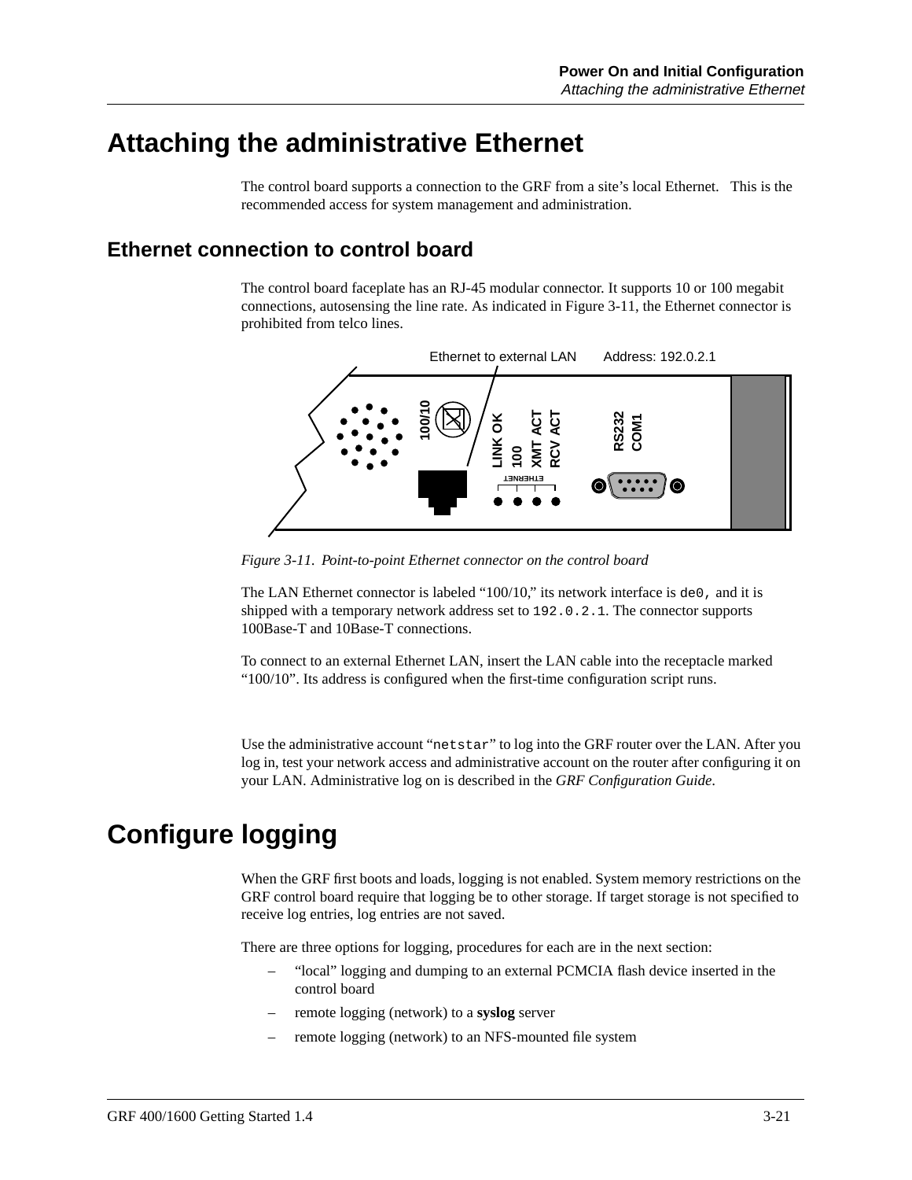# Attaching the administrative Ethernet

The control board supports a connection to the GRF from a site's local Ethernet.   This is the recommended access for system management and administration.

## Ethernet connection to control board

The control board faceplate has an RJ-45 modular connector. It supports 10 or 100 megabit connections, autosensing the line rate. As indicated in Figure 3-11, the Ethernet connector is prohibited from telco lines.

*Figure 3-11. Point-to-point Ethernet connector on the control board*

The LAN Ethernet connector is labeled "100/10," its network interface is `de0`, and it is shipped with a temporary network address set to `192.0.2.1`. The connector supports 100Base-T and 10Base-T connections.

To connect to an external Ethernet LAN, insert the LAN cable into the receptacle marked "100/10". Its address is configured when the first-time configuration script runs.

Use the administrative account "`netstar`" to log into the GRF router over the LAN. After you log in, test your network access and administrative account on the router after configuring it on your LAN. Administrative log on is described in the *GRF Configuration Guide*.

# Configure logging

When the GRF first boots and loads, logging is not enabled. System memory restrictions on the GRF control board require that logging be to other storage. If target storage is not specified to receive log entries, log entries are not saved.

There are three options for logging, procedures for each are in the next section:

- "local" logging and dumping to an external PCMCIA flash device inserted in the control board
- remote logging (network) to a **syslog** server
- remote logging (network) to an NFS-mounted file system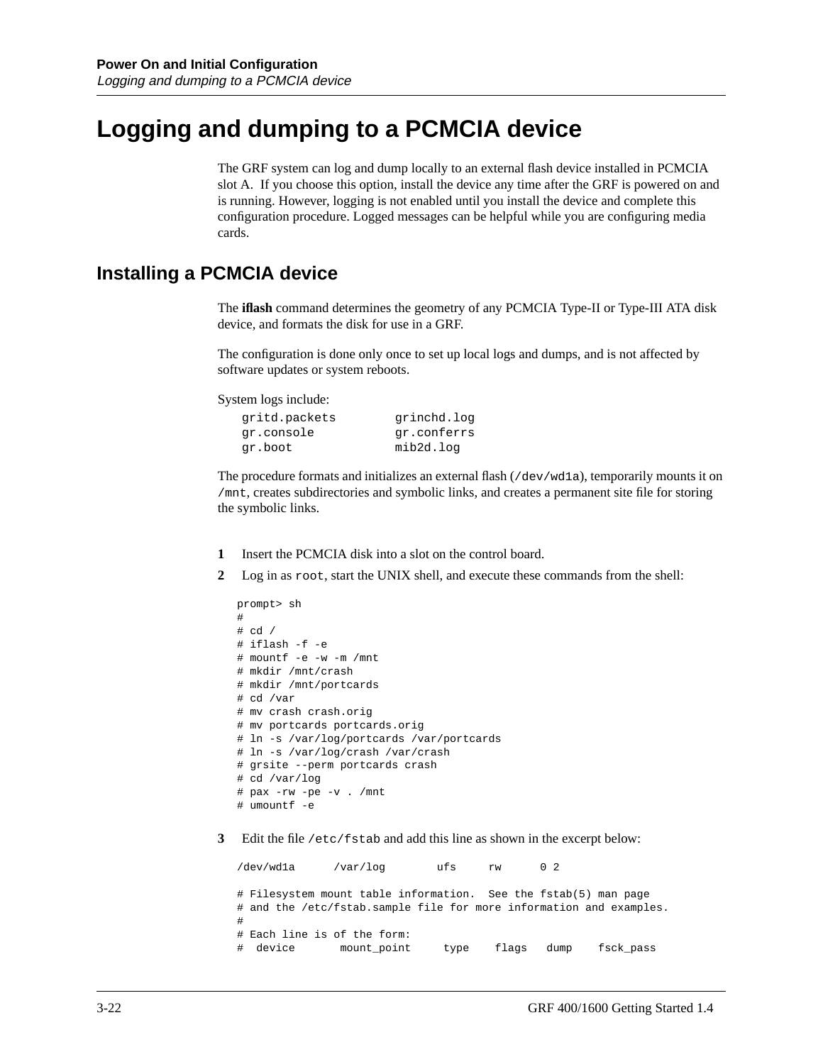# Logging and dumping to a PCMCIA device

The GRF system can log and dump locally to an external flash device installed in PCMCIA slot A. If you choose this option, install the device any time after the GRF is powered on and is running. However, logging is not enabled until you install the device and complete this configuration procedure. Logged messages can be helpful while you are configuring media cards.

## Installing a PCMCIA device

The **iflash** command determines the geometry of any PCMCIA Type-II or Type-III ATA disk device, and formats the disk for use in a GRF.

The configuration is done only once to set up local logs and dumps, and is not affected by software updates or system reboots.

System logs include:

```
gritd.packets        grinchd.log
gr.console           gr.conferrs
gr.boot              mib2d.log
```

The procedure formats and initializes an external flash (`/dev/wd1a`), temporarily mounts it on `/mnt`, creates subdirectories and symbolic links, and creates a permanent site file for storing the symbolic links.

**1** Insert the PCMCIA disk into a slot on the control board.

**2** Log in as `root`, start the UNIX shell, and execute these commands from the shell:

```
prompt> sh
#
# cd /
# iflash -f -e
# mountf -e -w -m /mnt
# mkdir /mnt/crash
# mkdir /mnt/portcards
# cd /var
# mv crash crash.orig
# mv portcards portcards.orig
# ln -s /var/log/portcards /var/portcards
# ln -s /var/log/crash /var/crash
# grsite --perm portcards crash
# cd /var/log
# pax -rw -pe -v . /mnt
# umountf -e
```

**3** Edit the file `/etc/fstab` and add this line as shown in the excerpt below:

```
/dev/wd1a      /var/log        ufs     rw      0 2

# Filesystem mount table information.  See the fstab(5) man page
# and the /etc/fstab.sample file for more information and examples.
#
# Each line is of the form:
#  device       mount_point     type    flags   dump    fsck_pass
```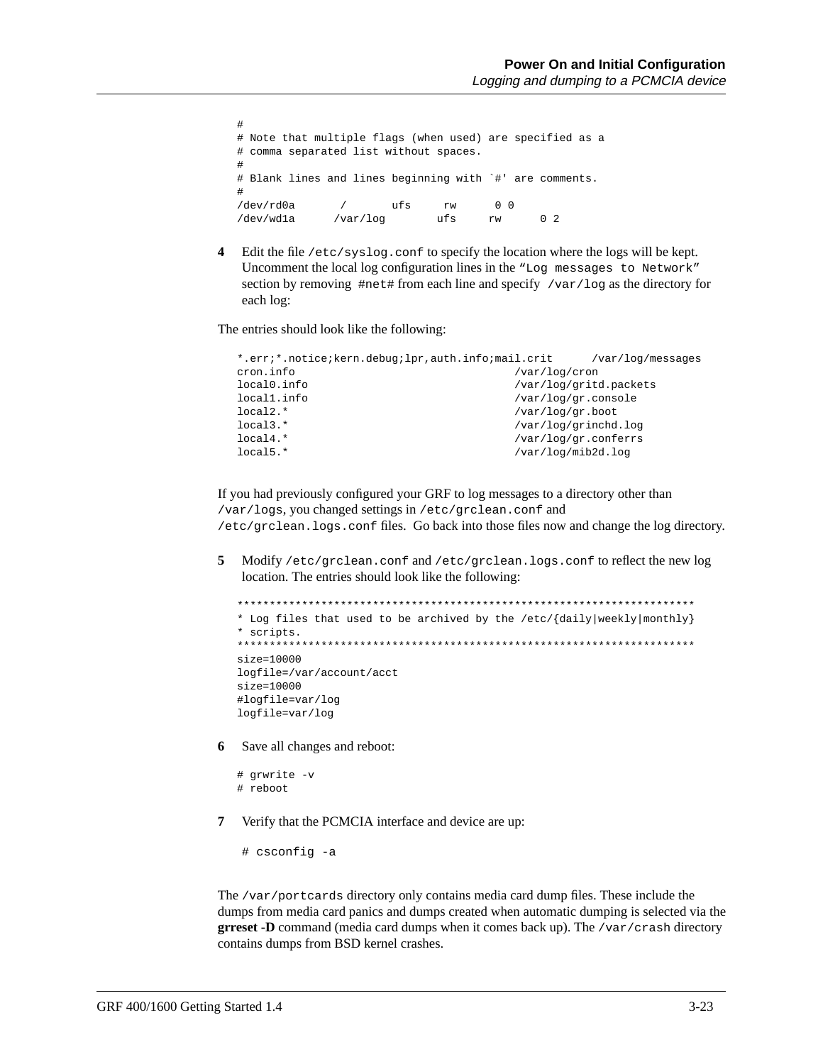```
#
# Note that multiple flags (when used) are specified as a
# comma separated list without spaces.
#
# Blank lines and lines beginning with `#' are comments.
#
/dev/rd0a       /       ufs     rw      0 0
/dev/wd1a      /var/log        ufs     rw      0 2
```

**4** Edit the file `/etc/syslog.conf` to specify the location where the logs will be kept. Uncomment the local log configuration lines in the `"Log messages to Network"` section by removing `#net#` from each line and specify `/var/log` as the directory for each log:

The entries should look like the following:

```
*.err;*.notice;kern.debug;lpr,auth.info;mail.crit      /var/log/messages
cron.info                                   /var/log/cron
local0.info                                 /var/log/gritd.packets
local1.info                                 /var/log/gr.console
local2.*                                    /var/log/gr.boot
local3.*                                    /var/log/grinchd.log
local4.*                                    /var/log/gr.conferrs
local5.*                                    /var/log/mib2d.log
```

If you had previously configured your GRF to log messages to a directory other than `/var/logs`, you changed settings in `/etc/grclean.conf` and `/etc/grclean.logs.conf` files. Go back into those files now and change the log directory.

**5** Modify `/etc/grclean.conf` and `/etc/grclean.logs.conf` to reflect the new log location. The entries should look like the following:

```
***********************************************************************
* Log files that used to be archived by the /etc/{daily|weekly|monthly}
* scripts.
***********************************************************************
size=10000
logfile=/var/account/acct
size=10000
#logfile=var/log
logfile=var/log
```

**6** Save all changes and reboot:

```
# grwrite -v
# reboot
```

**7** Verify that the PCMCIA interface and device are up:

```
# csconfig -a
```

The `/var/portcards` directory only contains media card dump files. These include the dumps from media card panics and dumps created when automatic dumping is selected via the **grreset -D** command (media card dumps when it comes back up). The `/var/crash` directory contains dumps from BSD kernel crashes.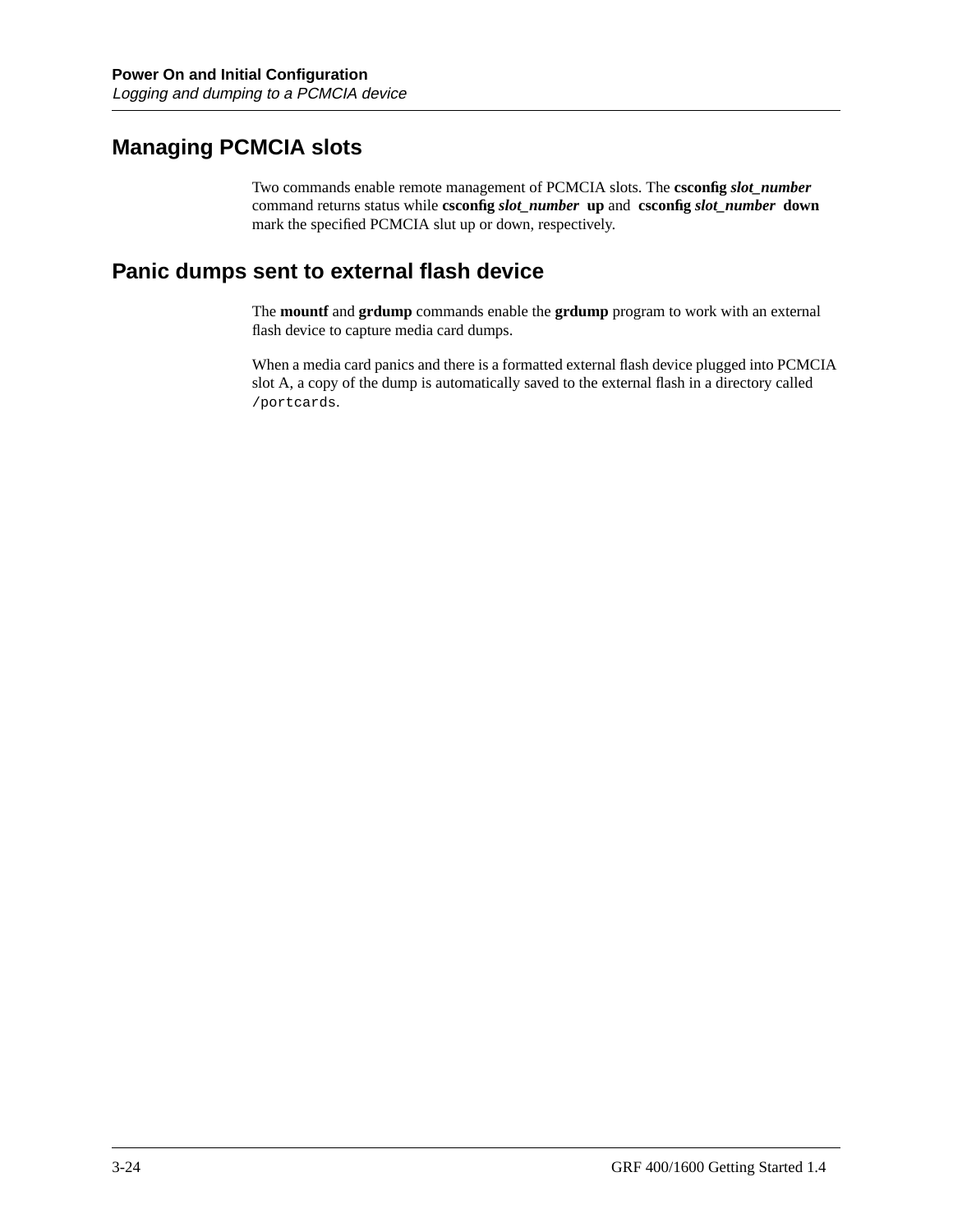## Managing PCMCIA slots

Two commands enable remote management of PCMCIA slots. The **csconfig** ***slot_number*** command returns status while **csconfig** ***slot_number*** **up** and **csconfig** ***slot_number*** **down** mark the specified PCMCIA slut up or down, respectively.

## Panic dumps sent to external flash device

The **mountf** and **grdump** commands enable the **grdump** program to work with an external flash device to capture media card dumps.

When a media card panics and there is a formatted external flash device plugged into PCMCIA slot A, a copy of the dump is automatically saved to the external flash in a directory called `/portcards`.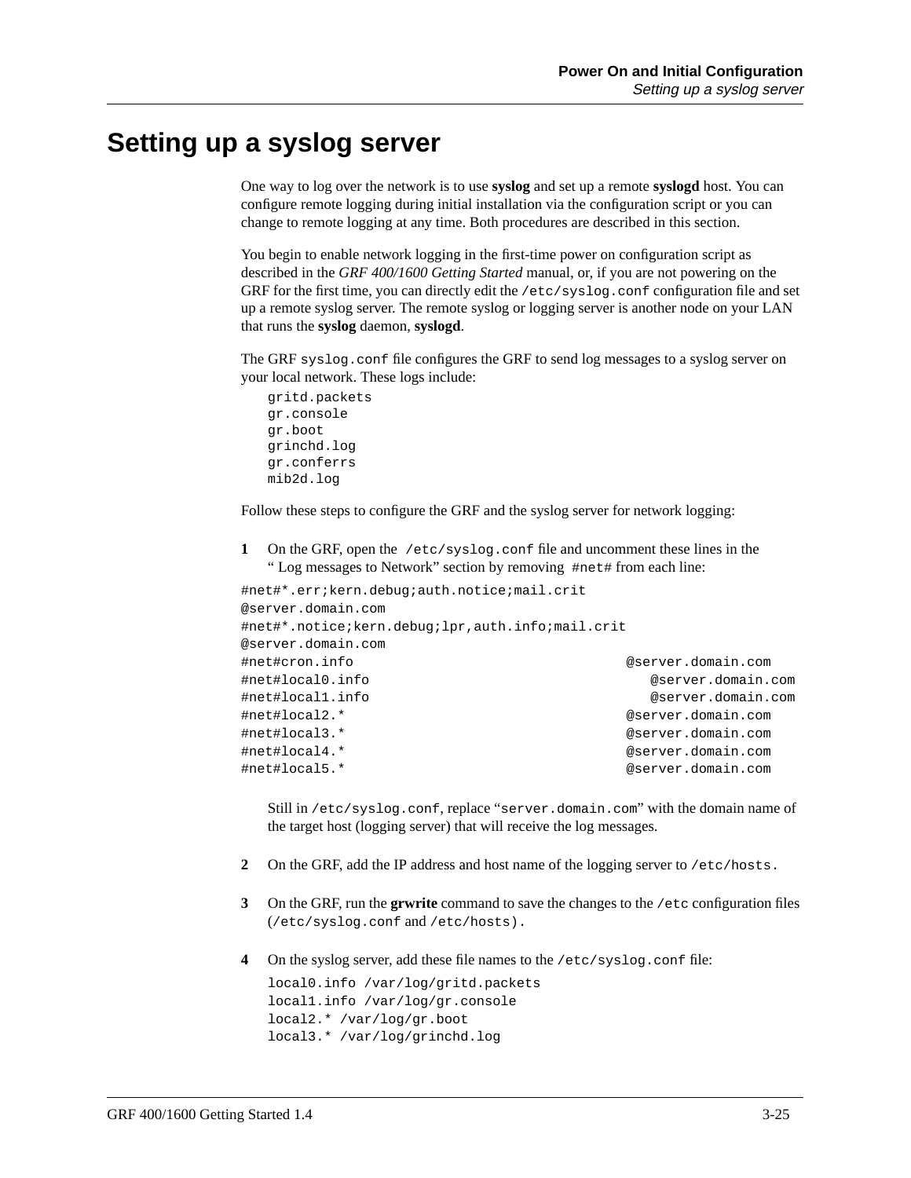# Setting up a syslog server

One way to log over the network is to use **syslog** and set up a remote **syslogd** host. You can configure remote logging during initial installation via the configuration script or you can change to remote logging at any time. Both procedures are described in this section.

You begin to enable network logging in the first-time power on configuration script as described in the *GRF 400/1600 Getting Started* manual, or, if you are not powering on the GRF for the first time, you can directly edit the `/etc/syslog.conf` configuration file and set up a remote syslog server. The remote syslog or logging server is another node on your LAN that runs the **syslog** daemon, **syslogd**.

The GRF `syslog.conf` file configures the GRF to send log messages to a syslog server on your local network. These logs include:

```
gritd.packets
gr.console
gr.boot
grinchd.log
gr.conferrs
mib2d.log
```

Follow these steps to configure the GRF and the syslog server for network logging:

**1** On the GRF, open the `/etc/syslog.conf` file and uncomment these lines in the " Log messages to Network" section by removing `#net#` from each line:

```
#net#*.err;kern.debug;auth.notice;mail.crit
@server.domain.com
#net#*.notice;kern.debug;lpr,auth.info;mail.crit
@server.domain.com
#net#cron.info                              @server.domain.com
#net#local0.info                               @server.domain.com
#net#local1.info                               @server.domain.com
#net#local2.*                               @server.domain.com
#net#local3.*                               @server.domain.com
#net#local4.*                               @server.domain.com
#net#local5.*                               @server.domain.com
```

Still in `/etc/syslog.conf`, replace "`server.domain.com`" with the domain name of the target host (logging server) that will receive the log messages.

**2** On the GRF, add the IP address and host name of the logging server to `/etc/hosts.`

**3** On the GRF, run the **grwrite** command to save the changes to the `/etc` configuration files (`/etc/syslog.conf` and `/etc/hosts).`

**4** On the syslog server, add these file names to the `/etc/syslog.conf` file:

```
local0.info /var/log/gritd.packets
local1.info /var/log/gr.console
local2.* /var/log/gr.boot
local3.* /var/log/grinchd.log
```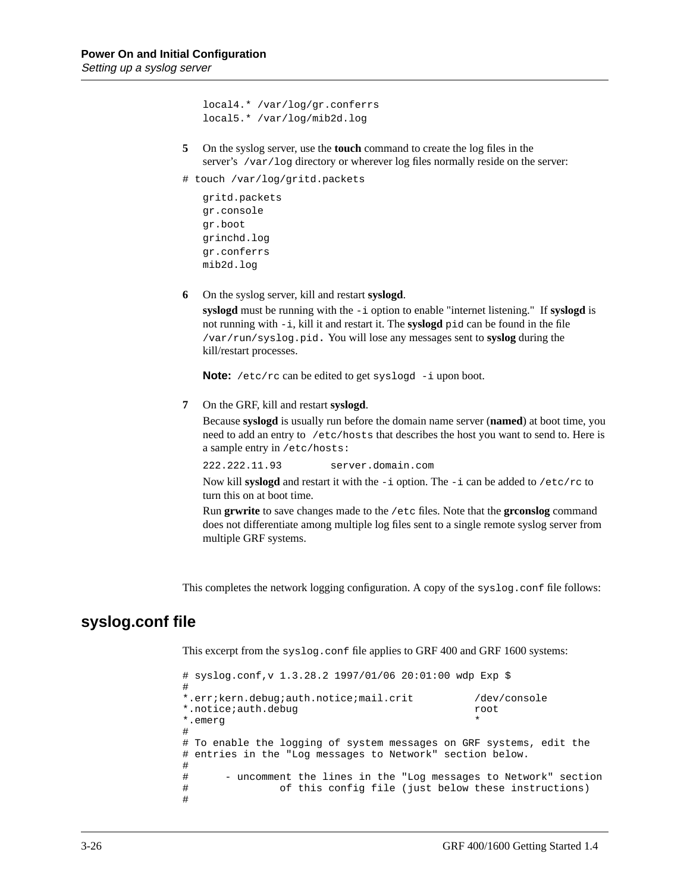```
local4.* /var/log/gr.conferrs
local5.* /var/log/mib2d.log
```

5 On the syslog server, use the **touch** command to create the log files in the server's `/var/log` directory or wherever log files normally reside on the server:

```
# touch /var/log/gritd.packets
```

```
gritd.packets
gr.console
gr.boot
grinchd.log
gr.conferrs
mib2d.log
```

6 On the syslog server, kill and restart **syslogd**.

**syslogd** must be running with the `-i` option to enable "internet listening." If **syslogd** is not running with `-i`, kill it and restart it. The **syslogd** `pid` can be found in the file `/var/run/syslog.pid.` You will lose any messages sent to **syslog** during the kill/restart processes.

**Note:** `/etc/rc` can be edited to get `syslogd -i` upon boot.

7 On the GRF, kill and restart **syslogd**.

Because **syslogd** is usually run before the domain name server (**named**) at boot time, you need to add an entry to `/etc/hosts` that describes the host you want to send to. Here is a sample entry in `/etc/hosts:`

```
222.222.11.93        server.domain.com
```

Now kill **syslogd** and restart it with the `-i` option. The `-i` can be added to `/etc/rc` to turn this on at boot time.

Run **grwrite** to save changes made to the `/etc` files. Note that the **grconslog** command does not differentiate among multiple log files sent to a single remote syslog server from multiple GRF systems.

This completes the network logging configuration. A copy of the `syslog.conf` file follows:

## syslog.conf file

This excerpt from the `syslog.conf` file applies to GRF 400 and GRF 1600 systems:

```
# syslog.conf,v 1.3.28.2 1997/01/06 20:01:00 wdp Exp $
#
*.err;kern.debug;auth.notice;mail.crit          /dev/console
*.notice;auth.debug                             root
*.emerg                                         *
#
# To enable the logging of system messages on GRF systems, edit the
# entries in the "Log messages to Network" section below.
#
#      - uncomment the lines in the "Log messages to Network" section
#               of this config file (just below these instructions)
#
```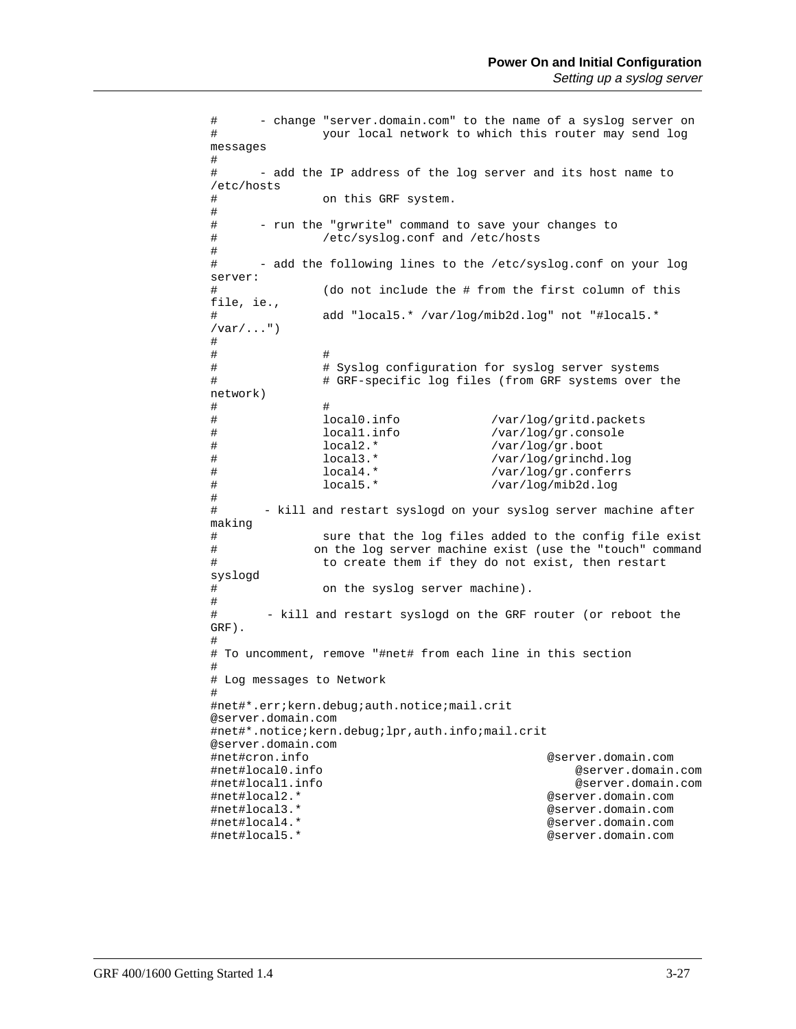```
#      - change "server.domain.com" to the name of a syslog server on
#              your local network to which this router may send log
messages
#
#      - add the IP address of the log server and its host name to
/etc/hosts
#              on this GRF system.
#
#      - run the "grwrite" command to save your changes to
#              /etc/syslog.conf and /etc/hosts
#
#      - add the following lines to the /etc/syslog.conf on your log
server:
#              (do not include the # from the first column of this
file, ie.,
#              add "local5.* /var/log/mib2d.log" not "#local5.*
/var/...")
#
#              #
#              # Syslog configuration for syslog server systems
#              # GRF-specific log files (from GRF systems over the
network)
#              #
#              local0.info             /var/log/gritd.packets
#              local1.info             /var/log/gr.console
#              local2.*                /var/log/gr.boot
#              local3.*                /var/log/grinchd.log
#              local4.*                /var/log/gr.conferrs
#              local5.*                /var/log/mib2d.log
#
#       - kill and restart syslogd on your syslog server machine after
making
#              sure that the log files added to the config file exist
#             on the log server machine exist (use the "touch" command
#              to create them if they do not exist, then restart
syslogd
#              on the syslog server machine).
#
#       - kill and restart syslogd on the GRF router (or reboot the
GRF).
#
# To uncomment, remove "#net# from each line in this section
#
# Log messages to Network
#
#net#*.err;kern.debug;auth.notice;mail.crit
@server.domain.com
#net#*.notice;kern.debug;lpr,auth.info;mail.crit
@server.domain.com
#net#cron.info                                  @server.domain.com
#net#local0.info                                    @server.domain.com
#net#local1.info                                    @server.domain.com
#net#local2.*                                   @server.domain.com
#net#local3.*                                   @server.domain.com
#net#local4.*                                   @server.domain.com
#net#local5.*                                   @server.domain.com
```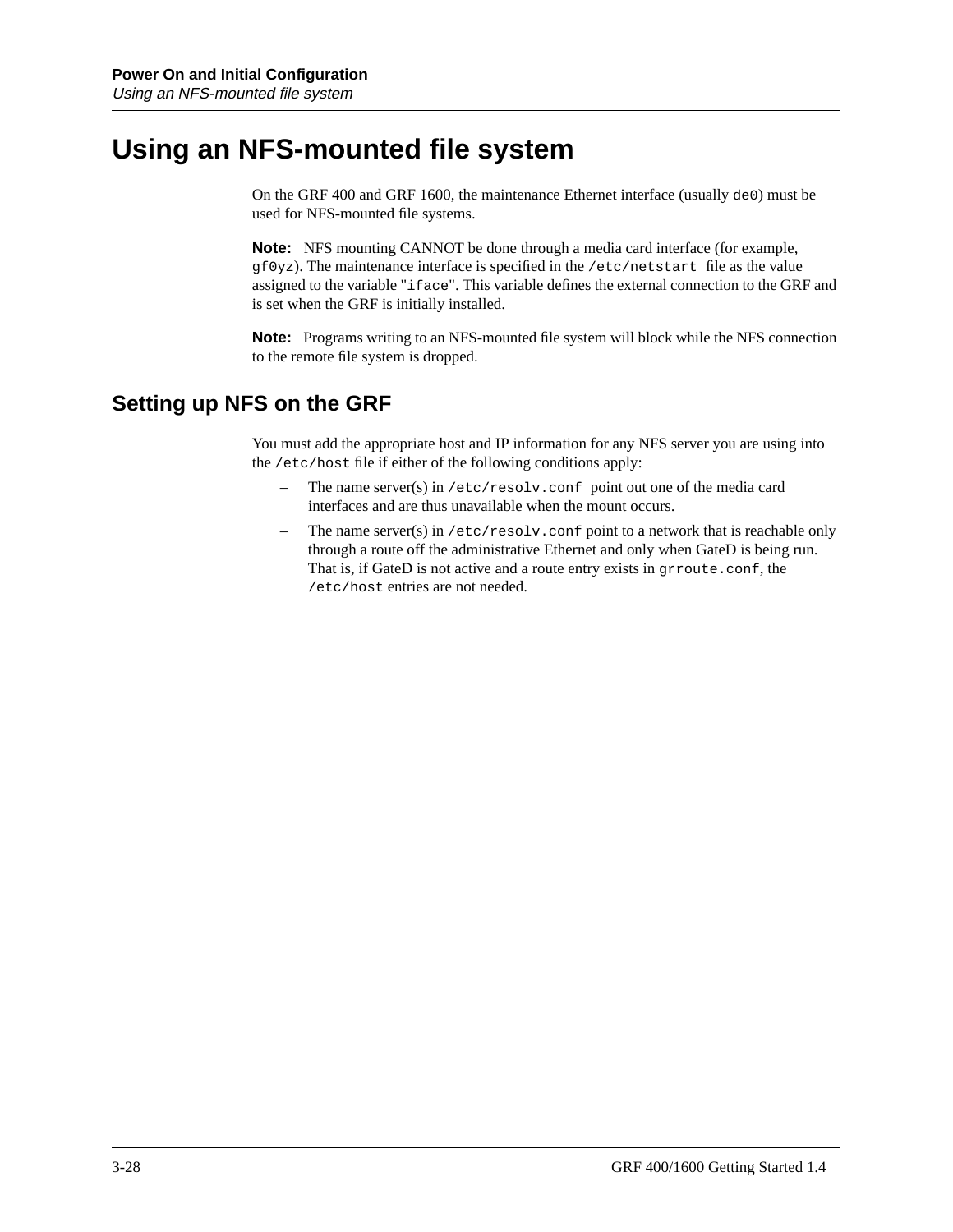# Using an NFS-mounted file system

On the GRF 400 and GRF 1600, the maintenance Ethernet interface (usually `de0`) must be used for NFS-mounted file systems.

**Note:** NFS mounting CANNOT be done through a media card interface (for example, `gf0yz`). The maintenance interface is specified in the `/etc/netstart` file as the value assigned to the variable "`iface`". This variable defines the external connection to the GRF and is set when the GRF is initially installed.

**Note:** Programs writing to an NFS-mounted file system will block while the NFS connection to the remote file system is dropped.

## Setting up NFS on the GRF

You must add the appropriate host and IP information for any NFS server you are using into the `/etc/host` file if either of the following conditions apply:

- The name server(s) in `/etc/resolv.conf` point out one of the media card interfaces and are thus unavailable when the mount occurs.
- The name server(s) in `/etc/resolv.conf` point to a network that is reachable only through a route off the administrative Ethernet and only when GateD is being run. That is, if GateD is not active and a route entry exists in `grroute.conf`, the `/etc/host` entries are not needed.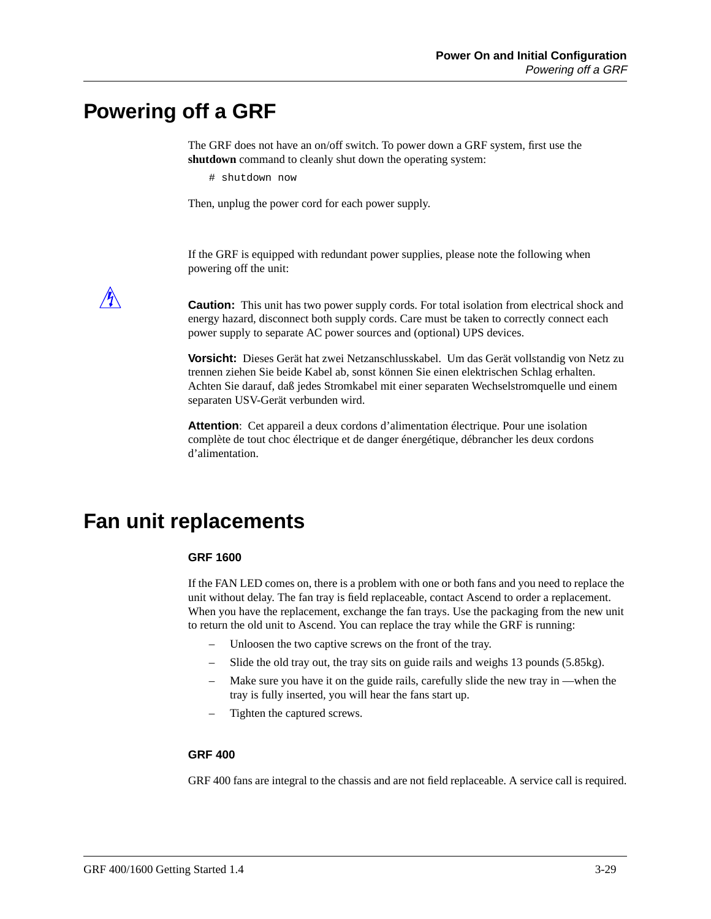# Powering off a GRF

The GRF does not have an on/off switch. To power down a GRF system, first use the **shutdown** command to cleanly shut down the operating system:

```
# shutdown now
```

Then, unplug the power cord for each power supply.

If the GRF is equipped with redundant power supplies, please note the following when powering off the unit:

**Caution:** This unit has two power supply cords. For total isolation from electrical shock and energy hazard, disconnect both supply cords. Care must be taken to correctly connect each power supply to separate AC power sources and (optional) UPS devices.

**Vorsicht:** Dieses Gerät hat zwei Netzanschlusskabel. Um das Gerät vollstandig von Netz zu trennen ziehen Sie beide Kabel ab, sonst können Sie einen elektrischen Schlag erhalten. Achten Sie darauf, daß jedes Stromkabel mit einer separaten Wechselstromquelle und einem separaten USV-Gerät verbunden wird.

**Attention**: Cet appareil a deux cordons d'alimentation électrique. Pour une isolation complète de tout choc électrique et de danger énergétique, débrancher les deux cordons d'alimentation.

# Fan unit replacements

### GRF 1600

If the FAN LED comes on, there is a problem with one or both fans and you need to replace the unit without delay. The fan tray is field replaceable, contact Ascend to order a replacement. When you have the replacement, exchange the fan trays. Use the packaging from the new unit to return the old unit to Ascend. You can replace the tray while the GRF is running:

- Unloosen the two captive screws on the front of the tray.
- Slide the old tray out, the tray sits on guide rails and weighs 13 pounds (5.85kg).
- Make sure you have it on the guide rails, carefully slide the new tray in —when the tray is fully inserted, you will hear the fans start up.
- Tighten the captured screws.

### GRF 400

GRF 400 fans are integral to the chassis and are not field replaceable. A service call is required.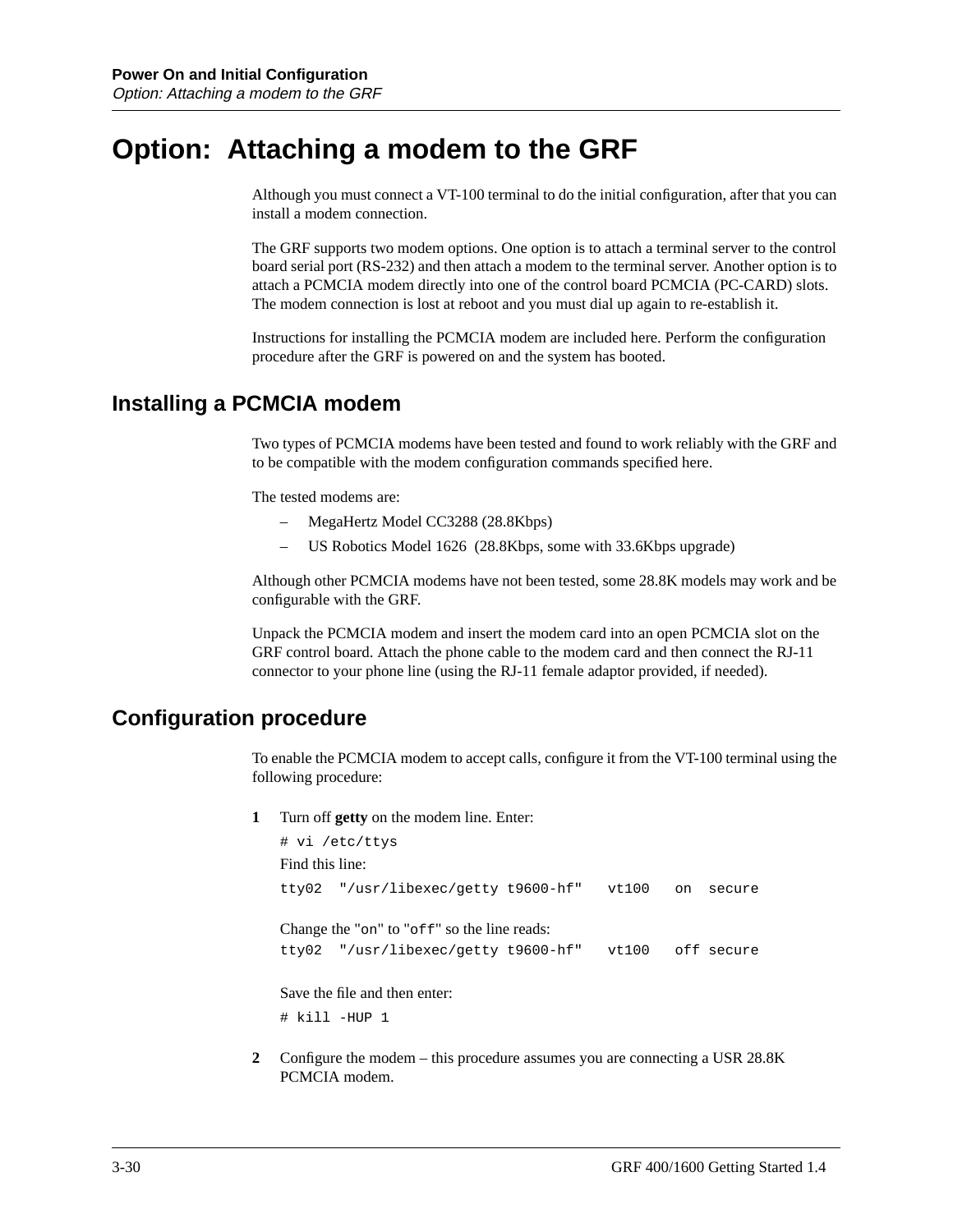# Option: Attaching a modem to the GRF

Although you must connect a VT-100 terminal to do the initial configuration, after that you can install a modem connection.

The GRF supports two modem options. One option is to attach a terminal server to the control board serial port (RS-232) and then attach a modem to the terminal server. Another option is to attach a PCMCIA modem directly into one of the control board PCMCIA (PC-CARD) slots. The modem connection is lost at reboot and you must dial up again to re-establish it.

Instructions for installing the PCMCIA modem are included here. Perform the configuration procedure after the GRF is powered on and the system has booted.

## Installing a PCMCIA modem

Two types of PCMCIA modems have been tested and found to work reliably with the GRF and to be compatible with the modem configuration commands specified here.

The tested modems are:

- MegaHertz Model CC3288 (28.8Kbps)
- US Robotics Model 1626 (28.8Kbps, some with 33.6Kbps upgrade)

Although other PCMCIA modems have not been tested, some 28.8K models may work and be configurable with the GRF.

Unpack the PCMCIA modem and insert the modem card into an open PCMCIA slot on the GRF control board. Attach the phone cable to the modem card and then connect the RJ-11 connector to your phone line (using the RJ-11 female adaptor provided, if needed).

## Configuration procedure

To enable the PCMCIA modem to accept calls, configure it from the VT-100 terminal using the following procedure:

**1** Turn off **getty** on the modem line. Enter:

```
# vi /etc/ttys
```

Find this line:

```
tty02  "/usr/libexec/getty t9600-hf"   vt100   on  secure
```

Change the "`on`" to "`off`" so the line reads:

```
tty02  "/usr/libexec/getty t9600-hf"   vt100   off secure
```

Save the file and then enter:

```
# kill -HUP 1
```

**2** Configure the modem – this procedure assumes you are connecting a USR 28.8K PCMCIA modem.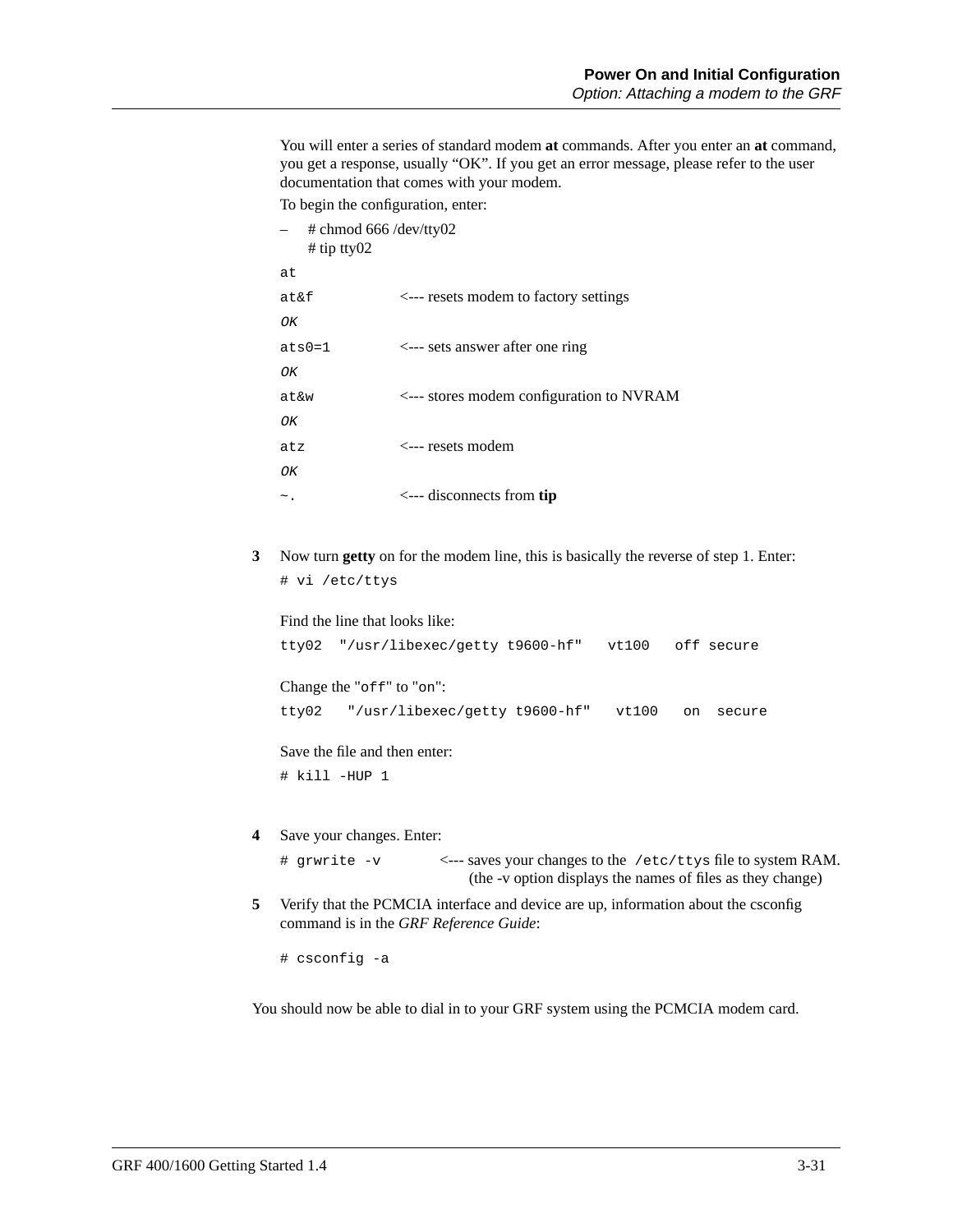You will enter a series of standard modem **at** commands. After you enter an **at** command, you get a response, usually "OK". If you get an error message, please refer to the user documentation that comes with your modem.

To begin the configuration, enter:

– # chmod 666 /dev/tty02
  # tip tty02

```
at
at&f          <--- resets modem to factory settings
OK
ats0=1        <--- sets answer after one ring
OK
at&w          <--- stores modem configuration to NVRAM
OK
atz           <--- resets modem
OK
~.            <--- disconnects from tip
```

**3** Now turn **getty** on for the modem line, this is basically the reverse of step 1. Enter:

```
# vi /etc/ttys
```

Find the line that looks like:

```
tty02  "/usr/libexec/getty t9600-hf"   vt100   off secure
```

Change the "`off`" to "`on`":

```
tty02   "/usr/libexec/getty t9600-hf"   vt100   on  secure
```

Save the file and then enter:

```
# kill -HUP 1
```

**4** Save your changes. Enter:

```
# grwrite -v
```

<--- saves your changes to the `/etc/ttys` file to system RAM. (the -v option displays the names of files as they change)

**5** Verify that the PCMCIA interface and device are up, information about the csconfig command is in the *GRF Reference Guide*:

```
# csconfig -a
```

You should now be able to dial in to your GRF system using the PCMCIA modem card.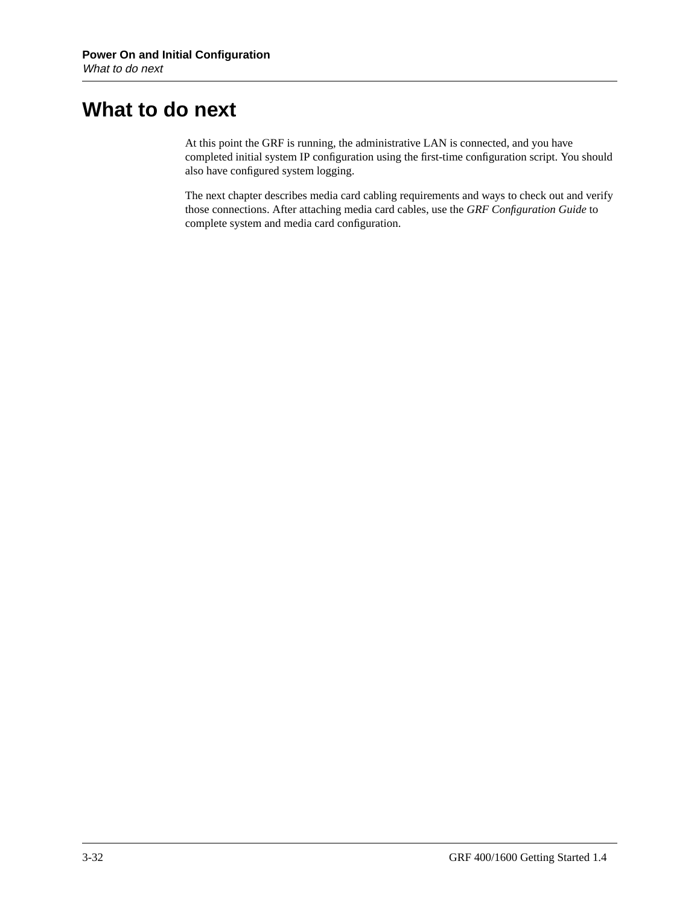# What to do next

At this point the GRF is running, the administrative LAN is connected, and you have completed initial system IP configuration using the first-time configuration script. You should also have configured system logging.

The next chapter describes media card cabling requirements and ways to check out and verify those connections. After attaching media card cables, use the *GRF Configuration Guide* to complete system and media card configuration.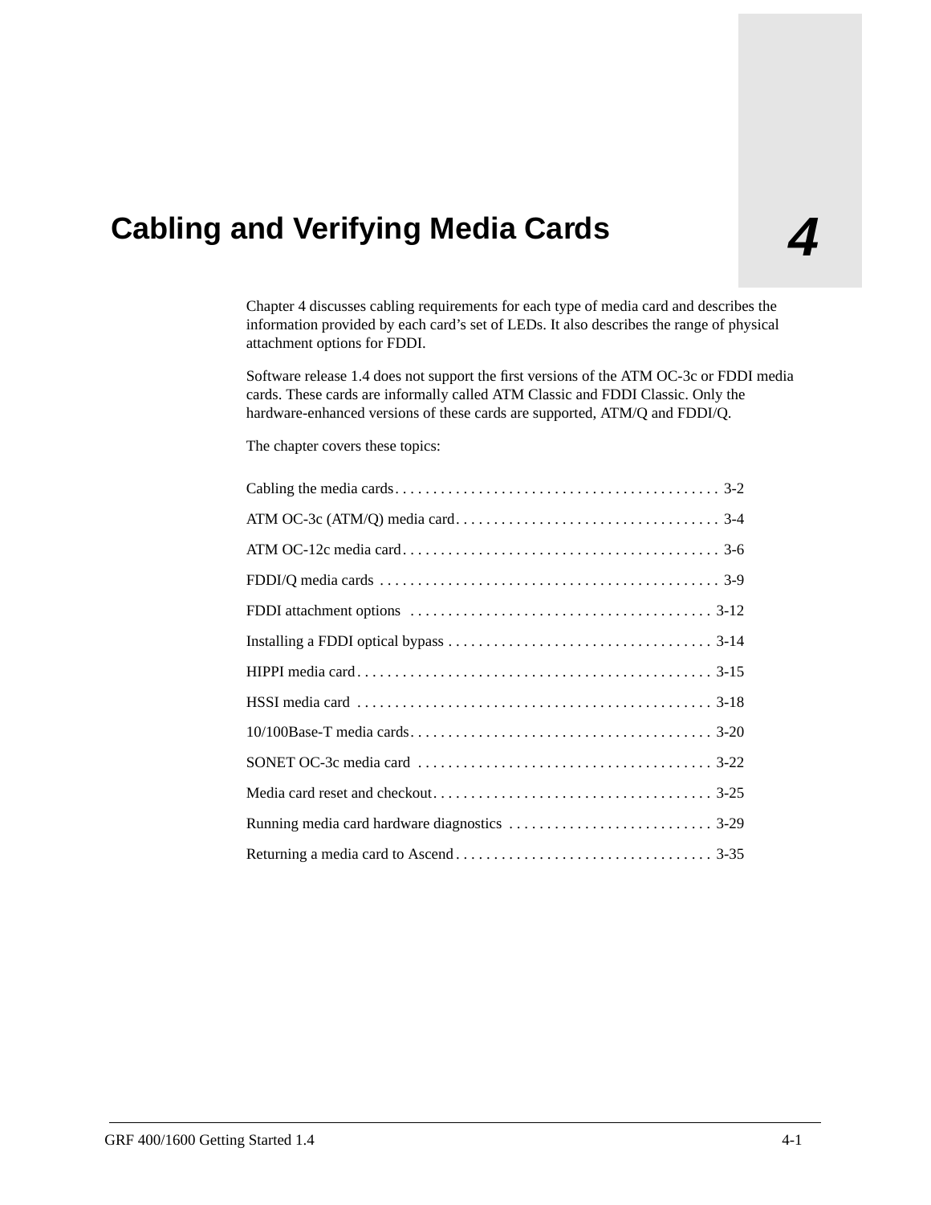# 4 Cabling and Verifying Media Cards

Chapter 4 discusses cabling requirements for each type of media card and describes the information provided by each card's set of LEDs. It also describes the range of physical attachment options for FDDI.

Software release 1.4 does not support the first versions of the ATM OC-3c or FDDI media cards. These cards are informally called ATM Classic and FDDI Classic. Only the hardware-enhanced versions of these cards are supported, ATM/Q and FDDI/Q.

The chapter covers these topics:

| | |
|---|---|
| Cabling the media cards | 3-2 |
| ATM OC-3c (ATM/Q) media card | 3-4 |
| ATM OC-12c media card | 3-6 |
| FDDI/Q media cards | 3-9 |
| FDDI attachment options | 3-12 |
| Installing a FDDI optical bypass | 3-14 |
| HIPPI media card | 3-15 |
| HSSI media card | 3-18 |
| 10/100Base-T media cards | 3-20 |
| SONET OC-3c media card | 3-22 |
| Media card reset and checkout | 3-25 |
| Running media card hardware diagnostics | 3-29 |
| Returning a media card to Ascend | 3-35 |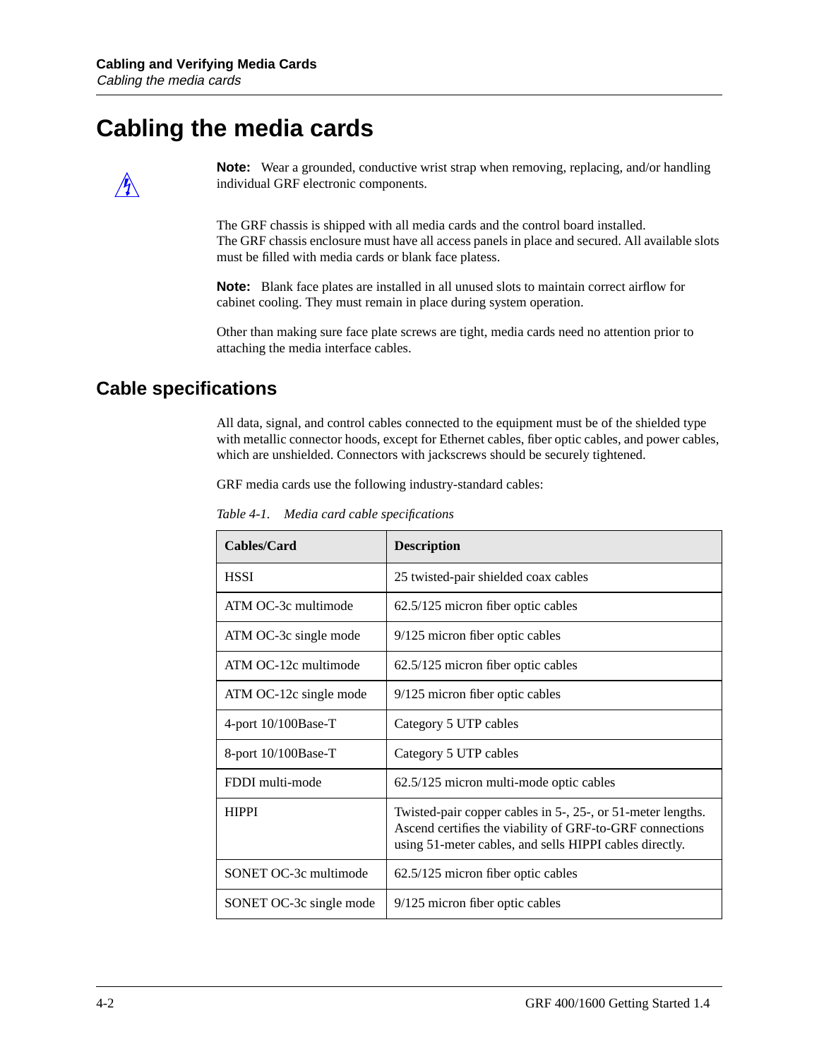# Cabling the media cards

**Note:** Wear a grounded, conductive wrist strap when removing, replacing, and/or handling individual GRF electronic components.

The GRF chassis is shipped with all media cards and the control board installed.
The GRF chassis enclosure must have all access panels in place and secured. All available slots must be filled with media cards or blank face platess.

**Note:** Blank face plates are installed in all unused slots to maintain correct airflow for cabinet cooling. They must remain in place during system operation.

Other than making sure face plate screws are tight, media cards need no attention prior to attaching the media interface cables.

## Cable specifications

All data, signal, and control cables connected to the equipment must be of the shielded type with metallic connector hoods, except for Ethernet cables, fiber optic cables, and power cables, which are unshielded. Connectors with jackscrews should be securely tightened.

GRF media cards use the following industry-standard cables:

*Table 4-1. Media card cable specifications*

| Cables/Card | Description |
|---|---|
| HSSI | 25 twisted-pair shielded coax cables |
| ATM OC-3c multimode | 62.5/125 micron fiber optic cables |
| ATM OC-3c single mode | 9/125 micron fiber optic cables |
| ATM OC-12c multimode | 62.5/125 micron fiber optic cables |
| ATM OC-12c single mode | 9/125 micron fiber optic cables |
| 4-port 10/100Base-T | Category 5 UTP cables |
| 8-port 10/100Base-T | Category 5 UTP cables |
| FDDI multi-mode | 62.5/125 micron multi-mode optic cables |
| HIPPI | Twisted-pair copper cables in 5-, 25-, or 51-meter lengths. Ascend certifies the viability of GRF-to-GRF connections using 51-meter cables, and sells HIPPI cables directly. |
| SONET OC-3c multimode | 62.5/125 micron fiber optic cables |
| SONET OC-3c single mode | 9/125 micron fiber optic cables |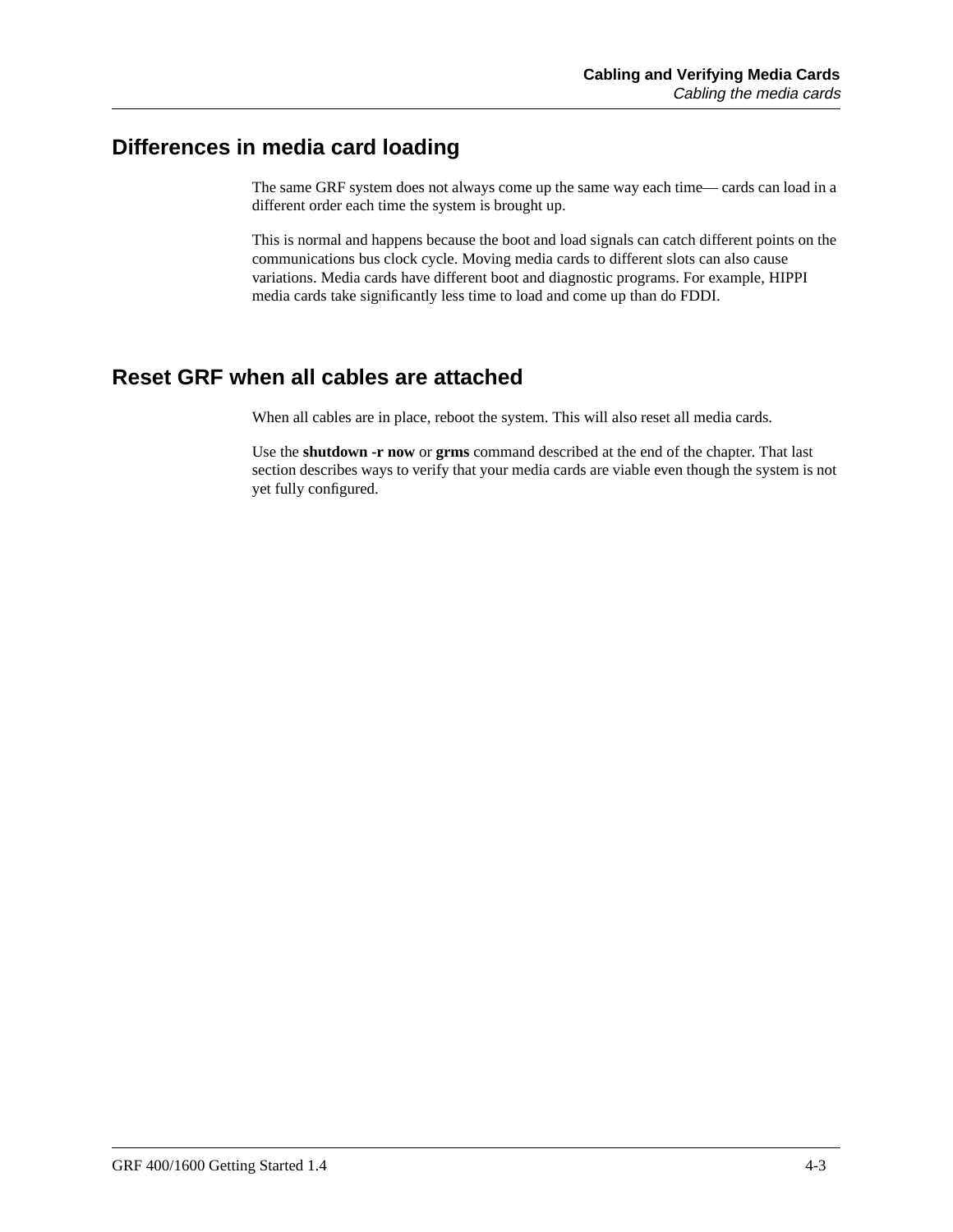## Differences in media card loading

The same GRF system does not always come up the same way each time— cards can load in a different order each time the system is brought up.

This is normal and happens because the boot and load signals can catch different points on the communications bus clock cycle. Moving media cards to different slots can also cause variations. Media cards have different boot and diagnostic programs. For example, HIPPI media cards take significantly less time to load and come up than do FDDI.

## Reset GRF when all cables are attached

When all cables are in place, reboot the system. This will also reset all media cards.

Use the **shutdown -r now** or **grms** command described at the end of the chapter. That last section describes ways to verify that your media cards are viable even though the system is not yet fully configured.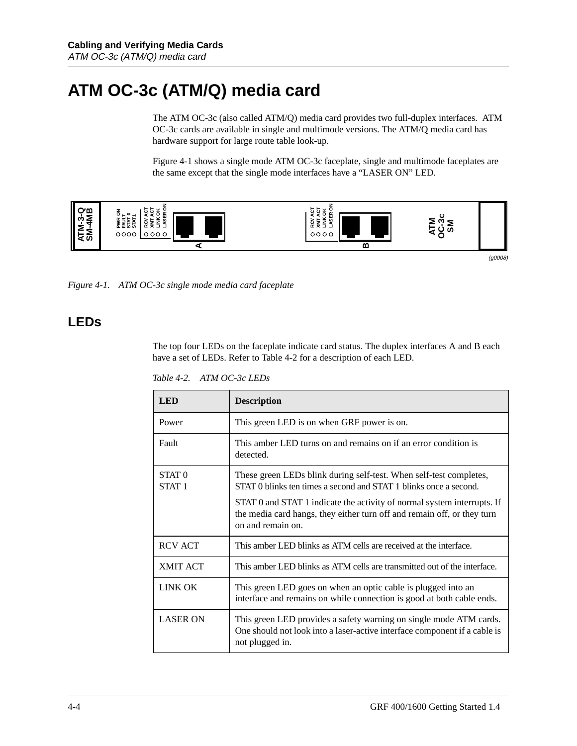# ATM OC-3c (ATM/Q) media card

The ATM OC-3c (also called ATM/Q) media card provides two full-duplex interfaces. ATM OC-3c cards are available in single and multimode versions. The ATM/Q media card has hardware support for large route table look-up.

Figure 4-1 shows a single mode ATM OC-3c faceplate, single and multimode faceplates are the same except that the single mode interfaces have a “LASER ON” LED.

*Figure 4-1. ATM OC-3c single mode media card faceplate*

## LEDs

The top four LEDs on the faceplate indicate card status. The duplex interfaces A and B each have a set of LEDs. Refer to Table 4-2 for a description of each LED.

*Table 4-2. ATM OC-3c LEDs*

| LED | Description |
|---|---|
| Power | This green LED is on when GRF power is on. |
| Fault | This amber LED turns on and remains on if an error condition is detected. |
| STAT 0<br>STAT 1 | These green LEDs blink during self-test. When self-test completes, STAT 0 blinks ten times a second and STAT 1 blinks once a second.<br><br>STAT 0 and STAT 1 indicate the activity of normal system interrupts. If the media card hangs, they either turn off and remain off, or they turn on and remain on. |
| RCV ACT | This amber LED blinks as ATM cells are received at the interface. |
| XMIT ACT | This amber LED blinks as ATM cells are transmitted out of the interface. |
| LINK OK | This green LED goes on when an optic cable is plugged into an interface and remains on while connection is good at both cable ends. |
| LASER ON | This green LED provides a safety warning on single mode ATM cards. One should not look into a laser-active interface component if a cable is not plugged in. |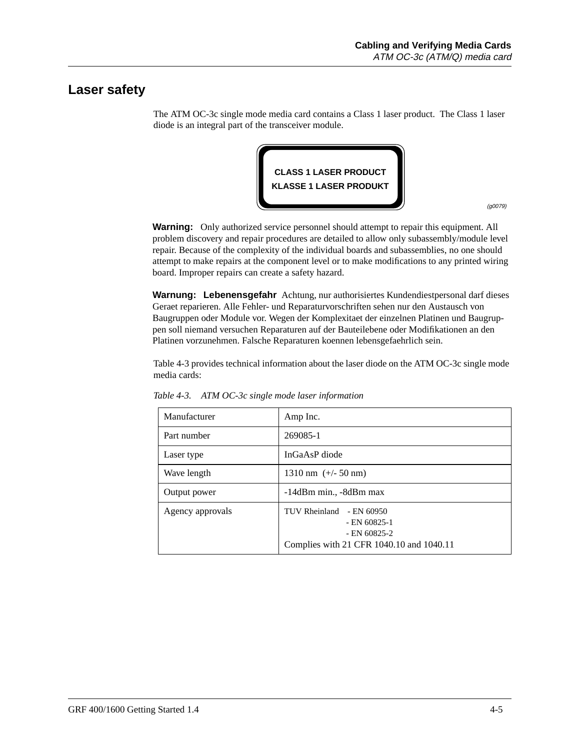## Laser safety

The ATM OC-3c single mode media card contains a Class 1 laser product. The Class 1 laser diode is an integral part of the transceiver module.

CLASS 1 LASER PRODUCT
KLASSE 1 LASER PRODUKT

(g0079)

**Warning:** Only authorized service personnel should attempt to repair this equipment. All problem discovery and repair procedures are detailed to allow only subassembly/module level repair. Because of the complexity of the individual boards and subassemblies, no one should attempt to make repairs at the component level or to make modifications to any printed wiring board. Improper repairs can create a safety hazard.

**Warnung: Lebenensgefahr** Achtung, nur authorisiertes Kundendiestpersonal darf dieses Geraet reparieren. Alle Fehler- und Reparaturvorschriften sehen nur den Austausch von Baugruppen oder Module vor. Wegen der Komplexitaet der einzelnen Platinen und Baugruppen soll niemand versuchen Reparaturen auf der Bauteilebene oder Modifikationen an den Platinen vorzunehmen. Falsche Reparaturen koennen lebensgefaehrlich sein.

Table 4-3 provides technical information about the laser diode on the ATM OC-3c single mode media cards:

*Table 4-3. ATM OC-3c single mode laser information*

| | |
|---|---|
| Manufacturer | Amp Inc. |
| Part number | 269085-1 |
| Laser type | InGaAsP diode |
| Wave length | 1310 nm (+/- 50 nm) |
| Output power | -14dBm min., -8dBm max |
| Agency approvals | TUV Rheinland - EN 60950<br>- EN 60825-1<br>- EN 60825-2<br>Complies with 21 CFR 1040.10 and 1040.11 |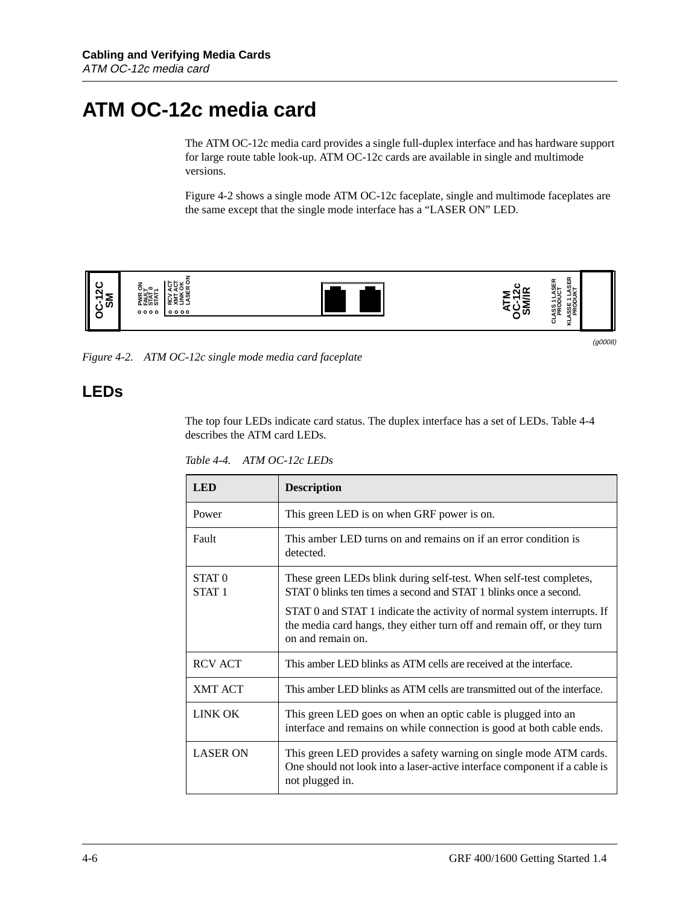# ATM OC-12c media card

The ATM OC-12c media card provides a single full-duplex interface and has hardware support for large route table look-up. ATM OC-12c cards are available in single and multimode versions.

Figure 4-2 shows a single mode ATM OC-12c faceplate, single and multimode faceplates are the same except that the single mode interface has a “LASER ON” LED.

OC-12C SM | PWR ON | FAULT | STAT 0 | STAT1 | RCV ACT | XMT ACT | LINK OK | LASER ON | ATM OC-12c SM/IR | CLASS 1 LASER PRODUCT | KLASSE 1 LASER PRODUKT

(g0008)

*Figure 4-2. ATM OC-12c single mode media card faceplate*

## LEDs

The top four LEDs indicate card status. The duplex interface has a set of LEDs. Table 4-4 describes the ATM card LEDs.

*Table 4-4. ATM OC-12c LEDs*

| LED | Description |
|---|---|
| Power | This green LED is on when GRF power is on. |
| Fault | This amber LED turns on and remains on if an error condition is detected. |
| STAT 0<br>STAT 1 | These green LEDs blink during self-test. When self-test completes, STAT 0 blinks ten times a second and STAT 1 blinks once a second.<br>STAT 0 and STAT 1 indicate the activity of normal system interrupts. If the media card hangs, they either turn off and remain off, or they turn on and remain on. |
| RCV ACT | This amber LED blinks as ATM cells are received at the interface. |
| XMT ACT | This amber LED blinks as ATM cells are transmitted out of the interface. |
| LINK OK | This green LED goes on when an optic cable is plugged into an interface and remains on while connection is good at both cable ends. |
| LASER ON | This green LED provides a safety warning on single mode ATM cards. One should not look into a laser-active interface component if a cable is not plugged in. |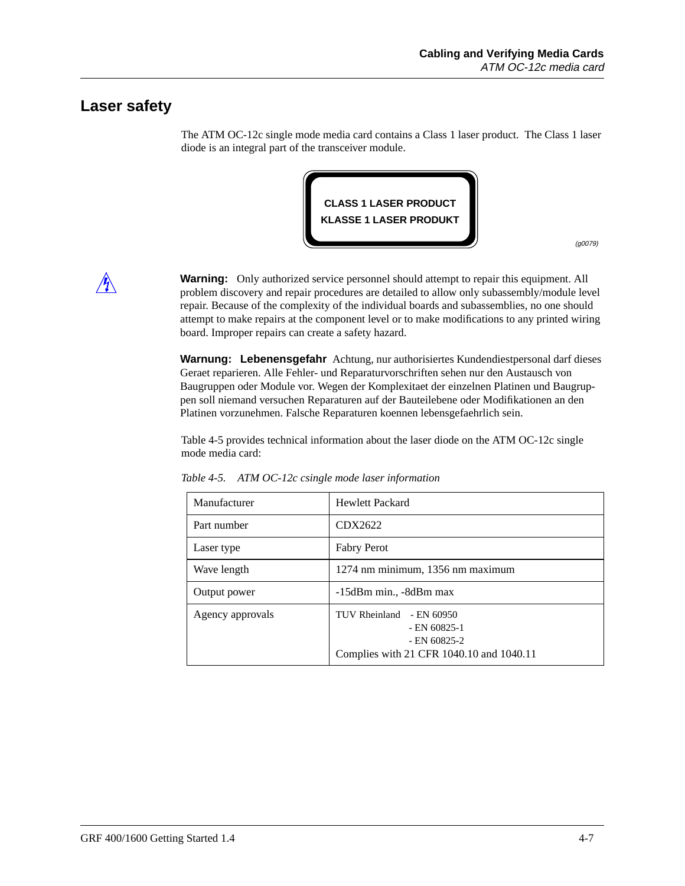## Laser safety

The ATM OC-12c single mode media card contains a Class 1 laser product. The Class 1 laser diode is an integral part of the transceiver module.

CLASS 1 LASER PRODUCT
KLASSE 1 LASER PRODUKT

(g0079)

**Warning:** Only authorized service personnel should attempt to repair this equipment. All problem discovery and repair procedures are detailed to allow only subassembly/module level repair. Because of the complexity of the individual boards and subassemblies, no one should attempt to make repairs at the component level or to make modifications to any printed wiring board. Improper repairs can create a safety hazard.

**Warnung: Lebenensgefahr** Achtung, nur authorisiertes Kundendiestpersonal darf dieses Geraet reparieren. Alle Fehler- und Reparaturvorschriften sehen nur den Austausch von Baugruppen oder Module vor. Wegen der Komplexitaet der einzelnen Platinen und Baugruppen soll niemand versuchen Reparaturen auf der Bauteilebene oder Modifikationen an den Platinen vorzunehmen. Falsche Reparaturen koennen lebensgefaehrlich sein.

Table 4-5 provides technical information about the laser diode on the ATM OC-12c single mode media card:

*Table 4-5. ATM OC-12c csingle mode laser information*

| Manufacturer | Hewlett Packard |
|---|---|
| Part number | CDX2622 |
| Laser type | Fabry Perot |
| Wave length | 1274 nm minimum, 1356 nm maximum |
| Output power | -15dBm min., -8dBm max |
| Agency approvals | TUV Rheinland - EN 60950<br>- EN 60825-1<br>- EN 60825-2<br>Complies with 21 CFR 1040.10 and 1040.11 |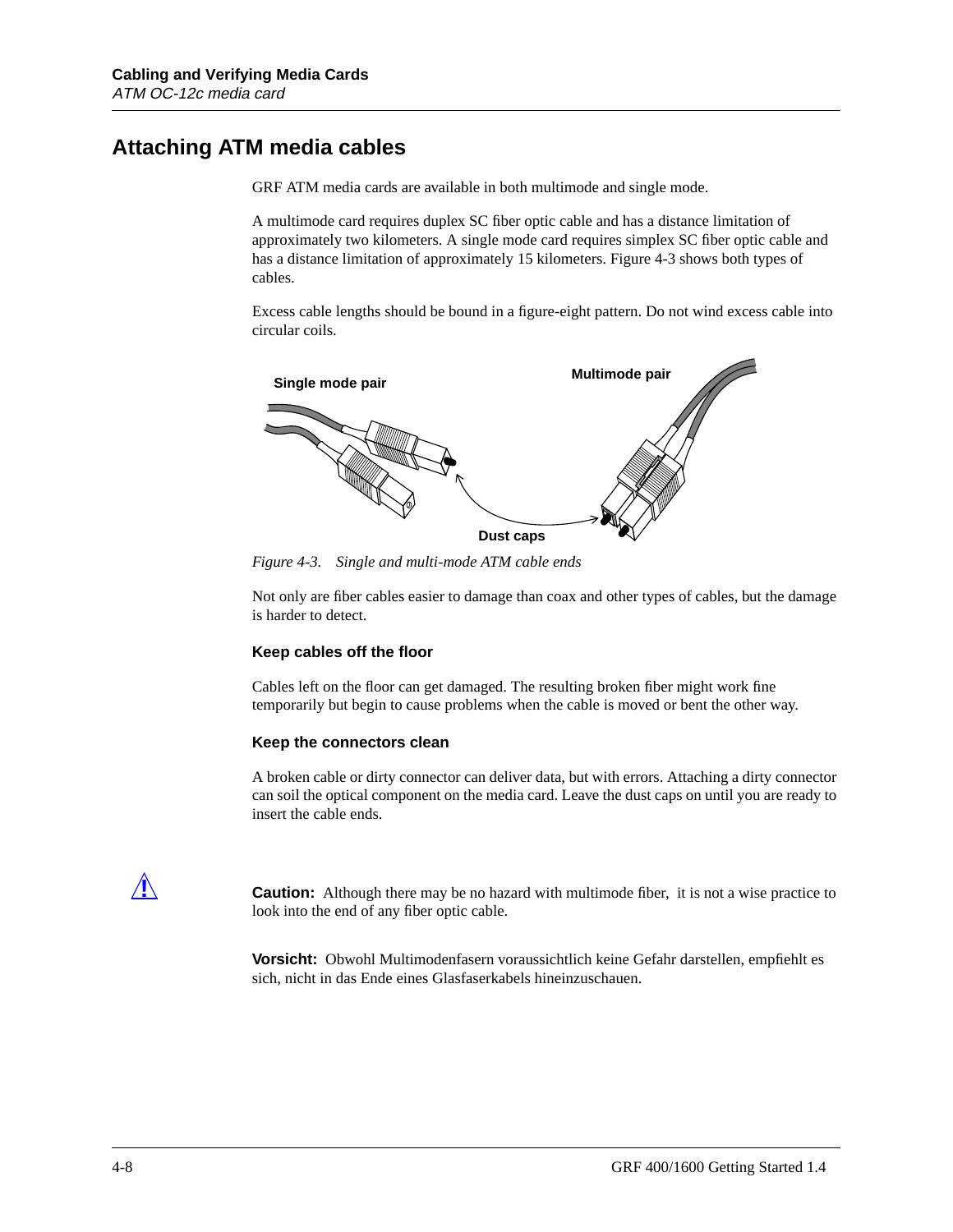## Attaching ATM media cables

GRF ATM media cards are available in both multimode and single mode.

A multimode card requires duplex SC fiber optic cable and has a distance limitation of approximately two kilometers. A single mode card requires simplex SC fiber optic cable and has a distance limitation of approximately 15 kilometers. Figure 4-3 shows both types of cables.

Excess cable lengths should be bound in a figure-eight pattern. Do not wind excess cable into circular coils.

*Figure 4-3. Single and multi-mode ATM cable ends*

Not only are fiber cables easier to damage than coax and other types of cables, but the damage is harder to detect.

### Keep cables off the floor

Cables left on the floor can get damaged. The resulting broken fiber might work fine temporarily but begin to cause problems when the cable is moved or bent the other way.

### Keep the connectors clean

A broken cable or dirty connector can deliver data, but with errors. Attaching a dirty connector can soil the optical component on the media card. Leave the dust caps on until you are ready to insert the cable ends.

**Caution:** Although there may be no hazard with multimode fiber, it is not a wise practice to look into the end of any fiber optic cable.

**Vorsicht:** Obwohl Multimodenfasern voraussichtlich keine Gefahr darstellen, empfiehlt es sich, nicht in das Ende eines Glasfaserkabels hineinzuschauen.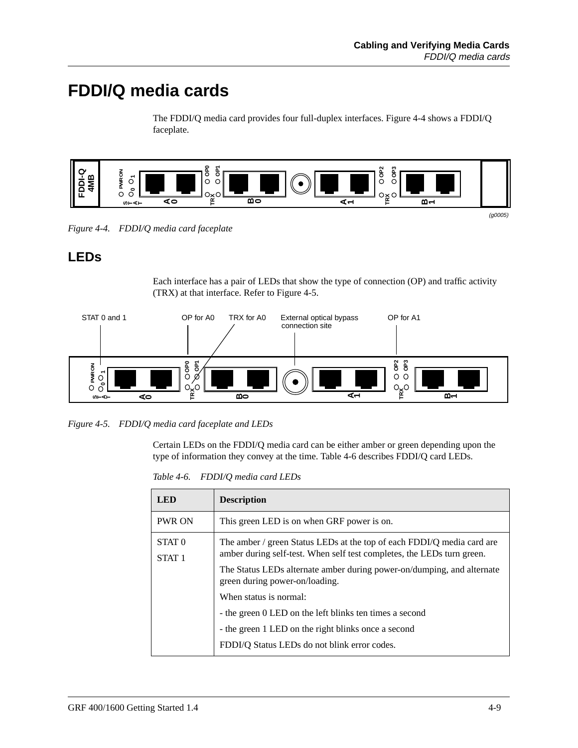# FDDI/Q media cards

The FDDI/Q media card provides four full-duplex interfaces. Figure 4-4 shows a FDDI/Q faceplate.

*Figure 4-4. FDDI/Q media card faceplate*

## LEDs

Each interface has a pair of LEDs that show the type of connection (OP) and traffic activity (TRX) at that interface. Refer to Figure 4-5.

*Figure 4-5. FDDI/Q media card faceplate and LEDs*

Certain LEDs on the FDDI/Q media card can be either amber or green depending upon the type of information they convey at the time. Table 4-6 describes FDDI/Q card LEDs.

*Table 4-6. FDDI/Q media card LEDs*

| LED | Description |
| --- | --- |
| PWR ON | This green LED is on when GRF power is on. |
| STAT 0<br>STAT 1 | The amber / green Status LEDs at the top of each FDDI/Q media card are amber during self-test. When self test completes, the LEDs turn green.<br>The Status LEDs alternate amber during power-on/dumping, and alternate green during power-on/loading.<br>When status is normal:<br>- the green 0 LED on the left blinks ten times a second<br>- the green 1 LED on the right blinks once a second<br>FDDI/Q Status LEDs do not blink error codes. |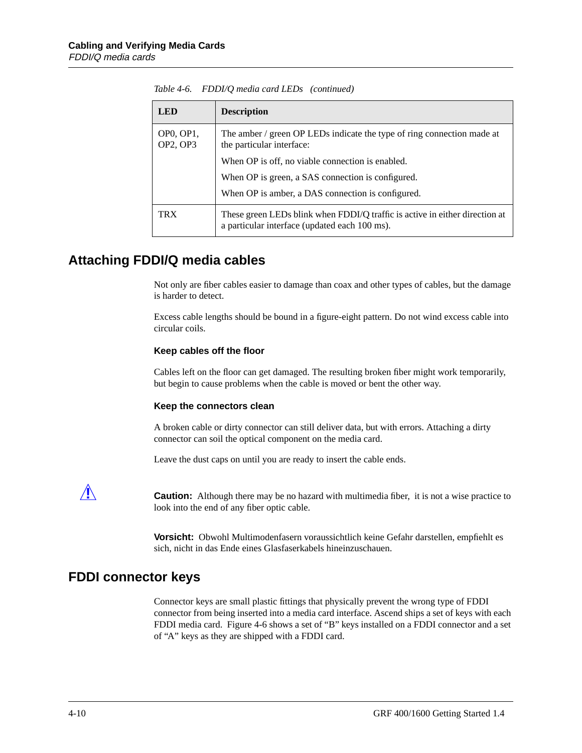Table 4-6. FDDI/Q media card LEDs (continued)

| LED | Description |
|---|---|
| OP0, OP1, OP2, OP3 | The amber / green OP LEDs indicate the type of ring connection made at the particular interface:<br>When OP is off, no viable connection is enabled.<br>When OP is green, a SAS connection is configured.<br>When OP is amber, a DAS connection is configured. |
| TRX | These green LEDs blink when FDDI/Q traffic is active in either direction at a particular interface (updated each 100 ms). |

## Attaching FDDI/Q media cables

Not only are fiber cables easier to damage than coax and other types of cables, but the damage is harder to detect.

Excess cable lengths should be bound in a figure-eight pattern. Do not wind excess cable into circular coils.

### Keep cables off the floor

Cables left on the floor can get damaged. The resulting broken fiber might work temporarily, but begin to cause problems when the cable is moved or bent the other way.

### Keep the connectors clean

A broken cable or dirty connector can still deliver data, but with errors. Attaching a dirty connector can soil the optical component on the media card.

Leave the dust caps on until you are ready to insert the cable ends.

**Caution:** Although there may be no hazard with multimedia fiber, it is not a wise practice to look into the end of any fiber optic cable.

**Vorsicht:** Obwohl Multimodenfasern voraussichtlich keine Gefahr darstellen, empfiehlt es sich, nicht in das Ende eines Glasfaserkabels hineinzuschauen.

## FDDI connector keys

Connector keys are small plastic fittings that physically prevent the wrong type of FDDI connector from being inserted into a media card interface. Ascend ships a set of keys with each FDDI media card. Figure 4-6 shows a set of "B" keys installed on a FDDI connector and a set of "A" keys as they are shipped with a FDDI card.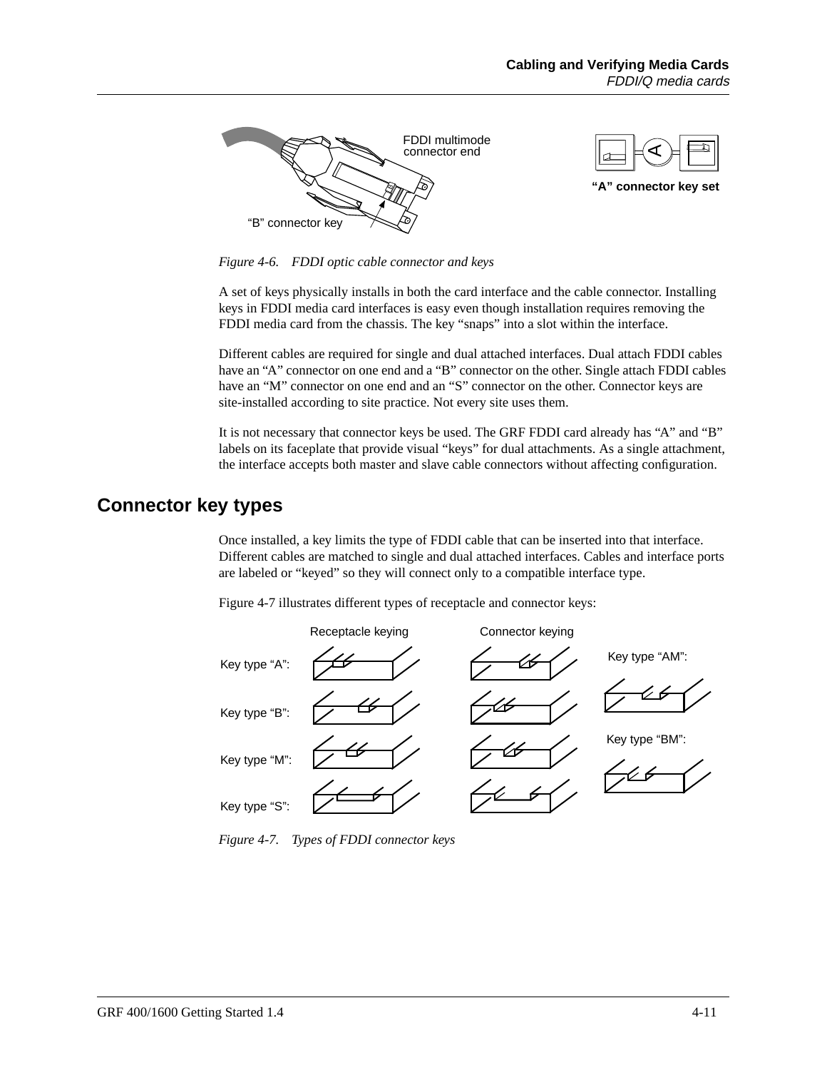Figure 4-6. FDDI optic cable connector and keys

A set of keys physically installs in both the card interface and the cable connector. Installing keys in FDDI media card interfaces is easy even though installation requires removing the FDDI media card from the chassis. The key "snaps" into a slot within the interface.

Different cables are required for single and dual attached interfaces. Dual attach FDDI cables have an "A" connector on one end and a "B" connector on the other. Single attach FDDI cables have an "M" connector on one end and an "S" connector on the other. Connector keys are site-installed according to site practice. Not every site uses them.

It is not necessary that connector keys be used. The GRF FDDI card already has "A" and "B" labels on its faceplate that provide visual "keys" for dual attachments. As a single attachment, the interface accepts both master and slave cable connectors without affecting configuration.

## Connector key types

Once installed, a key limits the type of FDDI cable that can be inserted into that interface. Different cables are matched to single and dual attached interfaces. Cables and interface ports are labeled or "keyed" so they will connect only to a compatible interface type.

Figure 4-7 illustrates different types of receptacle and connector keys:

Figure 4-7. Types of FDDI connector keys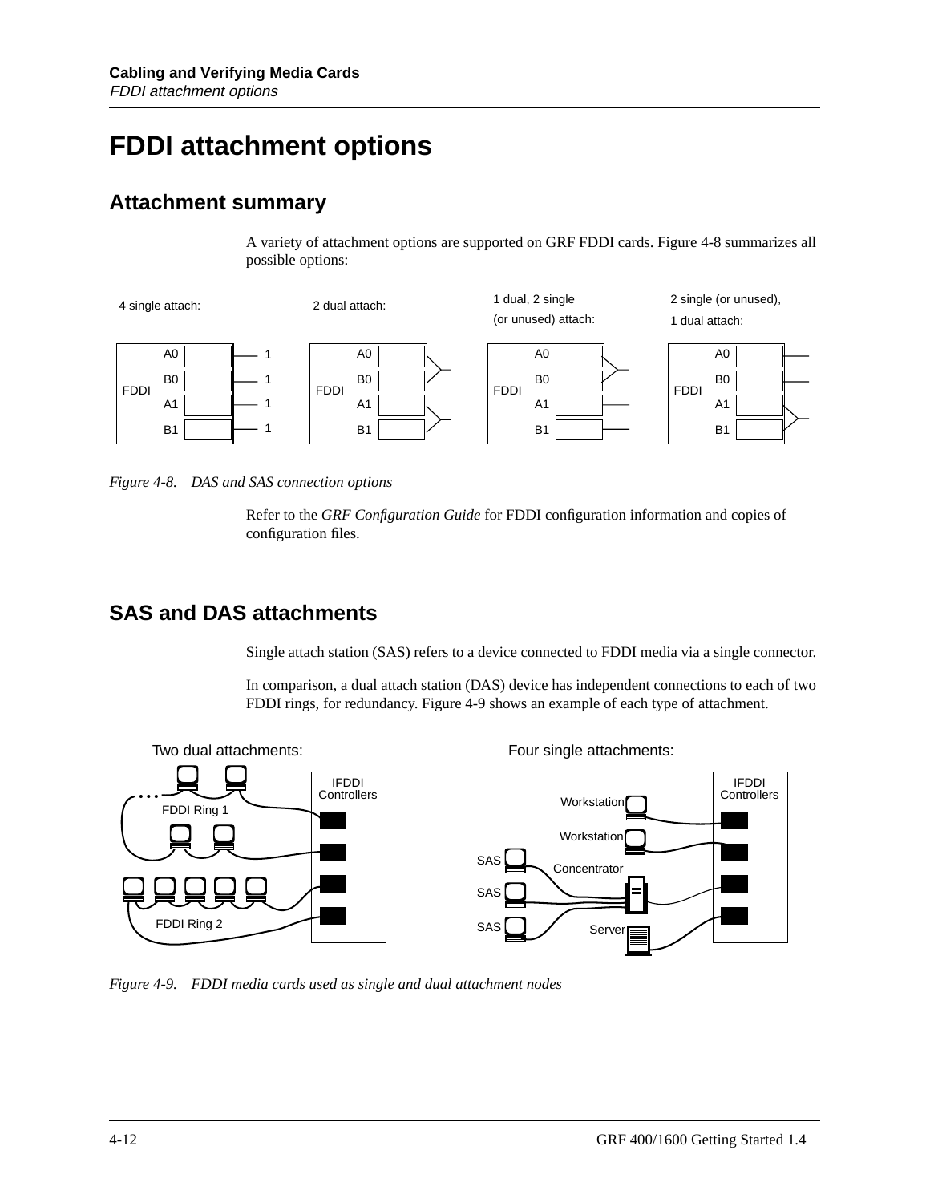# FDDI attachment options

## Attachment summary

A variety of attachment options are supported on GRF FDDI cards. Figure 4-8 summarizes all possible options:

Figure 4-8. DAS and SAS connection options

Refer to the *GRF Configuration Guide* for FDDI configuration information and copies of configuration files.

## SAS and DAS attachments

Single attach station (SAS) refers to a device connected to FDDI media via a single connector.

In comparison, a dual attach station (DAS) device has independent connections to each of two FDDI rings, for redundancy. Figure 4-9 shows an example of each type of attachment.

Figure 4-9. FDDI media cards used as single and dual attachment nodes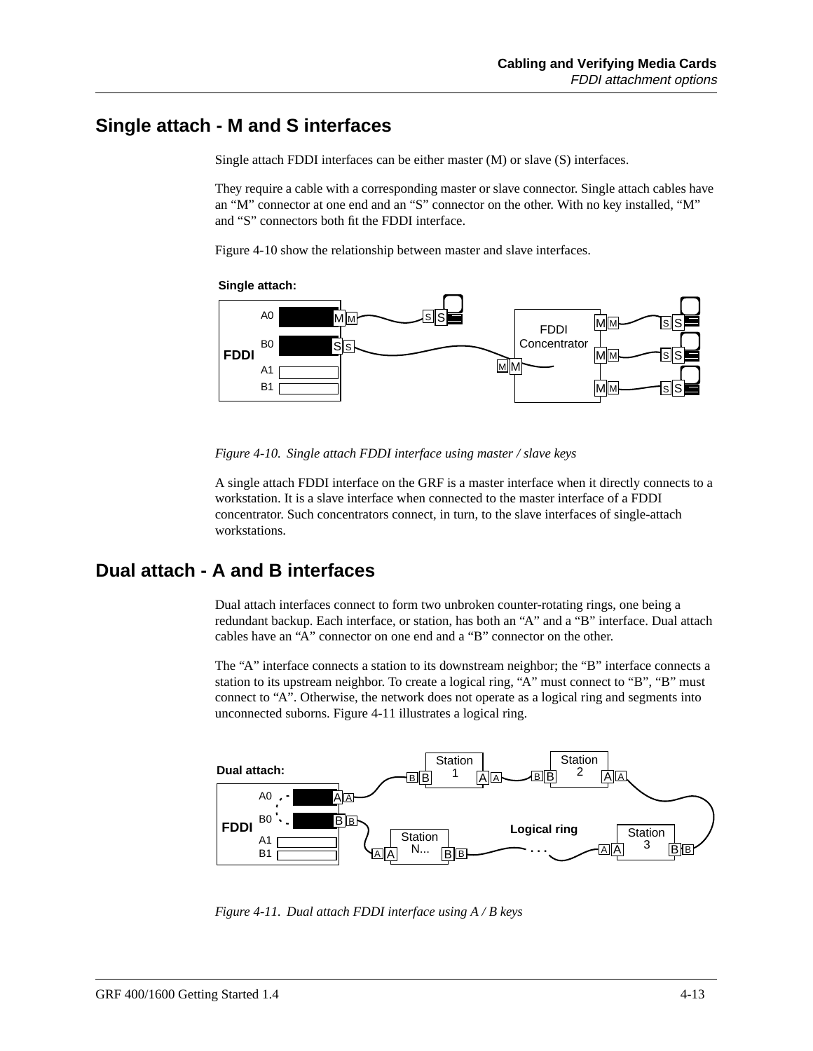## Single attach - M and S interfaces

Single attach FDDI interfaces can be either master (M) or slave (S) interfaces.

They require a cable with a corresponding master or slave connector. Single attach cables have an “M” connector at one end and an “S” connector on the other. With no key installed, “M” and “S” connectors both fit the FDDI interface.

Figure 4-10 show the relationship between master and slave interfaces.

*Figure 4-10. Single attach FDDI interface using master / slave keys*

A single attach FDDI interface on the GRF is a master interface when it directly connects to a workstation. It is a slave interface when connected to the master interface of a FDDI concentrator. Such concentrators connect, in turn, to the slave interfaces of single-attach workstations.

## Dual attach - A and B interfaces

Dual attach interfaces connect to form two unbroken counter-rotating rings, one being a redundant backup. Each interface, or station, has both an “A” and a “B” interface. Dual attach cables have an “A” connector on one end and a “B” connector on the other.

The “A” interface connects a station to its downstream neighbor; the “B” interface connects a station to its upstream neighbor. To create a logical ring, “A” must connect to “B”, “B” must connect to “A”. Otherwise, the network does not operate as a logical ring and segments into unconnected suborns. Figure 4-11 illustrates a logical ring.

*Figure 4-11. Dual attach FDDI interface using A / B keys*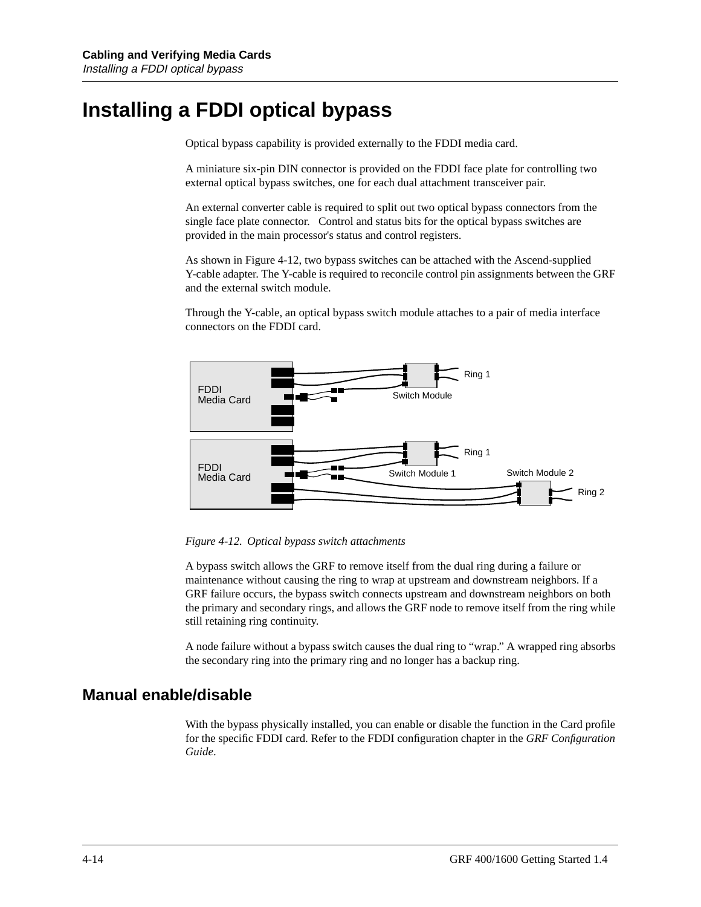# Installing a FDDI optical bypass

Optical bypass capability is provided externally to the FDDI media card.

A miniature six-pin DIN connector is provided on the FDDI face plate for controlling two external optical bypass switches, one for each dual attachment transceiver pair.

An external converter cable is required to split out two optical bypass connectors from the single face plate connector. Control and status bits for the optical bypass switches are provided in the main processor's status and control registers.

As shown in Figure 4-12, two bypass switches can be attached with the Ascend-supplied Y-cable adapter. The Y-cable is required to reconcile control pin assignments between the GRF and the external switch module.

Through the Y-cable, an optical bypass switch module attaches to a pair of media interface connectors on the FDDI card.

*Figure 4-12. Optical bypass switch attachments*

A bypass switch allows the GRF to remove itself from the dual ring during a failure or maintenance without causing the ring to wrap at upstream and downstream neighbors. If a GRF failure occurs, the bypass switch connects upstream and downstream neighbors on both the primary and secondary rings, and allows the GRF node to remove itself from the ring while still retaining ring continuity.

A node failure without a bypass switch causes the dual ring to "wrap." A wrapped ring absorbs the secondary ring into the primary ring and no longer has a backup ring.

## Manual enable/disable

With the bypass physically installed, you can enable or disable the function in the Card profile for the specific FDDI card. Refer to the FDDI configuration chapter in the *GRF Configuration Guide*.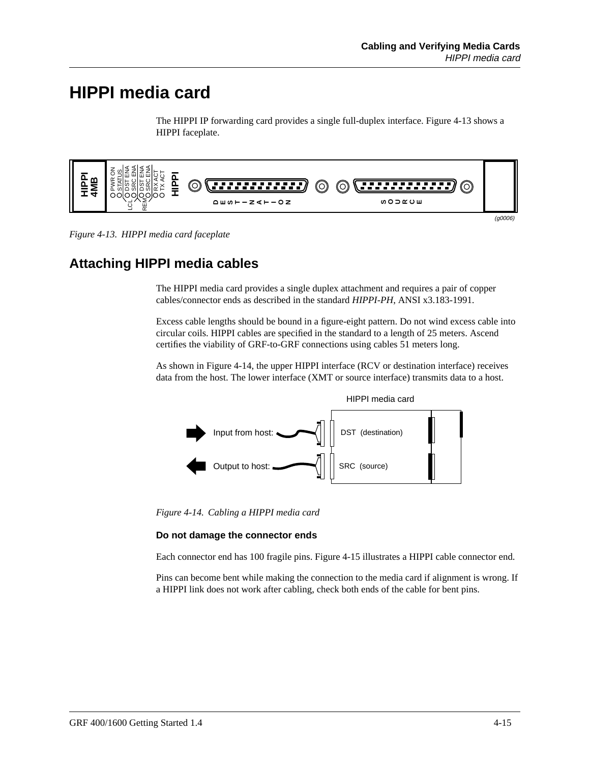# HIPPI media card

The HIPPI IP forwarding card provides a single full-duplex interface. Figure 4-13 shows a HIPPI faceplate.

*Figure 4-13. HIPPI media card faceplate*

## Attaching HIPPI media cables

The HIPPI media card provides a single duplex attachment and requires a pair of copper cables/connector ends as described in the standard *HIPPI-PH*, ANSI x3.183-1991.

Excess cable lengths should be bound in a figure-eight pattern. Do not wind excess cable into circular coils. HIPPI cables are specified in the standard to a length of 25 meters. Ascend certifies the viability of GRF-to-GRF connections using cables 51 meters long.

As shown in Figure 4-14, the upper HIPPI interface (RCV or destination interface) receives data from the host. The lower interface (XMT or source interface) transmits data to a host.

*Figure 4-14. Cabling a HIPPI media card*

### Do not damage the connector ends

Each connector end has 100 fragile pins. Figure 4-15 illustrates a HIPPI cable connector end.

Pins can become bent while making the connection to the media card if alignment is wrong. If a HIPPI link does not work after cabling, check both ends of the cable for bent pins.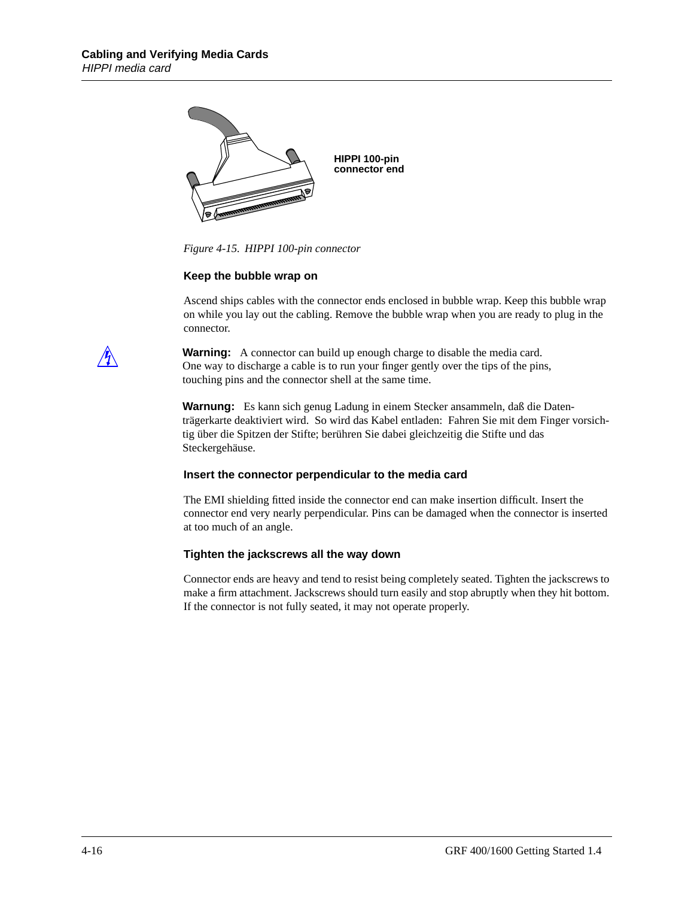HIPPI 100-pin connector end

*Figure 4-15. HIPPI 100-pin connector*

### Keep the bubble wrap on

Ascend ships cables with the connector ends enclosed in bubble wrap. Keep this bubble wrap on while you lay out the cabling. Remove the bubble wrap when you are ready to plug in the connector.

**Warning:** A connector can build up enough charge to disable the media card. One way to discharge a cable is to run your finger gently over the tips of the pins, touching pins and the connector shell at the same time.

**Warnung:** Es kann sich genug Ladung in einem Stecker ansammeln, daß die Datenträgerkarte deaktiviert wird. So wird das Kabel entladen: Fahren Sie mit dem Finger vorsichtig über die Spitzen der Stifte; berühren Sie dabei gleichzeitig die Stifte und das Steckergehäuse.

### Insert the connector perpendicular to the media card

The EMI shielding fitted inside the connector end can make insertion difficult. Insert the connector end very nearly perpendicular. Pins can be damaged when the connector is inserted at too much of an angle.

### Tighten the jackscrews all the way down

Connector ends are heavy and tend to resist being completely seated. Tighten the jackscrews to make a firm attachment. Jackscrews should turn easily and stop abruptly when they hit bottom. If the connector is not fully seated, it may not operate properly.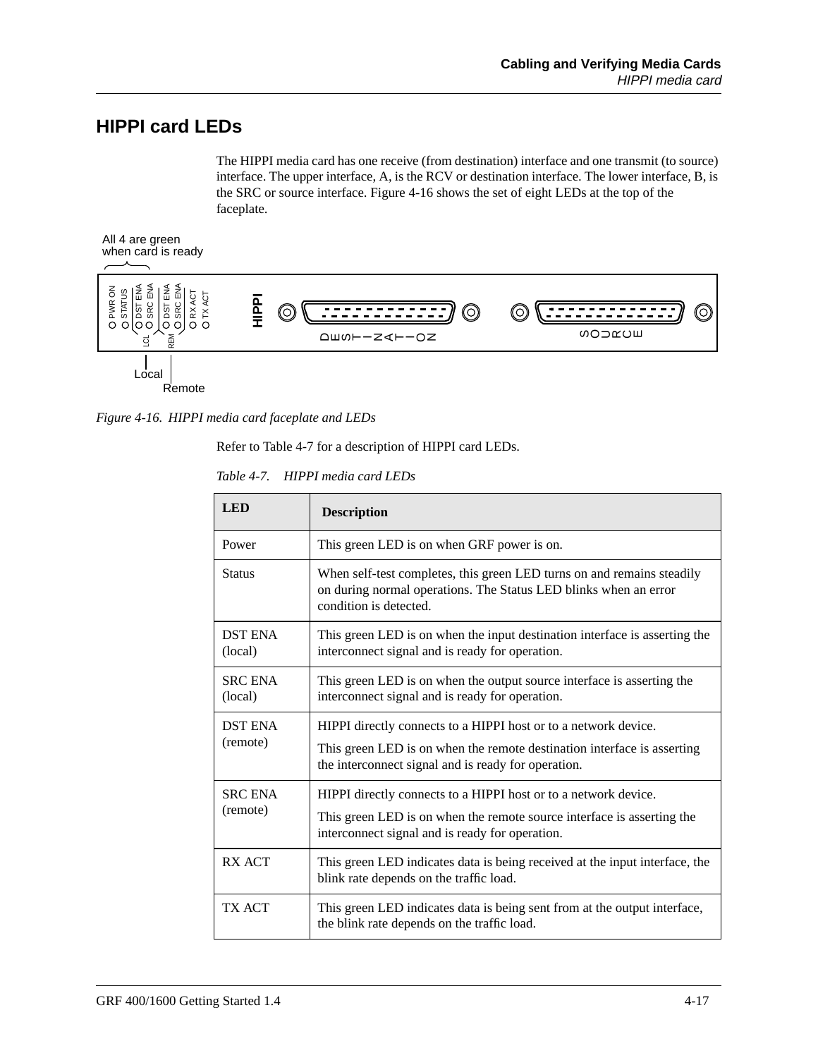## HIPPI card LEDs

The HIPPI media card has one receive (from destination) interface and one transmit (to source) interface. The upper interface, A, is the RCV or destination interface. The lower interface, B, is the SRC or source interface. Figure 4-16 shows the set of eight LEDs at the top of the faceplate.

*Figure 4-16. HIPPI media card faceplate and LEDs*

Refer to Table 4-7 for a description of HIPPI card LEDs.

*Table 4-7. HIPPI media card LEDs*

| LED | Description |
|---|---|
| Power | This green LED is on when GRF power is on. |
| Status | When self-test completes, this green LED turns on and remains steadily on during normal operations. The Status LED blinks when an error condition is detected. |
| DST ENA (local) | This green LED is on when the input destination interface is asserting the interconnect signal and is ready for operation. |
| SRC ENA (local) | This green LED is on when the output source interface is asserting the interconnect signal and is ready for operation. |
| DST ENA (remote) | HIPPI directly connects to a HIPPI host or to a network device. This green LED is on when the remote destination interface is asserting the interconnect signal and is ready for operation. |
| SRC ENA (remote) | HIPPI directly connects to a HIPPI host or to a network device. This green LED is on when the remote source interface is asserting the interconnect signal and is ready for operation. |
| RX ACT | This green LED indicates data is being received at the input interface, the blink rate depends on the traffic load. |
| TX ACT | This green LED indicates data is being sent from at the output interface, the blink rate depends on the traffic load. |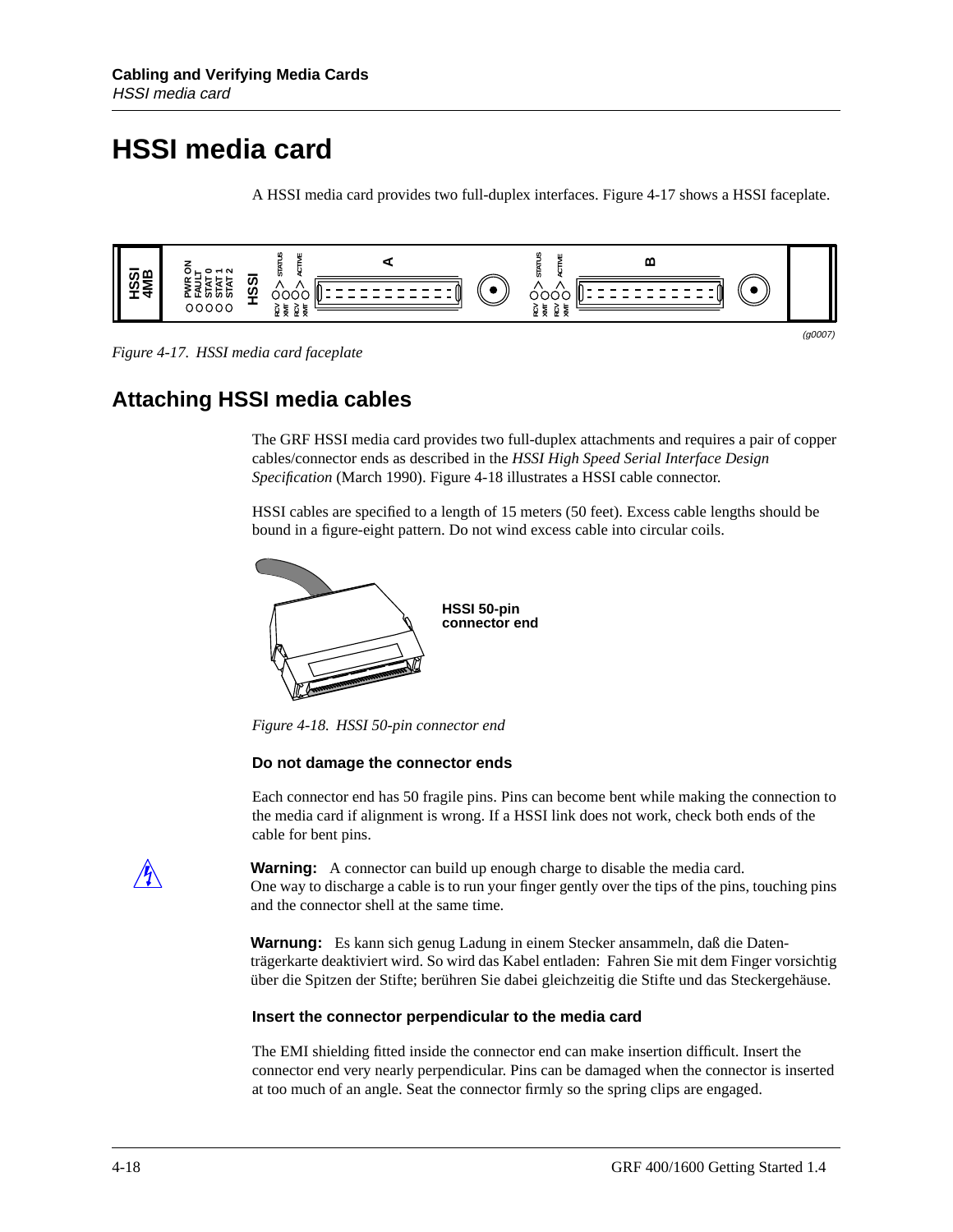# HSSI media card

A HSSI media card provides two full-duplex interfaces. Figure 4-17 shows a HSSI faceplate.

*Figure 4-17. HSSI media card faceplate*

## Attaching HSSI media cables

The GRF HSSI media card provides two full-duplex attachments and requires a pair of copper cables/connector ends as described in the *HSSI High Speed Serial Interface Design Specification* (March 1990). Figure 4-18 illustrates a HSSI cable connector.

HSSI cables are specified to a length of 15 meters (50 feet). Excess cable lengths should be bound in a figure-eight pattern. Do not wind excess cable into circular coils.

*Figure 4-18. HSSI 50-pin connector end*

### Do not damage the connector ends

Each connector end has 50 fragile pins. Pins can become bent while making the connection to the media card if alignment is wrong. If a HSSI link does not work, check both ends of the cable for bent pins.

**Warning:** A connector can build up enough charge to disable the media card. One way to discharge a cable is to run your finger gently over the tips of the pins, touching pins and the connector shell at the same time.

**Warnung:** Es kann sich genug Ladung in einem Stecker ansammeln, daß die Datenträgerkarte deaktiviert wird. So wird das Kabel entladen: Fahren Sie mit dem Finger vorsichtig über die Spitzen der Stifte; berühren Sie dabei gleichzeitig die Stifte und das Steckergehäuse.

### Insert the connector perpendicular to the media card

The EMI shielding fitted inside the connector end can make insertion difficult. Insert the connector end very nearly perpendicular. Pins can be damaged when the connector is inserted at too much of an angle. Seat the connector firmly so the spring clips are engaged.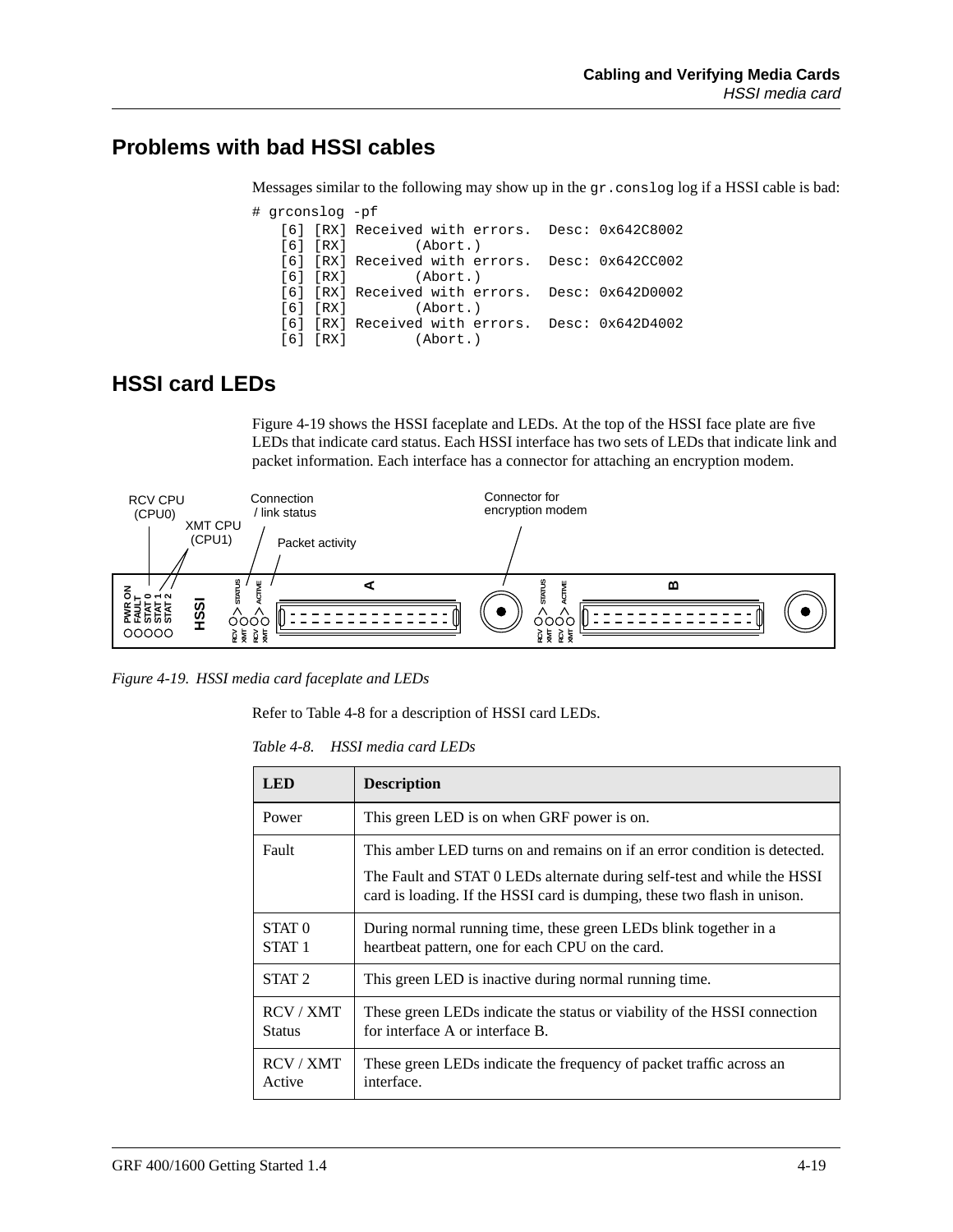## Problems with bad HSSI cables

Messages similar to the following may show up in the `gr.conslog` log if a HSSI cable is bad:

```
# grconslog -pf
   [6] [RX] Received with errors.  Desc: 0x642C8002
   [6] [RX]        (Abort.)
   [6] [RX] Received with errors.  Desc: 0x642CC002
   [6] [RX]        (Abort.)
   [6] [RX] Received with errors.  Desc: 0x642D0002
   [6] [RX]        (Abort.)
   [6] [RX] Received with errors.  Desc: 0x642D4002
   [6] [RX]        (Abort.)
```

## HSSI card LEDs

Figure 4-19 shows the HSSI faceplate and LEDs. At the top of the HSSI face plate are five LEDs that indicate card status. Each HSSI interface has two sets of LEDs that indicate link and packet information. Each interface has a connector for attaching an encryption modem.

*Figure 4-19. HSSI media card faceplate and LEDs*

Refer to Table 4-8 for a description of HSSI card LEDs.

*Table 4-8. HSSI media card LEDs*

| LED | Description |
|---|---|
| Power | This green LED is on when GRF power is on. |
| Fault | This amber LED turns on and remains on if an error condition is detected.<br>The Fault and STAT 0 LEDs alternate during self-test and while the HSSI card is loading. If the HSSI card is dumping, these two flash in unison. |
| STAT 0<br>STAT 1 | During normal running time, these green LEDs blink together in a heartbeat pattern, one for each CPU on the card. |
| STAT 2 | This green LED is inactive during normal running time. |
| RCV / XMT Status | These green LEDs indicate the status or viability of the HSSI connection for interface A or interface B. |
| RCV / XMT Active | These green LEDs indicate the frequency of packet traffic across an interface. |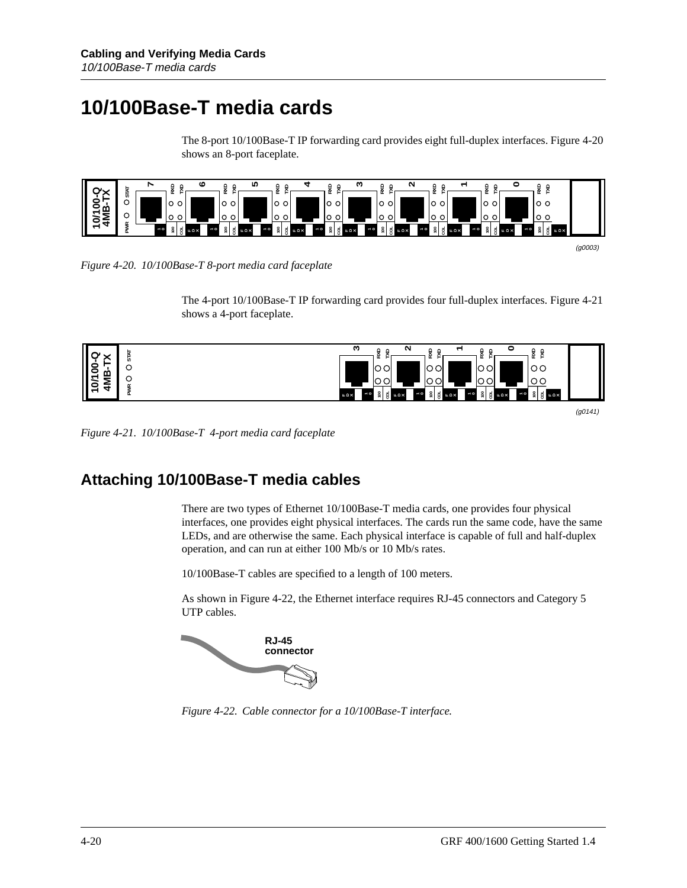# 10/100Base-T media cards

The 8-port 10/100Base-T IP forwarding card provides eight full-duplex interfaces. Figure 4-20 shows an 8-port faceplate.

(g0003)

*Figure 4-20. 10/100Base-T 8-port media card faceplate*

The 4-port 10/100Base-T IP forwarding card provides four full-duplex interfaces. Figure 4-21 shows a 4-port faceplate.

(g0141)

*Figure 4-21. 10/100Base-T 4-port media card faceplate*

## Attaching 10/100Base-T media cables

There are two types of Ethernet 10/100Base-T media cards, one provides four physical interfaces, one provides eight physical interfaces. The cards run the same code, have the same LEDs, and are otherwise the same. Each physical interface is capable of full and half-duplex operation, and can run at either 100 Mb/s or 10 Mb/s rates.

10/100Base-T cables are specified to a length of 100 meters.

As shown in Figure 4-22, the Ethernet interface requires RJ-45 connectors and Category 5 UTP cables.

*Figure 4-22. Cable connector for a 10/100Base-T interface.*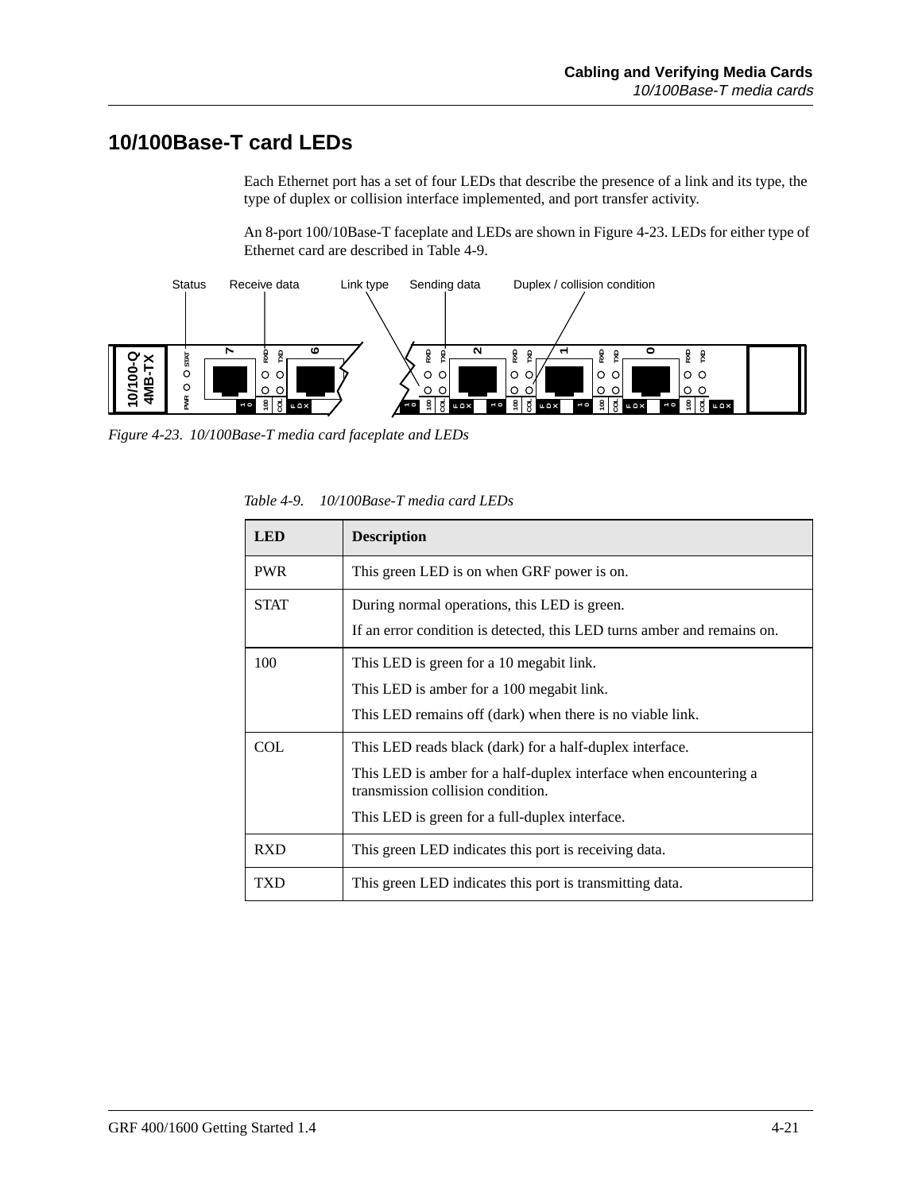## 10/100Base-T card LEDs

Each Ethernet port has a set of four LEDs that describe the presence of a link and its type, the type of duplex or collision interface implemented, and port transfer activity.

An 8-port 100/10Base-T faceplate and LEDs are shown in Figure 4-23. LEDs for either type of Ethernet card are described in Table 4-9.

*Figure 4-23. 10/100Base-T media card faceplate and LEDs*

*Table 4-9. 10/100Base-T media card LEDs*

| LED | Description |
|---|---|
| PWR | This green LED is on when GRF power is on. |
| STAT | During normal operations, this LED is green.<br>If an error condition is detected, this LED turns amber and remains on. |
| 100 | This LED is green for a 10 megabit link.<br>This LED is amber for a 100 megabit link.<br>This LED remains off (dark) when there is no viable link. |
| COL | This LED reads black (dark) for a half-duplex interface.<br>This LED is amber for a half-duplex interface when encountering a transmission collision condition.<br>This LED is green for a full-duplex interface. |
| RXD | This green LED indicates this port is receiving data. |
| TXD | This green LED indicates this port is transmitting data. |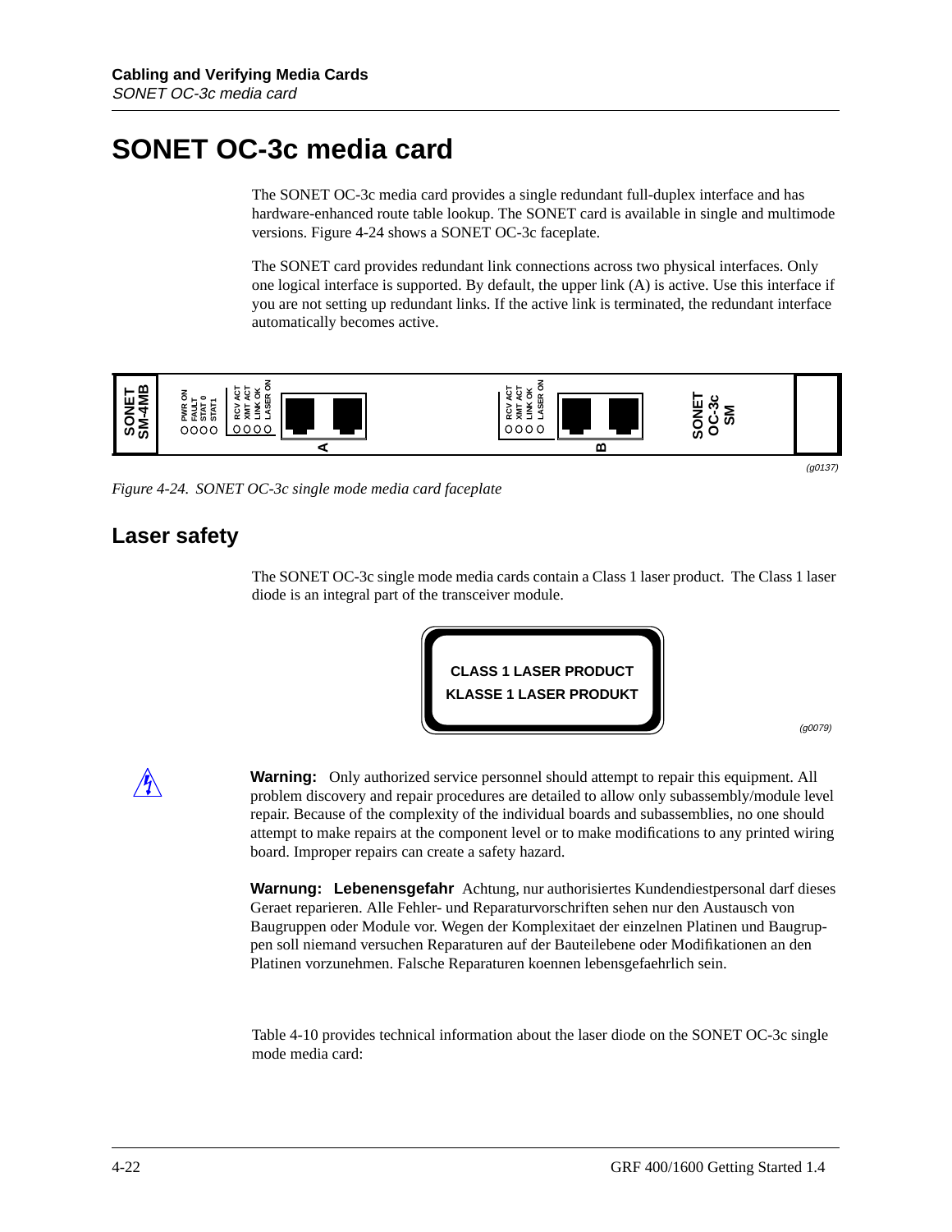# SONET OC-3c media card

The SONET OC-3c media card provides a single redundant full-duplex interface and has hardware-enhanced route table lookup. The SONET card is available in single and multimode versions. Figure 4-24 shows a SONET OC-3c faceplate.

The SONET card provides redundant link connections across two physical interfaces. Only one logical interface is supported. By default, the upper link (A) is active. Use this interface if you are not setting up redundant links. If the active link is terminated, the redundant interface automatically becomes active.

*Figure 4-24. SONET OC-3c single mode media card faceplate*

## Laser safety

The SONET OC-3c single mode media cards contain a Class 1 laser product. The Class 1 laser diode is an integral part of the transceiver module.

**CLASS 1 LASER PRODUCT**
**KLASSE 1 LASER PRODUKT**

**Warning:** Only authorized service personnel should attempt to repair this equipment. All problem discovery and repair procedures are detailed to allow only subassembly/module level repair. Because of the complexity of the individual boards and subassemblies, no one should attempt to make repairs at the component level or to make modifications to any printed wiring board. Improper repairs can create a safety hazard.

**Warnung: Lebenensgefahr** Achtung, nur authorisiertes Kundendiestpersonal darf dieses Geraet reparieren. Alle Fehler- und Reparaturvorschriften sehen nur den Austausch von Baugruppen oder Module vor. Wegen der Komplexitaet der einzelnen Platinen und Baugruppen soll niemand versuchen Reparaturen auf der Bauteilebene oder Modifikationen an den Platinen vorzunehmen. Falsche Reparaturen koennen lebensgefaehrlich sein.

Table 4-10 provides technical information about the laser diode on the SONET OC-3c single mode media card: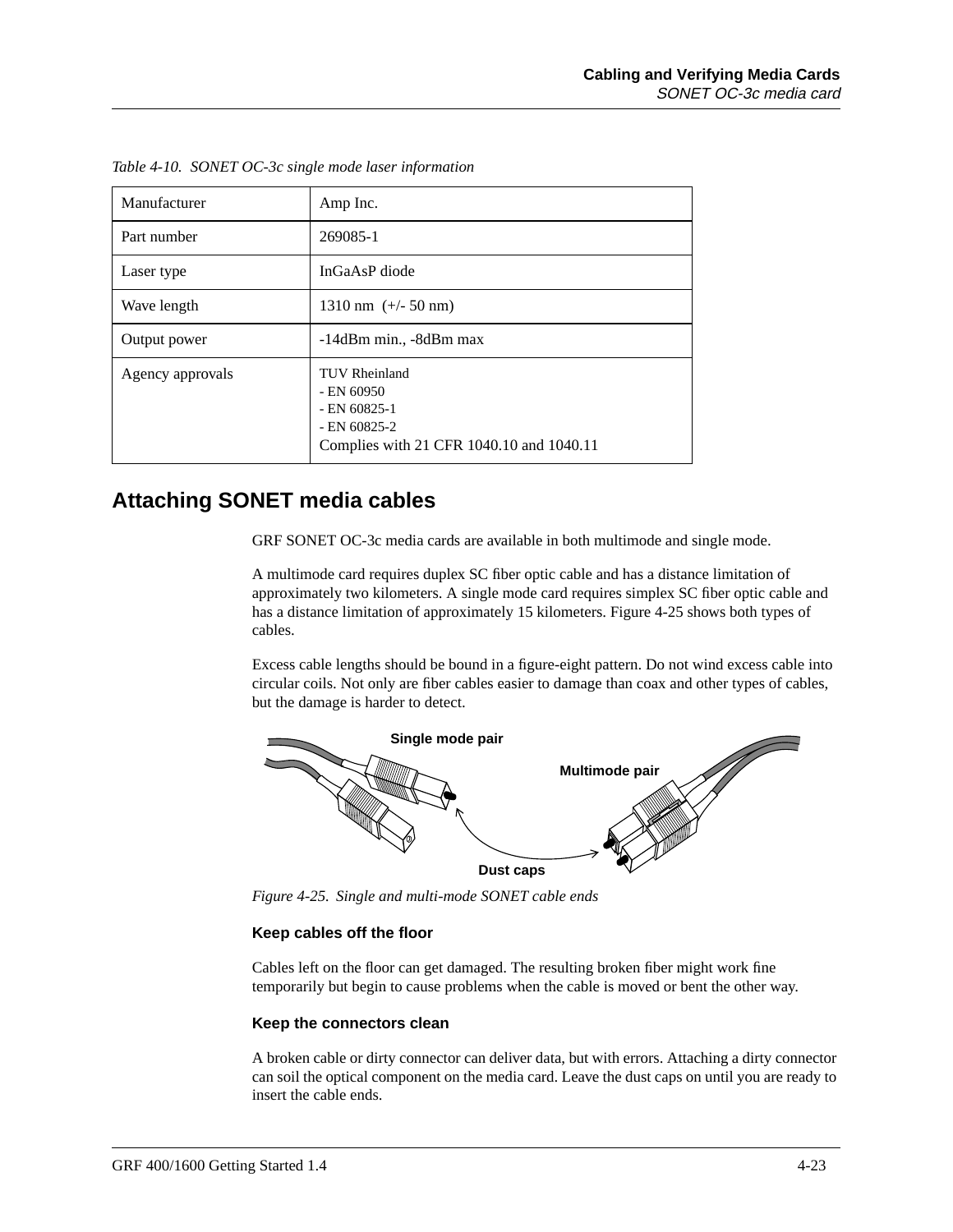*Table 4-10. SONET OC-3c single mode laser information*

| Manufacturer | Amp Inc. |
|---|---|
| Part number | 269085-1 |
| Laser type | InGaAsP diode |
| Wave length | 1310 nm (+/- 50 nm) |
| Output power | -14dBm min., -8dBm max |
| Agency approvals | TUV Rheinland<br>- EN 60950<br>- EN 60825-1<br>- EN 60825-2<br>Complies with 21 CFR 1040.10 and 1040.11 |

## Attaching SONET media cables

GRF SONET OC-3c media cards are available in both multimode and single mode.

A multimode card requires duplex SC fiber optic cable and has a distance limitation of approximately two kilometers. A single mode card requires simplex SC fiber optic cable and has a distance limitation of approximately 15 kilometers. Figure 4-25 shows both types of cables.

Excess cable lengths should be bound in a figure-eight pattern. Do not wind excess cable into circular coils. Not only are fiber cables easier to damage than coax and other types of cables, but the damage is harder to detect.

Single mode pair

Multimode pair

Dust caps

*Figure 4-25. Single and multi-mode SONET cable ends*

### Keep cables off the floor

Cables left on the floor can get damaged. The resulting broken fiber might work fine temporarily but begin to cause problems when the cable is moved or bent the other way.

### Keep the connectors clean

A broken cable or dirty connector can deliver data, but with errors. Attaching a dirty connector can soil the optical component on the media card. Leave the dust caps on until you are ready to insert the cable ends.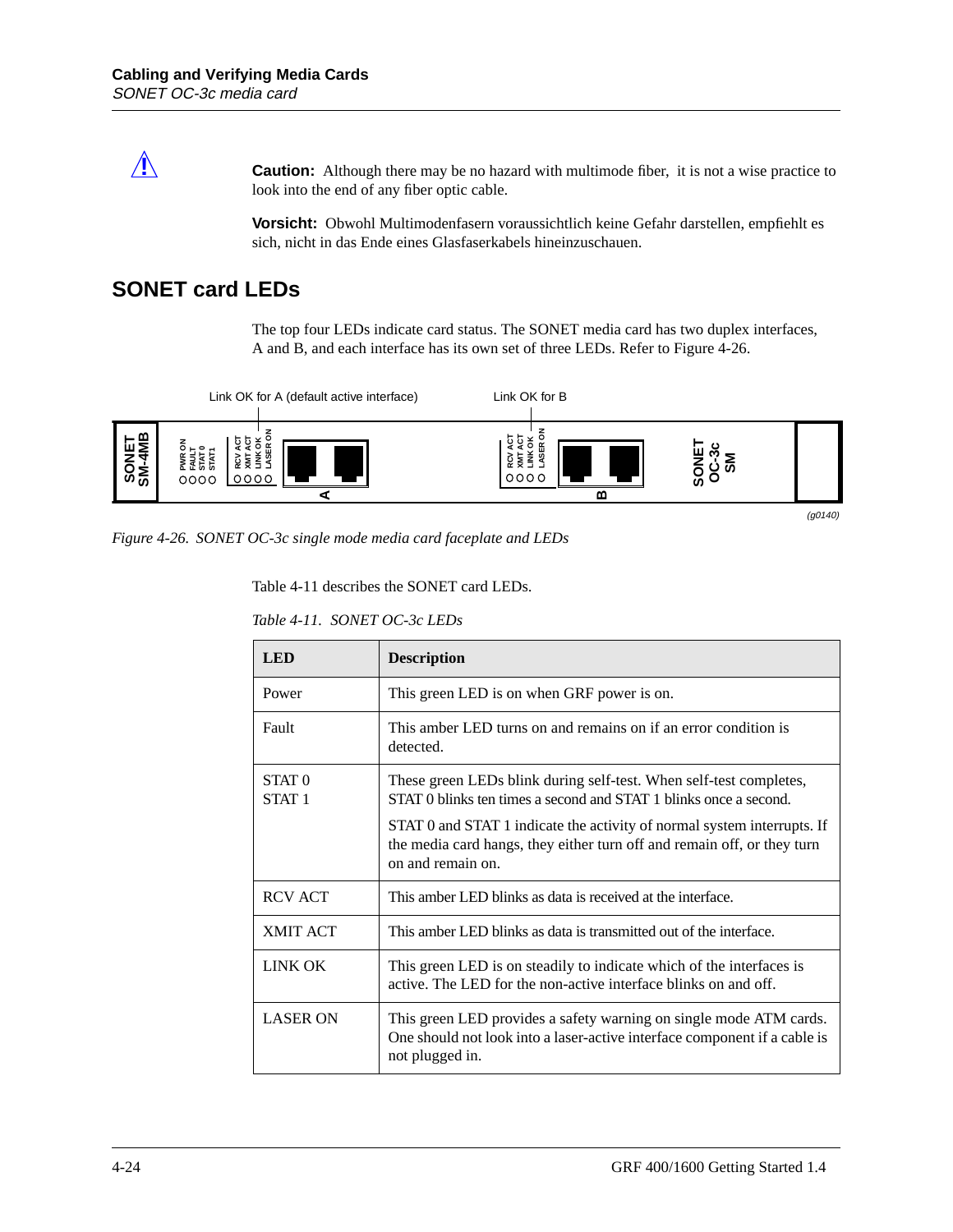**Caution:** Although there may be no hazard with multimode fiber, it is not a wise practice to look into the end of any fiber optic cable.

**Vorsicht:** Obwohl Multimodenfasern voraussichtlich keine Gefahr darstellen, empfiehlt es sich, nicht in das Ende eines Glasfaserkabels hineinzuschauen.

## SONET card LEDs

The top four LEDs indicate card status. The SONET media card has two duplex interfaces, A and B, and each interface has its own set of three LEDs. Refer to Figure 4-26.

Link OK for A (default active interface) Link OK for B

SONET SM-4MB PWR ON FAULT STAT 0 STAT1 RCV ACT XMT ACT LINK OK LASER ON A RCV ACT XMT ACT LINK OK LASER ON B SONET OC-3c SM

(g0140)

*Figure 4-26. SONET OC-3c single mode media card faceplate and LEDs*

Table 4-11 describes the SONET card LEDs.

*Table 4-11. SONET OC-3c LEDs*

| LED | Description |
|---|---|
| Power | This green LED is on when GRF power is on. |
| Fault | This amber LED turns on and remains on if an error condition is detected. |
| STAT 0<br>STAT 1 | These green LEDs blink during self-test. When self-test completes, STAT 0 blinks ten times a second and STAT 1 blinks once a second.<br><br>STAT 0 and STAT 1 indicate the activity of normal system interrupts. If the media card hangs, they either turn off and remain off, or they turn on and remain on. |
| RCV ACT | This amber LED blinks as data is received at the interface. |
| XMIT ACT | This amber LED blinks as data is transmitted out of the interface. |
| LINK OK | This green LED is on steadily to indicate which of the interfaces is active. The LED for the non-active interface blinks on and off. |
| LASER ON | This green LED provides a safety warning on single mode ATM cards. One should not look into a laser-active interface component if a cable is not plugged in. |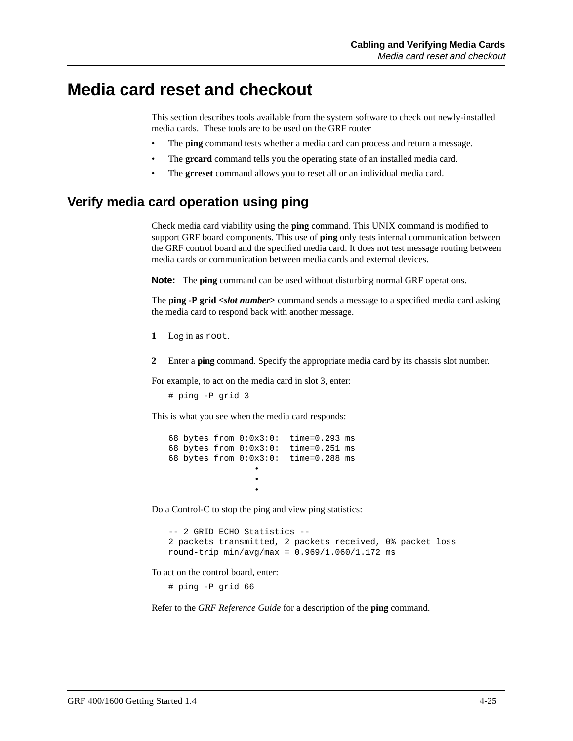# Media card reset and checkout

This section describes tools available from the system software to check out newly-installed media cards.  These tools are to be used on the GRF router

- The **ping** command tests whether a media card can process and return a message.
- The **grcard** command tells you the operating state of an installed media card.
- The **grreset** command allows you to reset all or an individual media card.

## Verify media card operation using ping

Check media card viability using the **ping** command. This UNIX command is modified to support GRF board components. This use of **ping** only tests internal communication between the GRF control board and the specified media card. It does not test message routing between media cards or communication between media cards and external devices.

**Note:** The **ping** command can be used without disturbing normal GRF operations.

The **ping -P grid <*slot number*>** command sends a message to a specified media card asking the media card to respond back with another message.

**1** Log in as `root`.

**2** Enter a **ping** command. Specify the appropriate media card by its chassis slot number.

For example, to act on the media card in slot 3, enter:

```
# ping -P grid 3
```

This is what you see when the media card responds:

```
68 bytes from 0:0x3:0:  time=0.293 ms
68 bytes from 0:0x3:0:  time=0.251 ms
68 bytes from 0:0x3:0:  time=0.288 ms
                  •
                  •
                  •
```

Do a Control-C to stop the ping and view ping statistics:

```
-- 2 GRID ECHO Statistics --
2 packets transmitted, 2 packets received, 0% packet loss
round-trip min/avg/max = 0.969/1.060/1.172 ms
```

To act on the control board, enter:

```
# ping -P grid 66
```

Refer to the *GRF Reference Guide* for a description of the **ping** command.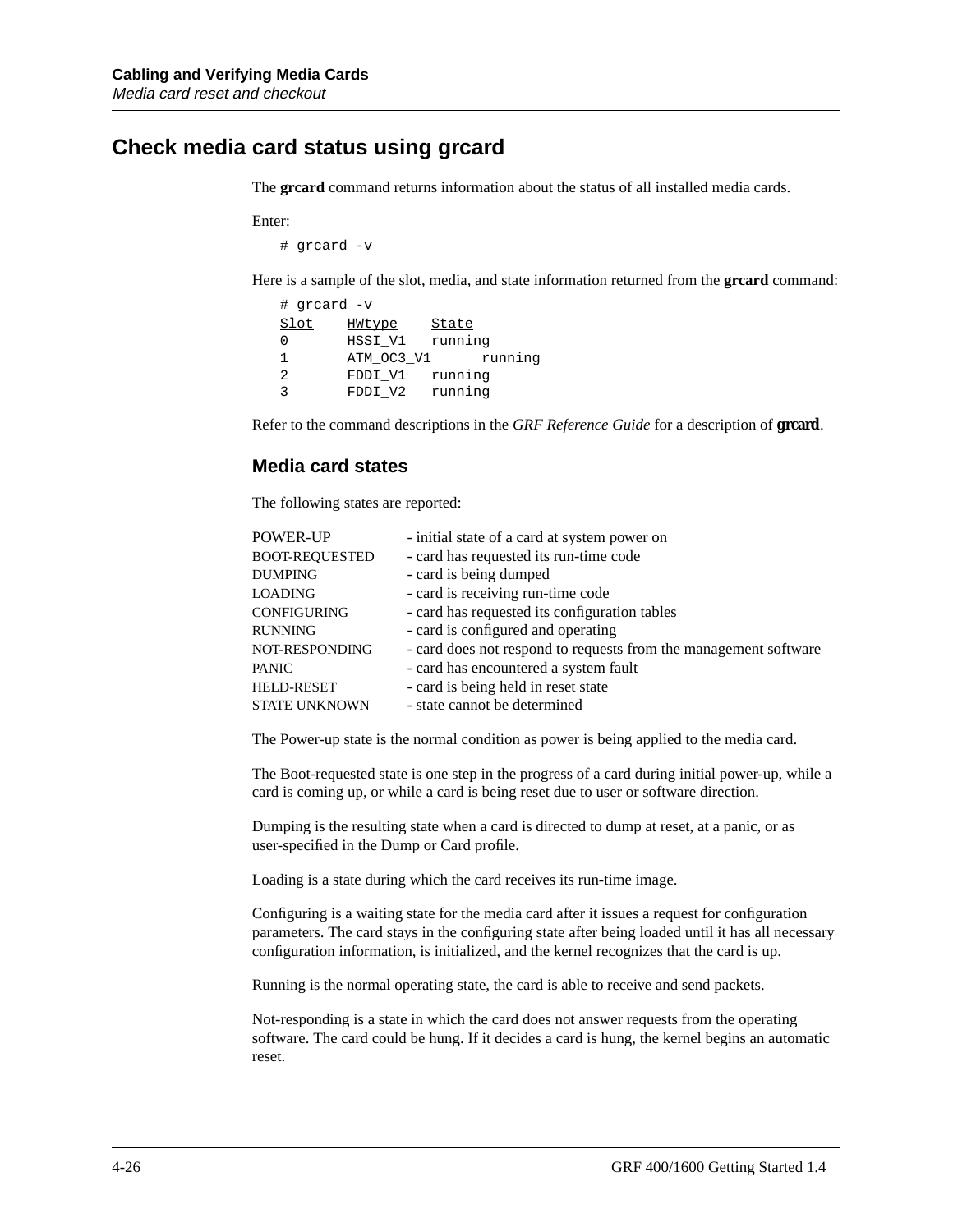## Check media card status using grcard

The **grcard** command returns information about the status of all installed media cards.

Enter:

```
# grcard -v
```

Here is a sample of the slot, media, and state information returned from the **grcard** command:

```
# grcard -v
Slot    HWtype    State
0       HSSI_V1   running
1       ATM_OC3_V1      running
2       FDDI_V1   running
3       FDDI_V2   running
```

Refer to the command descriptions in the *GRF Reference Guide* for a description of **grcard**.

### Media card states

The following states are reported:

| | |
|---|---|
| POWER-UP | - initial state of a card at system power on |
| BOOT-REQUESTED | - card has requested its run-time code |
| DUMPING | - card is being dumped |
| LOADING | - card is receiving run-time code |
| CONFIGURING | - card has requested its configuration tables |
| RUNNING | - card is configured and operating |
| NOT-RESPONDING | - card does not respond to requests from the management software |
| PANIC | - card has encountered a system fault |
| HELD-RESET | - card is being held in reset state |
| STATE UNKNOWN | - state cannot be determined |

The Power-up state is the normal condition as power is being applied to the media card.

The Boot-requested state is one step in the progress of a card during initial power-up, while a card is coming up, or while a card is being reset due to user or software direction.

Dumping is the resulting state when a card is directed to dump at reset, at a panic, or as user-specified in the Dump or Card profile.

Loading is a state during which the card receives its run-time image.

Configuring is a waiting state for the media card after it issues a request for configuration parameters. The card stays in the configuring state after being loaded until it has all necessary configuration information, is initialized, and the kernel recognizes that the card is up.

Running is the normal operating state, the card is able to receive and send packets.

Not-responding is a state in which the card does not answer requests from the operating software. The card could be hung. If it decides a card is hung, the kernel begins an automatic reset.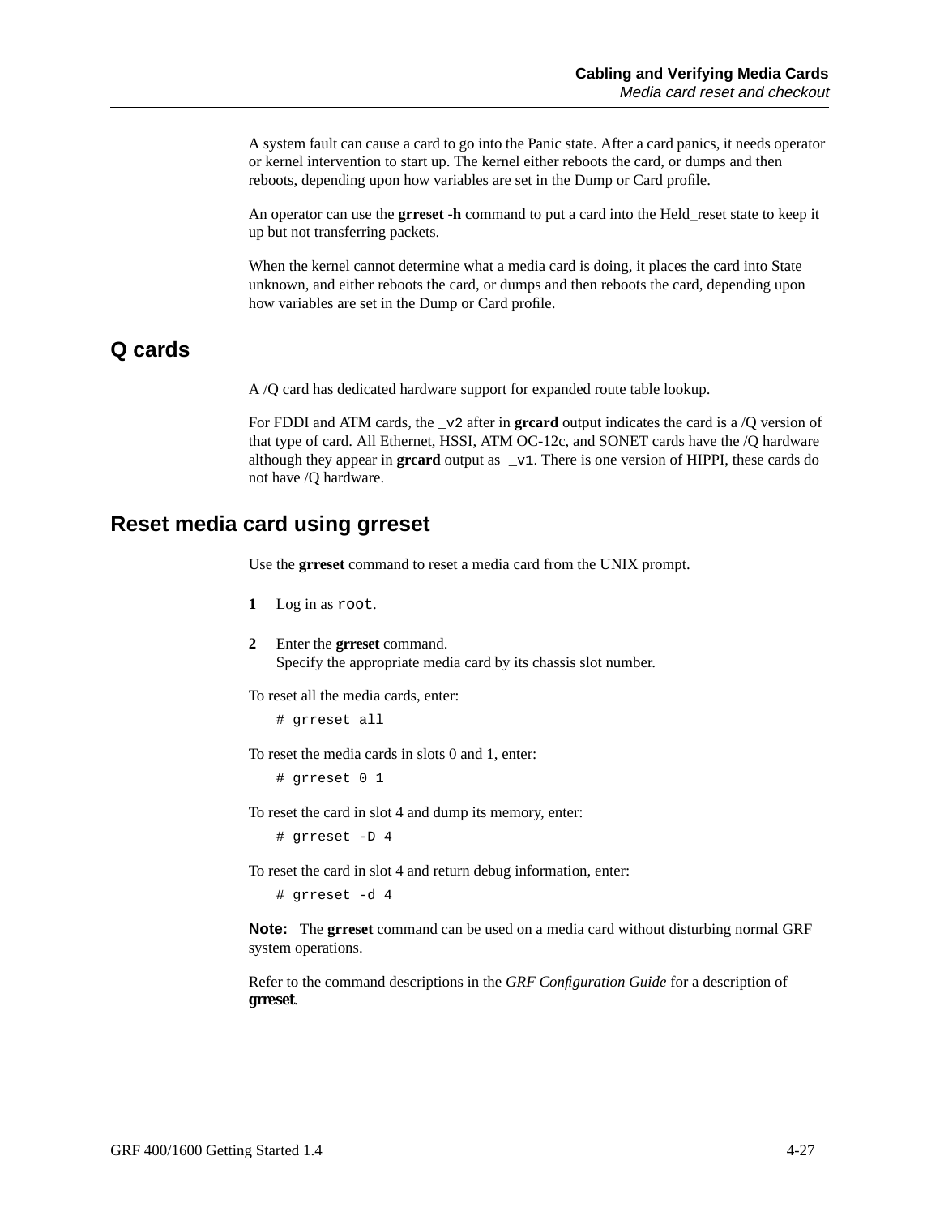A system fault can cause a card to go into the Panic state. After a card panics, it needs operator or kernel intervention to start up. The kernel either reboots the card, or dumps and then reboots, depending upon how variables are set in the Dump or Card profile.

An operator can use the **grreset -h** command to put a card into the Held_reset state to keep it up but not transferring packets.

When the kernel cannot determine what a media card is doing, it places the card into State unknown, and either reboots the card, or dumps and then reboots the card, depending upon how variables are set in the Dump or Card profile.

## Q cards

A /Q card has dedicated hardware support for expanded route table lookup.

For FDDI and ATM cards, the `_v2` after in **grcard** output indicates the card is a /Q version of that type of card. All Ethernet, HSSI, ATM OC-12c, and SONET cards have the /Q hardware although they appear in **grcard** output as `_v1`. There is one version of HIPPI, these cards do not have /Q hardware.

## Reset media card using grreset

Use the **grreset** command to reset a media card from the UNIX prompt.

1. Log in as `root`.
2. Enter the **grreset** command.
   Specify the appropriate media card by its chassis slot number.

To reset all the media cards, enter:

```
# grreset all
```

To reset the media cards in slots 0 and 1, enter:

```
# grreset 0 1
```

To reset the card in slot 4 and dump its memory, enter:

```
# grreset -D 4
```

To reset the card in slot 4 and return debug information, enter:

```
# grreset -d 4
```

**Note:** The **grreset** command can be used on a media card without disturbing normal GRF system operations.

Refer to the command descriptions in the *GRF Configuration Guide* for a description of **grreset**.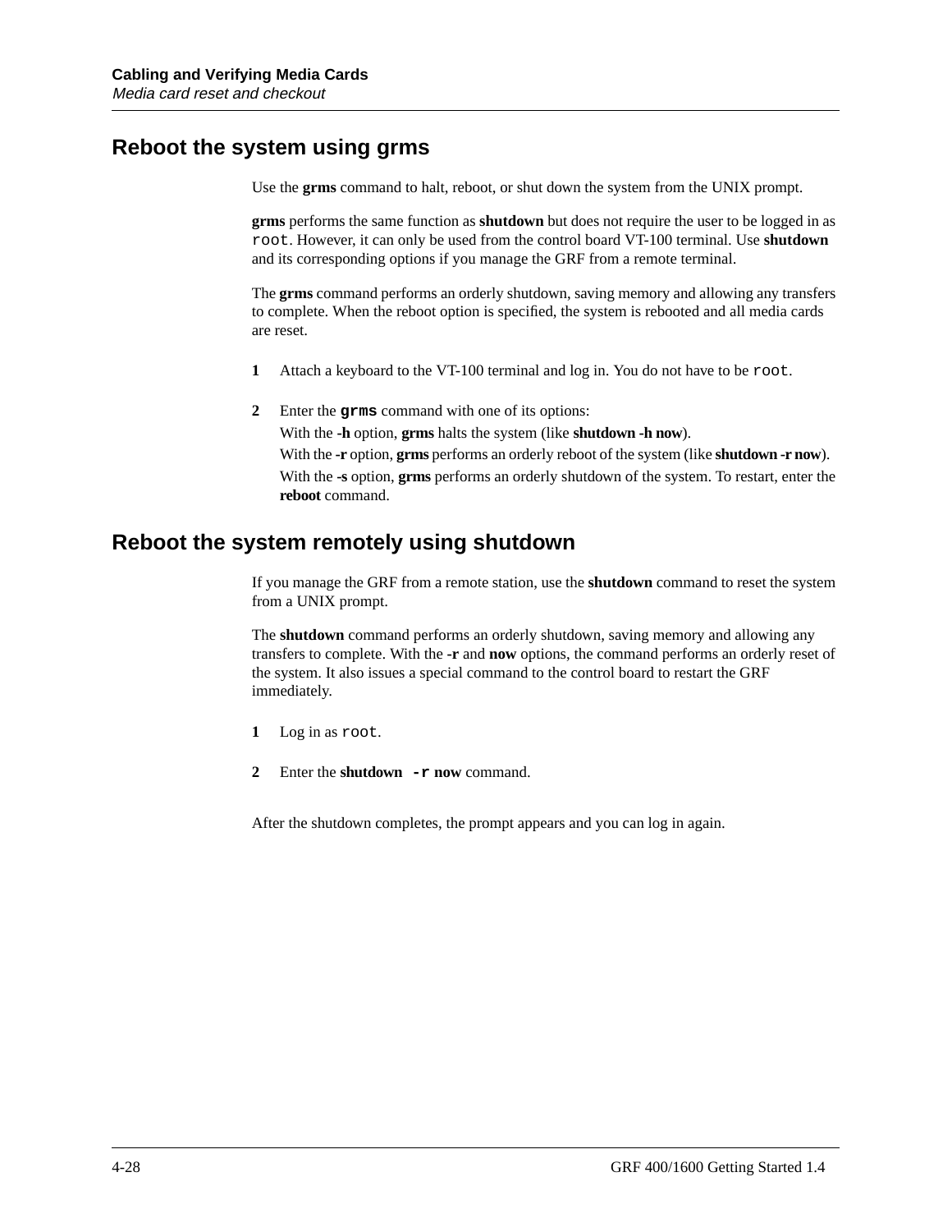## Reboot the system using grms

Use the **grms** command to halt, reboot, or shut down the system from the UNIX prompt.

**grms** performs the same function as **shutdown** but does not require the user to be logged in as `root`. However, it can only be used from the control board VT-100 terminal. Use **shutdown** and its corresponding options if you manage the GRF from a remote terminal.

The **grms** command performs an orderly shutdown, saving memory and allowing any transfers to complete. When the reboot option is specified, the system is rebooted and all media cards are reset.

**1** Attach a keyboard to the VT-100 terminal and log in. You do not have to be `root`.

**2** Enter the **`grms`** command with one of its options:

With the **-h** option, **grms** halts the system (like **shutdown -h now**).

With the **-r** option, **grms** performs an orderly reboot of the system (like **shutdown -r now**).

With the **-s** option, **grms** performs an orderly shutdown of the system. To restart, enter the **reboot** command.

## Reboot the system remotely using shutdown

If you manage the GRF from a remote station, use the **shutdown** command to reset the system from a UNIX prompt.

The **shutdown** command performs an orderly shutdown, saving memory and allowing any transfers to complete. With the **-r** and **now** options, the command performs an orderly reset of the system. It also issues a special command to the control board to restart the GRF immediately.

**1** Log in as `root`.

**2** Enter the **shutdown `-r` now** command.

After the shutdown completes, the prompt appears and you can log in again.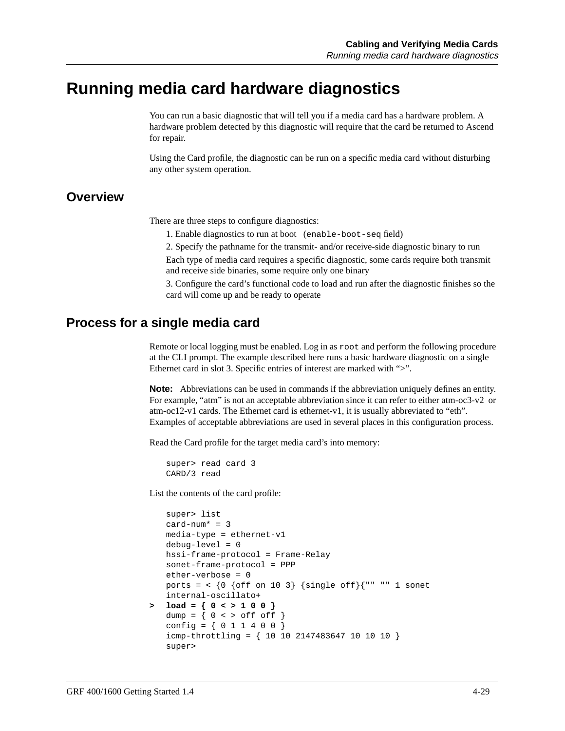# Running media card hardware diagnostics

You can run a basic diagnostic that will tell you if a media card has a hardware problem. A hardware problem detected by this diagnostic will require that the card be returned to Ascend for repair.

Using the Card profile, the diagnostic can be run on a specific media card without disturbing any other system operation.

## Overview

There are three steps to configure diagnostics:

1. Enable diagnostics to run at boot (`enable-boot-seq` field)
2. Specify the pathname for the transmit- and/or receive-side diagnostic binary to run

   Each type of media card requires a specific diagnostic, some cards require both transmit and receive side binaries, some require only one binary
3. Configure the card's functional code to load and run after the diagnostic finishes so the card will come up and be ready to operate

## Process for a single media card

Remote or local logging must be enabled. Log in as `root` and perform the following procedure at the CLI prompt. The example described here runs a basic hardware diagnostic on a single Ethernet card in slot 3. Specific entries of interest are marked with ">".

**Note:** Abbreviations can be used in commands if the abbreviation uniquely defines an entity. For example, "atm" is not an acceptable abbreviation since it can refer to either atm-oc3-v2 or atm-oc12-v1 cards. The Ethernet card is ethernet-v1, it is usually abbreviated to "eth". Examples of acceptable abbreviations are used in several places in this configuration process.

Read the Card profile for the target media card's into memory:

```
super> read card 3
CARD/3 read
```

List the contents of the card profile:

```
   super> list
   card-num* = 3
   media-type = ethernet-v1
   debug-level = 0
   hssi-frame-protocol = Frame-Relay
   sonet-frame-protocol = PPP
   ether-verbose = 0
   ports = < {0 {off on 10 3} {single off}{"" "" 1 sonet
   internal-oscillato+
>  load = { 0 < > 1 0 0 }
   dump = { 0 < > off off }
   config = { 0 1 1 4 0 0 }
   icmp-throttling = { 10 10 2147483647 10 10 10 }
   super>
```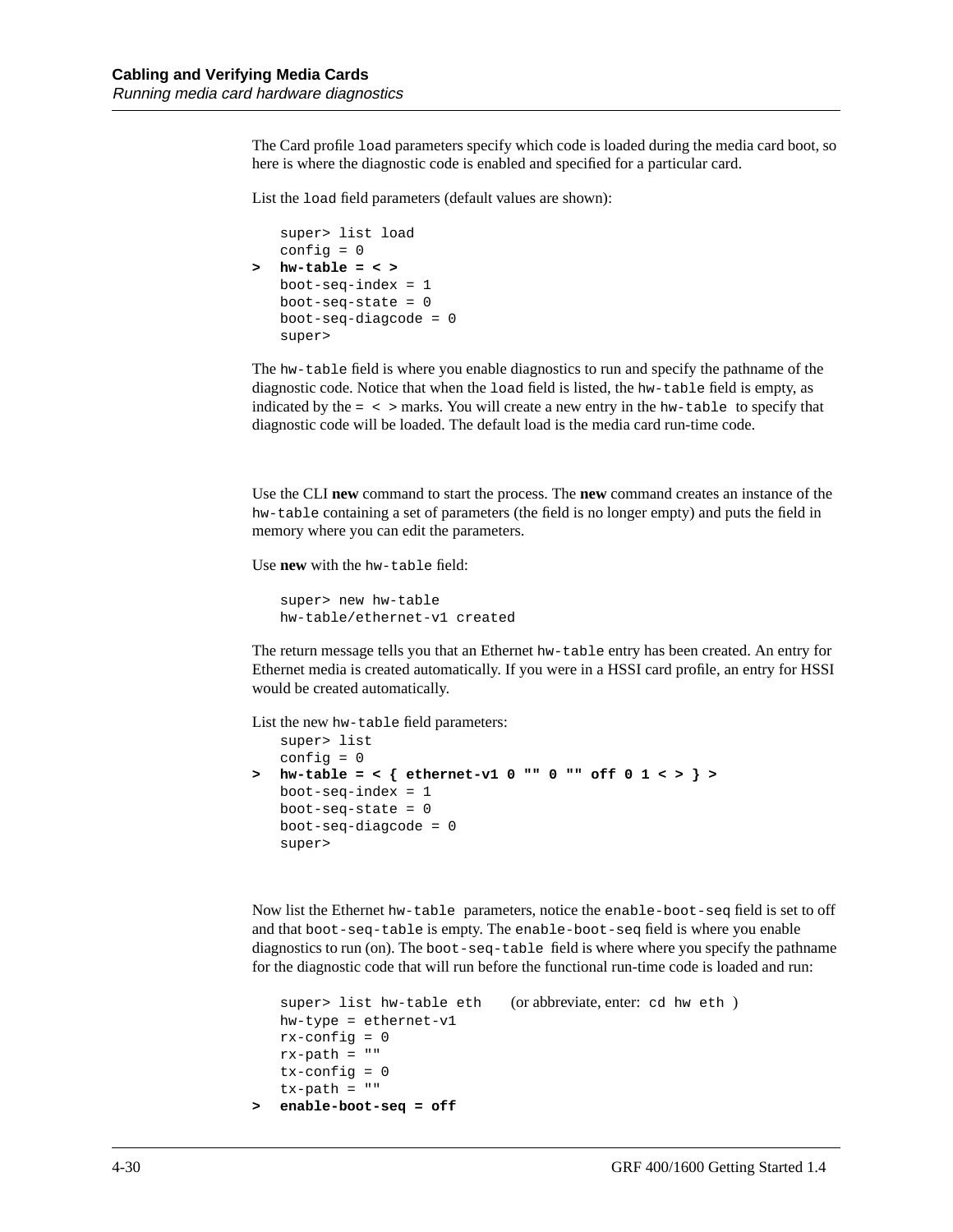The Card profile `load` parameters specify which code is loaded during the media card boot, so here is where the diagnostic code is enabled and specified for a particular card.

List the `load` field parameters (default values are shown):

```
   super> list load
   config = 0
>  hw-table = < >
   boot-seq-index = 1
   boot-seq-state = 0
   boot-seq-diagcode = 0
   super>
```

The `hw-table` field is where you enable diagnostics to run and specify the pathname of the diagnostic code. Notice that when the `load` field is listed, the `hw-table` field is empty, as indicated by the `= < >` marks. You will create a new entry in the `hw-table` to specify that diagnostic code will be loaded. The default load is the media card run-time code.

Use the CLI **new** command to start the process. The **new** command creates an instance of the `hw-table` containing a set of parameters (the field is no longer empty) and puts the field in memory where you can edit the parameters.

Use **new** with the `hw-table` field:

```
   super> new hw-table
   hw-table/ethernet-v1 created
```

The return message tells you that an Ethernet `hw-table` entry has been created. An entry for Ethernet media is created automatically. If you were in a HSSI card profile, an entry for HSSI would be created automatically.

List the new `hw-table` field parameters:

```
   super> list
   config = 0
>  hw-table = < { ethernet-v1 0 "" 0 "" off 0 1 < > } >
   boot-seq-index = 1
   boot-seq-state = 0
   boot-seq-diagcode = 0
   super>
```

Now list the Ethernet `hw-table` parameters, notice the `enable-boot-seq` field is set to off and that `boot-seq-table` is empty. The `enable-boot-seq` field is where you enable diagnostics to run (on). The `boot-seq-table` field is where where you specify the pathname for the diagnostic code that will run before the functional run-time code is loaded and run:

```
   super> list hw-table eth     (or abbreviate, enter: cd hw eth )
   hw-type = ethernet-v1
   rx-config = 0
   rx-path = ""
   tx-config = 0
   tx-path = ""
>  enable-boot-seq = off
```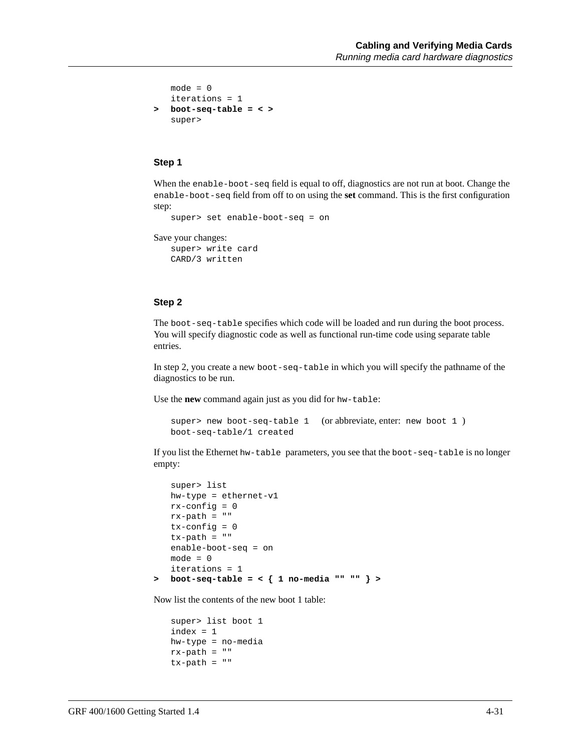```
    mode = 0
    iterations = 1
>   boot-seq-table = < >
    super>
```

### Step 1

When the `enable-boot-seq` field is equal to off, diagnostics are not run at boot. Change the `enable-boot-seq` field from off to on using the **set** command. This is the first configuration step:

```
super> set enable-boot-seq = on
```

Save your changes:

```
super> write card
CARD/3 written
```

### Step 2

The `boot-seq-table` specifies which code will be loaded and run during the boot process. You will specify diagnostic code as well as functional run-time code using separate table entries.

In step 2, you create a new `boot-seq-table` in which you will specify the pathname of the diagnostics to be run.

Use the **new** command again just as you did for `hw-table`:

```
super> new boot-seq-table 1   (or abbreviate, enter: new boot 1 )
boot-seq-table/1 created
```

If you list the Ethernet `hw-table` parameters, you see that the `boot-seq-table` is no longer empty:

```
    super> list
    hw-type = ethernet-v1
    rx-config = 0
    rx-path = ""
    tx-config = 0
    tx-path = ""
    enable-boot-seq = on
    mode = 0
    iterations = 1
>   boot-seq-table = < { 1 no-media "" "" } >
```

Now list the contents of the new boot 1 table:

```
super> list boot 1
index = 1
hw-type = no-media
rx-path = ""
tx-path = ""
```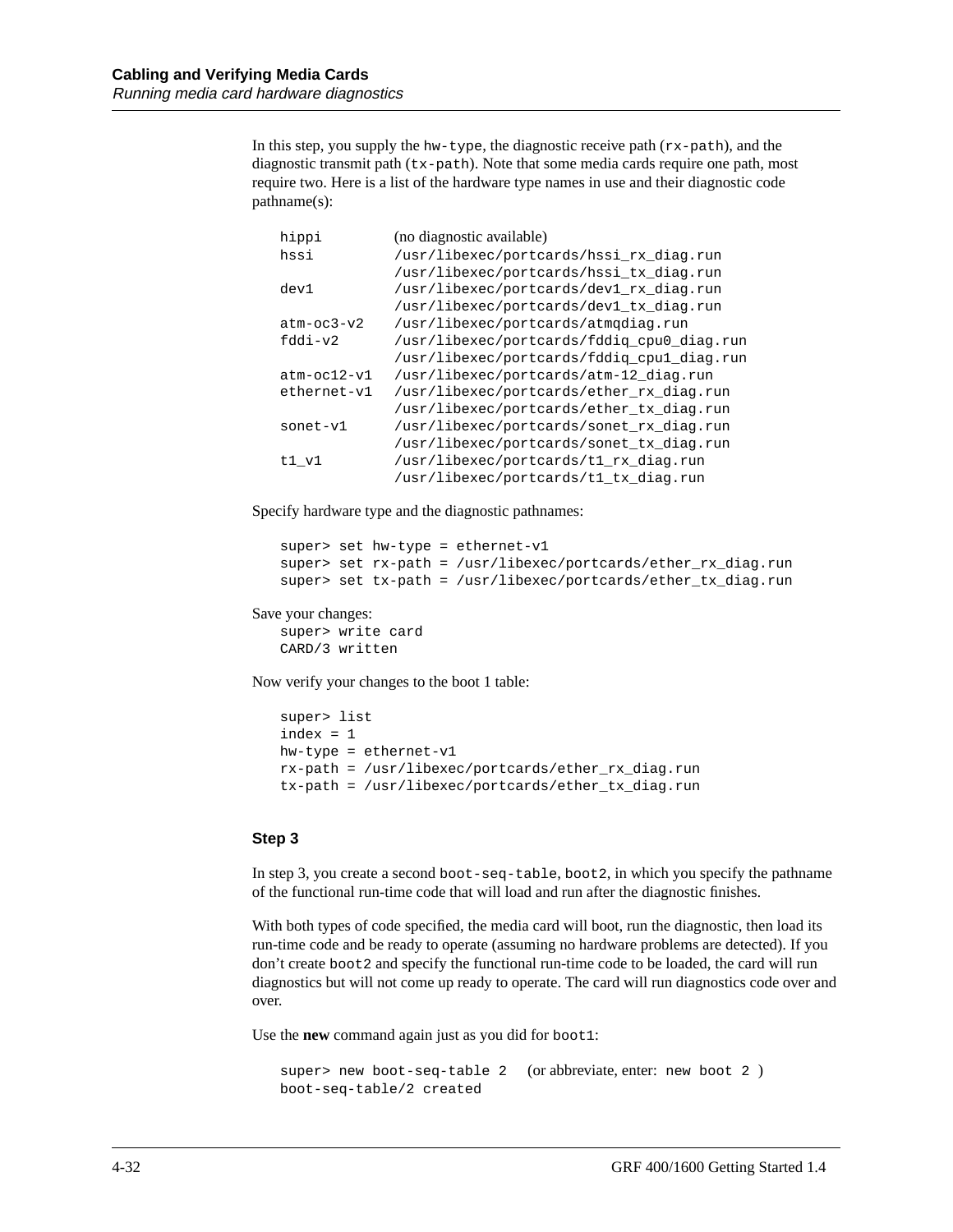In this step, you supply the `hw-type`, the diagnostic receive path (`rx-path`), and the diagnostic transmit path (`tx-path`). Note that some media cards require one path, most require two. Here is a list of the hardware type names in use and their diagnostic code pathname(s):

| | |
|---|---|
| `hippi` | (no diagnostic available) |
| `hssi` | `/usr/libexec/portcards/hssi_rx_diag.run` |
| | `/usr/libexec/portcards/hssi_tx_diag.run` |
| `dev1` | `/usr/libexec/portcards/dev1_rx_diag.run` |
| | `/usr/libexec/portcards/dev1_tx_diag.run` |
| `atm-oc3-v2` | `/usr/libexec/portcards/atmqdiag.run` |
| `fddi-v2` | `/usr/libexec/portcards/fddiq_cpu0_diag.run` |
| | `/usr/libexec/portcards/fddiq_cpu1_diag.run` |
| `atm-oc12-v1` | `/usr/libexec/portcards/atm-12_diag.run` |
| `ethernet-v1` | `/usr/libexec/portcards/ether_rx_diag.run` |
| | `/usr/libexec/portcards/ether_tx_diag.run` |
| `sonet-v1` | `/usr/libexec/portcards/sonet_rx_diag.run` |
| | `/usr/libexec/portcards/sonet_tx_diag.run` |
| `t1_v1` | `/usr/libexec/portcards/t1_rx_diag.run` |
| | `/usr/libexec/portcards/t1_tx_diag.run` |

Specify hardware type and the diagnostic pathnames:

```
super> set hw-type = ethernet-v1
super> set rx-path = /usr/libexec/portcards/ether_rx_diag.run
super> set tx-path = /usr/libexec/portcards/ether_tx_diag.run
```

Save your changes:

```
super> write card
CARD/3 written
```

Now verify your changes to the boot 1 table:

```
super> list
index = 1
hw-type = ethernet-v1
rx-path = /usr/libexec/portcards/ether_rx_diag.run
tx-path = /usr/libexec/portcards/ether_tx_diag.run
```

### Step 3

In step 3, you create a second `boot-seq-table`, `boot2`, in which you specify the pathname of the functional run-time code that will load and run after the diagnostic finishes.

With both types of code specified, the media card will boot, run the diagnostic, then load its run-time code and be ready to operate (assuming no hardware problems are detected). If you don't create `boot2` and specify the functional run-time code to be loaded, the card will run diagnostics but will not come up ready to operate. The card will run diagnostics code over and over.

Use the **new** command again just as you did for `boot1`:

```
super> new boot-seq-table 2    (or abbreviate, enter: new boot 2 )
boot-seq-table/2 created
```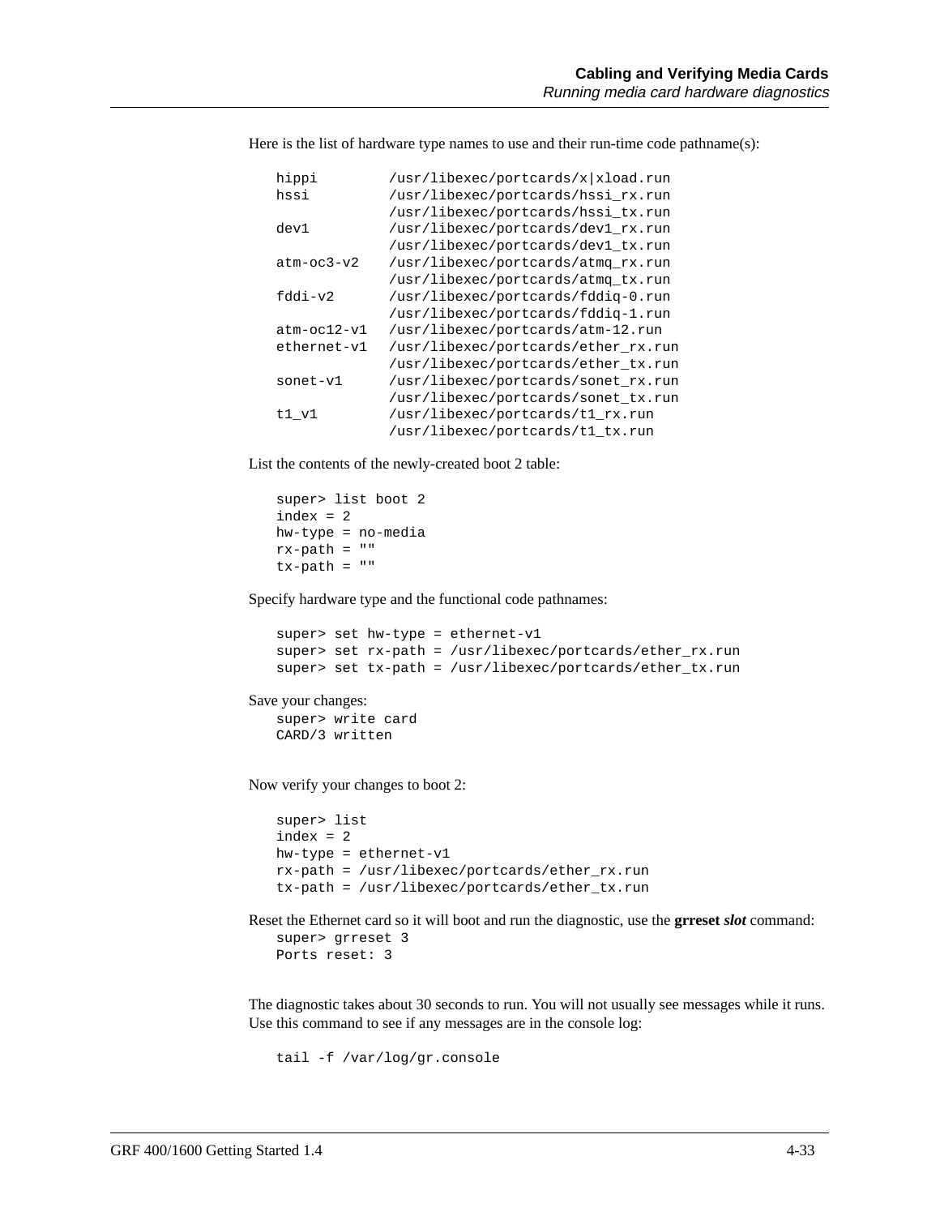Here is the list of hardware type names to use and their run-time code pathname(s):

```
hippi        /usr/libexec/portcards/x|xload.run
hssi         /usr/libexec/portcards/hssi_rx.run
             /usr/libexec/portcards/hssi_tx.run
dev1         /usr/libexec/portcards/dev1_rx.run
             /usr/libexec/portcards/dev1_tx.run
atm-oc3-v2   /usr/libexec/portcards/atmq_rx.run
             /usr/libexec/portcards/atmq_tx.run
fddi-v2      /usr/libexec/portcards/fddiq-0.run
             /usr/libexec/portcards/fddiq-1.run
atm-oc12-v1  /usr/libexec/portcards/atm-12.run
ethernet-v1  /usr/libexec/portcards/ether_rx.run
             /usr/libexec/portcards/ether_tx.run
sonet-v1     /usr/libexec/portcards/sonet_rx.run
             /usr/libexec/portcards/sonet_tx.run
t1_v1        /usr/libexec/portcards/t1_rx.run
             /usr/libexec/portcards/t1_tx.run
```

List the contents of the newly-created boot 2 table:

```
super> list boot 2
index = 2
hw-type = no-media
rx-path = ""
tx-path = ""
```

Specify hardware type and the functional code pathnames:

```
super> set hw-type = ethernet-v1
super> set rx-path = /usr/libexec/portcards/ether_rx.run
super> set tx-path = /usr/libexec/portcards/ether_tx.run
```

Save your changes:

```
super> write card
CARD/3 written
```

Now verify your changes to boot 2:

```
super> list
index = 2
hw-type = ethernet-v1
rx-path = /usr/libexec/portcards/ether_rx.run
tx-path = /usr/libexec/portcards/ether_tx.run
```

Reset the Ethernet card so it will boot and run the diagnostic, use the **grreset** ***slot*** command:

```
super> grreset 3
Ports reset: 3
```

The diagnostic takes about 30 seconds to run. You will not usually see messages while it runs. Use this command to see if any messages are in the console log:

```
tail -f /var/log/gr.console
```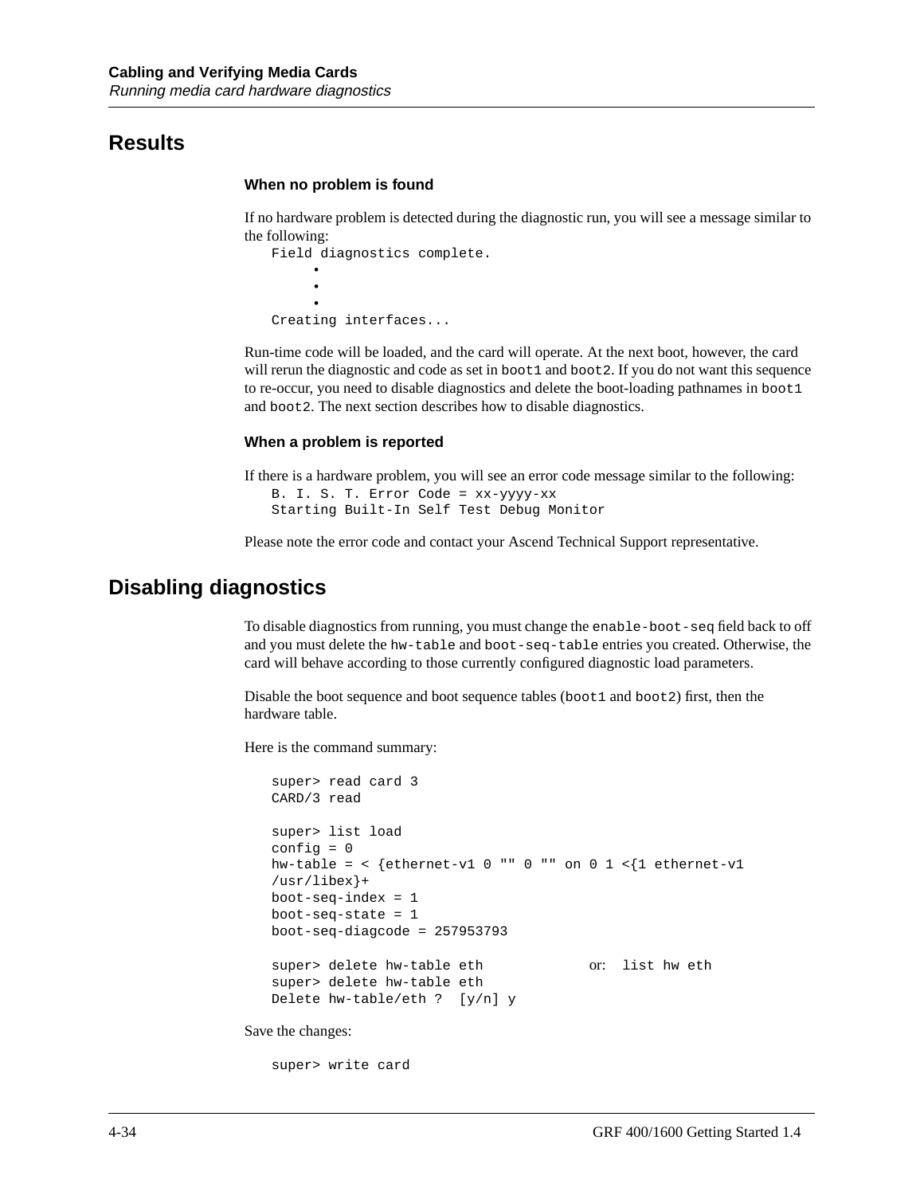## Results

### When no problem is found

If no hardware problem is detected during the diagnostic run, you will see a message similar to the following:

```
Field diagnostics complete.
     •
     •
     •
Creating interfaces...
```

Run-time code will be loaded, and the card will operate. At the next boot, however, the card will rerun the diagnostic and code as set in `boot1` and `boot2`. If you do not want this sequence to re-occur, you need to disable diagnostics and delete the boot-loading pathnames in `boot1` and `boot2`. The next section describes how to disable diagnostics.

### When a problem is reported

If there is a hardware problem, you will see an error code message similar to the following:

```
B. I. S. T. Error Code = xx-yyyy-xx
Starting Built-In Self Test Debug Monitor
```

Please note the error code and contact your Ascend Technical Support representative.

## Disabling diagnostics

To disable diagnostics from running, you must change the `enable-boot-seq` field back to off and you must delete the `hw-table` and `boot-seq-table` entries you created. Otherwise, the card will behave according to those currently configured diagnostic load parameters.

Disable the boot sequence and boot sequence tables (`boot1` and `boot2`) first, then the hardware table.

Here is the command summary:

```
super> read card 3
CARD/3 read

super> list load
config = 0
hw-table = < {ethernet-v1 0 "" 0 "" on 0 1 <{1 ethernet-v1
/usr/libex}+
boot-seq-index = 1
boot-seq-state = 1
boot-seq-diagcode = 257953793

super> delete hw-table eth            or:  list hw eth
super> delete hw-table eth
Delete hw-table/eth ?  [y/n] y
```

Save the changes:

```
super> write card
```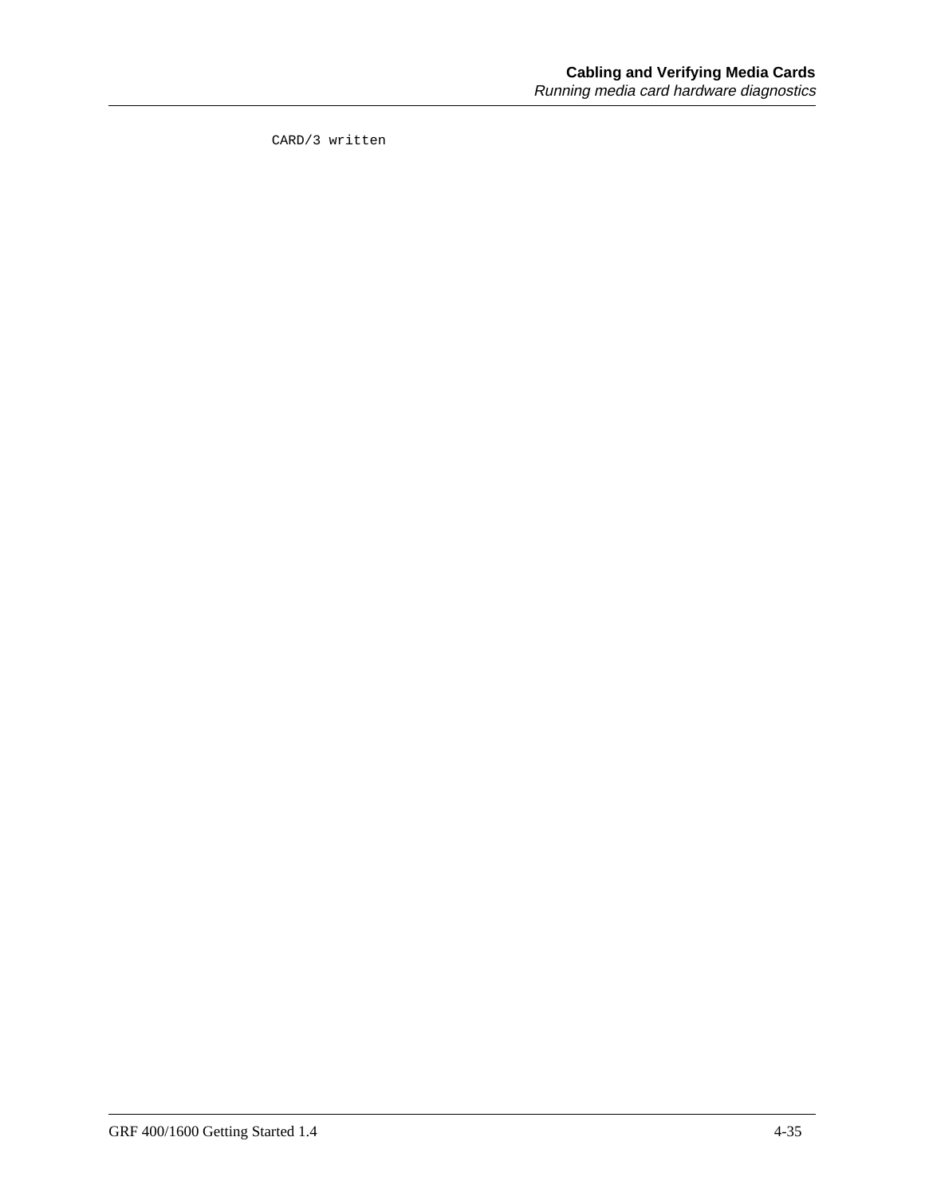```
CARD/3 written
```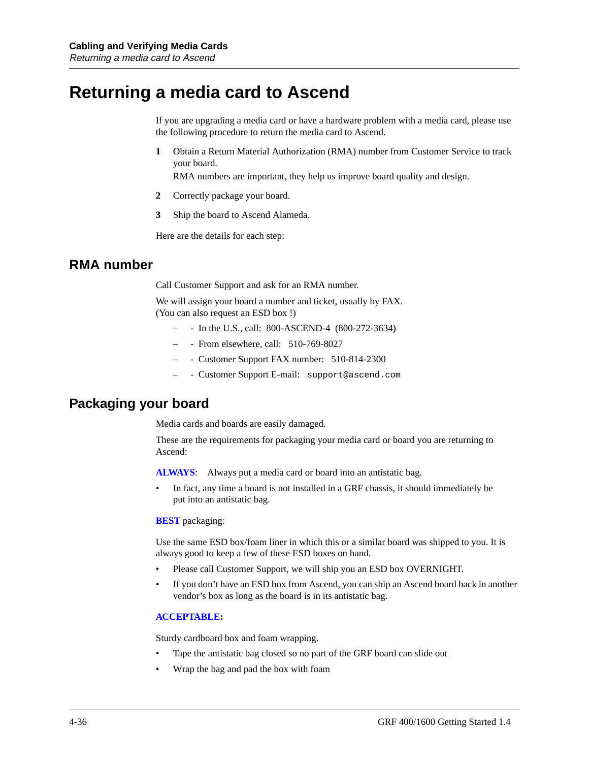# Returning a media card to Ascend

If you are upgrading a media card or have a hardware problem with a media card, please use the following procedure to return the media card to Ascend.

1. Obtain a Return Material Authorization (RMA) number from Customer Service to track your board.
   RMA numbers are important, they help us improve board quality and design.
2. Correctly package your board.
3. Ship the board to Ascend Alameda.

Here are the details for each step:

## RMA number

Call Customer Support and ask for an RMA number.

We will assign your board a number and ticket, usually by FAX.
(You can also request an ESD box !)

- - In the U.S., call: 800-ASCEND-4 (800-272-3634)
- - From elsewhere, call: 510-769-8027
- - Customer Support FAX number: 510-814-2300
- - Customer Support E-mail: `support@ascend.com`

## Packaging your board

Media cards and boards are easily damaged.

These are the requirements for packaging your media card or board you are returning to Ascend:

**ALWAYS**: Always put a media card or board into an antistatic bag.

- In fact, any time a board is not installed in a GRF chassis, it should immediately be put into an antistatic bag.

**BEST** packaging:

Use the same ESD box/foam liner in which this or a similar board was shipped to you. It is always good to keep a few of these ESD boxes on hand.

- Please call Customer Support, we will ship you an ESD box OVERNIGHT.
- If you don't have an ESD box from Ascend, you can ship an Ascend board back in another vendor's box as long as the board is in its antistatic bag.

**ACCEPTABLE:**

Sturdy cardboard box and foam wrapping.

- Tape the antistatic bag closed so no part of the GRF board can slide out
- Wrap the bag and pad the box with foam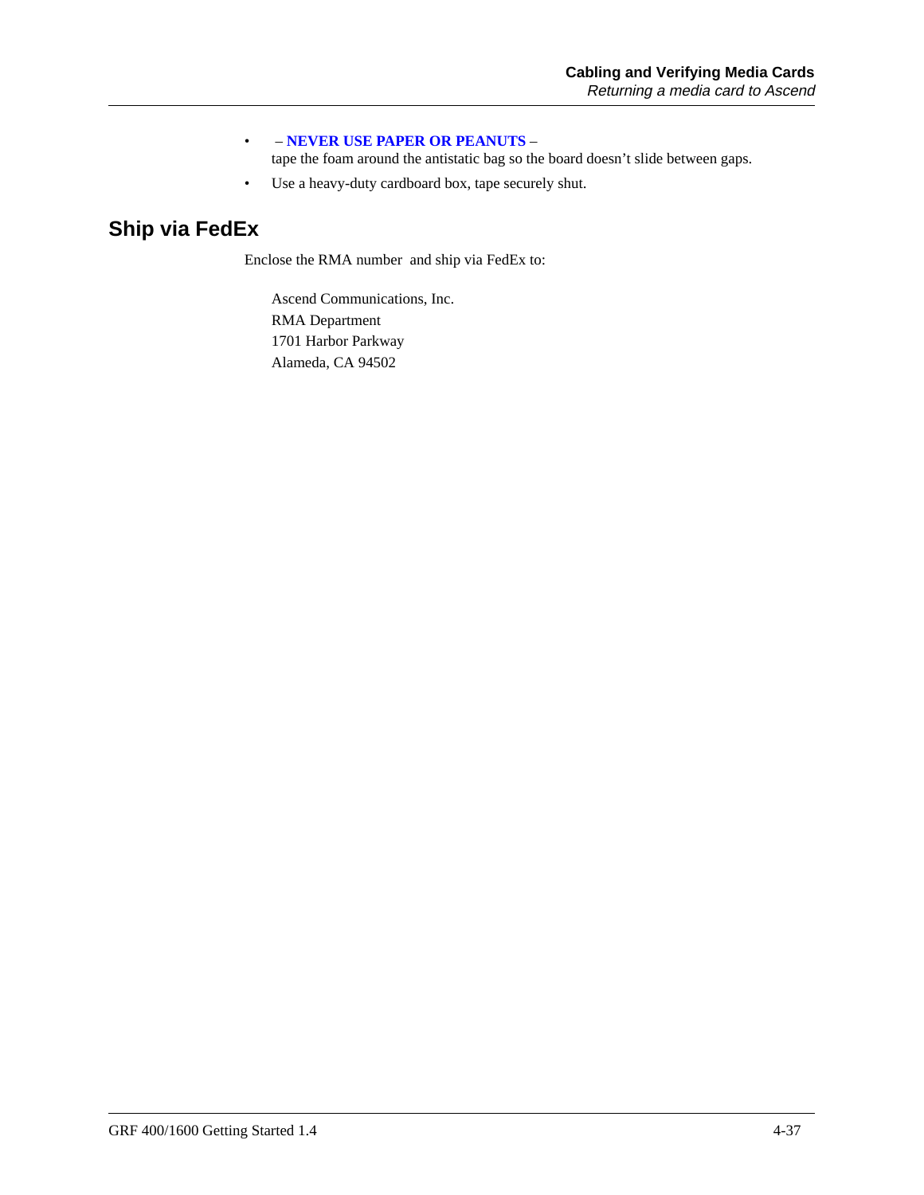- – **NEVER USE PAPER OR PEANUTS** –
  tape the foam around the antistatic bag so the board doesn't slide between gaps.
- Use a heavy-duty cardboard box, tape securely shut.

## Ship via FedEx

Enclose the RMA number and ship via FedEx to:

Ascend Communications, Inc.
RMA Department
1701 Harbor Parkway
Alameda, CA 94502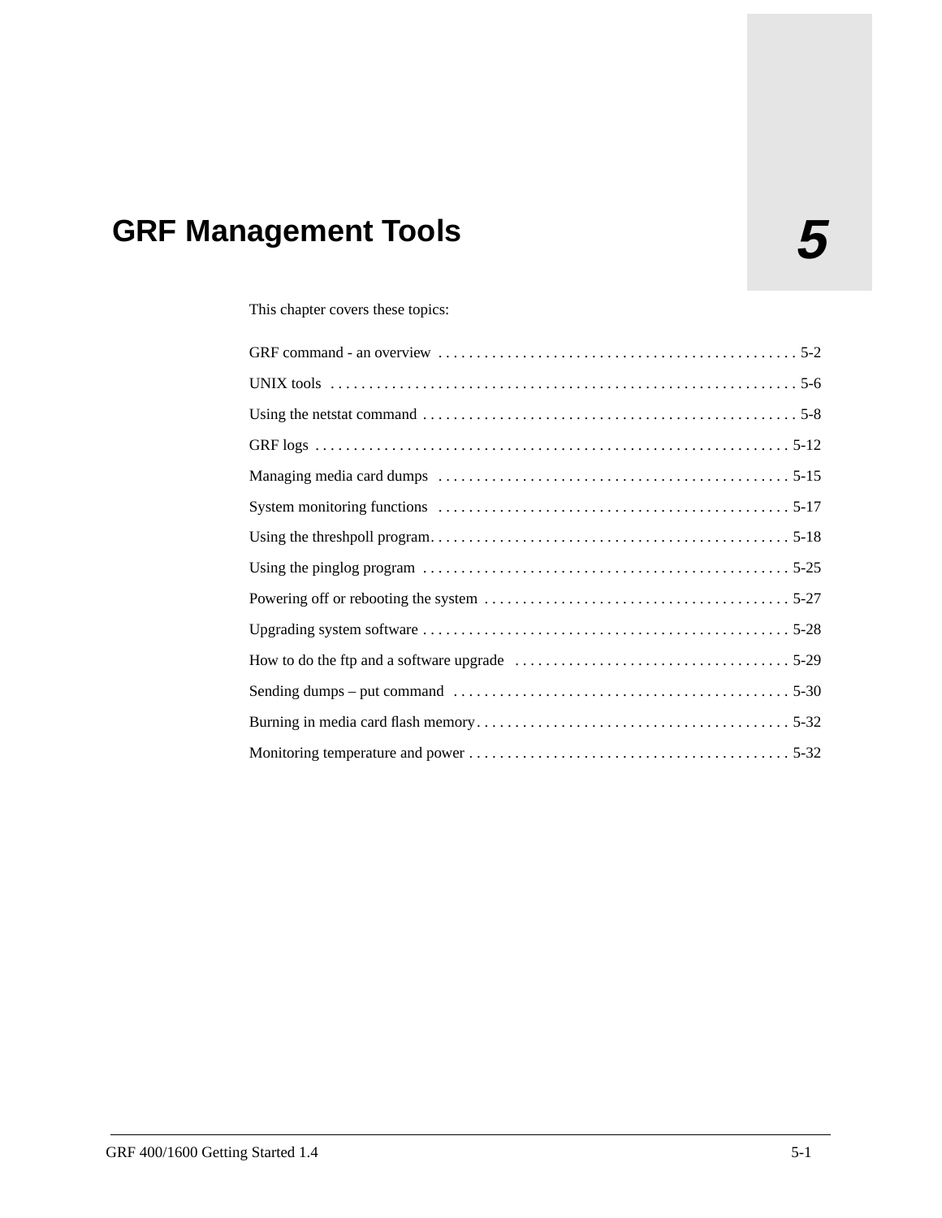# 5 GRF Management Tools

This chapter covers these topics:

GRF command - an overview . . . . . . . . . . . . . . . . . . . . . . . . . . . . . . . . . . . . . . . . . . . . . . 5-2

UNIX tools . . . . . . . . . . . . . . . . . . . . . . . . . . . . . . . . . . . . . . . . . . . . . . . . . . . . . . . . . . . . . 5-6

Using the netstat command . . . . . . . . . . . . . . . . . . . . . . . . . . . . . . . . . . . . . . . . . . . . . . . . 5-8

GRF logs . . . . . . . . . . . . . . . . . . . . . . . . . . . . . . . . . . . . . . . . . . . . . . . . . . . . . . . . . . . . . . 5-12

Managing media card dumps . . . . . . . . . . . . . . . . . . . . . . . . . . . . . . . . . . . . . . . . . . . . . . 5-15

System monitoring functions . . . . . . . . . . . . . . . . . . . . . . . . . . . . . . . . . . . . . . . . . . . . . . 5-17

Using the threshpoll program. . . . . . . . . . . . . . . . . . . . . . . . . . . . . . . . . . . . . . . . . . . . . . . 5-18

Using the pinglog program . . . . . . . . . . . . . . . . . . . . . . . . . . . . . . . . . . . . . . . . . . . . . . . . 5-25

Powering off or rebooting the system . . . . . . . . . . . . . . . . . . . . . . . . . . . . . . . . . . . . . . . . 5-27

Upgrading system software . . . . . . . . . . . . . . . . . . . . . . . . . . . . . . . . . . . . . . . . . . . . . . . . 5-28

How to do the ftp and a software upgrade . . . . . . . . . . . . . . . . . . . . . . . . . . . . . . . . . . . . 5-29

Sending dumps – put command . . . . . . . . . . . . . . . . . . . . . . . . . . . . . . . . . . . . . . . . . . . . 5-30

Burning in media card flash memory. . . . . . . . . . . . . . . . . . . . . . . . . . . . . . . . . . . . . . . . . 5-32

Monitoring temperature and power . . . . . . . . . . . . . . . . . . . . . . . . . . . . . . . . . . . . . . . . . . 5-32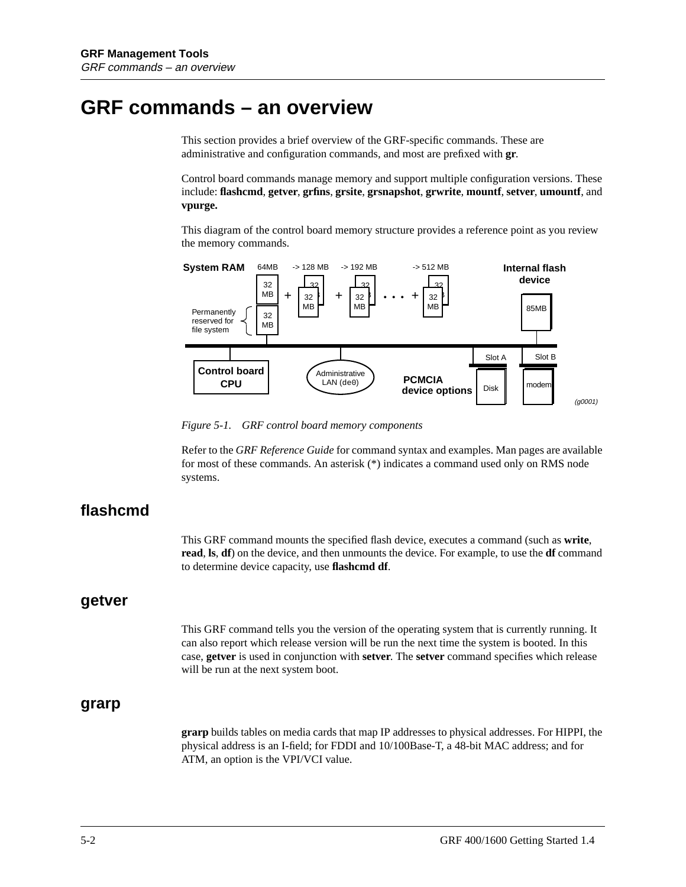# GRF commands – an overview

This section provides a brief overview of the GRF-specific commands. These are administrative and configuration commands, and most are prefixed with **gr**.

Control board commands manage memory and support multiple configuration versions. These include: **flashcmd**, **getver**, **grfins**, **grsite**, **grsnapshot**, **grwrite**, **mountf**, **setver**, **umountf**, and **vpurge.**

This diagram of the control board memory structure provides a reference point as you review the memory commands.

*Figure 5-1. GRF control board memory components*

Refer to the *GRF Reference Guide* for command syntax and examples. Man pages are available for most of these commands. An asterisk (*) indicates a command used only on RMS node systems.

## flashcmd

This GRF command mounts the specified flash device, executes a command (such as **write**, **read**, **ls**, **df**) on the device, and then unmounts the device. For example, to use the **df** command to determine device capacity, use **flashcmd df**.

## getver

This GRF command tells you the version of the operating system that is currently running. It can also report which release version will be run the next time the system is booted. In this case, **getver** is used in conjunction with **setver**. The **setver** command specifies which release will be run at the next system boot.

## grarp

**grarp** builds tables on media cards that map IP addresses to physical addresses. For HIPPI, the physical address is an I-field; for FDDI and 10/100Base-T, a 48-bit MAC address; and for ATM, an option is the VPI/VCI value.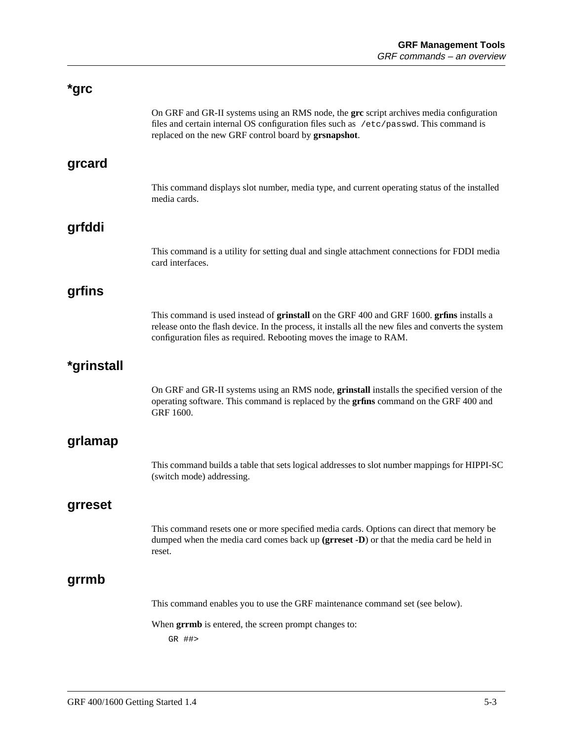## *grc

On GRF and GR-II systems using an RMS node, the **grc** script archives media configuration files and certain internal OS configuration files such as `/etc/passwd`. This command is replaced on the new GRF control board by **grsnapshot**.

## grcard

This command displays slot number, media type, and current operating status of the installed media cards.

## grfddi

This command is a utility for setting dual and single attachment connections for FDDI media card interfaces.

## grfins

This command is used instead of **grinstall** on the GRF 400 and GRF 1600. **grfins** installs a release onto the flash device. In the process, it installs all the new files and converts the system configuration files as required. Rebooting moves the image to RAM.

## *grinstall

On GRF and GR-II systems using an RMS node, **grinstall** installs the specified version of the operating software. This command is replaced by the **grfins** command on the GRF 400 and GRF 1600.

## grlamap

This command builds a table that sets logical addresses to slot number mappings for HIPPI-SC (switch mode) addressing.

## grreset

This command resets one or more specified media cards. Options can direct that memory be dumped when the media card comes back up **(grreset -D**) or that the media card be held in reset.

## grrmb

This command enables you to use the GRF maintenance command set (see below).

When **grrmb** is entered, the screen prompt changes to:

```
GR ##>
```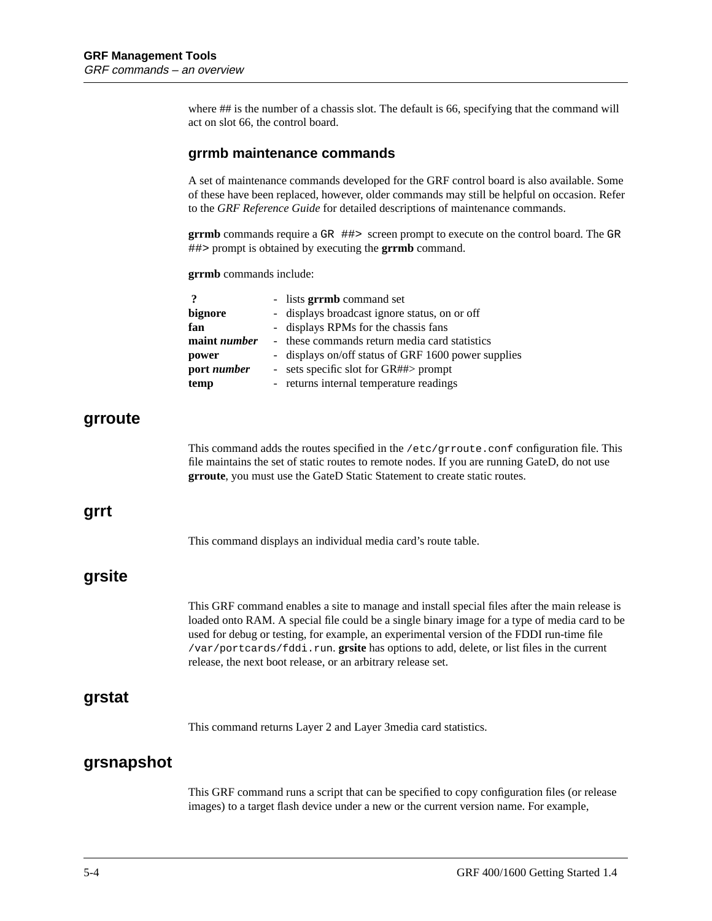where ## is the number of a chassis slot. The default is 66, specifying that the command will act on slot 66, the control board.

### grrmb maintenance commands

A set of maintenance commands developed for the GRF control board is also available. Some of these have been replaced, however, older commands may still be helpful on occasion. Refer to the *GRF Reference Guide* for detailed descriptions of maintenance commands.

**grrmb** commands require a `GR ##>` screen prompt to execute on the control board. The `GR ##>` prompt is obtained by executing the **grrmb** command.

**grrmb** commands include:

| | |
|---|---|
| **?** | - lists **grrmb** command set |
| **bignore** | - displays broadcast ignore status, on or off |
| **fan** | - displays RPMs for the chassis fans |
| **maint** *number* | - these commands return media card statistics |
| **power** | - displays on/off status of GRF 1600 power supplies |
| **port** *number* | - sets specific slot for GR##> prompt |
| **temp** | - returns internal temperature readings |

## grroute

This command adds the routes specified in the `/etc/grroute.conf` configuration file. This file maintains the set of static routes to remote nodes. If you are running GateD, do not use **grroute**, you must use the GateD Static Statement to create static routes.

## grrt

This command displays an individual media card's route table.

## grsite

This GRF command enables a site to manage and install special files after the main release is loaded onto RAM. A special file could be a single binary image for a type of media card to be used for debug or testing, for example, an experimental version of the FDDI run-time file `/var/portcards/fddi.run`. **grsite** has options to add, delete, or list files in the current release, the next boot release, or an arbitrary release set.

## grstat

This command returns Layer 2 and Layer 3media card statistics.

## grsnapshot

This GRF command runs a script that can be specified to copy configuration files (or release images) to a target flash device under a new or the current version name. For example,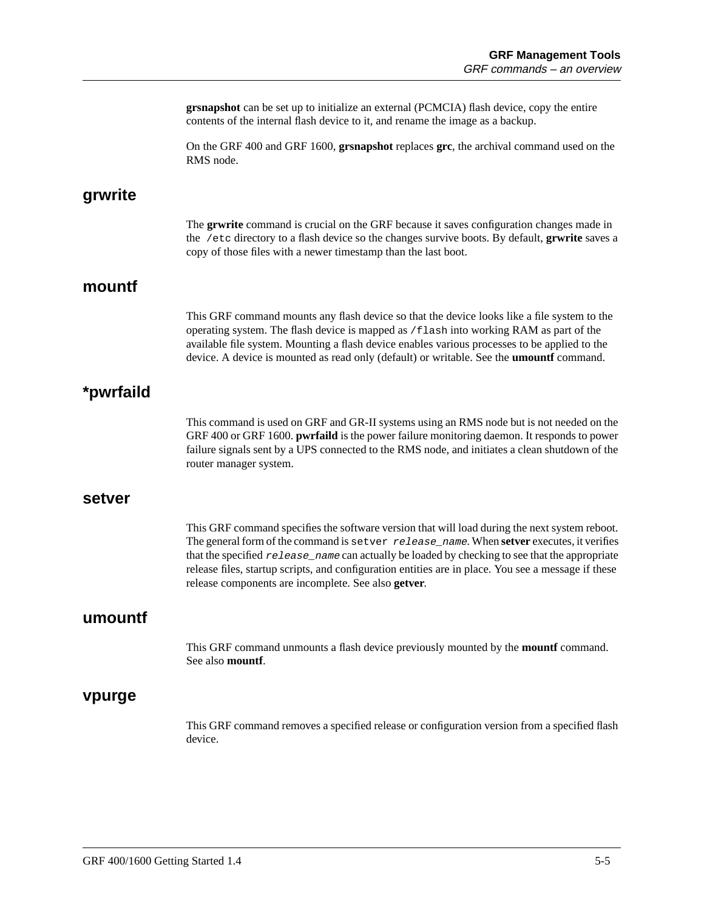**grsnapshot** can be set up to initialize an external (PCMCIA) flash device, copy the entire contents of the internal flash device to it, and rename the image as a backup.

On the GRF 400 and GRF 1600, **grsnapshot** replaces **grc**, the archival command used on the RMS node.

## grwrite

The **grwrite** command is crucial on the GRF because it saves configuration changes made in the `/etc` directory to a flash device so the changes survive boots. By default, **grwrite** saves a copy of those files with a newer timestamp than the last boot.

## mountf

This GRF command mounts any flash device so that the device looks like a file system to the operating system. The flash device is mapped as `/flash` into working RAM as part of the available file system. Mounting a flash device enables various processes to be applied to the device. A device is mounted as read only (default) or writable. See the **umountf** command.

## *pwrfaild

This command is used on GRF and GR-II systems using an RMS node but is not needed on the GRF 400 or GRF 1600. **pwrfaild** is the power failure monitoring daemon. It responds to power failure signals sent by a UPS connected to the RMS node, and initiates a clean shutdown of the router manager system.

## setver

This GRF command specifies the software version that will load during the next system reboot. The general form of the command is `setver` *`release_name`*. When **setver** executes, it verifies that the specified *`release_name`* can actually be loaded by checking to see that the appropriate release files, startup scripts, and configuration entities are in place. You see a message if these release components are incomplete. See also **getver**.

## umountf

This GRF command unmounts a flash device previously mounted by the **mountf** command. See also **mountf**.

## vpurge

This GRF command removes a specified release or configuration version from a specified flash device.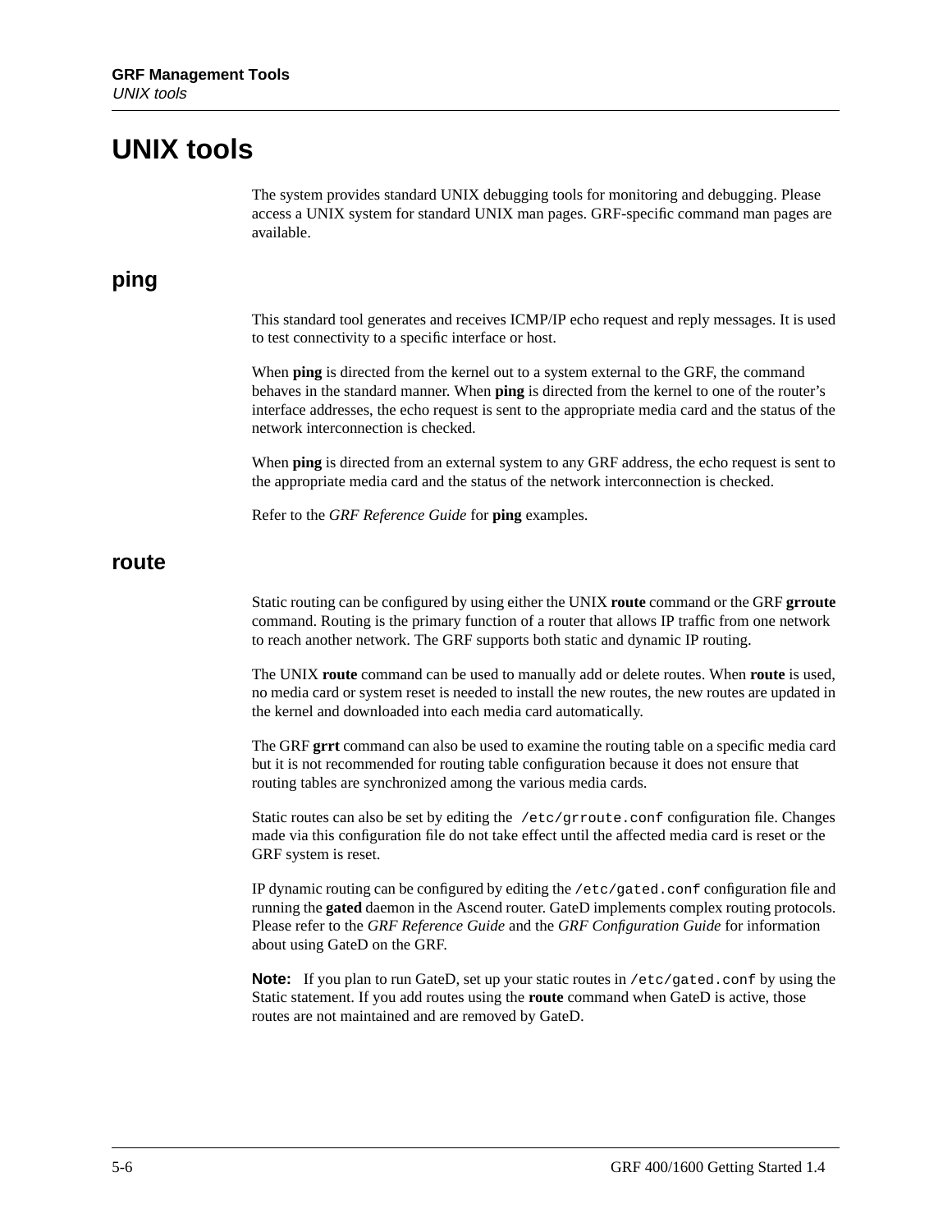# UNIX tools

The system provides standard UNIX debugging tools for monitoring and debugging. Please access a UNIX system for standard UNIX man pages. GRF-specific command man pages are available.

## ping

This standard tool generates and receives ICMP/IP echo request and reply messages. It is used to test connectivity to a specific interface or host.

When **ping** is directed from the kernel out to a system external to the GRF, the command behaves in the standard manner. When **ping** is directed from the kernel to one of the router's interface addresses, the echo request is sent to the appropriate media card and the status of the network interconnection is checked.

When **ping** is directed from an external system to any GRF address, the echo request is sent to the appropriate media card and the status of the network interconnection is checked.

Refer to the *GRF Reference Guide* for **ping** examples.

## route

Static routing can be configured by using either the UNIX **route** command or the GRF **grroute** command. Routing is the primary function of a router that allows IP traffic from one network to reach another network. The GRF supports both static and dynamic IP routing.

The UNIX **route** command can be used to manually add or delete routes. When **route** is used, no media card or system reset is needed to install the new routes, the new routes are updated in the kernel and downloaded into each media card automatically.

The GRF **grrt** command can also be used to examine the routing table on a specific media card but it is not recommended for routing table configuration because it does not ensure that routing tables are synchronized among the various media cards.

Static routes can also be set by editing the `/etc/grroute.conf` configuration file. Changes made via this configuration file do not take effect until the affected media card is reset or the GRF system is reset.

IP dynamic routing can be configured by editing the `/etc/gated.conf` configuration file and running the **gated** daemon in the Ascend router. GateD implements complex routing protocols. Please refer to the *GRF Reference Guide* and the *GRF Configuration Guide* for information about using GateD on the GRF.

**Note:** If you plan to run GateD, set up your static routes in `/etc/gated.conf` by using the Static statement. If you add routes using the **route** command when GateD is active, those routes are not maintained and are removed by GateD.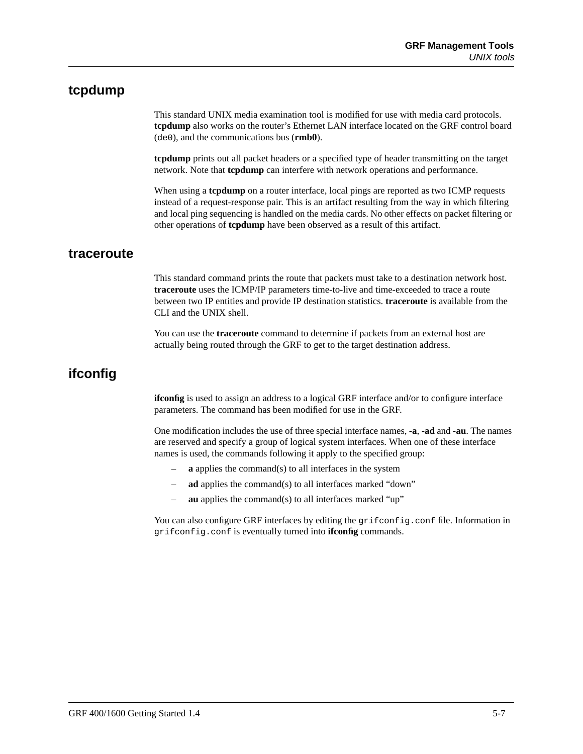## tcpdump

This standard UNIX media examination tool is modified for use with media card protocols. **tcpdump** also works on the router's Ethernet LAN interface located on the GRF control board (`de0`), and the communications bus (**rmb0**).

**tcpdump** prints out all packet headers or a specified type of header transmitting on the target network. Note that **tcpdump** can interfere with network operations and performance.

When using a **tcpdump** on a router interface, local pings are reported as two ICMP requests instead of a request-response pair. This is an artifact resulting from the way in which filtering and local ping sequencing is handled on the media cards. No other effects on packet filtering or other operations of **tcpdump** have been observed as a result of this artifact.

## traceroute

This standard command prints the route that packets must take to a destination network host. **traceroute** uses the ICMP/IP parameters time-to-live and time-exceeded to trace a route between two IP entities and provide IP destination statistics. **traceroute** is available from the CLI and the UNIX shell.

You can use the **traceroute** command to determine if packets from an external host are actually being routed through the GRF to get to the target destination address.

## ifconfig

**ifconfig** is used to assign an address to a logical GRF interface and/or to configure interface parameters. The command has been modified for use in the GRF.

One modification includes the use of three special interface names, **-a**, **-ad** and **-au**. The names are reserved and specify a group of logical system interfaces. When one of these interface names is used, the commands following it apply to the specified group:

- **a** applies the command(s) to all interfaces in the system
- **ad** applies the command(s) to all interfaces marked "down"
- **au** applies the command(s) to all interfaces marked "up"

You can also configure GRF interfaces by editing the `grifconfig.conf` file. Information in `grifconfig.conf` is eventually turned into **ifconfig** commands.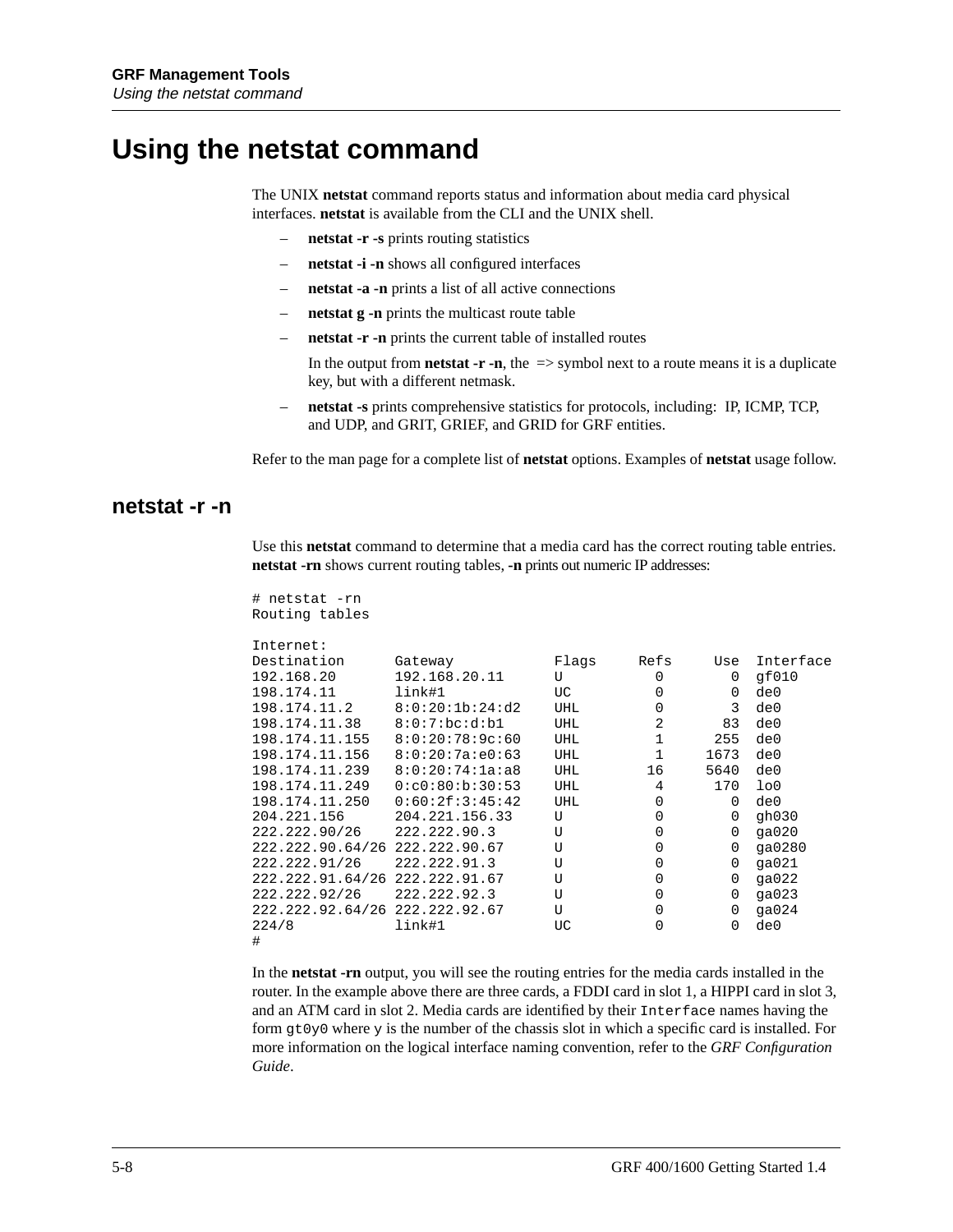# Using the netstat command

The UNIX **netstat** command reports status and information about media card physical interfaces. **netstat** is available from the CLI and the UNIX shell.

- **netstat -r -s** prints routing statistics
- **netstat -i -n** shows all configured interfaces
- **netstat -a -n** prints a list of all active connections
- **netstat g -n** prints the multicast route table
- **netstat -r -n** prints the current table of installed routes

  In the output from **netstat -r -n**, the => symbol next to a route means it is a duplicate key, but with a different netmask.
- **netstat -s** prints comprehensive statistics for protocols, including: IP, ICMP, TCP, and UDP, and GRIT, GRIEF, and GRID for GRF entities.

Refer to the man page for a complete list of **netstat** options. Examples of **netstat** usage follow.

## netstat -r -n

Use this **netstat** command to determine that a media card has the correct routing table entries. **netstat -rn** shows current routing tables, **-n** prints out numeric IP addresses:

```
# netstat -rn
Routing tables

Internet:
Destination      Gateway            Flags     Refs      Use  Interface
192.168.20       192.168.20.11      U           0         0  gf010
198.174.11       link#1             UC          0         0  de0
198.174.11.2     8:0:20:1b:24:d2    UHL         0         3  de0
198.174.11.38    8:0:7:bc:d:b1      UHL         2        83  de0
198.174.11.155   8:0:20:78:9c:60    UHL         1       255  de0
198.174.11.156   8:0:20:7a:e0:63    UHL         1      1673  de0
198.174.11.239   8:0:20:74:1a:a8    UHL        16      5640  de0
198.174.11.249   0:c0:80:b:30:53    UHL         4       170  lo0
198.174.11.250   0:60:2f:3:45:42    UHL         0         0  de0
204.221.156      204.221.156.33     U           0         0  gh030
222.222.90/26    222.222.90.3       U           0         0  ga020
222.222.90.64/26 222.222.90.67      U           0         0  ga0280
222.222.91/26    222.222.91.3       U           0         0  ga021
222.222.91.64/26 222.222.91.67      U           0         0  ga022
222.222.92/26    222.222.92.3       U           0         0  ga023
222.222.92.64/26 222.222.92.67      U           0         0  ga024
224/8            link#1             UC          0         0  de0
#
```

In the **netstat -rn** output, you will see the routing entries for the media cards installed in the router. In the example above there are three cards, a FDDI card in slot 1, a HIPPI card in slot 3, and an ATM card in slot 2. Media cards are identified by their `Interface` names having the form `gt0y0` where `y` is the number of the chassis slot in which a specific card is installed. For more information on the logical interface naming convention, refer to the *GRF Configuration Guide*.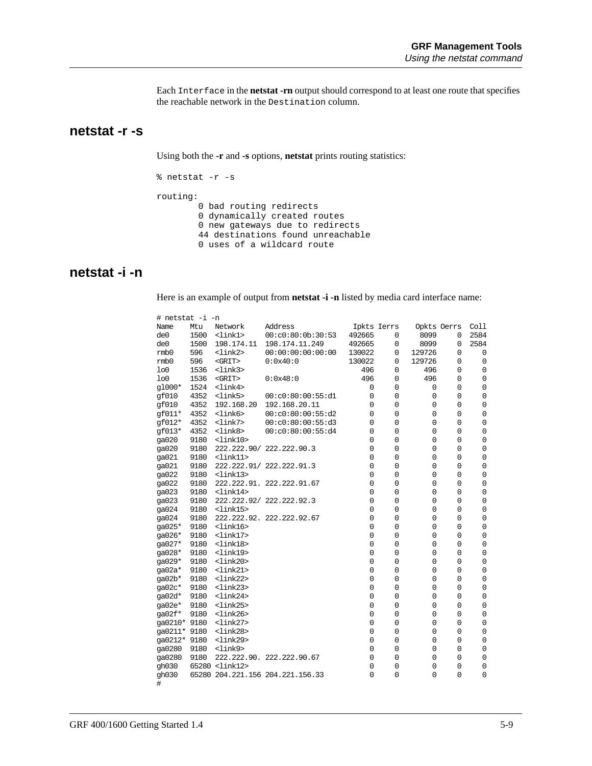Each `Interface` in the **netstat -rn** output should correspond to at least one route that specifies the reachable network in the `Destination` column.

## netstat -r -s

Using both the **-r** and **-s** options, **netstat** prints routing statistics:

```
% netstat -r -s

routing:
        0 bad routing redirects
        0 dynamically created routes
        0 new gateways due to redirects
        44 destinations found unreachable
        0 uses of a wildcard route
```

## netstat -i -n

Here is an example of output from **netstat -i -n** listed by media card interface name:

```
# netstat -i -n
Name    Mtu   Network     Address            Ipkts Ierrs    Opkts Oerrs  Coll
de0     1500  <link1>     00:c0:80:0b:30:53  492665     0     8099     0  2584
de0     1500  198.174.11  198.174.11.249     492665     0     8099     0  2584
rmb0    596   <link2>     00:00:00:00:00:00  130022     0   129726     0     0
rmb0    596   <GRIT>      0:0x40:0           130022     0   129726     0     0
lo0     1536  <link3>                           496     0      496     0     0
lo0     1536  <GRIT>      0:0x48:0              496     0      496     0     0
gl000*  1524  <link4>                             0     0        0     0     0
gf010   4352  <link5>     00:c0:80:00:55:d1       0     0        0     0     0
gf010   4352  192.168.20  192.168.20.11           0     0        0     0     0
gf011*  4352  <link6>     00:c0:80:00:55:d2       0     0        0     0     0
gf012*  4352  <link7>     00:c0:80:00:55:d3       0     0        0     0     0
gf013*  4352  <link8>     00:c0:80:00:55:d4       0     0        0     0     0
ga020   9180  <link10>                            0     0        0     0     0
ga020   9180  222.222.90/ 222.222.90.3            0     0        0     0     0
ga021   9180  <link11>                            0     0        0     0     0
ga021   9180  222.222.91/ 222.222.91.3            0     0        0     0     0
ga022   9180  <link13>                            0     0        0     0     0
ga022   9180  222.222.91. 222.222.91.67           0     0        0     0     0
ga023   9180  <link14>                            0     0        0     0     0
ga023   9180  222.222.92/ 222.222.92.3            0     0        0     0     0
ga024   9180  <link15>                            0     0        0     0     0
ga024   9180  222.222.92. 222.222.92.67           0     0        0     0     0
ga025*  9180  <link16>                            0     0        0     0     0
ga026*  9180  <link17>                            0     0        0     0     0
ga027*  9180  <link18>                            0     0        0     0     0
ga028*  9180  <link19>                            0     0        0     0     0
ga029*  9180  <link20>                            0     0        0     0     0
ga02a*  9180  <link21>                            0     0        0     0     0
ga02b*  9180  <link22>                            0     0        0     0     0
ga02c*  9180  <link23>                            0     0        0     0     0
ga02d*  9180  <link24>                            0     0        0     0     0
ga02e*  9180  <link25>                            0     0        0     0     0
ga02f*  9180  <link26>                            0     0        0     0     0
ga0210* 9180  <link27>                            0     0        0     0     0
ga0211* 9180  <link28>                            0     0        0     0     0
ga0212* 9180  <link29>                            0     0        0     0     0
ga0280  9180  <link9>                             0     0        0     0     0
ga0280  9180  222.222.90. 222.222.90.67           0     0        0     0     0
gh030   65280 <link12>                            0     0        0     0     0
gh030   65280 204.221.156 204.221.156.33          0     0        0     0     0
#
```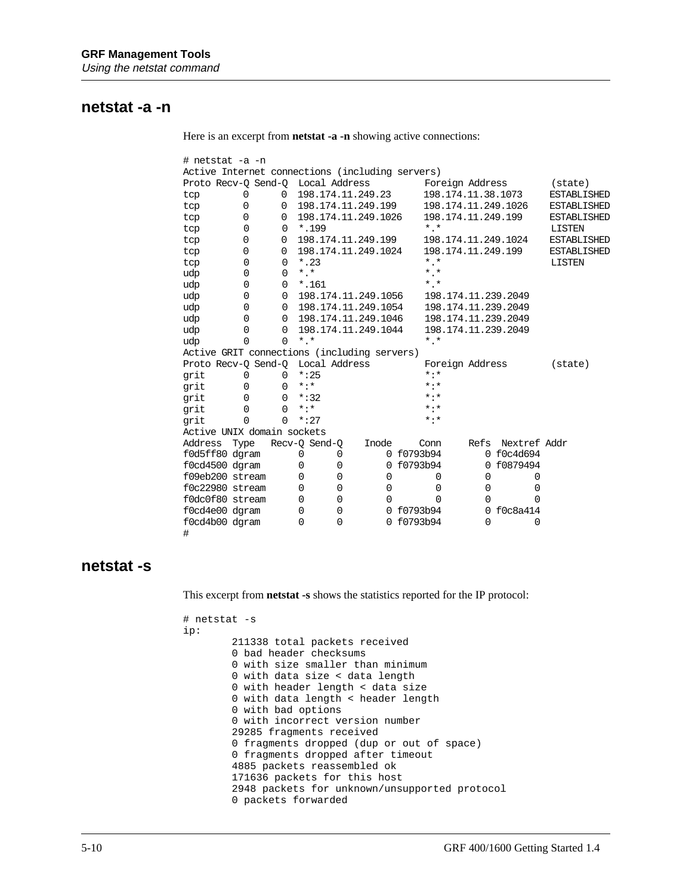## netstat -a -n

Here is an excerpt from **netstat -a -n** showing active connections:

```
# netstat -a -n
Active Internet connections (including servers)
Proto Recv-Q Send-Q  Local Address          Foreign Address        (state)
tcp        0      0  198.174.11.249.23      198.174.11.38.1073     ESTABLISHED
tcp        0      0  198.174.11.249.199     198.174.11.249.1026    ESTABLISHED
tcp        0      0  198.174.11.249.1026    198.174.11.249.199     ESTABLISHED
tcp        0      0  *.199                  *.*                    LISTEN
tcp        0      0  198.174.11.249.199     198.174.11.249.1024    ESTABLISHED
tcp        0      0  198.174.11.249.1024    198.174.11.249.199     ESTABLISHED
tcp        0      0  *.23                   *.*                    LISTEN
udp        0      0  *.*                    *.*
udp        0      0  *.161                  *.*
udp        0      0  198.174.11.249.1056    198.174.11.239.2049
udp        0      0  198.174.11.249.1054    198.174.11.239.2049
udp        0      0  198.174.11.249.1046    198.174.11.239.2049
udp        0      0  198.174.11.249.1044    198.174.11.239.2049
udp        0      0  *.*                    *.*
Active GRIT connections (including servers)
Proto Recv-Q Send-Q  Local Address          Foreign Address        (state)
grit       0      0  *:25                   *:*
grit       0      0  *:*                    *:*
grit       0      0  *:32                   *:*
grit       0      0  *:*                    *:*
grit       0      0  *:27                   *:*
Active UNIX domain sockets
Address  Type   Recv-Q Send-Q    Inode     Conn     Refs  Nextref Addr
f0d5ff80 dgram       0      0        0 f0793b94        0 f0c4d694
f0cd4500 dgram       0      0        0 f0793b94        0 f0879494
f09eb200 stream      0      0        0        0        0        0
f0c22980 stream      0      0        0        0        0        0
f0dc0f80 stream      0      0        0        0        0        0
f0cd4e00 dgram       0      0        0 f0793b94        0 f0c8a414
f0cd4b00 dgram       0      0        0 f0793b94        0        0
#
```

## netstat -s

This excerpt from **netstat -s** shows the statistics reported for the IP protocol:

```
# netstat -s
ip:
        211338 total packets received
        0 bad header checksums
        0 with size smaller than minimum
        0 with data size < data length
        0 with header length < data size
        0 with data length < header length
        0 with bad options
        0 with incorrect version number
        29285 fragments received
        0 fragments dropped (dup or out of space)
        0 fragments dropped after timeout
        4885 packets reassembled ok
        171636 packets for this host
        2948 packets for unknown/unsupported protocol
        0 packets forwarded
```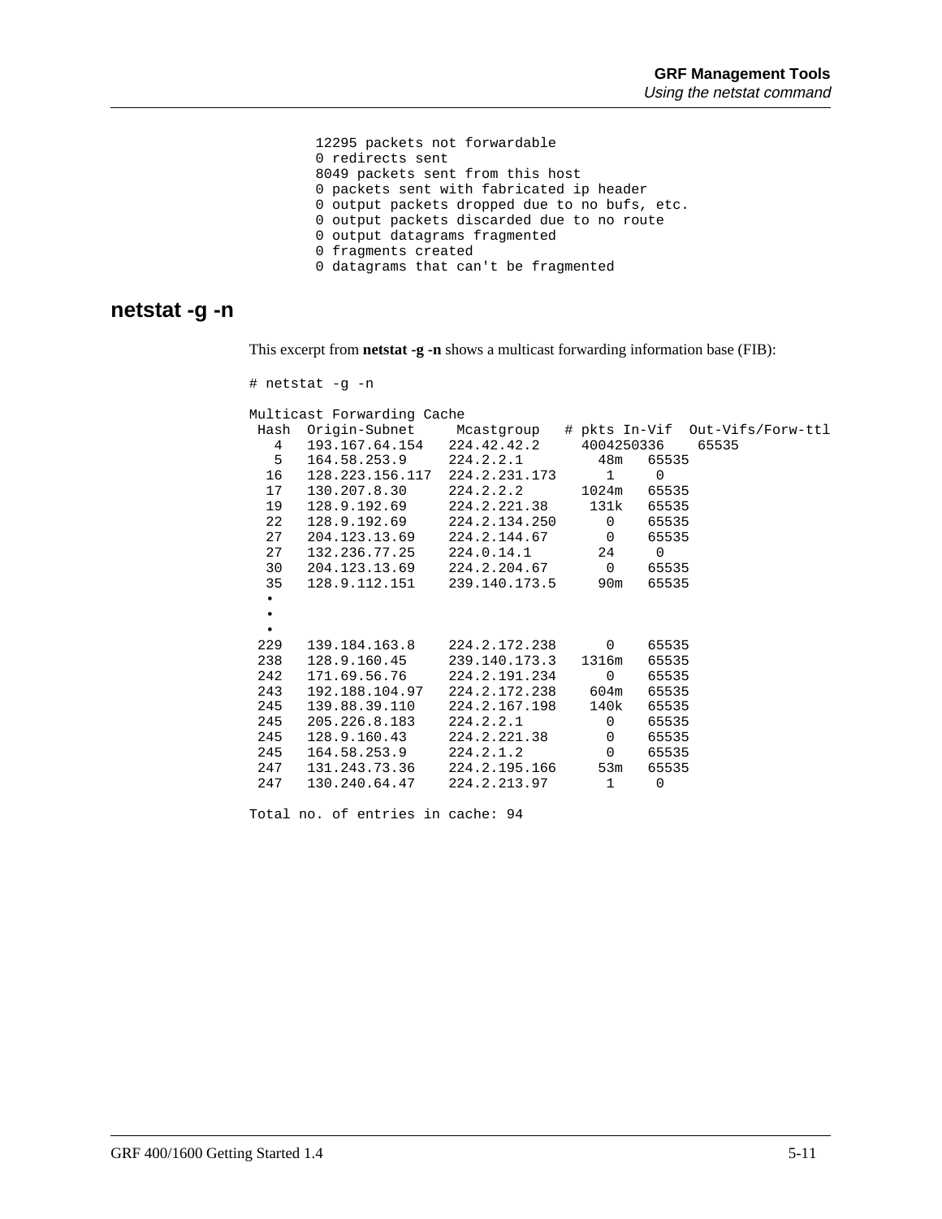```
12295 packets not forwardable
0 redirects sent
8049 packets sent from this host
0 packets sent with fabricated ip header
0 output packets dropped due to no bufs, etc.
0 output packets discarded due to no route
0 output datagrams fragmented
0 fragments created
0 datagrams that can't be fragmented
```

## netstat -g -n

This excerpt from **netstat -g -n** shows a multicast forwarding information base (FIB):

```
# netstat -g -n

Multicast Forwarding Cache
 Hash  Origin-Subnet     Mcastgroup   # pkts In-Vif  Out-Vifs/Forw-ttl
   4   193.167.64.154   224.42.42.2     4004250336    65535
   5   164.58.253.9     224.2.2.1         48m   65535
  16   128.223.156.117  224.2.231.173      1     0
  17   130.207.8.30     224.2.2.2       1024m   65535
  19   128.9.192.69     224.2.221.38     131k   65535
  22   128.9.192.69     224.2.134.250      0    65535
  27   204.123.13.69    224.2.144.67       0    65535
  27   132.236.77.25    224.0.14.1        24     0
  30   204.123.13.69    224.2.204.67       0    65535
  35   128.9.112.151    239.140.173.5     90m   65535
  •
  •
  •
 229   139.184.163.8    224.2.172.238      0    65535
 238   128.9.160.45     239.140.173.3   1316m   65535
 242   171.69.56.76     224.2.191.234      0    65535
 243   192.188.104.97   224.2.172.238    604m   65535
 245   139.88.39.110    224.2.167.198    140k   65535
 245   205.226.8.183    224.2.2.1          0    65535
 245   128.9.160.43     224.2.221.38       0    65535
 245   164.58.253.9     224.2.1.2          0    65535
 247   131.243.73.36    224.2.195.166     53m   65535
 247   130.240.64.47    224.2.213.97       1     0

Total no. of entries in cache: 94
```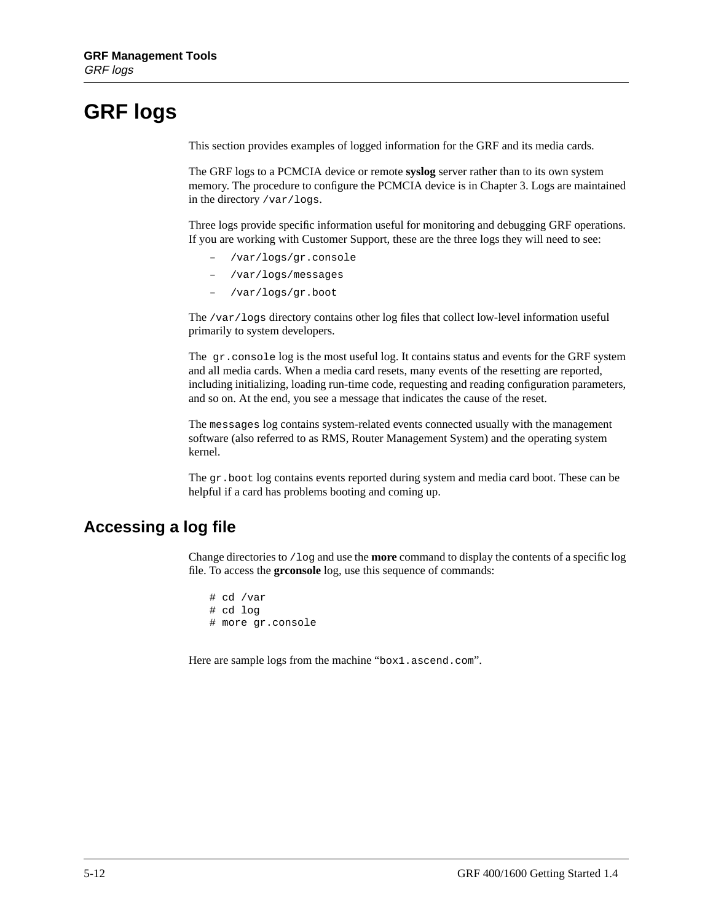# GRF logs

This section provides examples of logged information for the GRF and its media cards.

The GRF logs to a PCMCIA device or remote **syslog** server rather than to its own system memory. The procedure to configure the PCMCIA device is in Chapter 3. Logs are maintained in the directory `/var/logs`.

Three logs provide specific information useful for monitoring and debugging GRF operations. If you are working with Customer Support, these are the three logs they will need to see:

- `/var/logs/gr.console`
- `/var/logs/messages`
- `/var/logs/gr.boot`

The `/var/logs` directory contains other log files that collect low-level information useful primarily to system developers.

The `gr.console` log is the most useful log. It contains status and events for the GRF system and all media cards. When a media card resets, many events of the resetting are reported, including initializing, loading run-time code, requesting and reading configuration parameters, and so on. At the end, you see a message that indicates the cause of the reset.

The `messages` log contains system-related events connected usually with the management software (also referred to as RMS, Router Management System) and the operating system kernel.

The `gr.boot` log contains events reported during system and media card boot. These can be helpful if a card has problems booting and coming up.

## Accessing a log file

Change directories to `/log` and use the **more** command to display the contents of a specific log file. To access the **grconsole** log, use this sequence of commands:

```
# cd /var
# cd log
# more gr.console
```

Here are sample logs from the machine “`box1.ascend.com`”.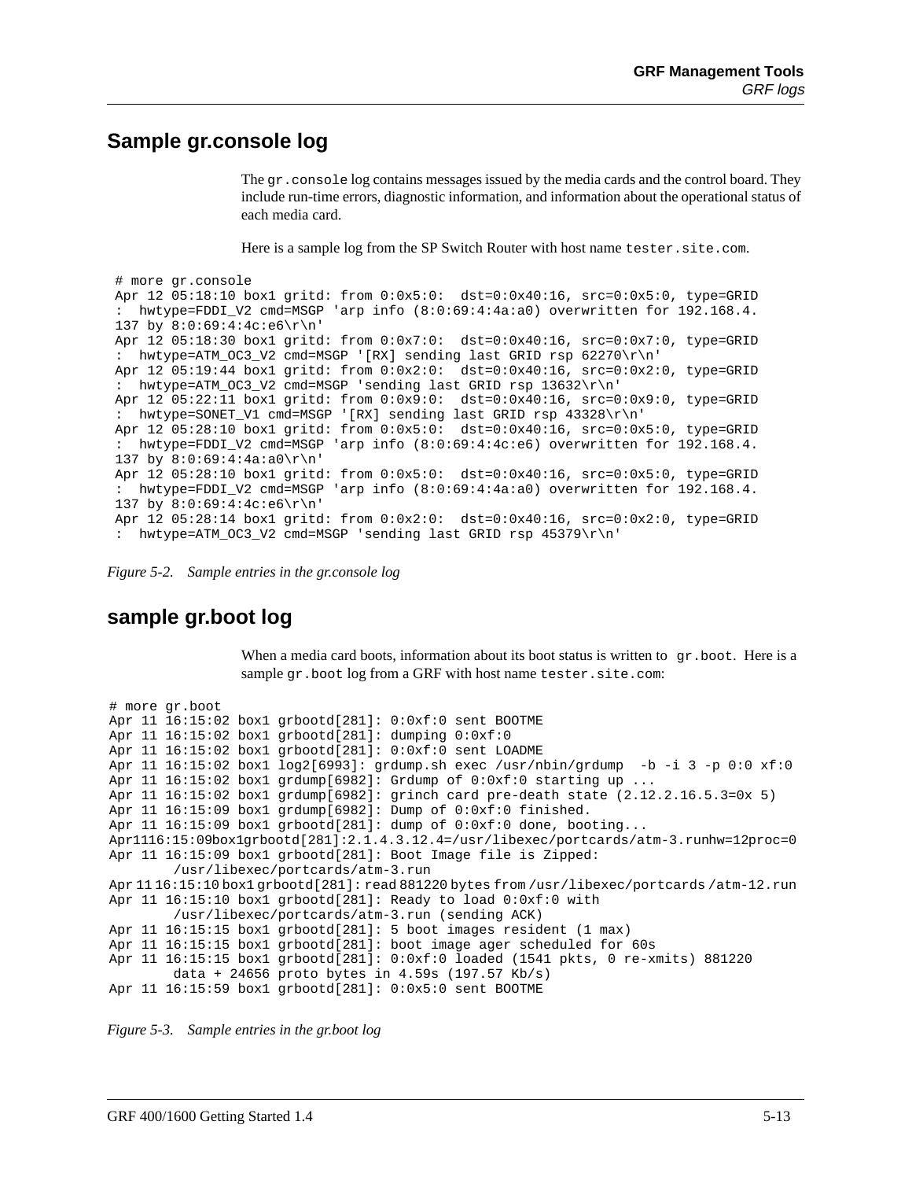## Sample gr.console log

The `gr.console` log contains messages issued by the media cards and the control board. They include run-time errors, diagnostic information, and information about the operational status of each media card.

Here is a sample log from the SP Switch Router with host name `tester.site.com`.

```
# more gr.console
Apr 12 05:18:10 box1 gritd: from 0:0x5:0:  dst=0:0x40:16, src=0:0x5:0, type=GRID
:  hwtype=FDDI_V2 cmd=MSGP 'arp info (8:0:69:4:4a:a0) overwritten for 192.168.4.
137 by 8:0:69:4:4c:e6\r\n'
Apr 12 05:18:30 box1 gritd: from 0:0x7:0:  dst=0:0x40:16, src=0:0x7:0, type=GRID
:  hwtype=ATM_OC3_V2 cmd=MSGP '[RX] sending last GRID rsp 62270\r\n'
Apr 12 05:19:44 box1 gritd: from 0:0x2:0:  dst=0:0x40:16, src=0:0x2:0, type=GRID
:  hwtype=ATM_OC3_V2 cmd=MSGP 'sending last GRID rsp 13632\r\n'
Apr 12 05:22:11 box1 gritd: from 0:0x9:0:  dst=0:0x40:16, src=0:0x9:0, type=GRID
:  hwtype=SONET_V1 cmd=MSGP '[RX] sending last GRID rsp 43328\r\n'
Apr 12 05:28:10 box1 gritd: from 0:0x5:0:  dst=0:0x40:16, src=0:0x5:0, type=GRID
:  hwtype=FDDI_V2 cmd=MSGP 'arp info (8:0:69:4:4c:e6) overwritten for 192.168.4.
137 by 8:0:69:4:4a:a0\r\n'
Apr 12 05:28:10 box1 gritd: from 0:0x5:0:  dst=0:0x40:16, src=0:0x5:0, type=GRID
:  hwtype=FDDI_V2 cmd=MSGP 'arp info (8:0:69:4:4a:a0) overwritten for 192.168.4.
137 by 8:0:69:4:4c:e6\r\n'
Apr 12 05:28:14 box1 gritd: from 0:0x2:0:  dst=0:0x40:16, src=0:0x2:0, type=GRID
:  hwtype=ATM_OC3_V2 cmd=MSGP 'sending last GRID rsp 45379\r\n'
```

*Figure 5-2. Sample entries in the gr.console log*

## sample gr.boot log

When a media card boots, information about its boot status is written to `gr.boot`. Here is a sample `gr.boot` log from a GRF with host name `tester.site.com`:

```
# more gr.boot
Apr 11 16:15:02 box1 grbootd[281]: 0:0xf:0 sent BOOTME
Apr 11 16:15:02 box1 grbootd[281]: dumping 0:0xf:0
Apr 11 16:15:02 box1 grbootd[281]: 0:0xf:0 sent LOADME
Apr 11 16:15:02 box1 log2[6993]: grdump.sh exec /usr/nbin/grdump  -b -i 3 -p 0:0 xf:0
Apr 11 16:15:02 box1 grdump[6982]: Grdump of 0:0xf:0 starting up ...
Apr 11 16:15:02 box1 grdump[6982]: grinch card pre-death state (2.12.2.16.5.3=0x 5)
Apr 11 16:15:09 box1 grdump[6982]: Dump of 0:0xf:0 finished.
Apr 11 16:15:09 box1 grbootd[281]: dump of 0:0xf:0 done, booting...
Apr1116:15:09box1grbootd[281]:2.1.4.3.12.4=/usr/libexec/portcards/atm-3.runhw=12proc=0
Apr 11 16:15:09 box1 grbootd[281]: Boot Image file is Zipped:
       /usr/libexec/portcards/atm-3.run
Apr 11 16:15:10 box1 grbootd[281]: read 881220 bytes from /usr/libexec/portcards /atm-12.run
Apr 11 16:15:10 box1 grbootd[281]: Ready to load 0:0xf:0 with
       /usr/libexec/portcards/atm-3.run (sending ACK)
Apr 11 16:15:15 box1 grbootd[281]: 5 boot images resident (1 max)
Apr 11 16:15:15 box1 grbootd[281]: boot image ager scheduled for 60s
Apr 11 16:15:15 box1 grbootd[281]: 0:0xf:0 loaded (1541 pkts, 0 re-xmits) 881220
       data + 24656 proto bytes in 4.59s (197.57 Kb/s)
Apr 11 16:15:59 box1 grbootd[281]: 0:0x5:0 sent BOOTME
```

*Figure 5-3. Sample entries in the gr.boot log*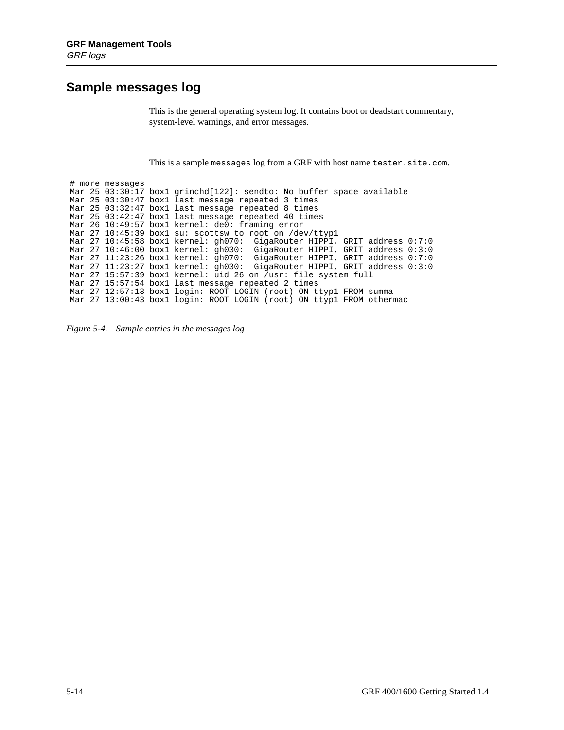## Sample messages log

This is the general operating system log. It contains boot or deadstart commentary, system-level warnings, and error messages.

This is a sample `messages` log from a GRF with host name `tester.site.com`.

```
# more messages
Mar 25 03:30:17 box1 grinchd[122]: sendto: No buffer space available
Mar 25 03:30:47 box1 last message repeated 3 times
Mar 25 03:32:47 box1 last message repeated 8 times
Mar 25 03:42:47 box1 last message repeated 40 times
Mar 26 10:49:57 box1 kernel: de0: framing error
Mar 27 10:45:39 box1 su: scottsw to root on /dev/ttyp1
Mar 27 10:45:58 box1 kernel: gh070:  GigaRouter HIPPI, GRIT address 0:7:0
Mar 27 10:46:00 box1 kernel: gh030:  GigaRouter HIPPI, GRIT address 0:3:0
Mar 27 11:23:26 box1 kernel: gh070:  GigaRouter HIPPI, GRIT address 0:7:0
Mar 27 11:23:27 box1 kernel: gh030:  GigaRouter HIPPI, GRIT address 0:3:0
Mar 27 15:57:39 box1 kernel: uid 26 on /usr: file system full
Mar 27 15:57:54 box1 last message repeated 2 times
Mar 27 12:57:13 box1 login: ROOT LOGIN (root) ON ttyp1 FROM summa
Mar 27 13:00:43 box1 login: ROOT LOGIN (root) ON ttyp1 FROM othermac
```

*Figure 5-4. Sample entries in the messages log*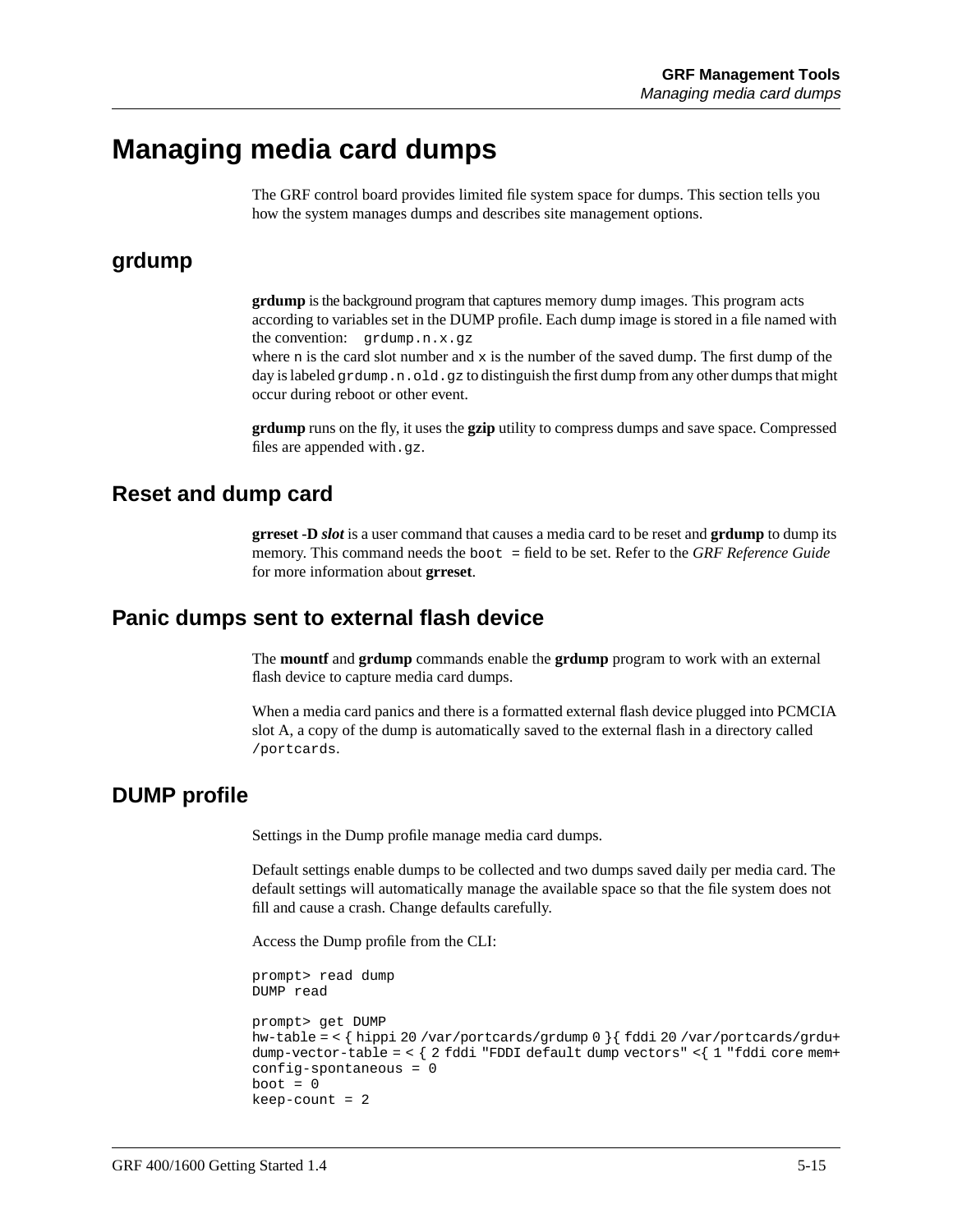# Managing media card dumps

The GRF control board provides limited file system space for dumps. This section tells you how the system manages dumps and describes site management options.

## grdump

**grdump** is the background program that captures memory dump images. This program acts according to variables set in the DUMP profile. Each dump image is stored in a file named with the convention: `grdump.n.x.gz`
where `n` is the card slot number and `x` is the number of the saved dump. The first dump of the day is labeled `grdump.n.old.gz` to distinguish the first dump from any other dumps that might occur during reboot or other event.

**grdump** runs on the fly, it uses the **gzip** utility to compress dumps and save space. Compressed files are appended with `.gz`.

## Reset and dump card

**grreset -D** ***slot*** is a user command that causes a media card to be reset and **grdump** to dump its memory. This command needs the `boot =` field to be set. Refer to the *GRF Reference Guide* for more information about **grreset**.

## Panic dumps sent to external flash device

The **mountf** and **grdump** commands enable the **grdump** program to work with an external flash device to capture media card dumps.

When a media card panics and there is a formatted external flash device plugged into PCMCIA slot A, a copy of the dump is automatically saved to the external flash in a directory called `/portcards`.

## DUMP profile

Settings in the Dump profile manage media card dumps.

Default settings enable dumps to be collected and two dumps saved daily per media card. The default settings will automatically manage the available space so that the file system does not fill and cause a crash. Change defaults carefully.

Access the Dump profile from the CLI:

```
prompt> read dump
DUMP read

prompt> get DUMP
hw-table = < { hippi 20 /var/portcards/grdump 0 }{ fddi 20 /var/portcards/grdu+
dump-vector-table = < { 2 fddi "FDDI default dump vectors" <{ 1 "fddi core mem+
config-spontaneous = 0
boot = 0
keep-count = 2
```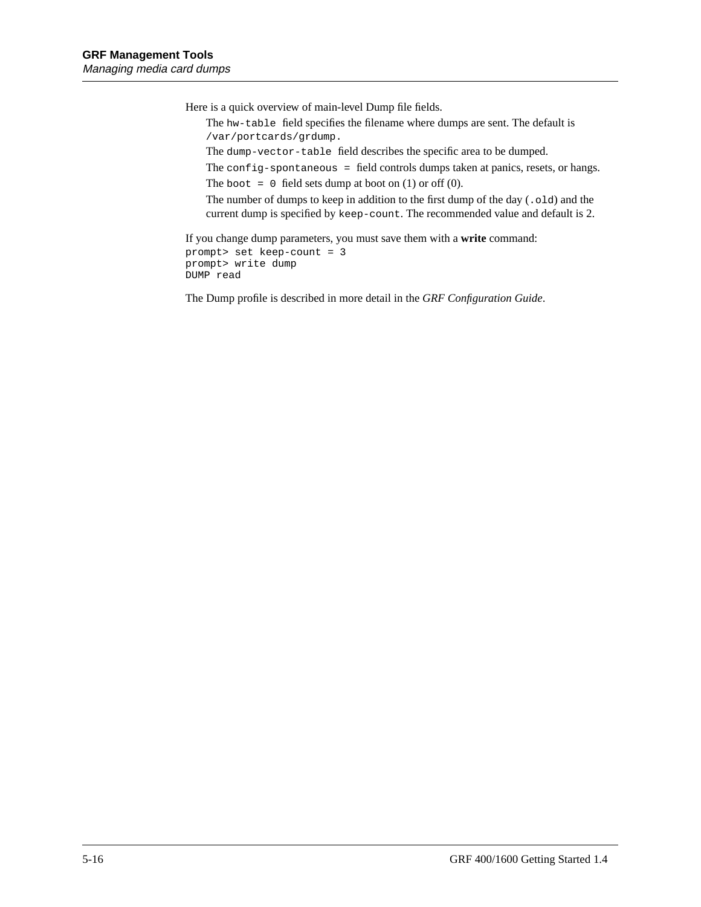Here is a quick overview of main-level Dump file fields.

The `hw-table` field specifies the filename where dumps are sent. The default is `/var/portcards/grdump.`

The `dump-vector-table` field describes the specific area to be dumped.

The `config-spontaneous =` field controls dumps taken at panics, resets, or hangs.

The `boot = 0` field sets dump at boot on (1) or off (0).

The number of dumps to keep in addition to the first dump of the day (`.old`) and the current dump is specified by `keep-count`. The recommended value and default is 2.

If you change dump parameters, you must save them with a **write** command:

```
prompt> set keep-count = 3
prompt> write dump
DUMP read
```

The Dump profile is described in more detail in the *GRF Configuration Guide*.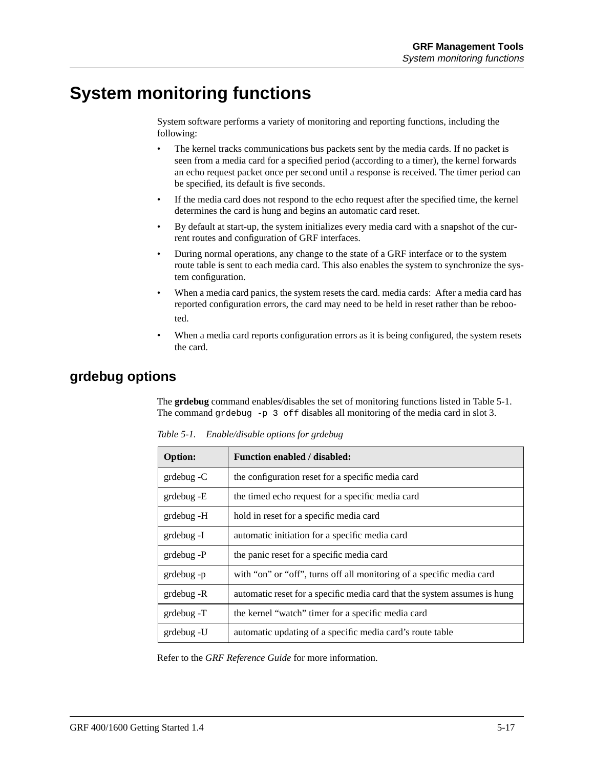# System monitoring functions

System software performs a variety of monitoring and reporting functions, including the following:

- The kernel tracks communications bus packets sent by the media cards. If no packet is seen from a media card for a specified period (according to a timer), the kernel forwards an echo request packet once per second until a response is received. The timer period can be specified, its default is five seconds.
- If the media card does not respond to the echo request after the specified time, the kernel determines the card is hung and begins an automatic card reset.
- By default at start-up, the system initializes every media card with a snapshot of the current routes and configuration of GRF interfaces.
- During normal operations, any change to the state of a GRF interface or to the system route table is sent to each media card. This also enables the system to synchronize the system configuration.
- When a media card panics, the system resets the card. media cards: After a media card has reported configuration errors, the card may need to be held in reset rather than be rebooted.
- When a media card reports configuration errors as it is being configured, the system resets the card.

## grdebug options

The **grdebug** command enables/disables the set of monitoring functions listed in Table 5-1. The command `grdebug -p 3 off` disables all monitoring of the media card in slot 3.

*Table 5-1. Enable/disable options for grdebug*

| Option: | Function enabled / disabled: |
|---|---|
| grdebug -C | the configuration reset for a specific media card |
| grdebug -E | the timed echo request for a specific media card |
| grdebug -H | hold in reset for a specific media card |
| grdebug -I | automatic initiation for a specific media card |
| grdebug -P | the panic reset for a specific media card |
| grdebug -p | with “on” or “off”, turns off all monitoring of a specific media card |
| grdebug -R | automatic reset for a specific media card that the system assumes is hung |
| grdebug -T | the kernel “watch” timer for a specific media card |
| grdebug -U | automatic updating of a specific media card’s route table |

Refer to the *GRF Reference Guide* for more information.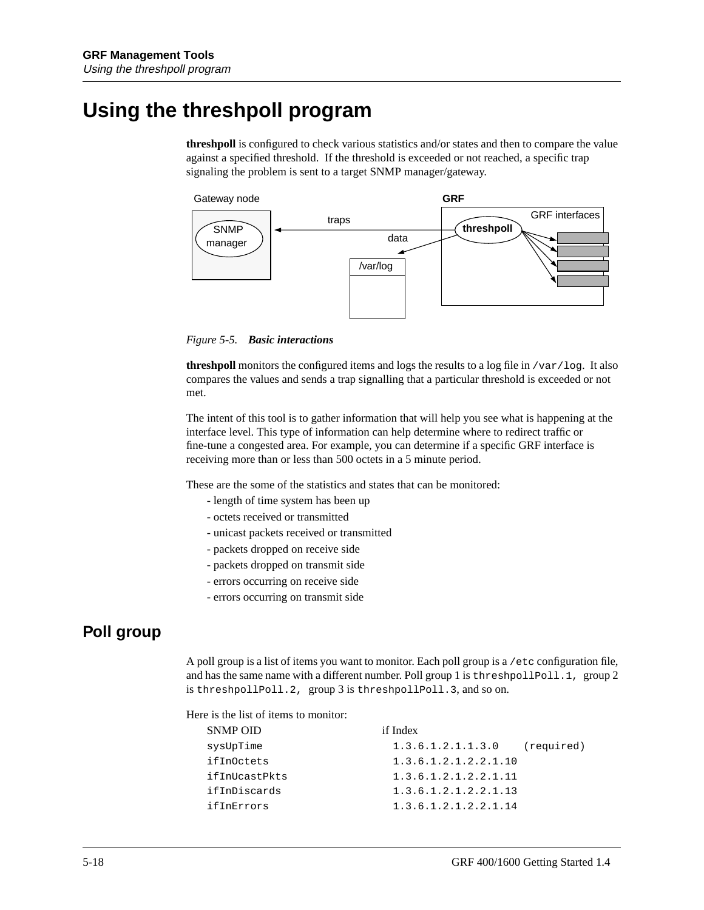# Using the threshpoll program

**threshpoll** is configured to check various statistics and/or states and then to compare the value against a specified threshold. If the threshold is exceeded or not reached, a specific trap signaling the problem is sent to a target SNMP manager/gateway.

*Figure 5-5.* ***Basic interactions***

**threshpoll** monitors the configured items and logs the results to a log file in `/var/log`. It also compares the values and sends a trap signalling that a particular threshold is exceeded or not met.

The intent of this tool is to gather information that will help you see what is happening at the interface level. This type of information can help determine where to redirect traffic or fine-tune a congested area. For example, you can determine if a specific GRF interface is receiving more than or less than 500 octets in a 5 minute period.

These are the some of the statistics and states that can be monitored:

- length of time system has been up
- octets received or transmitted
- unicast packets received or transmitted
- packets dropped on receive side
- packets dropped on transmit side
- errors occurring on receive side
- errors occurring on transmit side

## Poll group

A poll group is a list of items you want to monitor. Each poll group is a `/etc` configuration file, and has the same name with a different number. Poll group 1 is `threshpollPoll.1,` group 2 is `threshpollPoll.2,` group 3 is `threshpollPoll.3`, and so on.

Here is the list of items to monitor:

| SNMP OID | if Index |
|---|---|
| `sysUpTime` | `1.3.6.1.2.1.1.3.0 (required)` |
| `ifInOctets` | `1.3.6.1.2.1.2.2.1.10` |
| `ifInUcastPkts` | `1.3.6.1.2.1.2.2.1.11` |
| `ifInDiscards` | `1.3.6.1.2.1.2.2.1.13` |
| `ifInErrors` | `1.3.6.1.2.1.2.2.1.14` |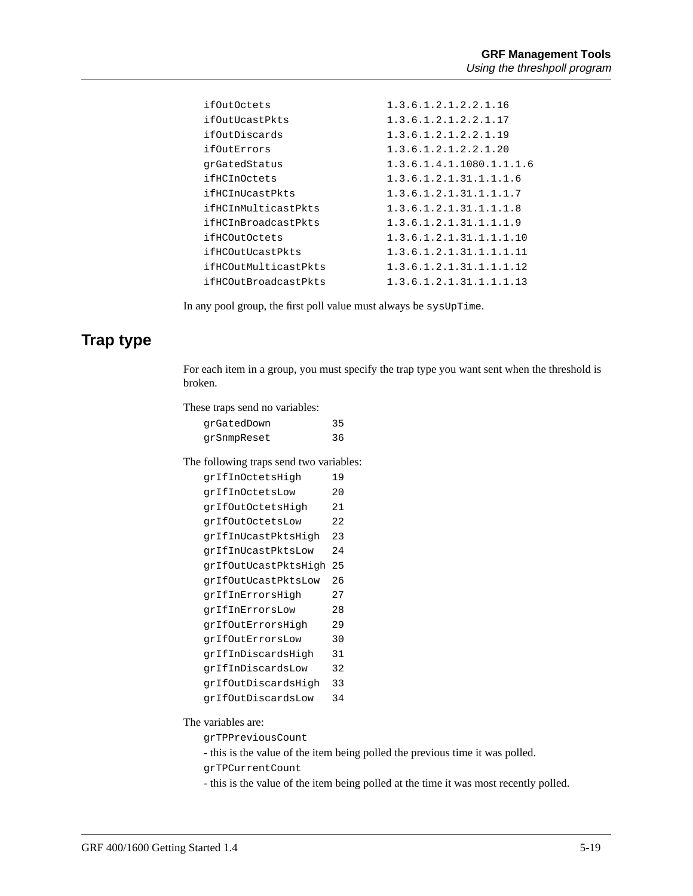```
ifOutOctets              1.3.6.1.2.1.2.2.1.16
ifOutUcastPkts           1.3.6.1.2.1.2.2.1.17
ifOutDiscards            1.3.6.1.2.1.2.2.1.19
ifOutErrors              1.3.6.1.2.1.2.2.1.20
grGatedStatus            1.3.6.1.4.1.1080.1.1.1.6
ifHCInOctets             1.3.6.1.2.1.31.1.1.1.6
ifHCInUcastPkts          1.3.6.1.2.1.31.1.1.1.7
ifHCInMulticastPkts      1.3.6.1.2.1.31.1.1.1.8
ifHCInBroadcastPkts      1.3.6.1.2.1.31.1.1.1.9
ifHCOutOctets            1.3.6.1.2.1.31.1.1.1.10
ifHCOutUcastPkts         1.3.6.1.2.1.31.1.1.1.11
ifHCOutMulticastPkts     1.3.6.1.2.1.31.1.1.1.12
ifHCOutBroadcastPkts     1.3.6.1.2.1.31.1.1.1.13
```

In any pool group, the first poll value must always be `sysUpTime`.

## Trap type

For each item in a group, you must specify the trap type you want sent when the threshold is broken.

These traps send no variables:

```
grGatedDown          35
grSnmpReset          36
```

The following traps send two variables:

```
grIfInOctetsHigh     19
grIfInOctetsLow      20
grIfOutOctetsHigh    21
grIfOutOctetsLow     22
grIfInUcastPktsHigh  23
grIfInUcastPktsLow   24
grIfOutUcastPktsHigh 25
grIfOutUcastPktsLow  26
grIfInErrorsHigh     27
grIfInErrorsLow      28
grIfOutErrorsHigh    29
grIfOutErrorsLow     30
grIfInDiscardsHigh   31
grIfInDiscardsLow    32
grIfOutDiscardsHigh  33
grIfOutDiscardsLow   34
```

The variables are:

`grTPPreviousCount`

- this is the value of the item being polled the previous time it was polled.

`grTPCurrentCount`

- this is the value of the item being polled at the time it was most recently polled.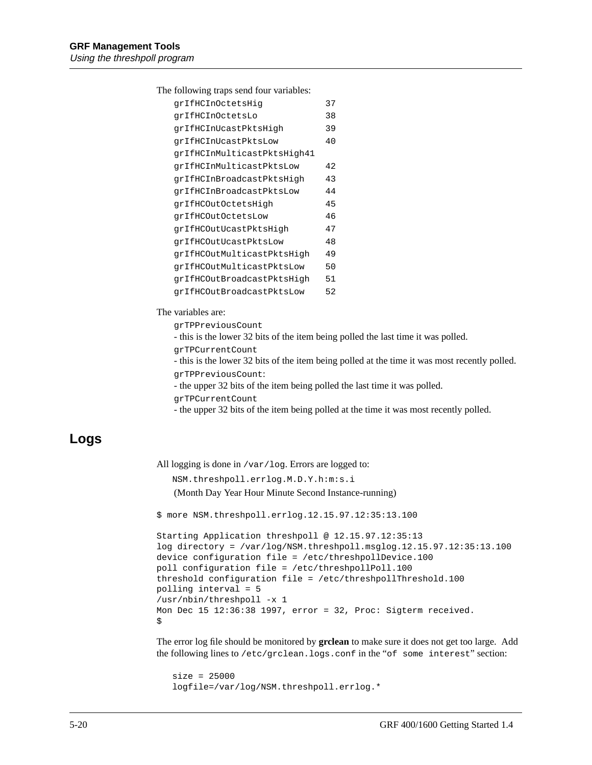The following traps send four variables:

```
grIfHCInOctetsHig           37
grIfHCInOctetsLo            38
grIfHCInUcastPktsHigh       39
grIfHCInUcastPktsLow        40
grIfHCInMulticastPktsHigh41
grIfHCInMulticastPktsLow    42
grIfHCInBroadcastPktsHigh   43
grIfHCInBroadcastPktsLow    44
grIfHCOutOctetsHigh         45
grIfHCOutOctetsLow          46
grIfHCOutUcastPktsHigh      47
grIfHCOutUcastPktsLow       48
grIfHCOutMulticastPktsHigh  49
grIfHCOutMulticastPktsLow   50
grIfHCOutBroadcastPktsHigh  51
grIfHCOutBroadcastPktsLow   52
```

The variables are:

`grTPPreviousCount`
- this is the lower 32 bits of the item being polled the last time it was polled.

`grTPCurrentCount`
- this is the lower 32 bits of the item being polled at the time it was most recently polled.

`grTPPreviousCount`:
- the upper 32 bits of the item being polled the last time it was polled.

`grTPCurrentCount`
- the upper 32 bits of the item being polled at the time it was most recently polled.

## Logs

All logging is done in `/var/log`. Errors are logged to:

`NSM.threshpoll.errlog.M.D.Y.h:m:s.i`

(Month Day Year Hour Minute Second Instance-running)

```
$ more NSM.threshpoll.errlog.12.15.97.12:35:13.100

Starting Application threshpoll @ 12.15.97.12:35:13
log directory = /var/log/NSM.threshpoll.msglog.12.15.97.12:35:13.100
device configuration file = /etc/threshpollDevice.100
poll configuration file = /etc/threshpollPoll.100
threshold configuration file = /etc/threshpollThreshold.100
polling interval = 5
/usr/nbin/threshpoll -x 1
Mon Dec 15 12:36:38 1997, error = 32, Proc: Sigterm received.
$
```

The error log file should be monitored by **grclean** to make sure it does not get too large. Add the following lines to `/etc/grclean.logs.conf` in the "`of some interest`" section:

```
size = 25000
logfile=/var/log/NSM.threshpoll.errlog.*
```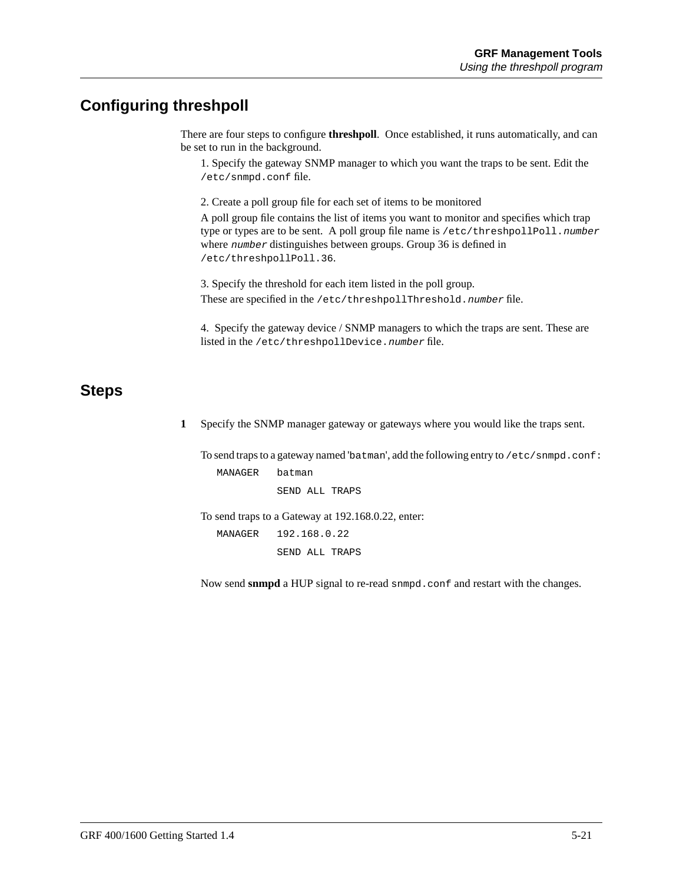## Configuring threshpoll

There are four steps to configure **threshpoll**. Once established, it runs automatically, and can be set to run in the background.

1. Specify the gateway SNMP manager to which you want the traps to be sent. Edit the `/etc/snmpd.conf` file.

2. Create a poll group file for each set of items to be monitored

A poll group file contains the list of items you want to monitor and specifies which trap type or types are to be sent. A poll group file name is `/etc/threshpollPoll.`*`number`* where *`number`* distinguishes between groups. Group 36 is defined in `/etc/threshpollPoll.36`.

3. Specify the threshold for each item listed in the poll group.

These are specified in the `/etc/threshpollThreshold.`*`number`* file.

4. Specify the gateway device / SNMP managers to which the traps are sent. These are listed in the `/etc/threshpollDevice.`*`number`* file.

## Steps

**1** Specify the SNMP manager gateway or gateways where you would like the traps sent.

To send traps to a gateway named '`batman`', add the following entry to `/etc/snmpd.conf`:

```
MANAGER   batman
          SEND ALL TRAPS
```

To send traps to a Gateway at 192.168.0.22, enter:

```
MANAGER   192.168.0.22
          SEND ALL TRAPS
```

Now send **snmpd** a HUP signal to re-read `snmpd.conf` and restart with the changes.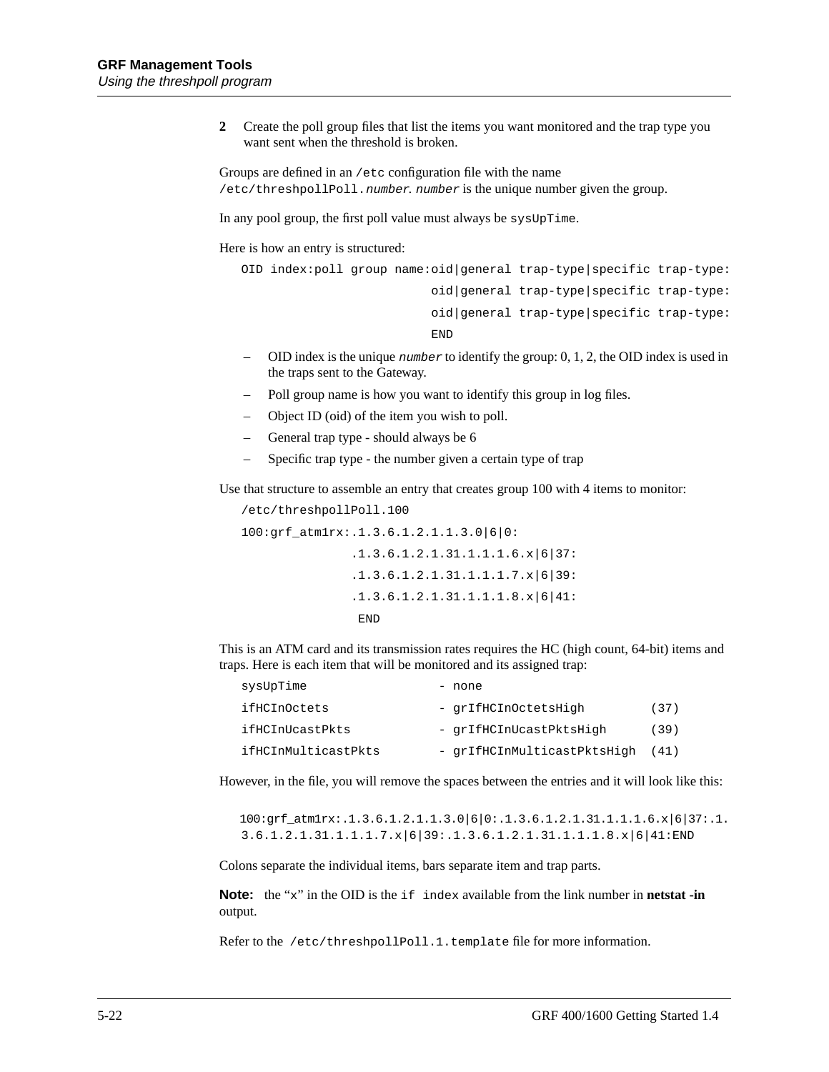**2** Create the poll group files that list the items you want monitored and the trap type you want sent when the threshold is broken.

Groups are defined in an `/etc` configuration file with the name `/etc/threshpollPoll.`*`number`*. *`number`* is the unique number given the group.

In any pool group, the first poll value must always be `sysUpTime`.

Here is how an entry is structured:

```
OID index:poll group name:oid|general trap-type|specific trap-type:
                          oid|general trap-type|specific trap-type:
                          oid|general trap-type|specific trap-type:
                          END
```

- OID index is the unique *`number`* to identify the group: 0, 1, 2, the OID index is used in the traps sent to the Gateway.
- Poll group name is how you want to identify this group in log files.
- Object ID (oid) of the item you wish to poll.
- General trap type - should always be 6
- Specific trap type - the number given a certain type of trap

Use that structure to assemble an entry that creates group 100 with 4 items to monitor:

```
/etc/threshpollPoll.100
100:grf_atm1rx:.1.3.6.1.2.1.1.3.0|6|0:
               .1.3.6.1.2.1.31.1.1.1.6.x|6|37:
               .1.3.6.1.2.1.31.1.1.1.7.x|6|39:
               .1.3.6.1.2.1.31.1.1.1.8.x|6|41:
                END
```

This is an ATM card and its transmission rates requires the HC (high count, 64-bit) items and traps. Here is each item that will be monitored and its assigned trap:

```
sysUpTime              - none
ifHCInOctets           - grIfHCInOctetsHigh         (37)
ifHCInUcastPkts        - grIfHCInUcastPktsHigh      (39)
ifHCInMulticastPkts    - grIfHCInMulticastPktsHigh  (41)
```

However, in the file, you will remove the spaces between the entries and it will look like this:

```
100:grf_atm1rx:.1.3.6.1.2.1.1.3.0|6|0:.1.3.6.1.2.1.31.1.1.1.6.x|6|37:.1.
3.6.1.2.1.31.1.1.1.7.x|6|39:.1.3.6.1.2.1.31.1.1.1.8.x|6|41:END
```

Colons separate the individual items, bars separate item and trap parts.

**Note:** the "x" in the OID is the `if index` available from the link number in **netstat -in** output.

Refer to the `/etc/threshpollPoll.1.template` file for more information.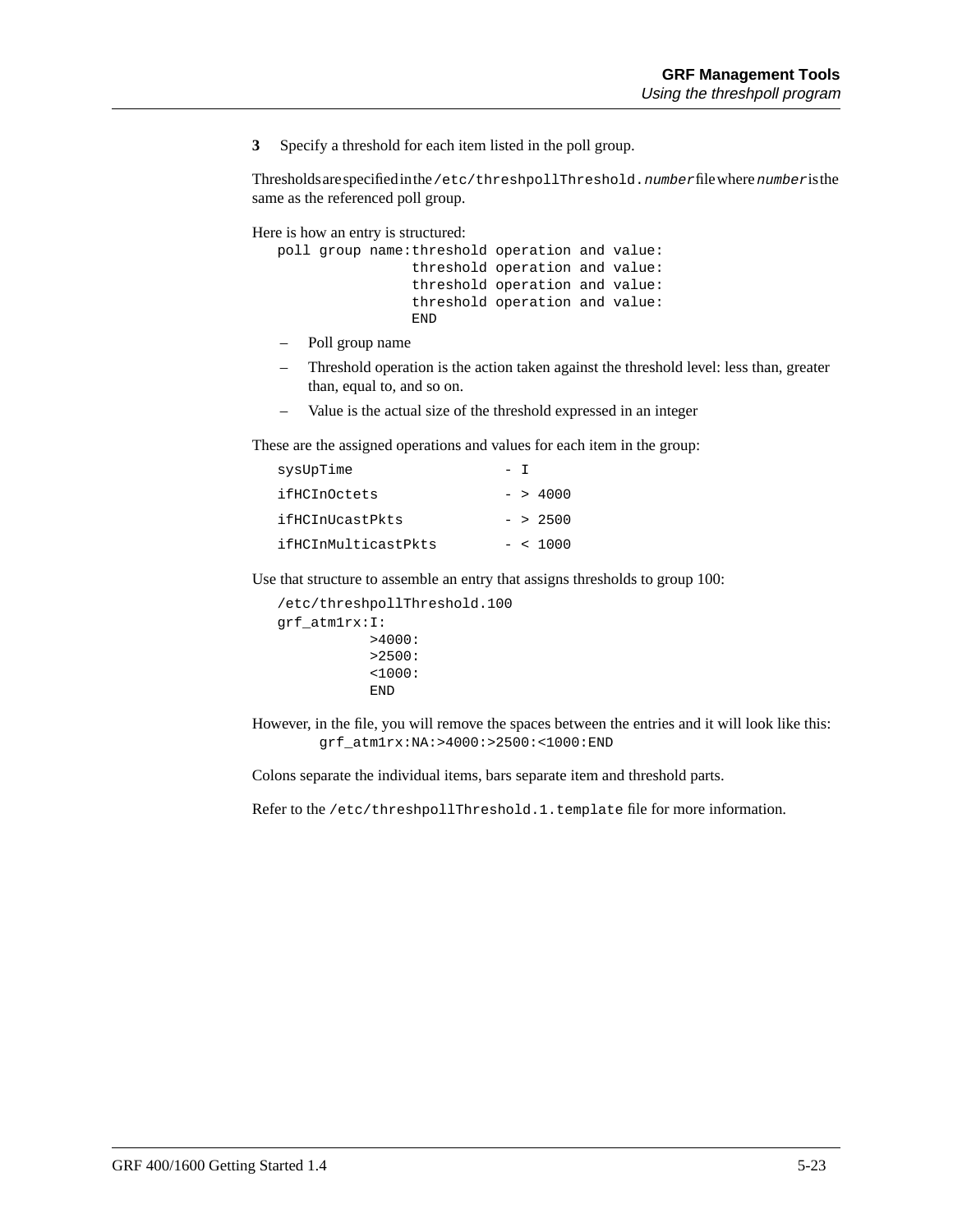**3** Specify a threshold for each item listed in the poll group.

Thresholds are specified in the `/etc/threshpollThreshold.`*number* file where *number* is the same as the referenced poll group.

Here is how an entry is structured:

```
poll group name:threshold operation and value:
                threshold operation and value:
                threshold operation and value:
                threshold operation and value:
                END
```

- Poll group name
- Threshold operation is the action taken against the threshold level: less than, greater than, equal to, and so on.
- Value is the actual size of the threshold expressed in an integer

These are the assigned operations and values for each item in the group:

```
sysUpTime              - I
ifHCInOctets           - > 4000
ifHCInUcastPkts        - > 2500
ifHCInMulticastPkts    - < 1000
```

Use that structure to assemble an entry that assigns thresholds to group 100:

```
/etc/threshpollThreshold.100
grf_atm1rx:I:
           >4000:
           >2500:
           <1000:
           END
```

However, in the file, you will remove the spaces between the entries and it will look like this:

```
grf_atm1rx:NA:>4000:>2500:<1000:END
```

Colons separate the individual items, bars separate item and threshold parts.

Refer to the `/etc/threshpollThreshold.1.template` file for more information.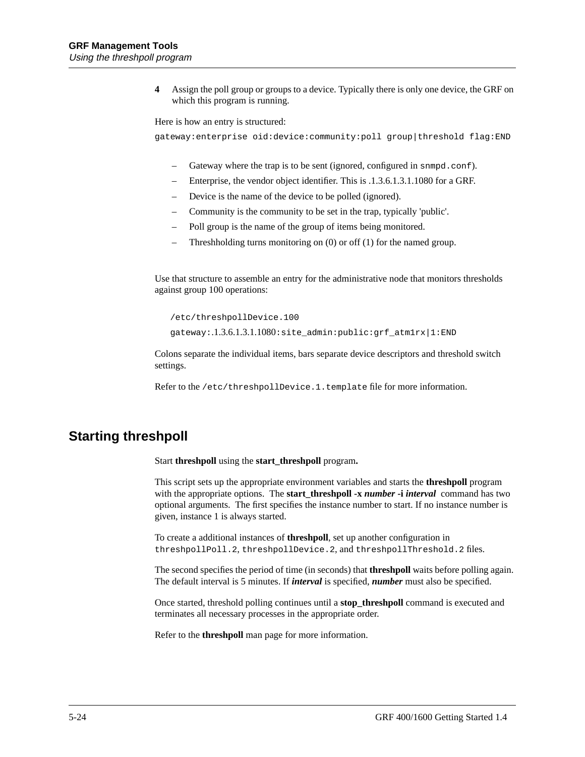**4** Assign the poll group or groups to a device. Typically there is only one device, the GRF on which this program is running.

Here is how an entry is structured:

```
gateway:enterprise oid:device:community:poll group|threshold flag:END
```

- Gateway where the trap is to be sent (ignored, configured in `snmpd.conf`).
- Enterprise, the vendor object identifier. This is .1.3.6.1.3.1.1080 for a GRF.
- Device is the name of the device to be polled (ignored).
- Community is the community to be set in the trap, typically 'public'.
- Poll group is the name of the group of items being monitored.
- Threshholding turns monitoring on (0) or off (1) for the named group.

Use that structure to assemble an entry for the administrative node that monitors thresholds against group 100 operations:

```
/etc/threshpollDevice.100
gateway:.1.3.6.1.3.1.1080:site_admin:public:grf_atm1rx|1:END
```

Colons separate the individual items, bars separate device descriptors and threshold switch settings.

Refer to the `/etc/threshpollDevice.1.template` file for more information.

## Starting threshpoll

Start **threshpoll** using the **start_threshpoll** program**.**

This script sets up the appropriate environment variables and starts the **threshpoll** program with the appropriate options. The **start_threshpoll -x *number* -i *interval*** command has two optional arguments. The first specifies the instance number to start. If no instance number is given, instance 1 is always started.

To create a additional instances of **threshpoll**, set up another configuration in `threshpollPoll.2`, `threshpollDevice.2`, and `threshpollThreshold.2` files.

The second specifies the period of time (in seconds) that **threshpoll** waits before polling again. The default interval is 5 minutes. If ***interval*** is specified, ***number*** must also be specified.

Once started, threshold polling continues until a **stop_threshpoll** command is executed and terminates all necessary processes in the appropriate order.

Refer to the **threshpoll** man page for more information.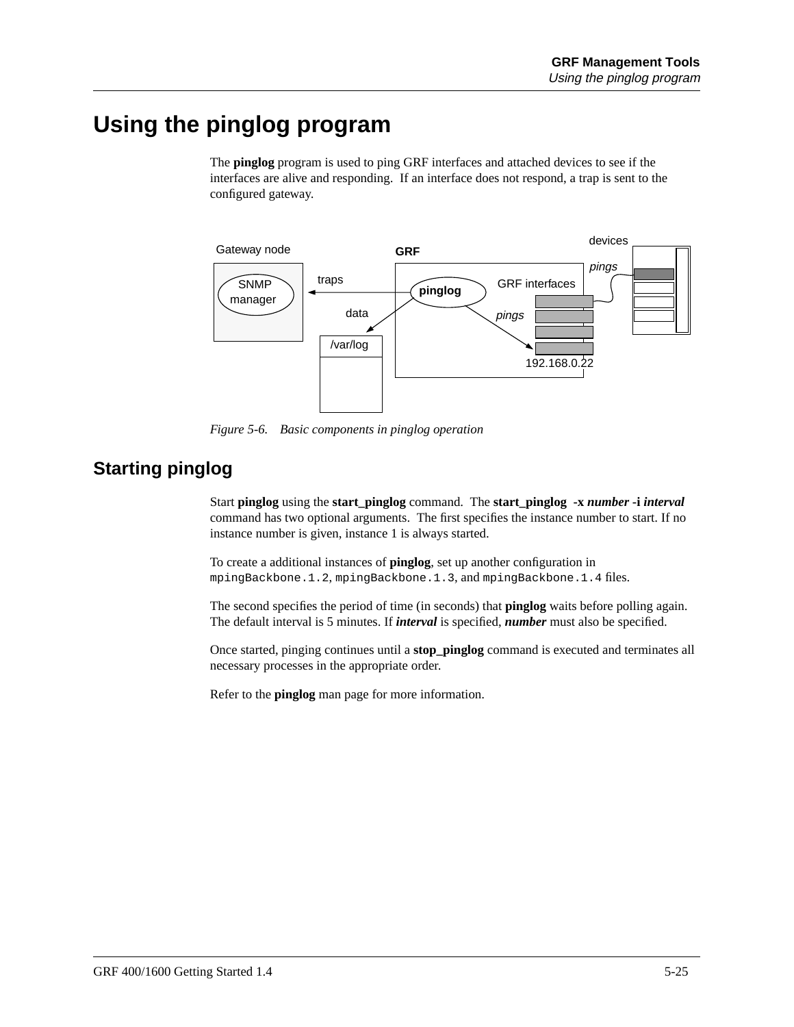# Using the pinglog program

The **pinglog** program is used to ping GRF interfaces and attached devices to see if the interfaces are alive and responding. If an interface does not respond, a trap is sent to the configured gateway.

*Figure 5-6. Basic components in pinglog operation*

## Starting pinglog

Start **pinglog** using the **start_pinglog** command. The **start_pinglog -x *number* -i *interval*** command has two optional arguments. The first specifies the instance number to start. If no instance number is given, instance 1 is always started.

To create a additional instances of **pinglog**, set up another configuration in `mpingBackbone.1.2`, `mpingBackbone.1.3`, and `mpingBackbone.1.4` files.

The second specifies the period of time (in seconds) that **pinglog** waits before polling again. The default interval is 5 minutes. If ***interval*** is specified, ***number*** must also be specified.

Once started, pinging continues until a **stop_pinglog** command is executed and terminates all necessary processes in the appropriate order.

Refer to the **pinglog** man page for more information.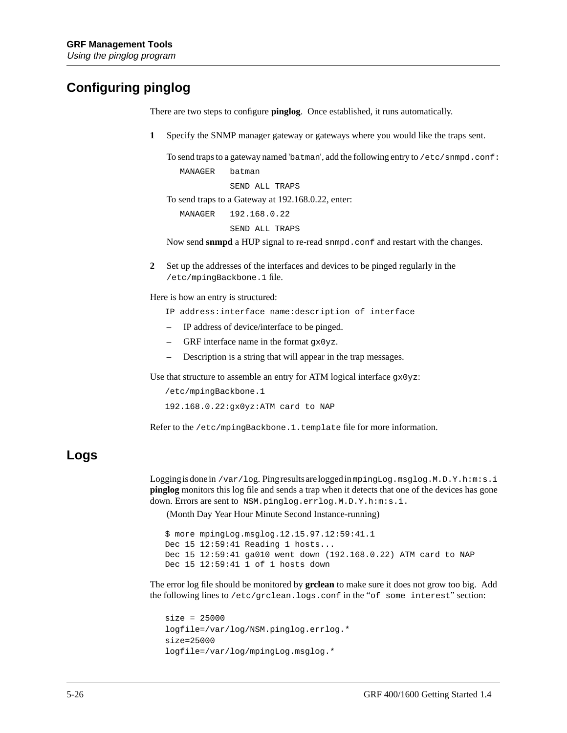## Configuring pinglog

There are two steps to configure **pinglog**. Once established, it runs automatically.

**1** Specify the SNMP manager gateway or gateways where you would like the traps sent.

To send traps to a gateway named '`batman`', add the following entry to `/etc/snmpd.conf`:

```
MANAGER   batman
          SEND ALL TRAPS
```

To send traps to a Gateway at 192.168.0.22, enter:

```
MANAGER   192.168.0.22
          SEND ALL TRAPS
```

Now send **snmpd** a HUP signal to re-read `snmpd.conf` and restart with the changes.

**2** Set up the addresses of the interfaces and devices to be pinged regularly in the `/etc/mpingBackbone.1` file.

Here is how an entry is structured:

```
IP address:interface name:description of interface
```

- IP address of device/interface to be pinged.
- GRF interface name in the format `gx0yz`.
- Description is a string that will appear in the trap messages.

Use that structure to assemble an entry for ATM logical interface `gx0yz`:

```
/etc/mpingBackbone.1
192.168.0.22:gx0yz:ATM card to NAP
```

Refer to the `/etc/mpingBackbone.1.template` file for more information.

## Logs

Logging is done in `/var/log`. Ping results are logged in `mpingLog.msglog.M.D.Y.h:m:s.i` **pinglog** monitors this log file and sends a trap when it detects that one of the devices has gone down. Errors are sent to `NSM.pinglog.errlog.M.D.Y.h:m:s.i.`

(Month Day Year Hour Minute Second Instance-running)

```
$ more mpingLog.msglog.12.15.97.12:59:41.1
Dec 15 12:59:41 Reading 1 hosts...
Dec 15 12:59:41 ga010 went down (192.168.0.22) ATM card to NAP
Dec 15 12:59:41 1 of 1 hosts down
```

The error log file should be monitored by **grclean** to make sure it does not grow too big. Add the following lines to `/etc/grclean.logs.conf` in the "`of some interest`" section:

```
size = 25000
logfile=/var/log/NSM.pinglog.errlog.*
size=25000
logfile=/var/log/mpingLog.msglog.*
```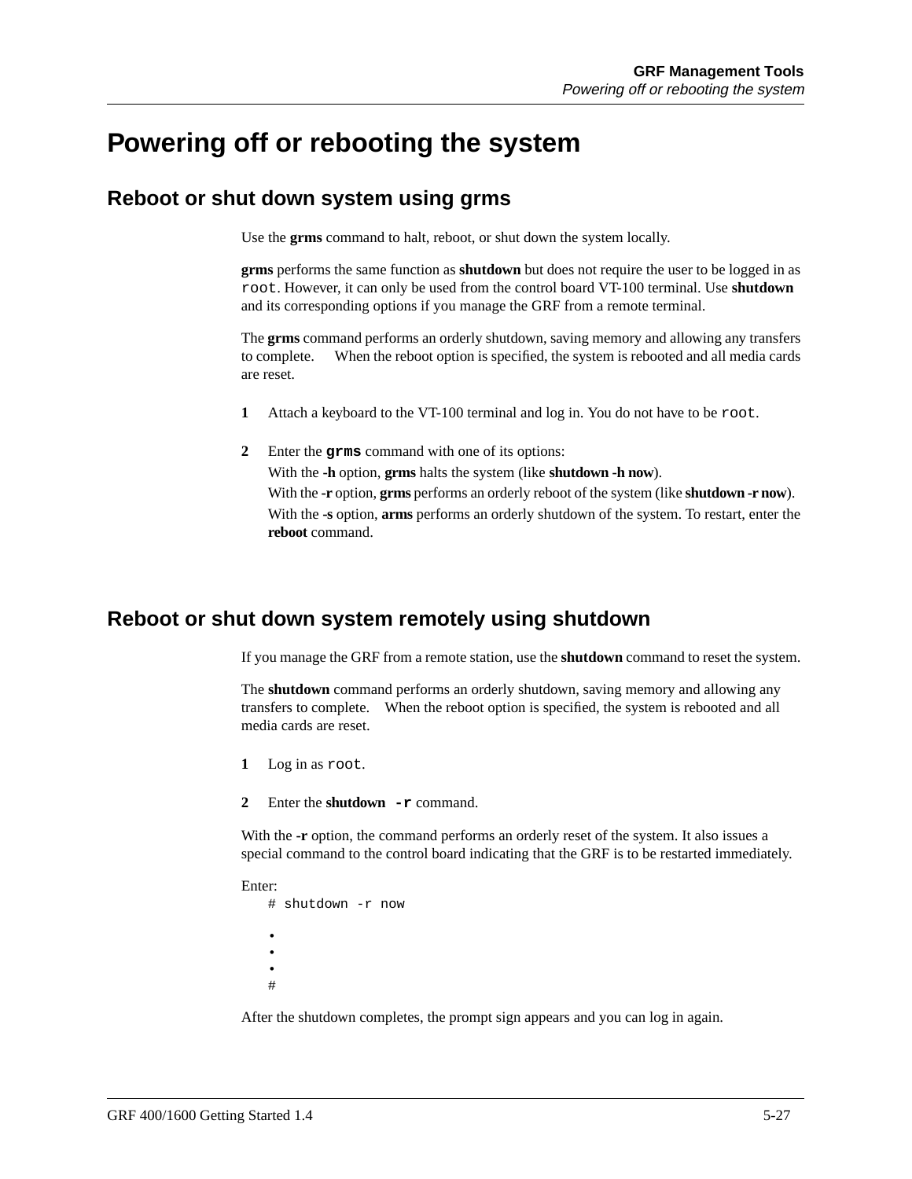# Powering off or rebooting the system

## Reboot or shut down system using grms

Use the **grms** command to halt, reboot, or shut down the system locally.

**grms** performs the same function as **shutdown** but does not require the user to be logged in as `root`. However, it can only be used from the control board VT-100 terminal. Use **shutdown** and its corresponding options if you manage the GRF from a remote terminal.

The **grms** command performs an orderly shutdown, saving memory and allowing any transfers to complete. When the reboot option is specified, the system is rebooted and all media cards are reset.

**1** Attach a keyboard to the VT-100 terminal and log in. You do not have to be `root`.

**2** Enter the **`grms`** command with one of its options:

With the **-h** option, **grms** halts the system (like **shutdown -h now**).

With the **-r** option, **grms** performs an orderly reboot of the system (like **shutdown -r now**).

With the **-s** option, **arms** performs an orderly shutdown of the system. To restart, enter the **reboot** command.

## Reboot or shut down system remotely using shutdown

If you manage the GRF from a remote station, use the **shutdown** command to reset the system.

The **shutdown** command performs an orderly shutdown, saving memory and allowing any transfers to complete. When the reboot option is specified, the system is rebooted and all media cards are reset.

**1** Log in as `root`.

**2** Enter the **shutdown `-r`** command.

With the **-r** option, the command performs an orderly reset of the system. It also issues a special command to the control board indicating that the GRF is to be restarted immediately.

Enter:

```
# shutdown -r now

•
•
•
#
```

After the shutdown completes, the prompt sign appears and you can log in again.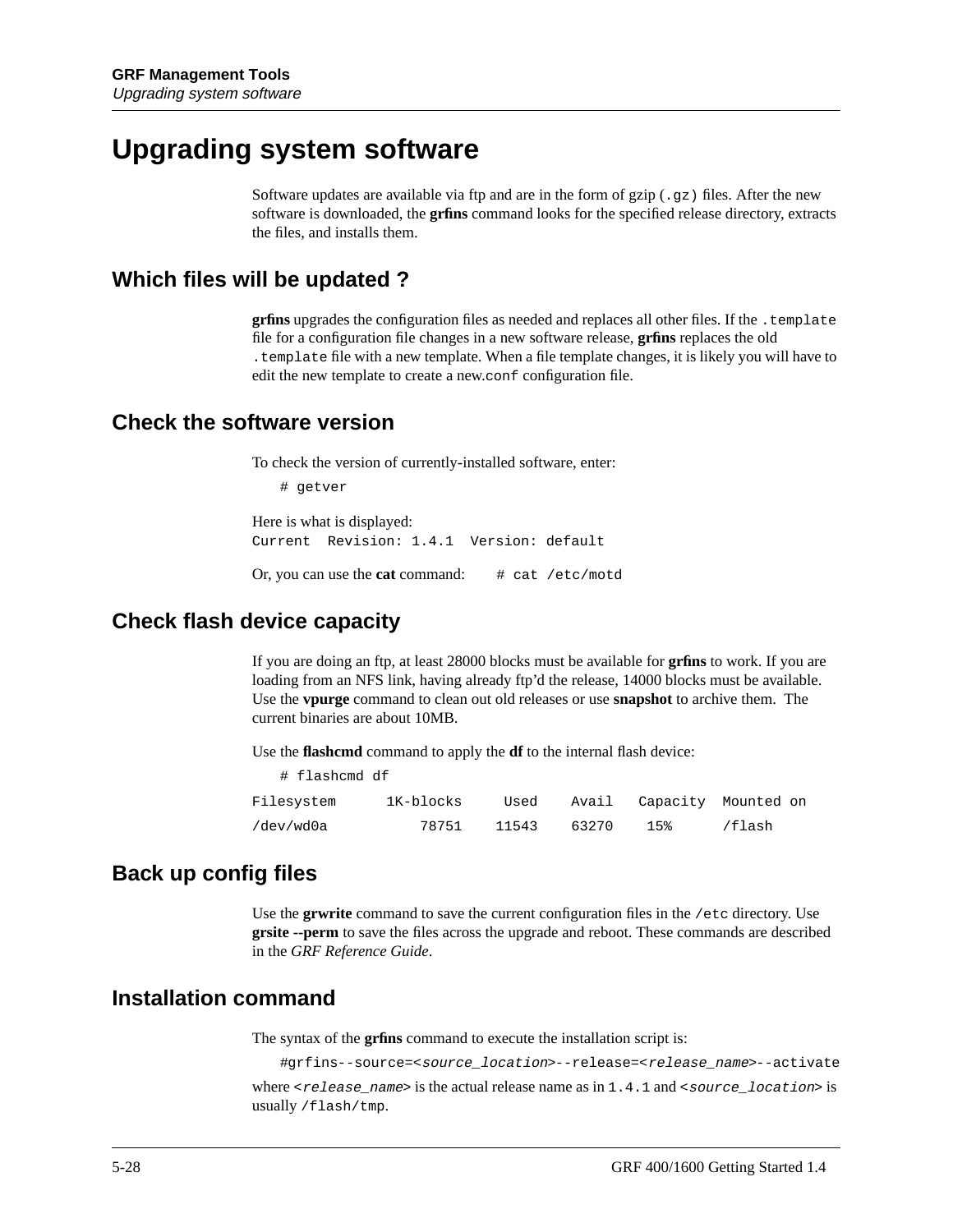# Upgrading system software

Software updates are available via ftp and are in the form of gzip (`.gz`) files. After the new software is downloaded, the **grfins** command looks for the specified release directory, extracts the files, and installs them.

## Which files will be updated ?

**grfins** upgrades the configuration files as needed and replaces all other files. If the `.template` file for a configuration file changes in a new software release, **grfins** replaces the old `.template` file with a new template. When a file template changes, it is likely you will have to edit the new template to create a new`.conf` configuration file.

## Check the software version

To check the version of currently-installed software, enter:

```
# getver
```

Here is what is displayed:

```
Current  Revision: 1.4.1  Version: default
```

Or, you can use the **cat** command: `# cat /etc/motd`

## Check flash device capacity

If you are doing an ftp, at least 28000 blocks must be available for **grfins** to work. If you are loading from an NFS link, having already ftp'd the release, 14000 blocks must be available. Use the **vpurge** command to clean out old releases or use **snapshot** to archive them. The current binaries are about 10MB.

Use the **flashcmd** command to apply the **df** to the internal flash device:

```
# flashcmd df
Filesystem      1K-blocks     Used    Avail   Capacity  Mounted on
/dev/wd0a           78751    11543    63270    15%      /flash
```

## Back up config files

Use the **grwrite** command to save the current configuration files in the `/etc` directory. Use **grsite --perm** to save the files across the upgrade and reboot. These commands are described in the *GRF Reference Guide*.

## Installation command

The syntax of the **grfins** command to execute the installation script is:

```
#grfins--source=<source_location>--release=<release_name>--activate
```

where <*`release_name`*> is the actual release name as in `1.4.1` and <*`source_location`*> is usually `/flash/tmp`.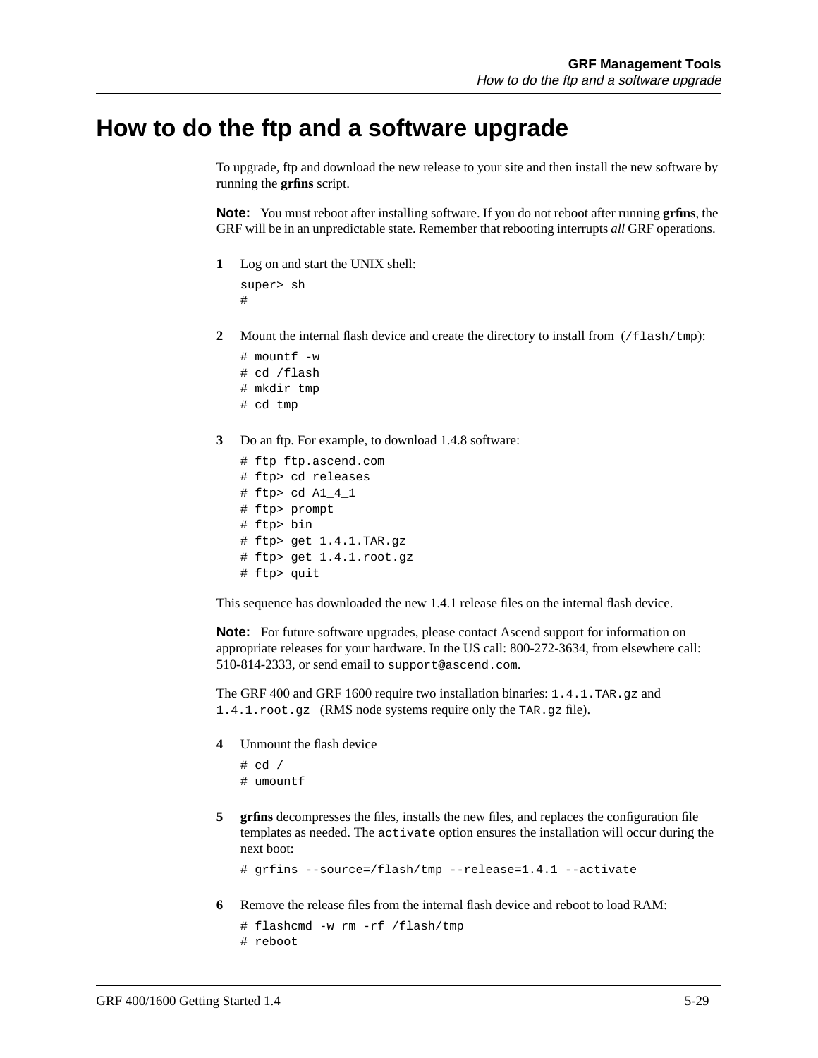# How to do the ftp and a software upgrade

To upgrade, ftp and download the new release to your site and then install the new software by running the **grfins** script.

**Note:** You must reboot after installing software. If you do not reboot after running **grfins**, the GRF will be in an unpredictable state. Remember that rebooting interrupts *all* GRF operations.

1. Log on and start the UNIX shell:

```
super> sh
#
```

2. Mount the internal flash device and create the directory to install from (`/flash/tmp`):

```
# mountf -w
# cd /flash
# mkdir tmp
# cd tmp
```

3. Do an ftp. For example, to download 1.4.8 software:

```
# ftp ftp.ascend.com
# ftp> cd releases
# ftp> cd A1_4_1
# ftp> prompt
# ftp> bin
# ftp> get 1.4.1.TAR.gz
# ftp> get 1.4.1.root.gz
# ftp> quit
```

This sequence has downloaded the new 1.4.1 release files on the internal flash device.

**Note:** For future software upgrades, please contact Ascend support for information on appropriate releases for your hardware. In the US call: 800-272-3634, from elsewhere call: 510-814-2333, or send email to `support@ascend.com`.

The GRF 400 and GRF 1600 require two installation binaries: `1.4.1.TAR.gz` and `1.4.1.root.gz` (RMS node systems require only the `TAR.gz` file).

4. Unmount the flash device

```
# cd /
# umountf
```

5. **grfins** decompresses the files, installs the new files, and replaces the configuration file templates as needed. The `activate` option ensures the installation will occur during the next boot:

```
# grfins --source=/flash/tmp --release=1.4.1 --activate
```

6. Remove the release files from the internal flash device and reboot to load RAM:

```
# flashcmd -w rm -rf /flash/tmp
# reboot
```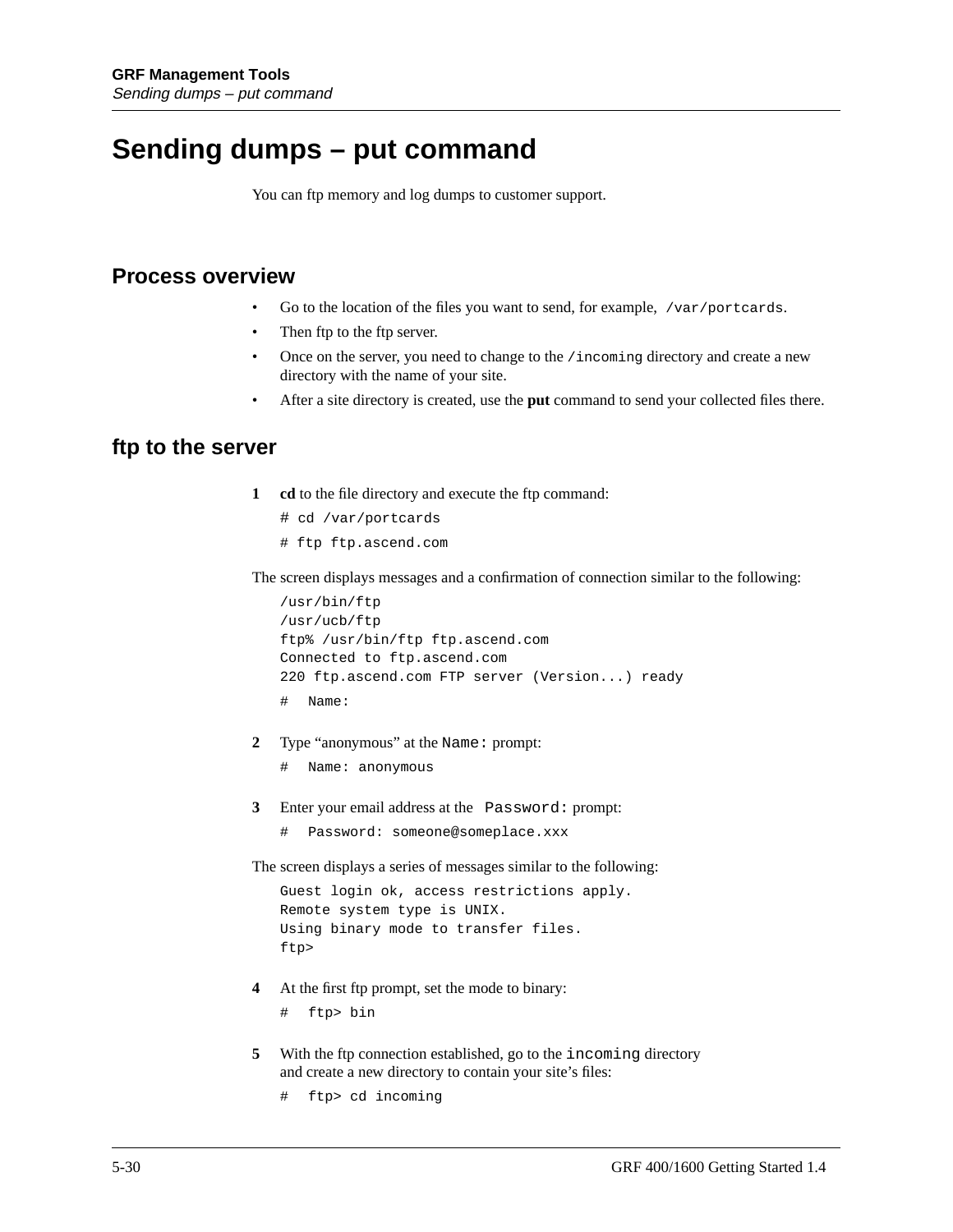# Sending dumps – put command

You can ftp memory and log dumps to customer support.

## Process overview

- Go to the location of the files you want to send, for example, `/var/portcards`.
- Then ftp to the ftp server.
- Once on the server, you need to change to the `/incoming` directory and create a new directory with the name of your site.
- After a site directory is created, use the **put** command to send your collected files there.

## ftp to the server

**1** **cd** to the file directory and execute the ftp command:

```
# cd /var/portcards
# ftp ftp.ascend.com
```

The screen displays messages and a confirmation of connection similar to the following:

```
/usr/bin/ftp
/usr/ucb/ftp
ftp% /usr/bin/ftp ftp.ascend.com
Connected to ftp.ascend.com
220 ftp.ascend.com FTP server (Version...) ready
#  Name:
```

**2** Type “anonymous” at the `Name:` prompt:

```
#  Name: anonymous
```

**3** Enter your email address at the `Password:` prompt:

```
#  Password: someone@someplace.xxx
```

The screen displays a series of messages similar to the following:

```
Guest login ok, access restrictions apply.
Remote system type is UNIX.
Using binary mode to transfer files.
ftp>
```

**4** At the first ftp prompt, set the mode to binary:

```
#  ftp> bin
```

**5** With the ftp connection established, go to the `incoming` directory and create a new directory to contain your site’s files:

```
#  ftp> cd incoming
```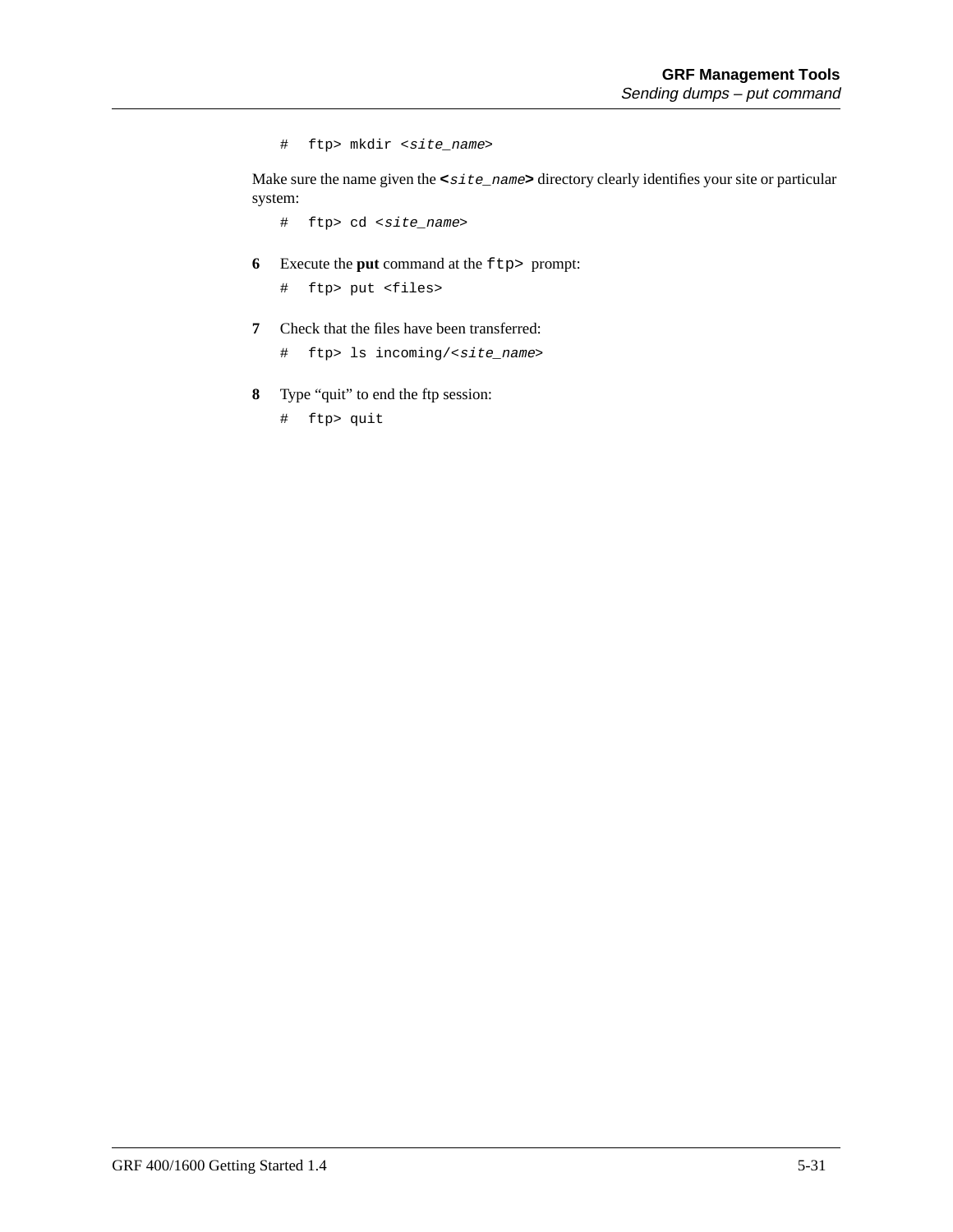```
#   ftp> mkdir <site_name>
```

Make sure the name given the **<*site_name*>** directory clearly identifies your site or particular system:

```
#   ftp> cd <site_name>
```

**6** Execute the **put** command at the `ftp>` prompt:

```
#   ftp> put <files>
```

**7** Check that the files have been transferred:

```
#   ftp> ls incoming/<site_name>
```

**8** Type “quit” to end the ftp session:

```
#   ftp> quit
```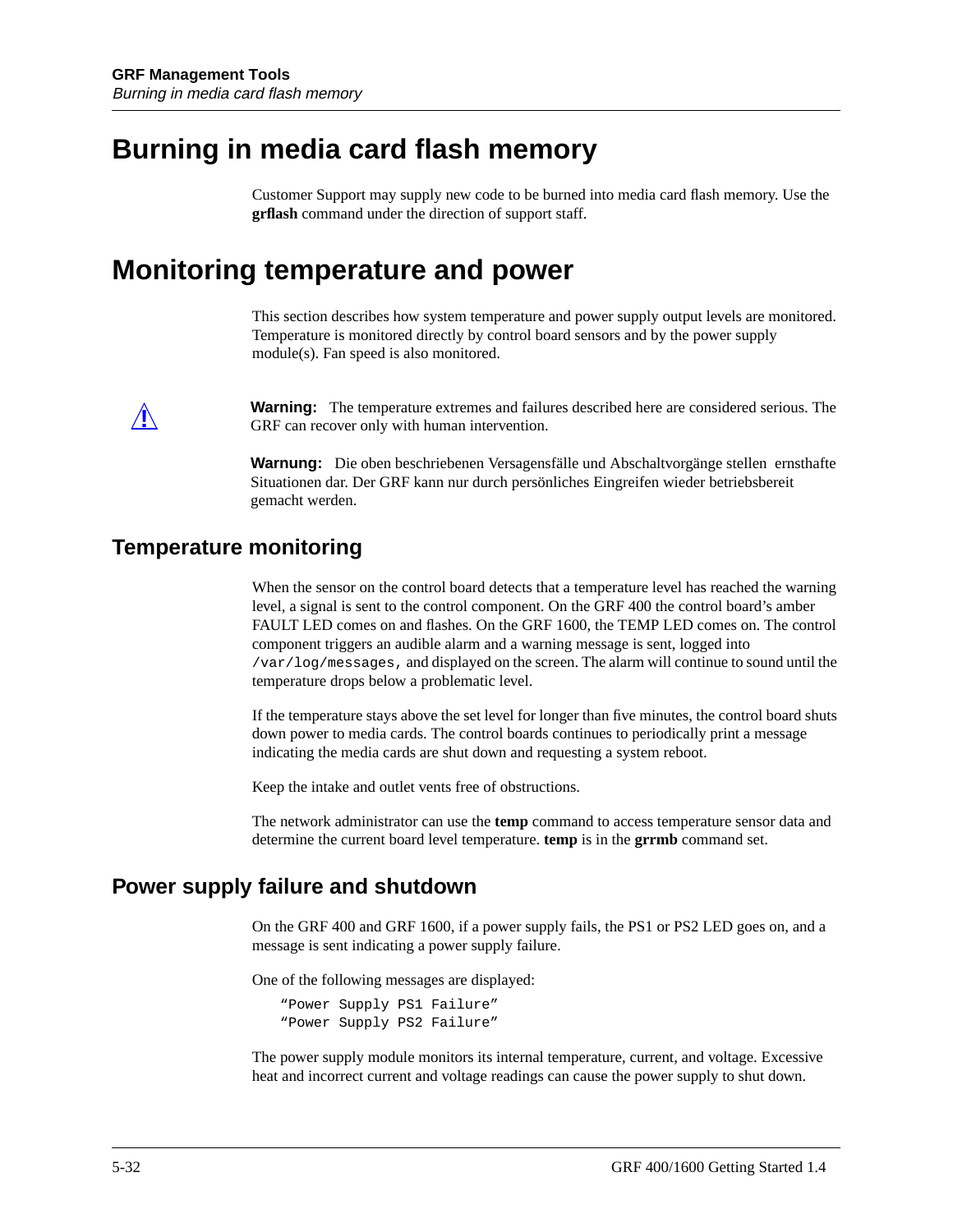# Burning in media card flash memory

Customer Support may supply new code to be burned into media card flash memory. Use the **grflash** command under the direction of support staff.

# Monitoring temperature and power

This section describes how system temperature and power supply output levels are monitored. Temperature is monitored directly by control board sensors and by the power supply module(s). Fan speed is also monitored.

**Warning:** The temperature extremes and failures described here are considered serious. The GRF can recover only with human intervention.

**Warnung:** Die oben beschriebenen Versagensfälle und Abschaltvorgänge stellen ernsthafte Situationen dar. Der GRF kann nur durch persönliches Eingreifen wieder betriebsbereit gemacht werden.

## Temperature monitoring

When the sensor on the control board detects that a temperature level has reached the warning level, a signal is sent to the control component. On the GRF 400 the control board's amber FAULT LED comes on and flashes. On the GRF 1600, the TEMP LED comes on. The control component triggers an audible alarm and a warning message is sent, logged into `/var/log/messages`, and displayed on the screen. The alarm will continue to sound until the temperature drops below a problematic level.

If the temperature stays above the set level for longer than five minutes, the control board shuts down power to media cards. The control boards continues to periodically print a message indicating the media cards are shut down and requesting a system reboot.

Keep the intake and outlet vents free of obstructions.

The network administrator can use the **temp** command to access temperature sensor data and determine the current board level temperature. **temp** is in the **grrmb** command set.

## Power supply failure and shutdown

On the GRF 400 and GRF 1600, if a power supply fails, the PS1 or PS2 LED goes on, and a message is sent indicating a power supply failure.

One of the following messages are displayed:

```
“Power Supply PS1 Failure”
“Power Supply PS2 Failure”
```

The power supply module monitors its internal temperature, current, and voltage. Excessive heat and incorrect current and voltage readings can cause the power supply to shut down.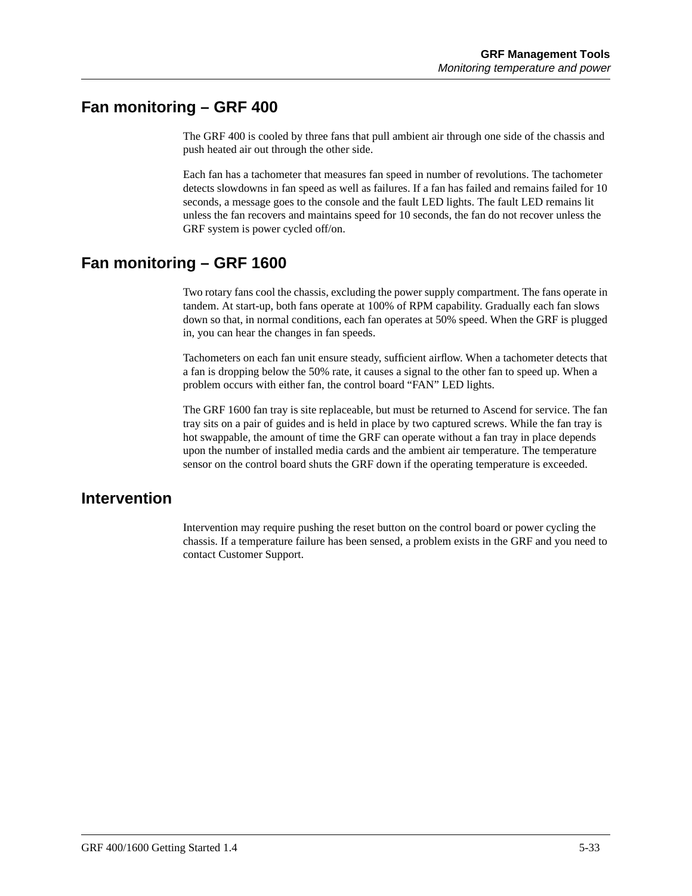## Fan monitoring – GRF 400

The GRF 400 is cooled by three fans that pull ambient air through one side of the chassis and push heated air out through the other side.

Each fan has a tachometer that measures fan speed in number of revolutions. The tachometer detects slowdowns in fan speed as well as failures. If a fan has failed and remains failed for 10 seconds, a message goes to the console and the fault LED lights. The fault LED remains lit unless the fan recovers and maintains speed for 10 seconds, the fan do not recover unless the GRF system is power cycled off/on.

## Fan monitoring – GRF 1600

Two rotary fans cool the chassis, excluding the power supply compartment. The fans operate in tandem. At start-up, both fans operate at 100% of RPM capability. Gradually each fan slows down so that, in normal conditions, each fan operates at 50% speed. When the GRF is plugged in, you can hear the changes in fan speeds.

Tachometers on each fan unit ensure steady, sufficient airflow. When a tachometer detects that a fan is dropping below the 50% rate, it causes a signal to the other fan to speed up. When a problem occurs with either fan, the control board “FAN” LED lights.

The GRF 1600 fan tray is site replaceable, but must be returned to Ascend for service. The fan tray sits on a pair of guides and is held in place by two captured screws. While the fan tray is hot swappable, the amount of time the GRF can operate without a fan tray in place depends upon the number of installed media cards and the ambient air temperature. The temperature sensor on the control board shuts the GRF down if the operating temperature is exceeded.

## Intervention

Intervention may require pushing the reset button on the control board or power cycling the chassis. If a temperature failure has been sensed, a problem exists in the GRF and you need to contact Customer Support.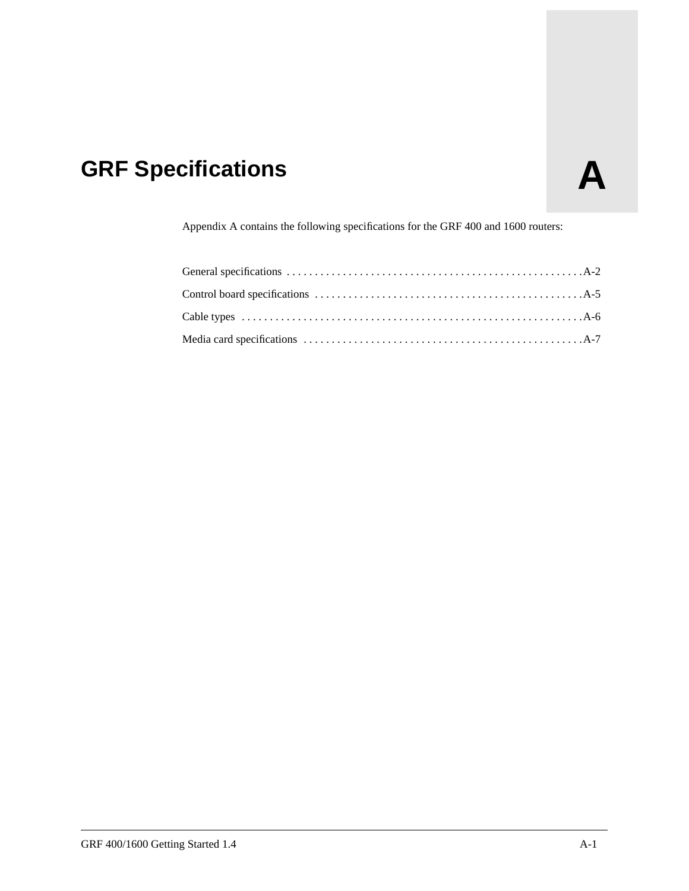# GRF Specifications

**A**

Appendix A contains the following specifications for the GRF 400 and 1600 routers:

General specifications . . . . . . . . . . . . . . . . . . . . . . . . . . . . . . . . . . . . . . . . . . . . . . . . . . . . A-2

Control board specifications . . . . . . . . . . . . . . . . . . . . . . . . . . . . . . . . . . . . . . . . . . . . . . . A-5

Cable types . . . . . . . . . . . . . . . . . . . . . . . . . . . . . . . . . . . . . . . . . . . . . . . . . . . . . . . . . . . . A-6

Media card specifications . . . . . . . . . . . . . . . . . . . . . . . . . . . . . . . . . . . . . . . . . . . . . . . . . A-7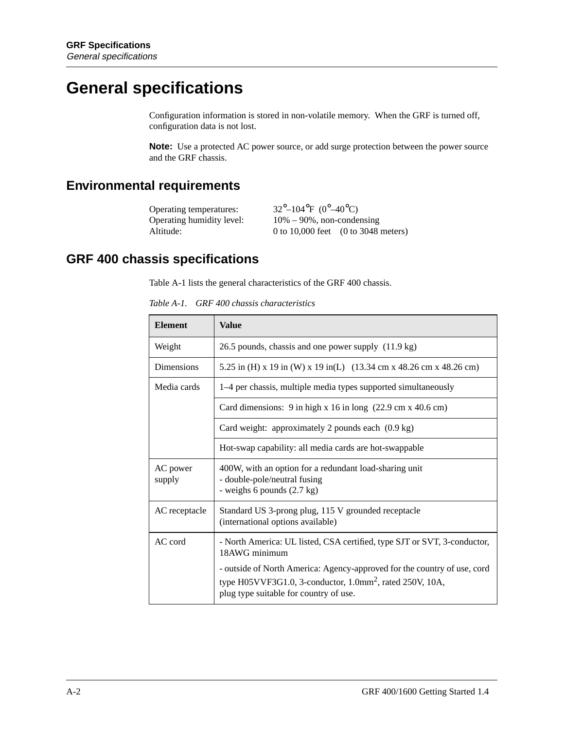# General specifications

Configuration information is stored in non-volatile memory. When the GRF is turned off, configuration data is not lost.

**Note:** Use a protected AC power source, or add surge protection between the power source and the GRF chassis.

## Environmental requirements

Operating temperatures: 32°–104°F (0°–40°C)
Operating humidity level: 10% – 90%, non-condensing
Altitude: 0 to 10,000 feet (0 to 3048 meters)

## GRF 400 chassis specifications

Table A-1 lists the general characteristics of the GRF 400 chassis.

*Table A-1. GRF 400 chassis characteristics*

| Element | Value |
|---|---|
| Weight | 26.5 pounds, chassis and one power supply (11.9 kg) |
| Dimensions | 5.25 in (H) x 19 in (W) x 19 in(L) (13.34 cm x 48.26 cm x 48.26 cm) |
| Media cards | 1–4 per chassis, multiple media types supported simultaneously |
| | Card dimensions: 9 in high x 16 in long (22.9 cm x 40.6 cm) |
| | Card weight: approximately 2 pounds each (0.9 kg) |
| | Hot-swap capability: all media cards are hot-swappable |
| AC power supply | 400W, with an option for a redundant load-sharing unit<br>- double-pole/neutral fusing<br>- weighs 6 pounds (2.7 kg) |
| AC receptacle | Standard US 3-prong plug, 115 V grounded receptacle<br>(international options available) |
| AC cord | - North America: UL listed, CSA certified, type SJT or SVT, 3-conductor, 18AWG minimum<br>- outside of North America: Agency-approved for the country of use, cord type H05VVF3G1.0, 3-conductor, 1.0mm$^2$, rated 250V, 10A,<br>plug type suitable for country of use. |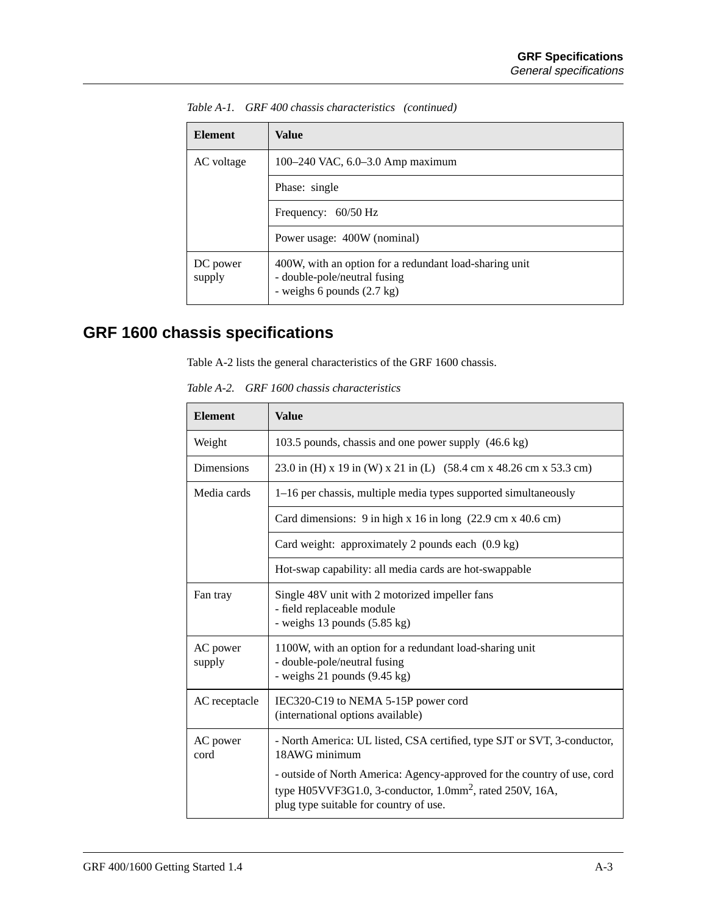*Table A-1. GRF 400 chassis characteristics (continued)*

| Element | Value |
|---|---|
| AC voltage | 100–240 VAC, 6.0–3.0 Amp maximum |
| | Phase: single |
| | Frequency: 60/50 Hz |
| | Power usage: 400W (nominal) |
| DC power supply | 400W, with an option for a redundant load-sharing unit<br>- double-pole/neutral fusing<br>- weighs 6 pounds (2.7 kg) |

## GRF 1600 chassis specifications

Table A-2 lists the general characteristics of the GRF 1600 chassis.

*Table A-2. GRF 1600 chassis characteristics*

| Element | Value |
|---|---|
| Weight | 103.5 pounds, chassis and one power supply (46.6 kg) |
| Dimensions | 23.0 in (H) x 19 in (W) x 21 in (L) (58.4 cm x 48.26 cm x 53.3 cm) |
| Media cards | 1–16 per chassis, multiple media types supported simultaneously |
| | Card dimensions: 9 in high x 16 in long (22.9 cm x 40.6 cm) |
| | Card weight: approximately 2 pounds each (0.9 kg) |
| | Hot-swap capability: all media cards are hot-swappable |
| Fan tray | Single 48V unit with 2 motorized impeller fans<br>- field replaceable module<br>- weighs 13 pounds (5.85 kg) |
| AC power supply | 1100W, with an option for a redundant load-sharing unit<br>- double-pole/neutral fusing<br>- weighs 21 pounds (9.45 kg) |
| AC receptacle | IEC320-C19 to NEMA 5-15P power cord<br>(international options available) |
| AC power cord | - North America: UL listed, CSA certified, type SJT or SVT, 3-conductor, 18AWG minimum<br>- outside of North America: Agency-approved for the country of use, cord type H05VVF3G1.0, 3-conductor, 1.0mm$^2$, rated 250V, 16A, plug type suitable for country of use. |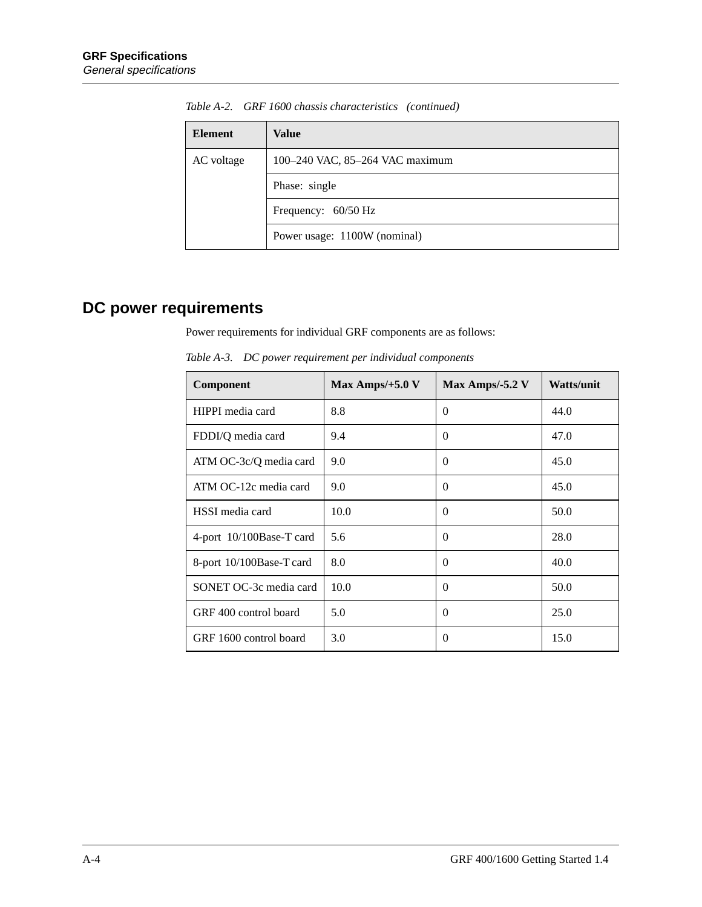Table A-2. GRF 1600 chassis characteristics (continued)

| Element | Value |
|---|---|
| AC voltage | 100–240 VAC, 85–264 VAC maximum |
| | Phase: single |
| | Frequency: 60/50 Hz |
| | Power usage: 1100W (nominal) |

## DC power requirements

Power requirements for individual GRF components are as follows:

Table A-3. DC power requirement per individual components

| Component | Max Amps/+5.0 V | Max Amps/-5.2 V | Watts/unit |
|---|---|---|---|
| HIPPI media card | 8.8 | 0 | 44.0 |
| FDDI/Q media card | 9.4 | 0 | 47.0 |
| ATM OC-3c/Q media card | 9.0 | 0 | 45.0 |
| ATM OC-12c media card | 9.0 | 0 | 45.0 |
| HSSI media card | 10.0 | 0 | 50.0 |
| 4-port 10/100Base-T card | 5.6 | 0 | 28.0 |
| 8-port 10/100Base-T card | 8.0 | 0 | 40.0 |
| SONET OC-3c media card | 10.0 | 0 | 50.0 |
| GRF 400 control board | 5.0 | 0 | 25.0 |
| GRF 1600 control board | 3.0 | 0 | 15.0 |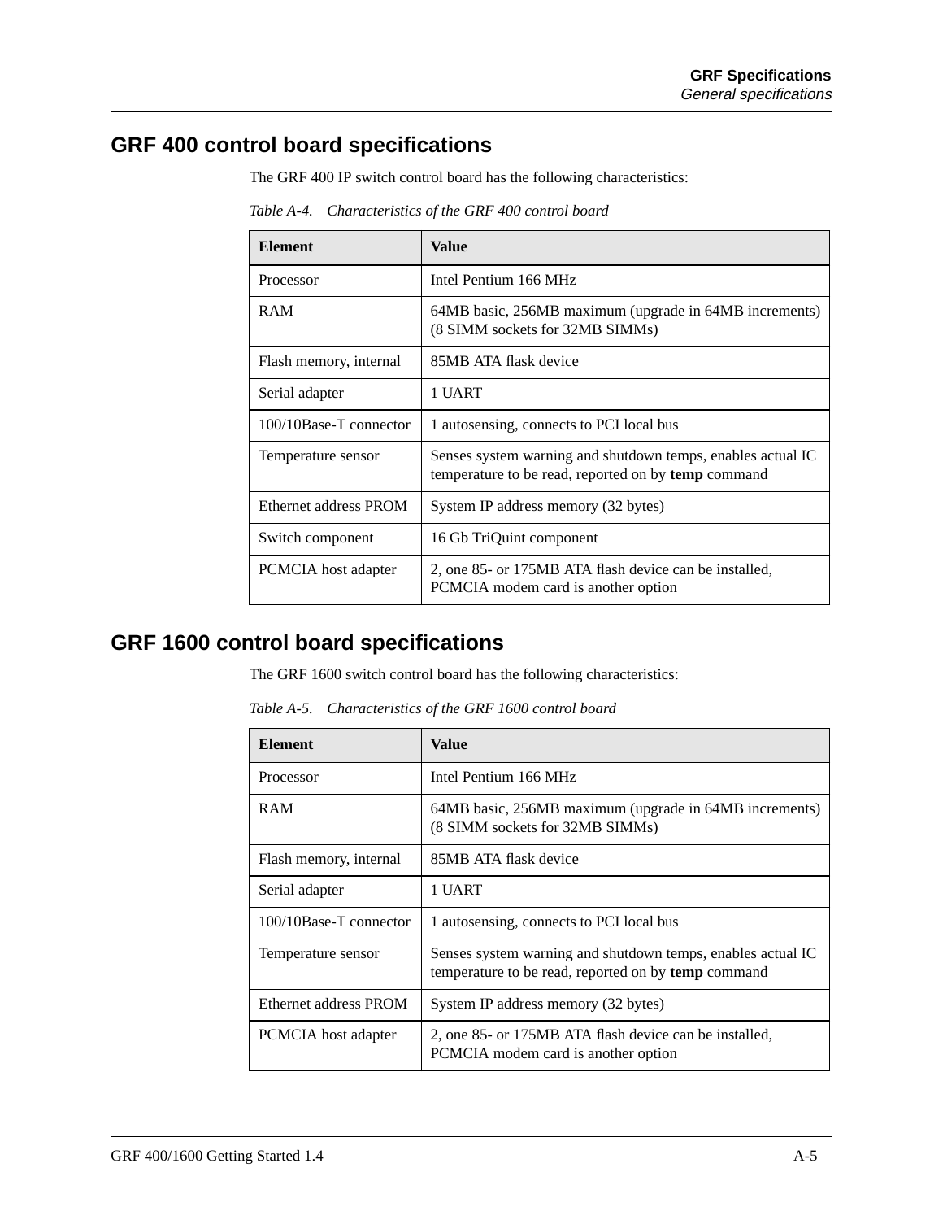## GRF 400 control board specifications

The GRF 400 IP switch control board has the following characteristics:

*Table A-4. Characteristics of the GRF 400 control board*

| Element | Value |
|---|---|
| Processor | Intel Pentium 166 MHz |
| RAM | 64MB basic, 256MB maximum (upgrade in 64MB increments) (8 SIMM sockets for 32MB SIMMs) |
| Flash memory, internal | 85MB ATA flask device |
| Serial adapter | 1 UART |
| 100/10Base-T connector | 1 autosensing, connects to PCI local bus |
| Temperature sensor | Senses system warning and shutdown temps, enables actual IC temperature to be read, reported on by **temp** command |
| Ethernet address PROM | System IP address memory (32 bytes) |
| Switch component | 16 Gb TriQuint component |
| PCMCIA host adapter | 2, one 85- or 175MB ATA flash device can be installed, PCMCIA modem card is another option |

## GRF 1600 control board specifications

The GRF 1600 switch control board has the following characteristics:

*Table A-5. Characteristics of the GRF 1600 control board*

| Element | Value |
|---|---|
| Processor | Intel Pentium 166 MHz |
| RAM | 64MB basic, 256MB maximum (upgrade in 64MB increments) (8 SIMM sockets for 32MB SIMMs) |
| Flash memory, internal | 85MB ATA flask device |
| Serial adapter | 1 UART |
| 100/10Base-T connector | 1 autosensing, connects to PCI local bus |
| Temperature sensor | Senses system warning and shutdown temps, enables actual IC temperature to be read, reported on by **temp** command |
| Ethernet address PROM | System IP address memory (32 bytes) |
| PCMCIA host adapter | 2, one 85- or 175MB ATA flash device can be installed, PCMCIA modem card is another option |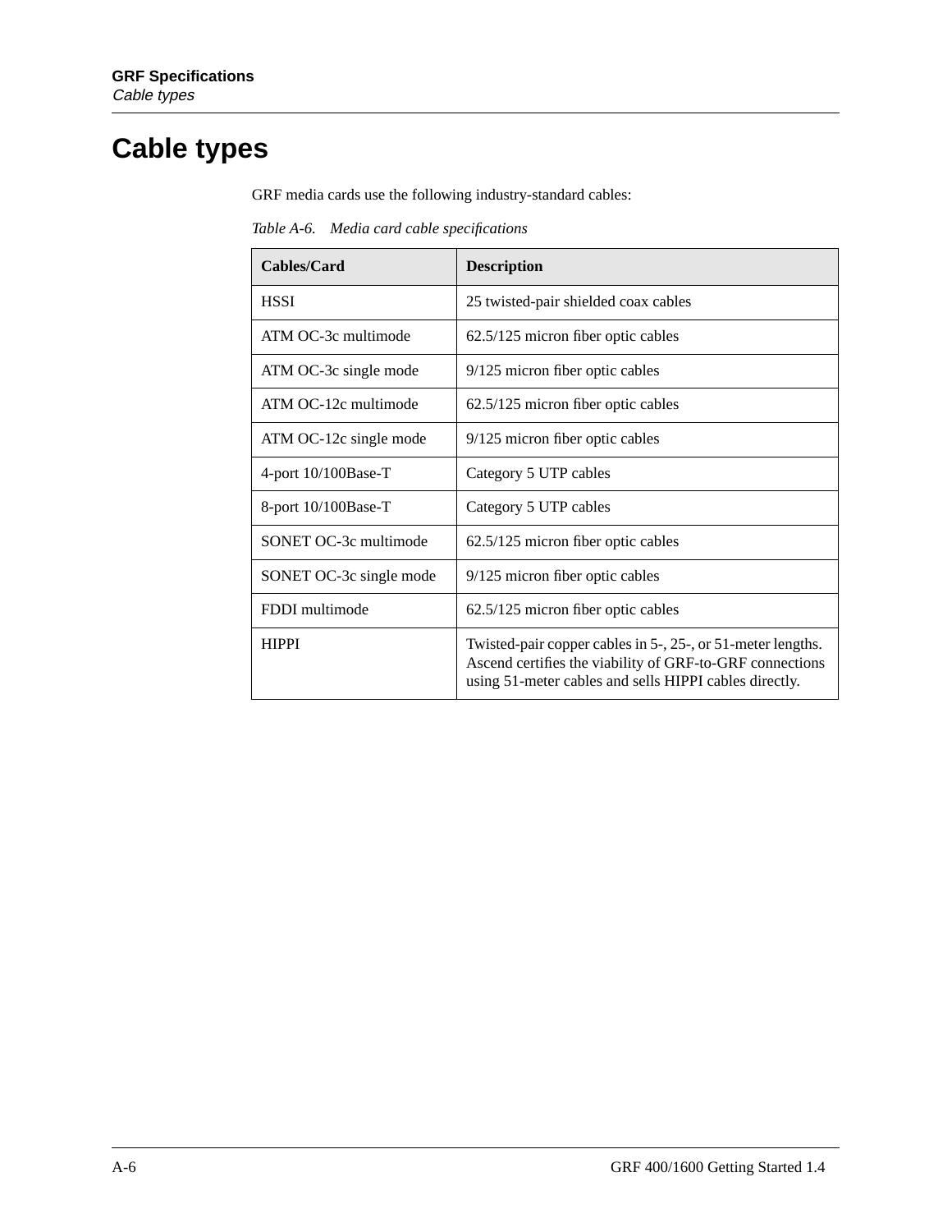# Cable types

GRF media cards use the following industry-standard cables:

*Table A-6. Media card cable specifications*

| Cables/Card | Description |
|---|---|
| HSSI | 25 twisted-pair shielded coax cables |
| ATM OC-3c multimode | 62.5/125 micron fiber optic cables |
| ATM OC-3c single mode | 9/125 micron fiber optic cables |
| ATM OC-12c multimode | 62.5/125 micron fiber optic cables |
| ATM OC-12c single mode | 9/125 micron fiber optic cables |
| 4-port 10/100Base-T | Category 5 UTP cables |
| 8-port 10/100Base-T | Category 5 UTP cables |
| SONET OC-3c multimode | 62.5/125 micron fiber optic cables |
| SONET OC-3c single mode | 9/125 micron fiber optic cables |
| FDDI multimode | 62.5/125 micron fiber optic cables |
| HIPPI | Twisted-pair copper cables in 5-, 25-, or 51-meter lengths. Ascend certifies the viability of GRF-to-GRF connections using 51-meter cables and sells HIPPI cables directly. |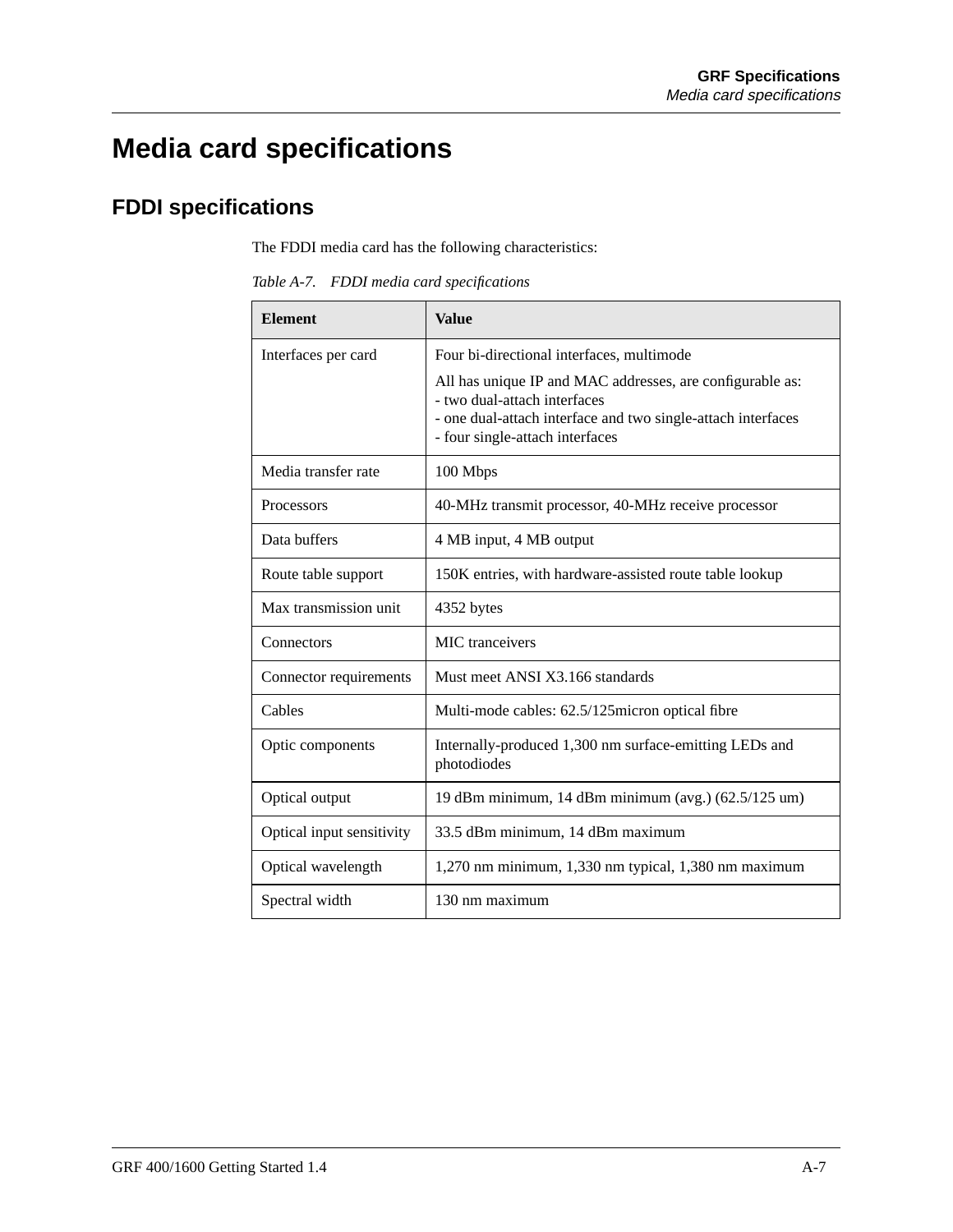# Media card specifications

## FDDI specifications

The FDDI media card has the following characteristics:

*Table A-7. FDDI media card specifications*

| Element | Value |
|---|---|
| Interfaces per card | Four bi-directional interfaces, multimode<br><br>All has unique IP and MAC addresses, are configurable as:<br>- two dual-attach interfaces<br>- one dual-attach interface and two single-attach interfaces<br>- four single-attach interfaces |
| Media transfer rate | 100 Mbps |
| Processors | 40-MHz transmit processor, 40-MHz receive processor |
| Data buffers | 4 MB input, 4 MB output |
| Route table support | 150K entries, with hardware-assisted route table lookup |
| Max transmission unit | 4352 bytes |
| Connectors | MIC tranceivers |
| Connector requirements | Must meet ANSI X3.166 standards |
| Cables | Multi-mode cables: 62.5/125micron optical fibre |
| Optic components | Internally-produced 1,300 nm surface-emitting LEDs and photodiodes |
| Optical output | 19 dBm minimum, 14 dBm minimum (avg.) (62.5/125 um) |
| Optical input sensitivity | 33.5 dBm minimum, 14 dBm maximum |
| Optical wavelength | 1,270 nm minimum, 1,330 nm typical, 1,380 nm maximum |
| Spectral width | 130 nm maximum |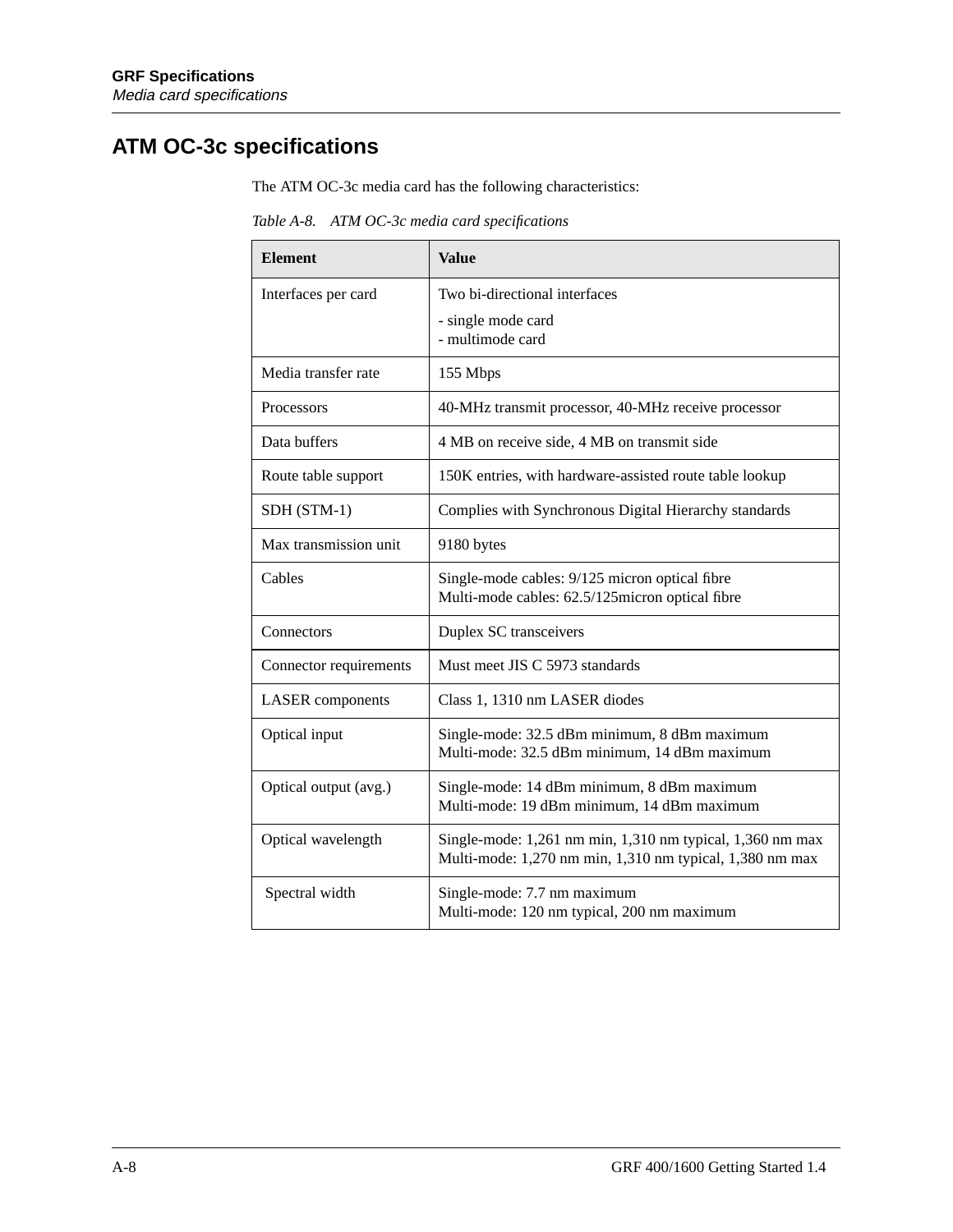## ATM OC-3c specifications

The ATM OC-3c media card has the following characteristics:

*Table A-8. ATM OC-3c media card specifications*

| Element | Value |
|---|---|
| Interfaces per card | Two bi-directional interfaces<br>- single mode card<br>- multimode card |
| Media transfer rate | 155 Mbps |
| Processors | 40-MHz transmit processor, 40-MHz receive processor |
| Data buffers | 4 MB on receive side, 4 MB on transmit side |
| Route table support | 150K entries, with hardware-assisted route table lookup |
| SDH (STM-1) | Complies with Synchronous Digital Hierarchy standards |
| Max transmission unit | 9180 bytes |
| Cables | Single-mode cables: 9/125 micron optical fibre<br>Multi-mode cables: 62.5/125micron optical fibre |
| Connectors | Duplex SC transceivers |
| Connector requirements | Must meet JIS C 5973 standards |
| LASER components | Class 1, 1310 nm LASER diodes |
| Optical input | Single-mode: 32.5 dBm minimum, 8 dBm maximum<br>Multi-mode: 32.5 dBm minimum, 14 dBm maximum |
| Optical output (avg.) | Single-mode: 14 dBm minimum, 8 dBm maximum<br>Multi-mode: 19 dBm minimum, 14 dBm maximum |
| Optical wavelength | Single-mode: 1,261 nm min, 1,310 nm typical, 1,360 nm max<br>Multi-mode: 1,270 nm min, 1,310 nm typical, 1,380 nm max |
| Spectral width | Single-mode: 7.7 nm maximum<br>Multi-mode: 120 nm typical, 200 nm maximum |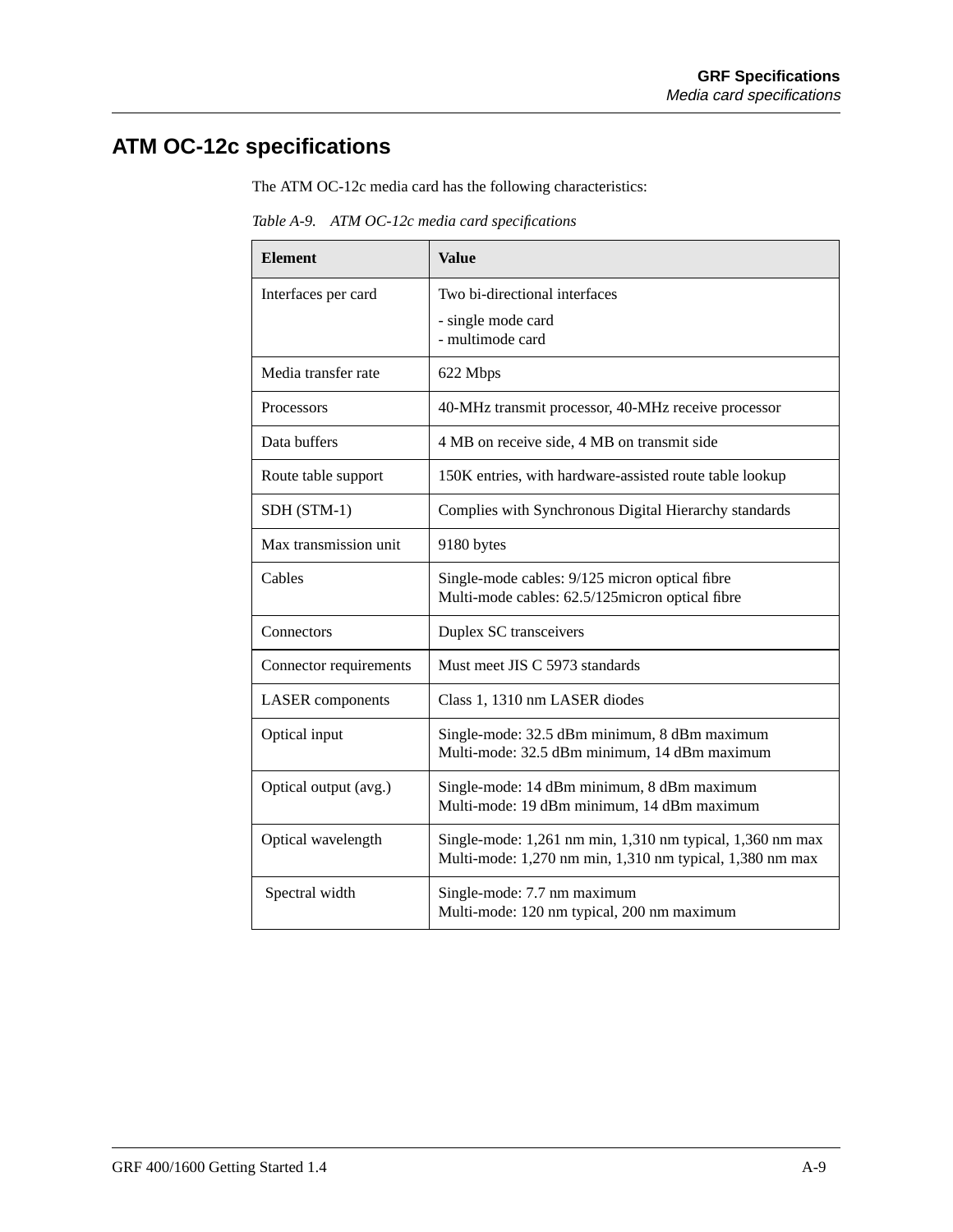## ATM OC-12c specifications

The ATM OC-12c media card has the following characteristics:

*Table A-9. ATM OC-12c media card specifications*

| Element | Value |
|---|---|
| Interfaces per card | Two bi-directional interfaces<br>- single mode card<br>- multimode card |
| Media transfer rate | 622 Mbps |
| Processors | 40-MHz transmit processor, 40-MHz receive processor |
| Data buffers | 4 MB on receive side, 4 MB on transmit side |
| Route table support | 150K entries, with hardware-assisted route table lookup |
| SDH (STM-1) | Complies with Synchronous Digital Hierarchy standards |
| Max transmission unit | 9180 bytes |
| Cables | Single-mode cables: 9/125 micron optical fibre<br>Multi-mode cables: 62.5/125micron optical fibre |
| Connectors | Duplex SC transceivers |
| Connector requirements | Must meet JIS C 5973 standards |
| LASER components | Class 1, 1310 nm LASER diodes |
| Optical input | Single-mode: 32.5 dBm minimum, 8 dBm maximum<br>Multi-mode: 32.5 dBm minimum, 14 dBm maximum |
| Optical output (avg.) | Single-mode: 14 dBm minimum, 8 dBm maximum<br>Multi-mode: 19 dBm minimum, 14 dBm maximum |
| Optical wavelength | Single-mode: 1,261 nm min, 1,310 nm typical, 1,360 nm max<br>Multi-mode: 1,270 nm min, 1,310 nm typical, 1,380 nm max |
| Spectral width | Single-mode: 7.7 nm maximum<br>Multi-mode: 120 nm typical, 200 nm maximum |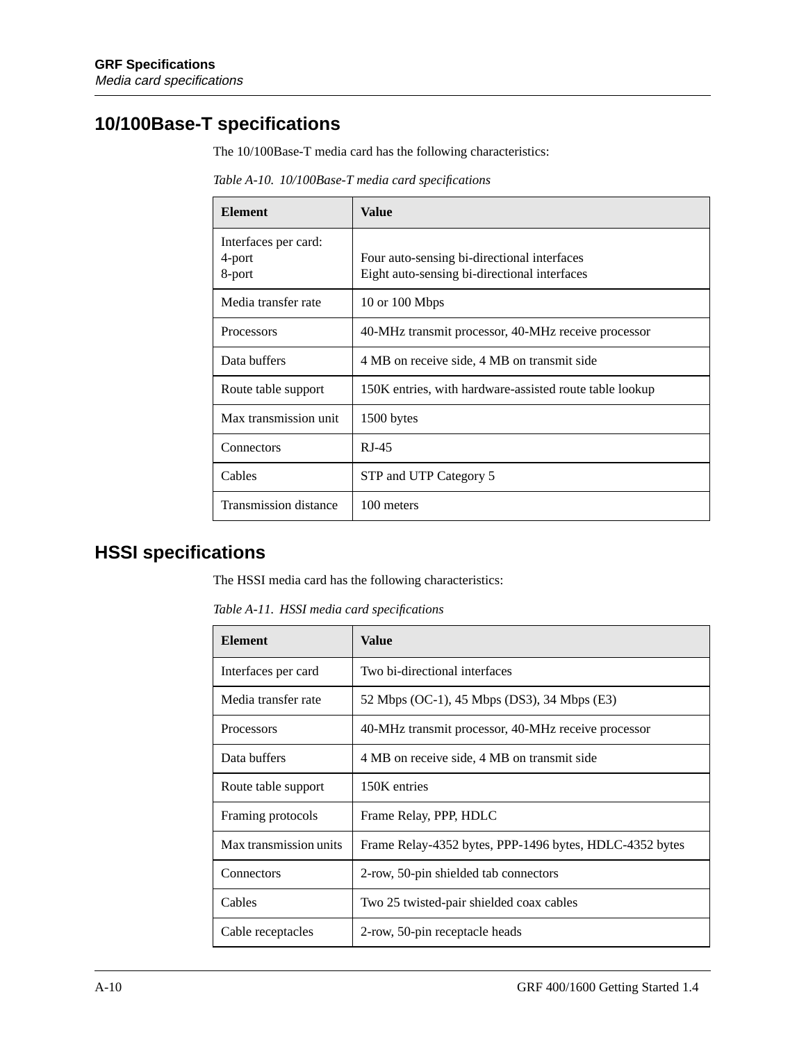## 10/100Base-T specifications

The 10/100Base-T media card has the following characteristics:

*Table A-10. 10/100Base-T media card specifications*

| Element | Value |
|---|---|
| Interfaces per card:<br>4-port<br>8-port | <br>Four auto-sensing bi-directional interfaces<br>Eight auto-sensing bi-directional interfaces |
| Media transfer rate | 10 or 100 Mbps |
| Processors | 40-MHz transmit processor, 40-MHz receive processor |
| Data buffers | 4 MB on receive side, 4 MB on transmit side |
| Route table support | 150K entries, with hardware-assisted route table lookup |
| Max transmission unit | 1500 bytes |
| Connectors | RJ-45 |
| Cables | STP and UTP Category 5 |
| Transmission distance | 100 meters |

## HSSI specifications

The HSSI media card has the following characteristics:

*Table A-11. HSSI media card specifications*

| Element | Value |
|---|---|
| Interfaces per card | Two bi-directional interfaces |
| Media transfer rate | 52 Mbps (OC-1), 45 Mbps (DS3), 34 Mbps (E3) |
| Processors | 40-MHz transmit processor, 40-MHz receive processor |
| Data buffers | 4 MB on receive side, 4 MB on transmit side |
| Route table support | 150K entries |
| Framing protocols | Frame Relay, PPP, HDLC |
| Max transmission units | Frame Relay-4352 bytes, PPP-1496 bytes, HDLC-4352 bytes |
| Connectors | 2-row, 50-pin shielded tab connectors |
| Cables | Two 25 twisted-pair shielded coax cables |
| Cable receptacles | 2-row, 50-pin receptacle heads |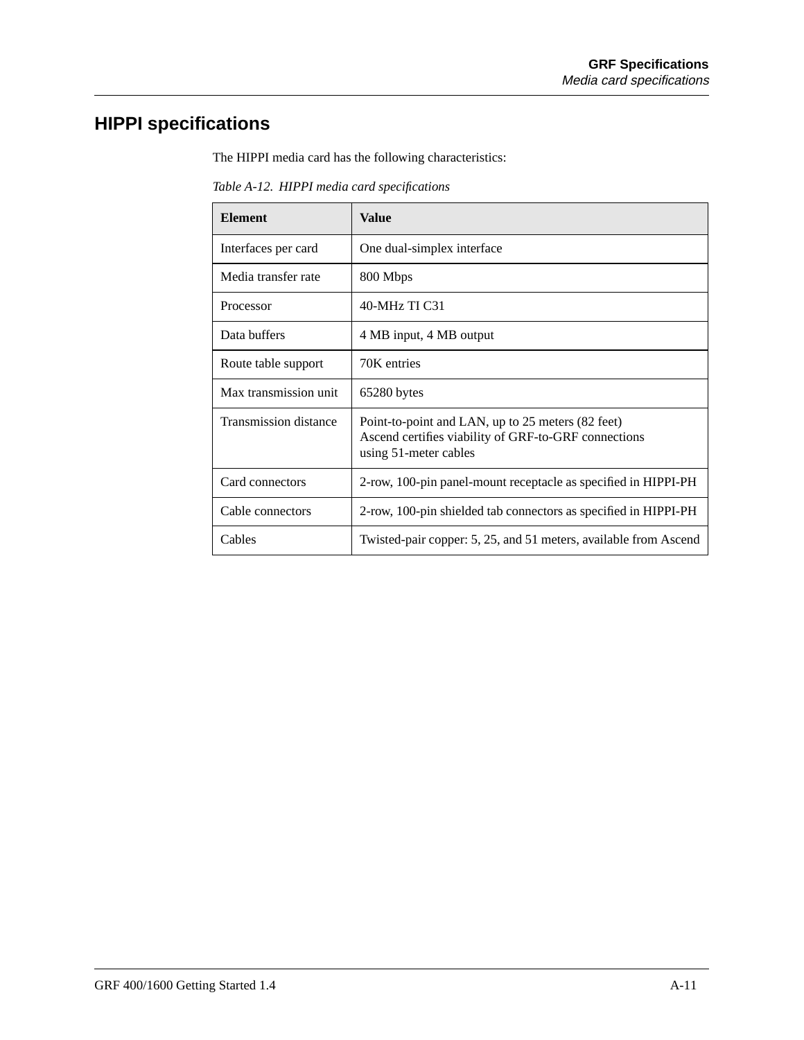## HIPPI specifications

The HIPPI media card has the following characteristics:

*Table A-12. HIPPI media card specifications*

| Element | Value |
|---|---|
| Interfaces per card | One dual-simplex interface |
| Media transfer rate | 800 Mbps |
| Processor | 40-MHz TI C31 |
| Data buffers | 4 MB input, 4 MB output |
| Route table support | 70K entries |
| Max transmission unit | 65280 bytes |
| Transmission distance | Point-to-point and LAN, up to 25 meters (82 feet)<br>Ascend certifies viability of GRF-to-GRF connections using 51-meter cables |
| Card connectors | 2-row, 100-pin panel-mount receptacle as specified in HIPPI-PH |
| Cable connectors | 2-row, 100-pin shielded tab connectors as specified in HIPPI-PH |
| Cables | Twisted-pair copper: 5, 25, and 51 meters, available from Ascend |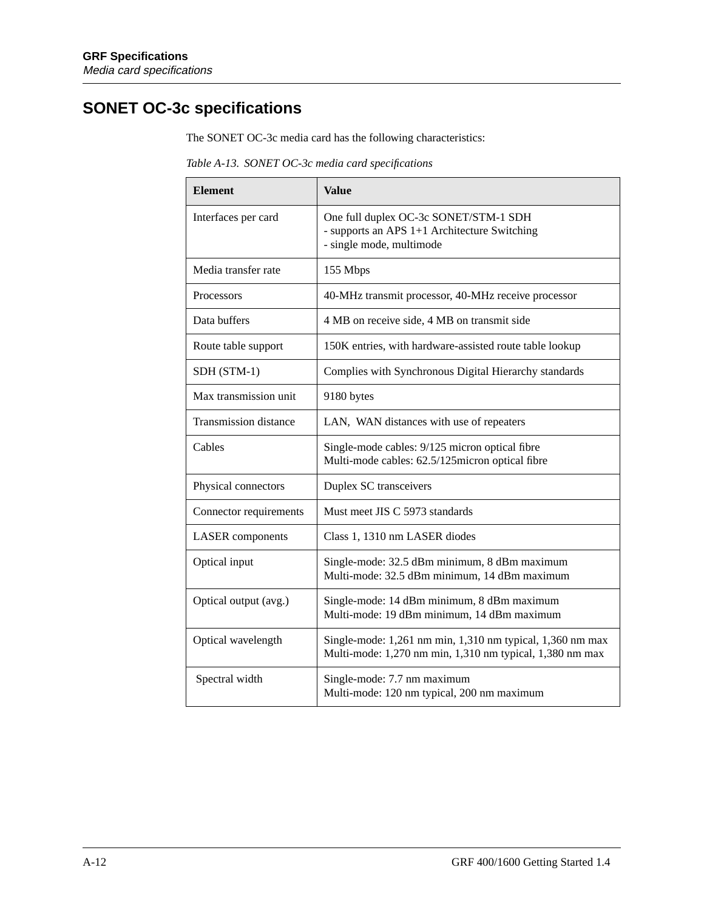## SONET OC-3c specifications

The SONET OC-3c media card has the following characteristics:

*Table A-13. SONET OC-3c media card specifications*

| Element | Value |
|---|---|
| Interfaces per card | One full duplex OC-3c SONET/STM-1 SDH<br>- supports an APS 1+1 Architecture Switching<br>- single mode, multimode |
| Media transfer rate | 155 Mbps |
| Processors | 40-MHz transmit processor, 40-MHz receive processor |
| Data buffers | 4 MB on receive side, 4 MB on transmit side |
| Route table support | 150K entries, with hardware-assisted route table lookup |
| SDH (STM-1) | Complies with Synchronous Digital Hierarchy standards |
| Max transmission unit | 9180 bytes |
| Transmission distance | LAN, WAN distances with use of repeaters |
| Cables | Single-mode cables: 9/125 micron optical fibre<br>Multi-mode cables: 62.5/125micron optical fibre |
| Physical connectors | Duplex SC transceivers |
| Connector requirements | Must meet JIS C 5973 standards |
| LASER components | Class 1, 1310 nm LASER diodes |
| Optical input | Single-mode: 32.5 dBm minimum, 8 dBm maximum<br>Multi-mode: 32.5 dBm minimum, 14 dBm maximum |
| Optical output (avg.) | Single-mode: 14 dBm minimum, 8 dBm maximum<br>Multi-mode: 19 dBm minimum, 14 dBm maximum |
| Optical wavelength | Single-mode: 1,261 nm min, 1,310 nm typical, 1,360 nm max<br>Multi-mode: 1,270 nm min, 1,310 nm typical, 1,380 nm max |
| Spectral width | Single-mode: 7.7 nm maximum<br>Multi-mode: 120 nm typical, 200 nm maximum |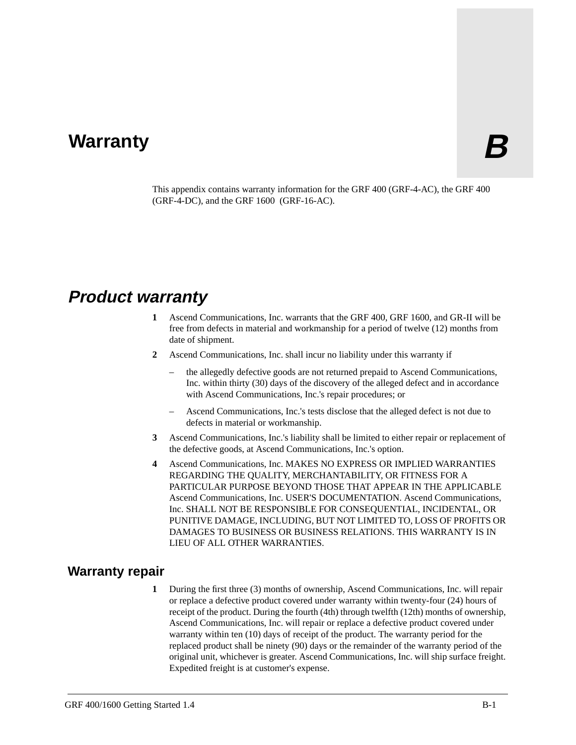# Warranty

**B**

This appendix contains warranty information for the GRF 400 (GRF-4-AC), the GRF 400 (GRF-4-DC), and the GRF 1600 (GRF-16-AC).

## *Product warranty*

1. Ascend Communications, Inc. warrants that the GRF 400, GRF 1600, and GR-II will be free from defects in material and workmanship for a period of twelve (12) months from date of shipment.
2. Ascend Communications, Inc. shall incur no liability under this warranty if
   - the allegedly defective goods are not returned prepaid to Ascend Communications, Inc. within thirty (30) days of the discovery of the alleged defect and in accordance with Ascend Communications, Inc.'s repair procedures; or
   - Ascend Communications, Inc.'s tests disclose that the alleged defect is not due to defects in material or workmanship.
3. Ascend Communications, Inc.'s liability shall be limited to either repair or replacement of the defective goods, at Ascend Communications, Inc.'s option.
4. Ascend Communications, Inc. MAKES NO EXPRESS OR IMPLIED WARRANTIES REGARDING THE QUALITY, MERCHANTABILITY, OR FITNESS FOR A PARTICULAR PURPOSE BEYOND THOSE THAT APPEAR IN THE APPLICABLE Ascend Communications, Inc. USER'S DOCUMENTATION. Ascend Communications, Inc. SHALL NOT BE RESPONSIBLE FOR CONSEQUENTIAL, INCIDENTAL, OR PUNITIVE DAMAGE, INCLUDING, BUT NOT LIMITED TO, LOSS OF PROFITS OR DAMAGES TO BUSINESS OR BUSINESS RELATIONS. THIS WARRANTY IS IN LIEU OF ALL OTHER WARRANTIES.

### Warranty repair

1. During the first three (3) months of ownership, Ascend Communications, Inc. will repair or replace a defective product covered under warranty within twenty-four (24) hours of receipt of the product. During the fourth (4th) through twelfth (12th) months of ownership, Ascend Communications, Inc. will repair or replace a defective product covered under warranty within ten (10) days of receipt of the product. The warranty period for the replaced product shall be ninety (90) days or the remainder of the warranty period of the original unit, whichever is greater. Ascend Communications, Inc. will ship surface freight. Expedited freight is at customer's expense.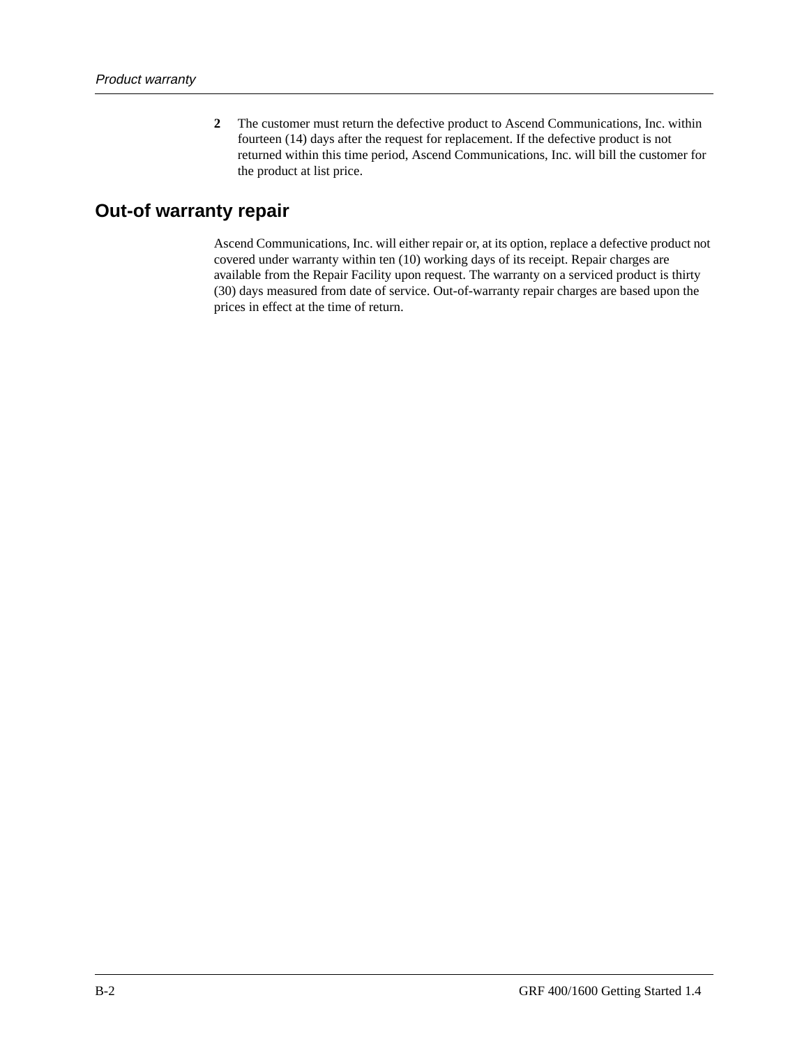2. The customer must return the defective product to Ascend Communications, Inc. within fourteen (14) days after the request for replacement. If the defective product is not returned within this time period, Ascend Communications, Inc. will bill the customer for the product at list price.

## Out-of warranty repair

Ascend Communications, Inc. will either repair or, at its option, replace a defective product not covered under warranty within ten (10) working days of its receipt. Repair charges are available from the Repair Facility upon request. The warranty on a serviced product is thirty (30) days measured from date of service. Out-of-warranty repair charges are based upon the prices in effect at the time of return.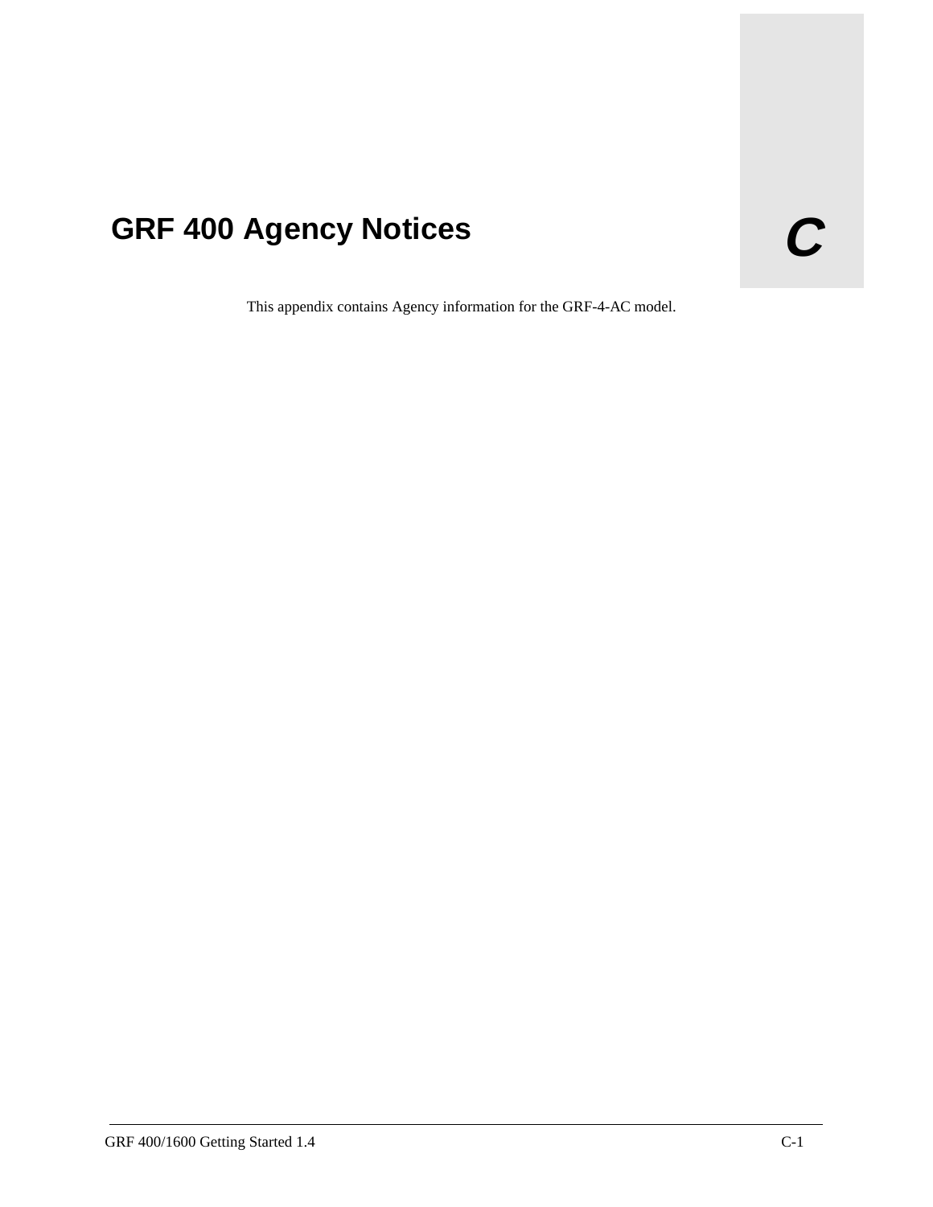# C GRF 400 Agency Notices

This appendix contains Agency information for the GRF-4-AC model.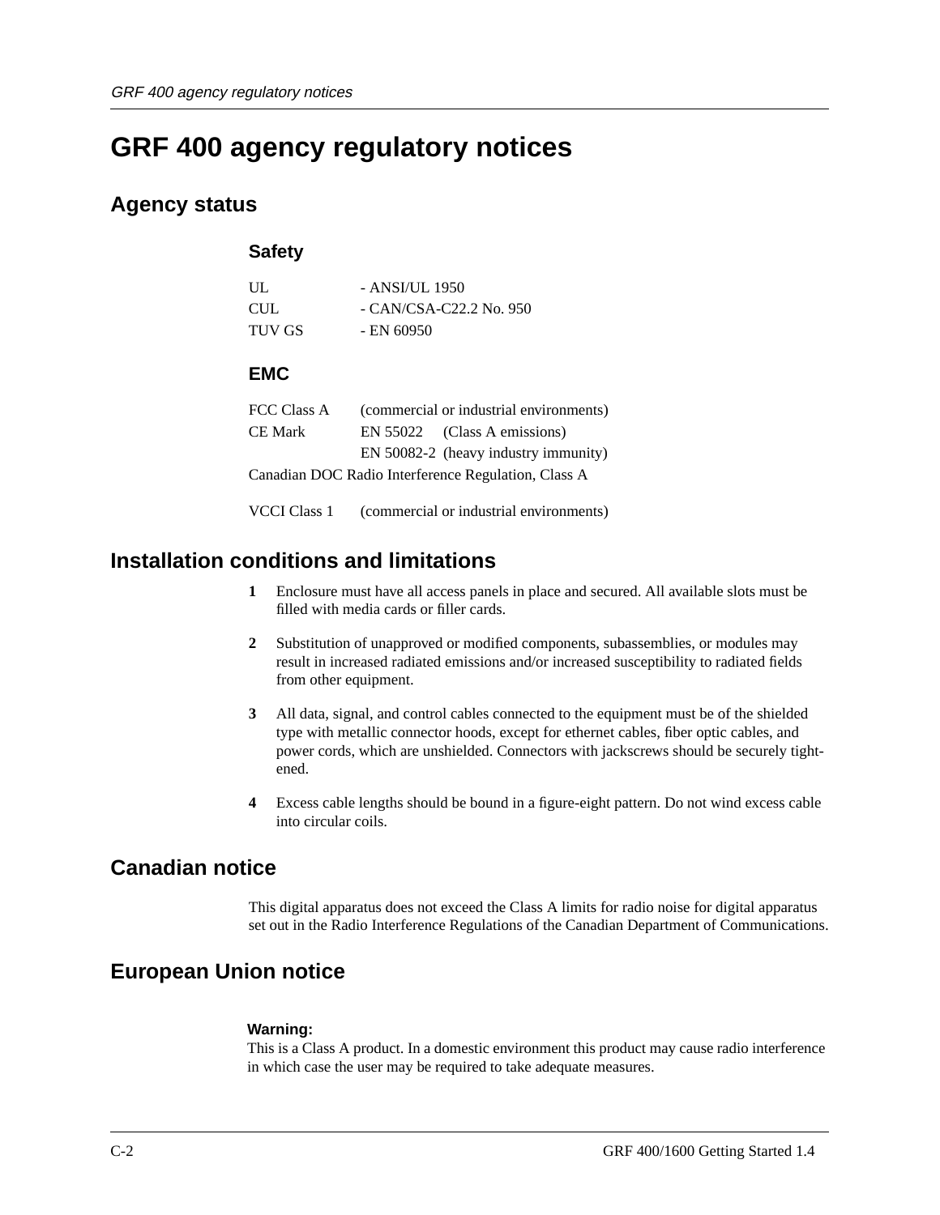# GRF 400 agency regulatory notices

## Agency status

### Safety

| | |
|---|---|
| UL | - ANSI/UL 1950 |
| CUL | - CAN/CSA-C22.2 No. 950 |
| TUV GS | - EN 60950 |

### EMC

| | |
|---|---|
| FCC Class A | (commercial or industrial environments) |
| CE Mark | EN 55022 (Class A emissions) |
| | EN 50082-2 (heavy industry immunity) |

Canadian DOC Radio Interference Regulation, Class A

| | |
|---|---|
| VCCI Class 1 | (commercial or industrial environments) |

## Installation conditions and limitations

1. Enclosure must have all access panels in place and secured. All available slots must be filled with media cards or filler cards.

2. Substitution of unapproved or modified components, subassemblies, or modules may result in increased radiated emissions and/or increased susceptibility to radiated fields from other equipment.

3. All data, signal, and control cables connected to the equipment must be of the shielded type with metallic connector hoods, except for ethernet cables, fiber optic cables, and power cords, which are unshielded. Connectors with jackscrews should be securely tightened.

4. Excess cable lengths should be bound in a figure-eight pattern. Do not wind excess cable into circular coils.

## Canadian notice

This digital apparatus does not exceed the Class A limits for radio noise for digital apparatus set out in the Radio Interference Regulations of the Canadian Department of Communications.

## European Union notice

**Warning:**
This is a Class A product. In a domestic environment this product may cause radio interference in which case the user may be required to take adequate measures.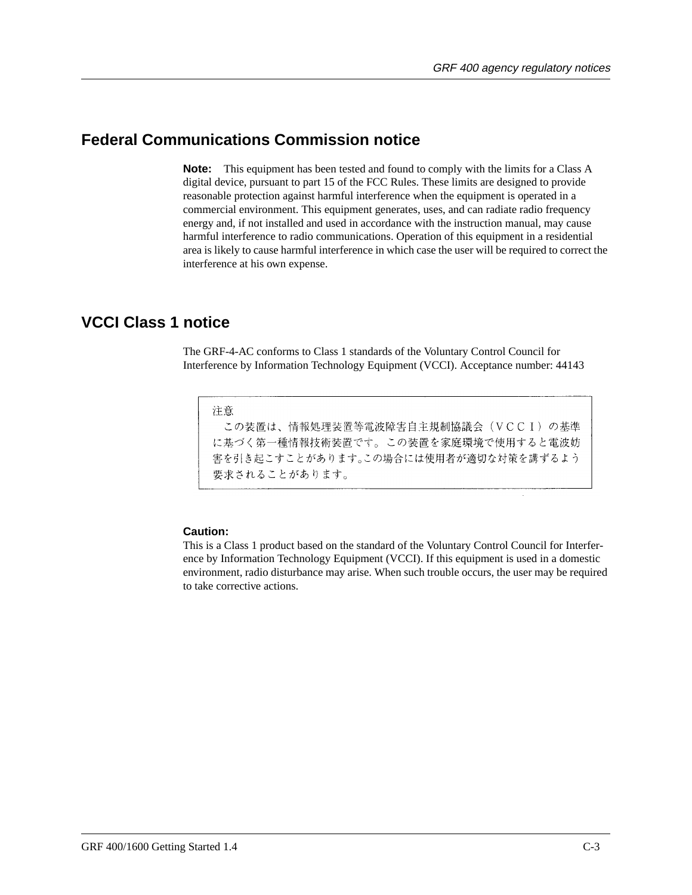## Federal Communications Commission notice

**Note:** This equipment has been tested and found to comply with the limits for a Class A digital device, pursuant to part 15 of the FCC Rules. These limits are designed to provide reasonable protection against harmful interference when the equipment is operated in a commercial environment. This equipment generates, uses, and can radiate radio frequency energy and, if not installed and used in accordance with the instruction manual, may cause harmful interference to radio communications. Operation of this equipment in a residential area is likely to cause harmful interference in which case the user will be required to correct the interference at his own expense.

## VCCI Class 1 notice

The GRF-4-AC conforms to Class 1 standards of the Voluntary Control Council for Interference by Information Technology Equipment (VCCI). Acceptance number: 44143

注意
この装置は、情報処理装置等電波障害自主規制協議会（ＶＣＣＩ）の基準に基づく第一種情報技術装置です。この装置を家庭環境で使用すると電波妨害を引き起こすことがあります。この場合には使用者が適切な対策を講ずるよう要求されることがあります。

**Caution:**
This is a Class 1 product based on the standard of the Voluntary Control Council for Interference by Information Technology Equipment (VCCI). If this equipment is used in a domestic environment, radio disturbance may arise. When such trouble occurs, the user may be required to take corrective actions.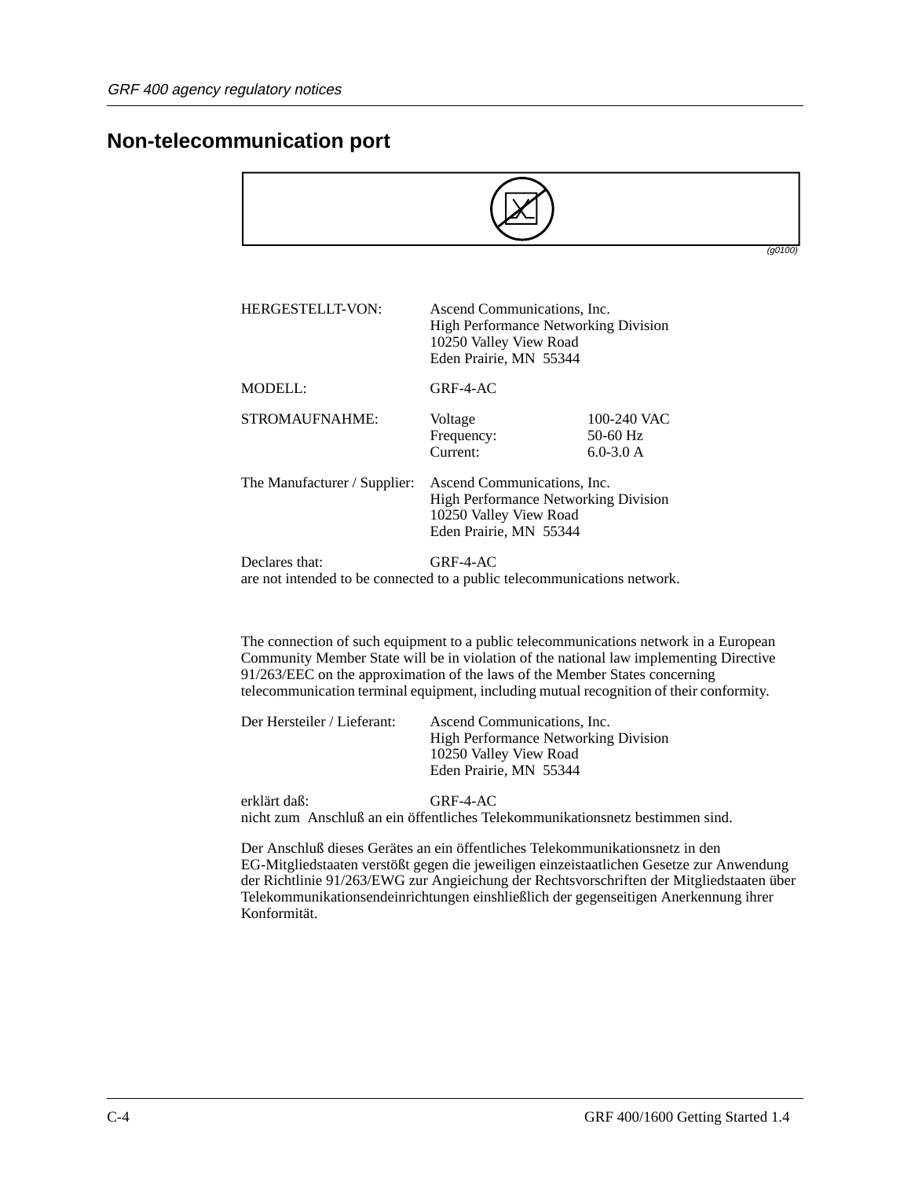## Non-telecommunication port

(g0100)

| | | |
|---|---|---|
| HERGESTELLT-VON: | Ascend Communications, Inc.<br>High Performance Networking Division<br>10250 Valley View Road<br>Eden Prairie, MN  55344 | |
| MODELL: | GRF-4-AC | |
| STROMAUFNAHME: | Voltage<br>Frequency:<br>Current: | 100-240 VAC<br>50-60 Hz<br>6.0-3.0 A |
| The Manufacturer / Supplier: | Ascend Communications, Inc.<br>High Performance Networking Division<br>10250 Valley View Road<br>Eden Prairie, MN  55344 | |

Declares that: GRF-4-AC
are not intended to be connected to a public telecommunications network.

The connection of such equipment to a public telecommunications network in a European Community Member State will be in violation of the national law implementing Directive 91/263/EEC on the approximation of the laws of the Member States concerning telecommunication terminal equipment, including mutual recognition of their conformity.

Der Hersteiler / Lieferant: Ascend Communications, Inc.
High Performance Networking Division
10250 Valley View Road
Eden Prairie, MN  55344

erklärt daß: GRF-4-AC
nicht zum  Anschluß an ein öffentliches Telekommunikationsnetz bestimmen sind.

Der Anschluß dieses Gerätes an ein öffentliches Telekommunikationsnetz in den EG-Mitgliedstaaten verstößt gegen die jeweiligen einzeistaatlichen Gesetze zur Anwendung der Richtlinie 91/263/EWG zur Angieichung der Rechtsvorschriften der Mitgliedstaaten über Telekommunikationsendeinrichtungen einshließlich der gegenseitigen Anerkennung ihrer Konformität.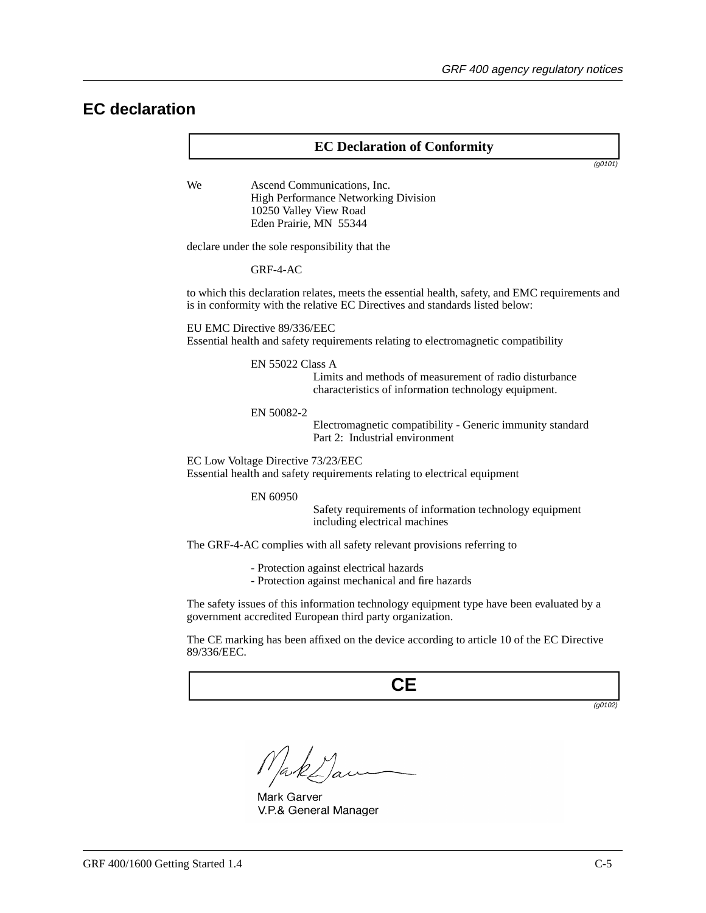## EC declaration

**EC Declaration of Conformity**

*(g0101)*

We Ascend Communications, Inc.
High Performance Networking Division
10250 Valley View Road
Eden Prairie, MN 55344

declare under the sole responsibility that the

GRF-4-AC

to which this declaration relates, meets the essential health, safety, and EMC requirements and is in conformity with the relative EC Directives and standards listed below:

EU EMC Directive 89/336/EEC
Essential health and safety requirements relating to electromagnetic compatibility

EN 55022 Class A
Limits and methods of measurement of radio disturbance characteristics of information technology equipment.

EN 50082-2
Electromagnetic compatibility - Generic immunity standard
Part 2: Industrial environment

EC Low Voltage Directive 73/23/EEC
Essential health and safety requirements relating to electrical equipment

EN 60950
Safety requirements of information technology equipment including electrical machines

The GRF-4-AC complies with all safety relevant provisions referring to

- Protection against electrical hazards
- Protection against mechanical and fire hazards

The safety issues of this information technology equipment type have been evaluated by a government accredited European third party organization.

The CE marking has been affixed on the device according to article 10 of the EC Directive 89/336/EEC.

**CE**

*(g0102)*

Mark Garver
V.P.& General Manager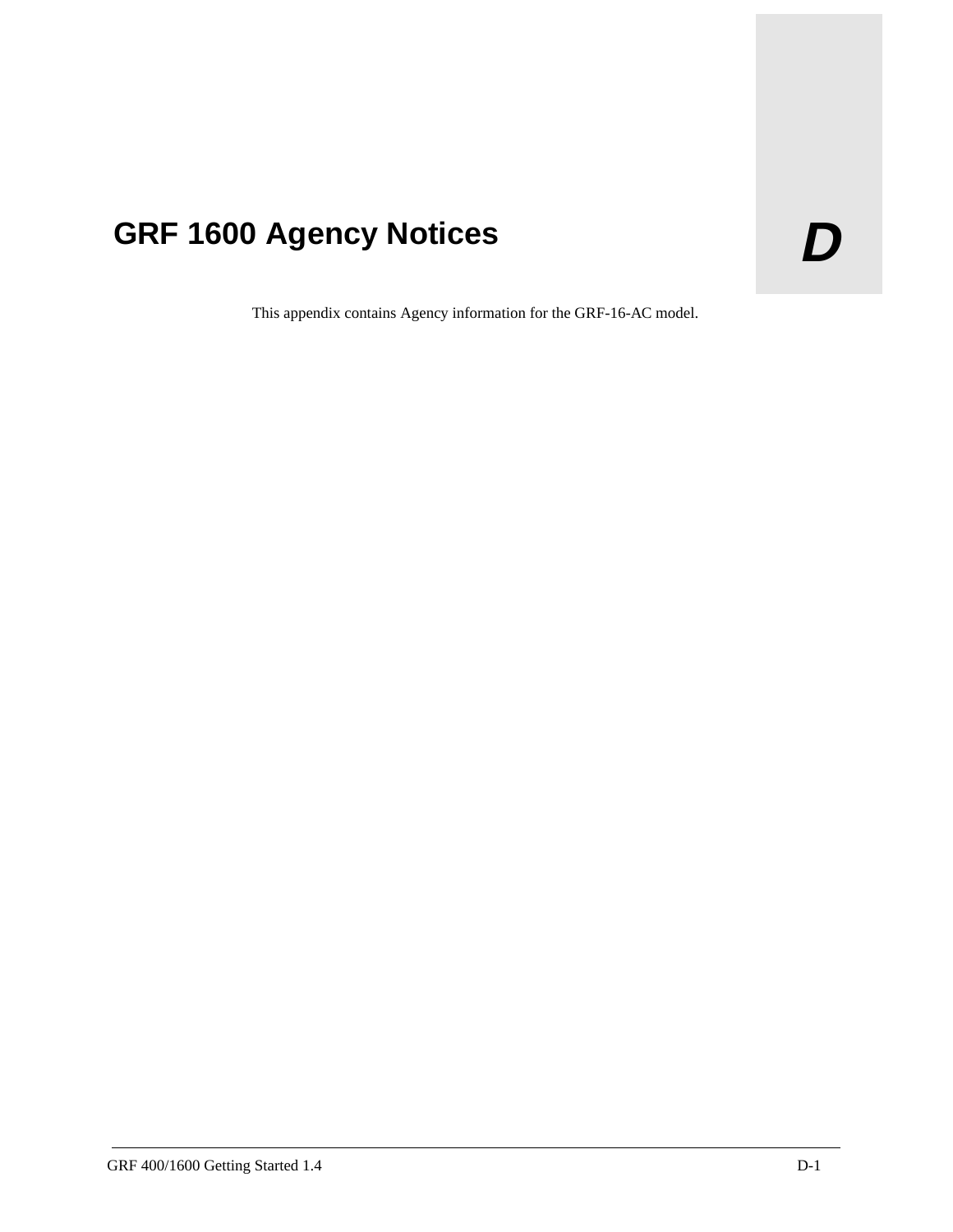# GRF 1600 Agency Notices

D

This appendix contains Agency information for the GRF-16-AC model.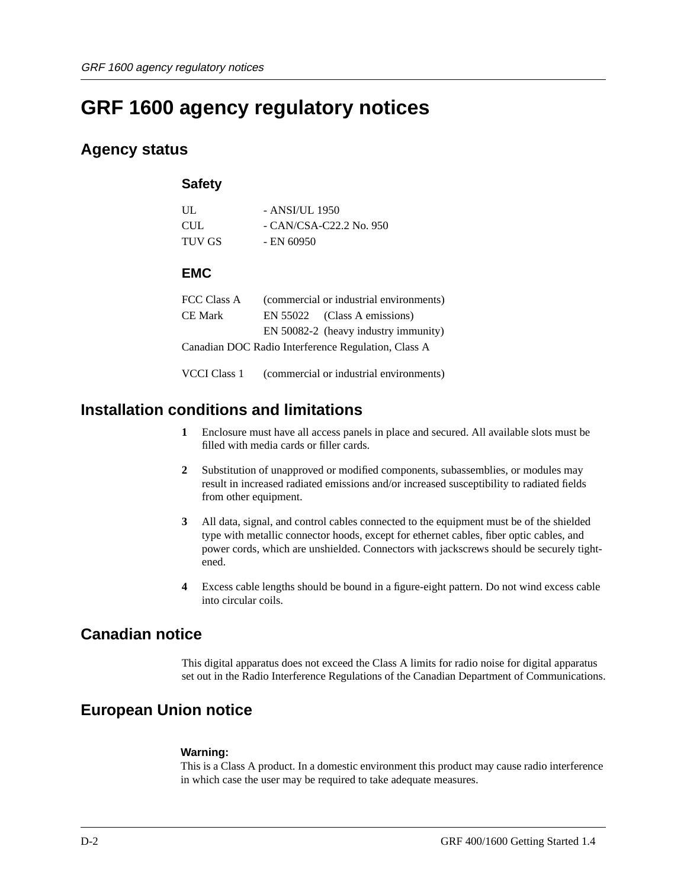# GRF 1600 agency regulatory notices

## Agency status

### Safety

| | |
|---|---|
| UL | - ANSI/UL 1950 |
| CUL | - CAN/CSA-C22.2 No. 950 |
| TUV GS | - EN 60950 |

### EMC

| | |
|---|---|
| FCC Class A | (commercial or industrial environments) |
| CE Mark | EN 55022 (Class A emissions) |
| | EN 50082-2 (heavy industry immunity) |

Canadian DOC Radio Interference Regulation, Class A

| | |
|---|---|
| VCCI Class 1 | (commercial or industrial environments) |

## Installation conditions and limitations

1. Enclosure must have all access panels in place and secured. All available slots must be filled with media cards or filler cards.
2. Substitution of unapproved or modified components, subassemblies, or modules may result in increased radiated emissions and/or increased susceptibility to radiated fields from other equipment.
3. All data, signal, and control cables connected to the equipment must be of the shielded type with metallic connector hoods, except for ethernet cables, fiber optic cables, and power cords, which are unshielded. Connectors with jackscrews should be securely tightened.
4. Excess cable lengths should be bound in a figure-eight pattern. Do not wind excess cable into circular coils.

## Canadian notice

This digital apparatus does not exceed the Class A limits for radio noise for digital apparatus set out in the Radio Interference Regulations of the Canadian Department of Communications.

## European Union notice

**Warning:**
This is a Class A product. In a domestic environment this product may cause radio interference in which case the user may be required to take adequate measures.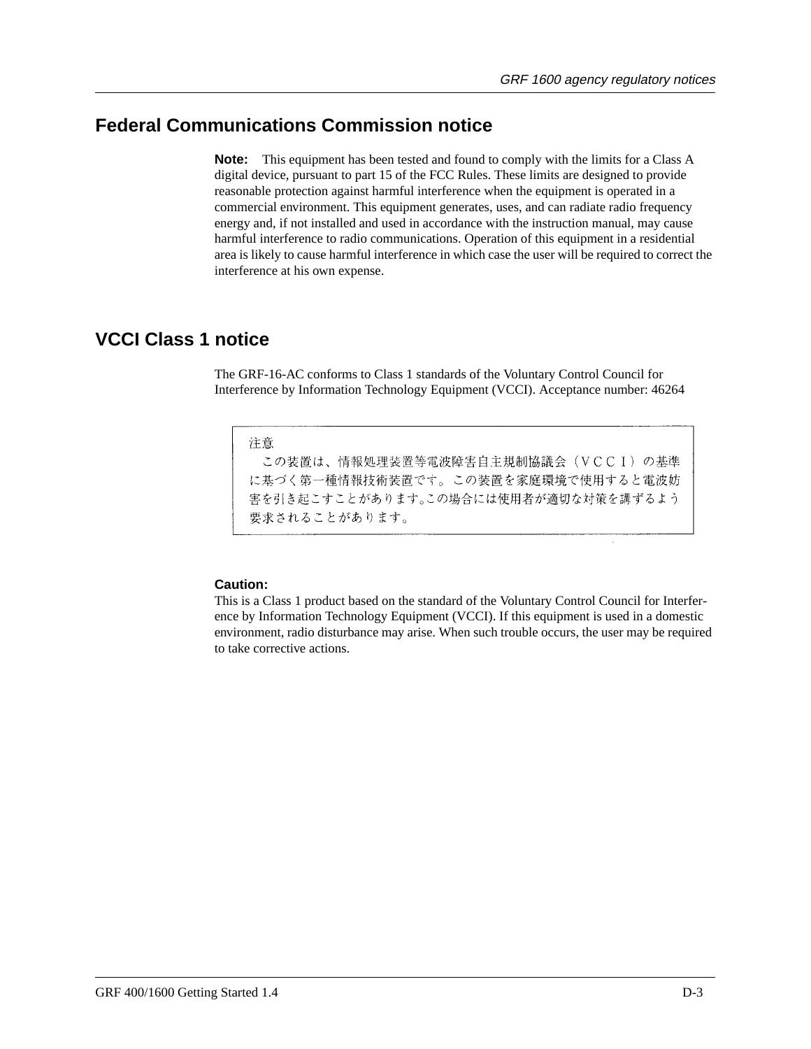## Federal Communications Commission notice

**Note:** This equipment has been tested and found to comply with the limits for a Class A digital device, pursuant to part 15 of the FCC Rules. These limits are designed to provide reasonable protection against harmful interference when the equipment is operated in a commercial environment. This equipment generates, uses, and can radiate radio frequency energy and, if not installed and used in accordance with the instruction manual, may cause harmful interference to radio communications. Operation of this equipment in a residential area is likely to cause harmful interference in which case the user will be required to correct the interference at his own expense.

## VCCI Class 1 notice

The GRF-16-AC conforms to Class 1 standards of the Voluntary Control Council for Interference by Information Technology Equipment (VCCI). Acceptance number: 46264

注意
　この装置は、情報処理装置等電波障害自主規制協議会（ＶＣＣＩ）の基準に基づく第一種情報技術装置です。この装置を家庭環境で使用すると電波妨害を引き起こすことがあります。この場合には使用者が適切な対策を講ずるよう要求されることがあります。

**Caution:**
This is a Class 1 product based on the standard of the Voluntary Control Council for Interference by Information Technology Equipment (VCCI). If this equipment is used in a domestic environment, radio disturbance may arise. When such trouble occurs, the user may be required to take corrective actions.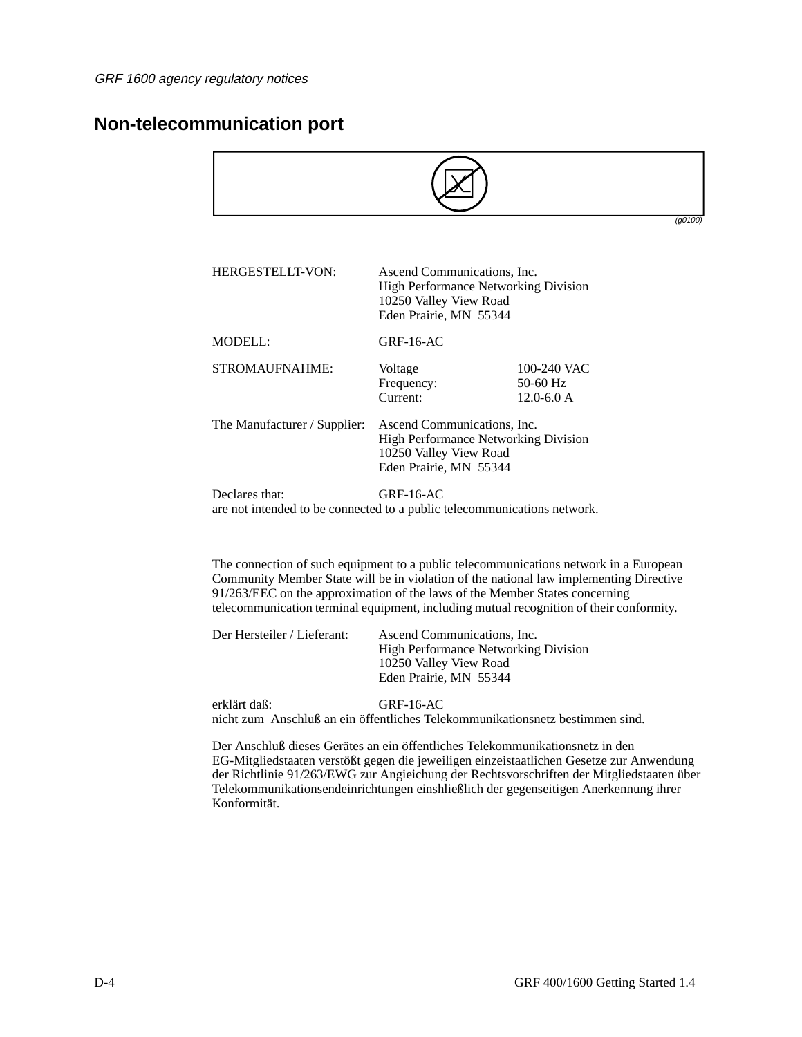## Non-telecommunication port

(g0100)

| | | |
|---|---|---|
| HERGESTELLT-VON: | Ascend Communications, Inc.<br>High Performance Networking Division<br>10250 Valley View Road<br>Eden Prairie, MN 55344 | |
| MODELL: | GRF-16-AC | |
| STROMAUFNAHME: | Voltage<br>Frequency:<br>Current: | 100-240 VAC<br>50-60 Hz<br>12.0-6.0 A |
| The Manufacturer / Supplier: | Ascend Communications, Inc.<br>High Performance Networking Division<br>10250 Valley View Road<br>Eden Prairie, MN 55344 | |
| Declares that: | GRF-16-AC | |

are not intended to be connected to a public telecommunications network.

The connection of such equipment to a public telecommunications network in a European Community Member State will be in violation of the national law implementing Directive 91/263/EEC on the approximation of the laws of the Member States concerning telecommunication terminal equipment, including mutual recognition of their conformity.

| | |
|---|---|
| Der Hersteiler / Lieferant: | Ascend Communications, Inc.<br>High Performance Networking Division<br>10250 Valley View Road<br>Eden Prairie, MN 55344 |
| erklärt daß: | GRF-16-AC |

nicht zum Anschluß an ein öffentliches Telekommunikationsnetz bestimmen sind.

Der Anschluß dieses Gerätes an ein öffentliches Telekommunikationsnetz in den EG-Mitgliedstaaten verstößt gegen die jeweiligen einzeistaatlichen Gesetze zur Anwendung der Richtlinie 91/263/EWG zur Angieichung der Rechtsvorschriften der Mitgliedstaaten über Telekommunikationsendeinrichtungen einshließlich der gegenseitigen Anerkennung ihrer Konformität.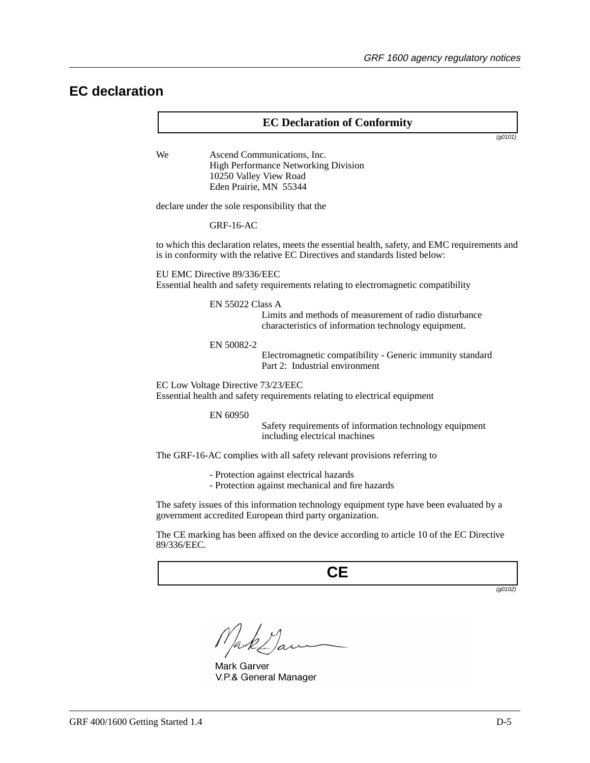## EC declaration

**EC Declaration of Conformity**

*(g0101)*

We Ascend Communications, Inc.
High Performance Networking Division
10250 Valley View Road
Eden Prairie, MN 55344

declare under the sole responsibility that the

GRF-16-AC

to which this declaration relates, meets the essential health, safety, and EMC requirements and is in conformity with the relative EC Directives and standards listed below:

EU EMC Directive 89/336/EEC
Essential health and safety requirements relating to electromagnetic compatibility

EN 55022 Class A
Limits and methods of measurement of radio disturbance characteristics of information technology equipment.

EN 50082-2
Electromagnetic compatibility - Generic immunity standard
Part 2: Industrial environment

EC Low Voltage Directive 73/23/EEC
Essential health and safety requirements relating to electrical equipment

EN 60950
Safety requirements of information technology equipment including electrical machines

The GRF-16-AC complies with all safety relevant provisions referring to

- Protection against electrical hazards
- Protection against mechanical and fire hazards

The safety issues of this information technology equipment type have been evaluated by a government accredited European third party organization.

The CE marking has been affixed on the device according to article 10 of the EC Directive 89/336/EEC.

**CE**

*(g0102)*

Mark Garver
V.P.& General Manager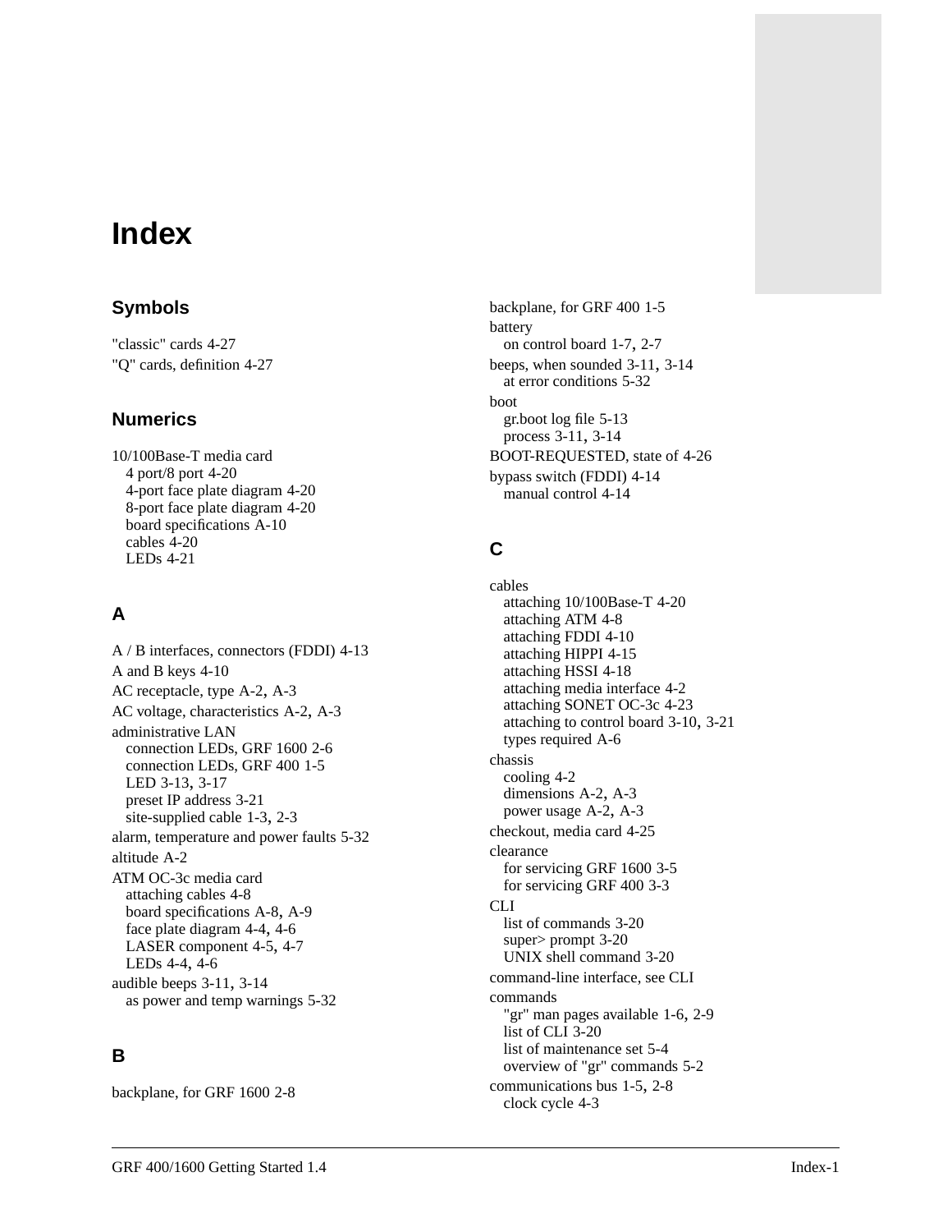# Index

## Symbols

"classic" cards 4-27
"Q" cards, definition 4-27

## Numerics

10/100Base-T media card
  4 port/8 port 4-20
  4-port face plate diagram 4-20
  8-port face plate diagram 4-20
  board specifications A-10
  cables 4-20
  LEDs 4-21

## A

A / B interfaces, connectors (FDDI) 4-13
A and B keys 4-10
AC receptacle, type A-2, A-3
AC voltage, characteristics A-2, A-3
administrative LAN
  connection LEDs, GRF 1600 2-6
  connection LEDs, GRF 400 1-5
  LED 3-13, 3-17
  preset IP address 3-21
  site-supplied cable 1-3, 2-3
alarm, temperature and power faults 5-32
altitude A-2
ATM OC-3c media card
  attaching cables 4-8
  board specifications A-8, A-9
  face plate diagram 4-4, 4-6
  LASER component 4-5, 4-7
  LEDs 4-4, 4-6
audible beeps 3-11, 3-14
  as power and temp warnings 5-32

## B

backplane, for GRF 1600 2-8
backplane, for GRF 400 1-5
battery
  on control board 1-7, 2-7
beeps, when sounded 3-11, 3-14
  at error conditions 5-32
boot
  gr.boot log file 5-13
  process 3-11, 3-14
BOOT-REQUESTED, state of 4-26
bypass switch (FDDI) 4-14
  manual control 4-14

## C

cables
  attaching 10/100Base-T 4-20
  attaching ATM 4-8
  attaching FDDI 4-10
  attaching HIPPI 4-15
  attaching HSSI 4-18
  attaching media interface 4-2
  attaching SONET OC-3c 4-23
  attaching to control board 3-10, 3-21
  types required A-6
chassis
  cooling 4-2
  dimensions A-2, A-3
  power usage A-2, A-3
checkout, media card 4-25
clearance
  for servicing GRF 1600 3-5
  for servicing GRF 400 3-3
CLI
  list of commands 3-20
  super> prompt 3-20
  UNIX shell command 3-20
command-line interface, see CLI
commands
  "gr" man pages available 1-6, 2-9
  list of CLI 3-20
  list of maintenance set 5-4
  overview of "gr" commands 5-2
communications bus 1-5, 2-8
  clock cycle 4-3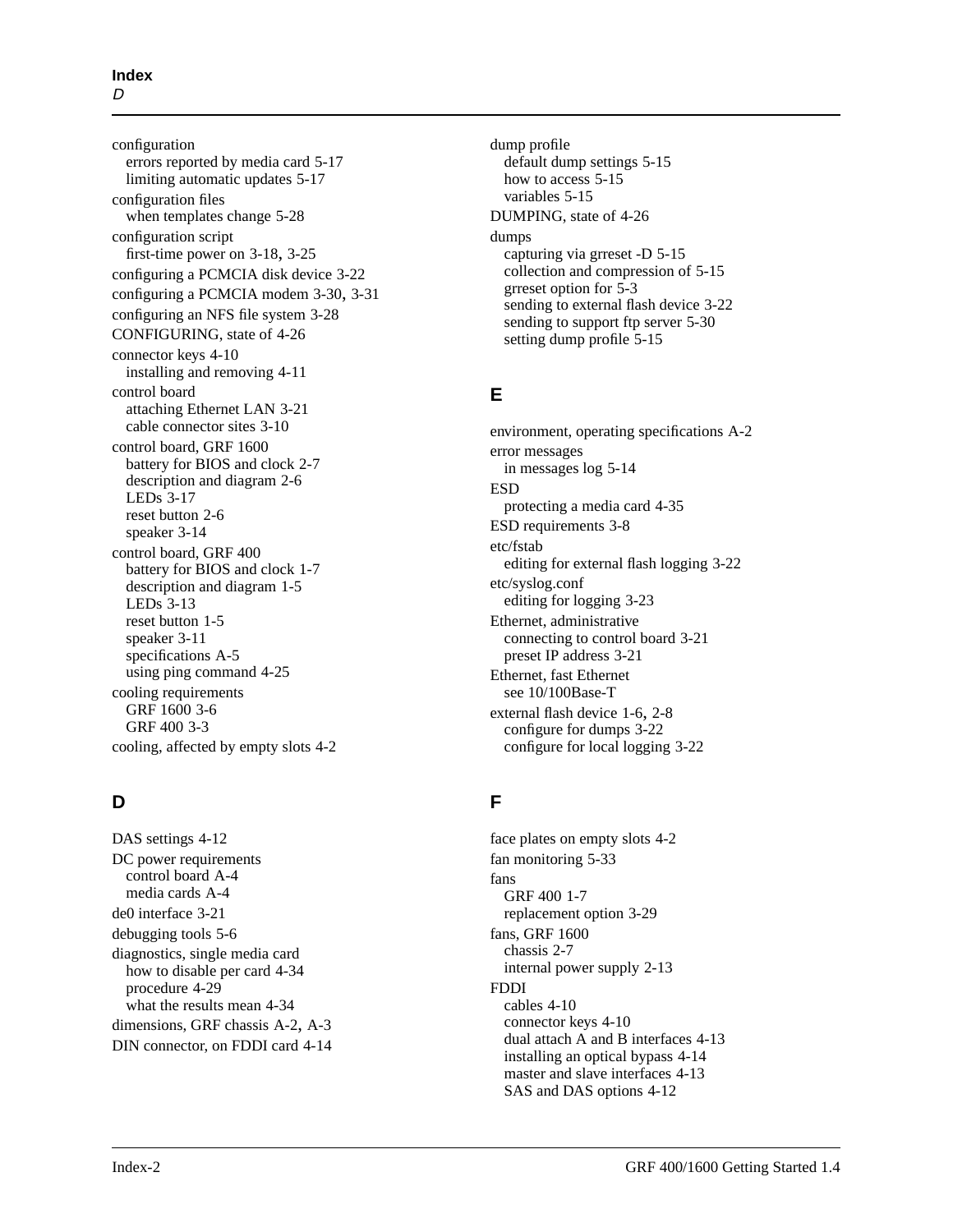configuration
- errors reported by media card 5-17
- limiting automatic updates 5-17

configuration files
- when templates change 5-28

configuration script
- first-time power on 3-18, 3-25

configuring a PCMCIA disk device 3-22

configuring a PCMCIA modem 3-30, 3-31

configuring an NFS file system 3-28

CONFIGURING, state of 4-26

connector keys 4-10
- installing and removing 4-11

control board
- attaching Ethernet LAN 3-21
- cable connector sites 3-10

control board, GRF 1600
- battery for BIOS and clock 2-7
- description and diagram 2-6
- LEDs 3-17
- reset button 2-6
- speaker 3-14

control board, GRF 400
- battery for BIOS and clock 1-7
- description and diagram 1-5
- LEDs 3-13
- reset button 1-5
- speaker 3-11
- specifications A-5
- using ping command 4-25

cooling requirements
- GRF 1600 3-6
- GRF 400 3-3

cooling, affected by empty slots 4-2

## D

DAS settings 4-12

DC power requirements
- control board A-4
- media cards A-4

de0 interface 3-21

debugging tools 5-6

diagnostics, single media card
- how to disable per card 4-34
- procedure 4-29
- what the results mean 4-34

dimensions, GRF chassis A-2, A-3

DIN connector, on FDDI card 4-14

dump profile
- default dump settings 5-15
- how to access 5-15
- variables 5-15

DUMPING, state of 4-26

dumps
- capturing via grreset -D 5-15
- collection and compression of 5-15
- grreset option for 5-3
- sending to external flash device 3-22
- sending to support ftp server 5-30
- setting dump profile 5-15

## E

environment, operating specifications A-2

error messages
- in messages log 5-14

ESD
- protecting a media card 4-35

ESD requirements 3-8

etc/fstab
- editing for external flash logging 3-22

etc/syslog.conf
- editing for logging 3-23

Ethernet, administrative
- connecting to control board 3-21
- preset IP address 3-21

Ethernet, fast Ethernet
- see 10/100Base-T

external flash device 1-6, 2-8
- configure for dumps 3-22
- configure for local logging 3-22

## F

face plates on empty slots 4-2

fan monitoring 5-33

fans
- GRF 400 1-7
- replacement option 3-29

fans, GRF 1600
- chassis 2-7
- internal power supply 2-13

FDDI
- cables 4-10
- connector keys 4-10
- dual attach A and B interfaces 4-13
- installing an optical bypass 4-14
- master and slave interfaces 4-13
- SAS and DAS options 4-12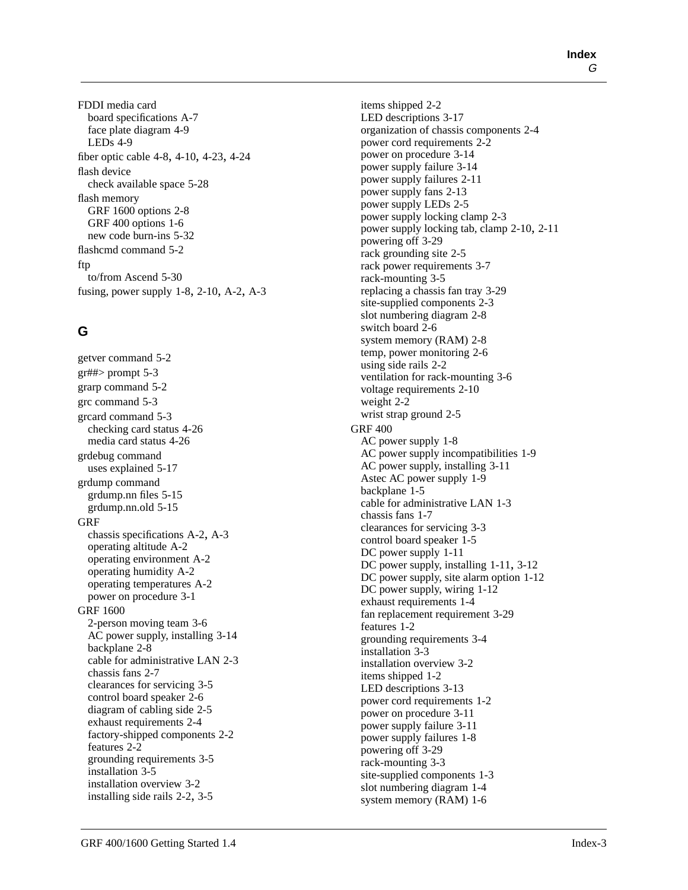FDDI media card
  board specifications A-7
  face plate diagram 4-9
  LEDs 4-9
fiber optic cable 4-8, 4-10, 4-23, 4-24
flash device
  check available space 5-28
flash memory
  GRF 1600 options 2-8
  GRF 400 options 1-6
  new code burn-ins 5-32
flashcmd command 5-2
ftp
  to/from Ascend 5-30
fusing, power supply 1-8, 2-10, A-2, A-3

## G

getver command 5-2
gr##> prompt 5-3
grarp command 5-2
grc command 5-3
grcard command 5-3
  checking card status 4-26
  media card status 4-26
grdebug command
  uses explained 5-17
grdump command
  grdump.nn files 5-15
  grdump.nn.old 5-15
GRF
  chassis specifications A-2, A-3
  operating altitude A-2
  operating environment A-2
  operating humidity A-2
  operating temperatures A-2
  power on procedure 3-1
GRF 1600
  2-person moving team 3-6
  AC power supply, installing 3-14
  backplane 2-8
  cable for administrative LAN 2-3
  chassis fans 2-7
  clearances for servicing 3-5
  control board speaker 2-6
  diagram of cabling side 2-5
  exhaust requirements 2-4
  factory-shipped components 2-2
  features 2-2
  grounding requirements 3-5
  installation 3-5
  installation overview 3-2
  installing side rails 2-2, 3-5
  items shipped 2-2
  LED descriptions 3-17
  organization of chassis components 2-4
  power cord requirements 2-2
  power on procedure 3-14
  power supply failure 3-14
  power supply failures 2-11
  power supply fans 2-13
  power supply LEDs 2-5
  power supply locking clamp 2-3
  power supply locking tab, clamp 2-10, 2-11
  powering off 3-29
  rack grounding site 2-5
  rack power requirements 3-7
  rack-mounting 3-5
  replacing a chassis fan tray 3-29
  site-supplied components 2-3
  slot numbering diagram 2-8
  switch board 2-6
  system memory (RAM) 2-8
  temp, power monitoring 2-6
  using side rails 2-2
  ventilation for rack-mounting 3-6
  voltage requirements 2-10
  weight 2-2
  wrist strap ground 2-5
GRF 400
  AC power supply 1-8
  AC power supply incompatibilities 1-9
  AC power supply, installing 3-11
  Astec AC power supply 1-9
  backplane 1-5
  cable for administrative LAN 1-3
  chassis fans 1-7
  clearances for servicing 3-3
  control board speaker 1-5
  DC power supply 1-11
  DC power supply, installing 1-11, 3-12
  DC power supply, site alarm option 1-12
  DC power supply, wiring 1-12
  exhaust requirements 1-4
  fan replacement requirement 3-29
  features 1-2
  grounding requirements 3-4
  installation 3-3
  installation overview 3-2
  items shipped 1-2
  LED descriptions 3-13
  power cord requirements 1-2
  power on procedure 3-11
  power supply failure 3-11
  power supply failures 1-8
  powering off 3-29
  rack-mounting 3-3
  site-supplied components 1-3
  slot numbering diagram 1-4
  system memory (RAM) 1-6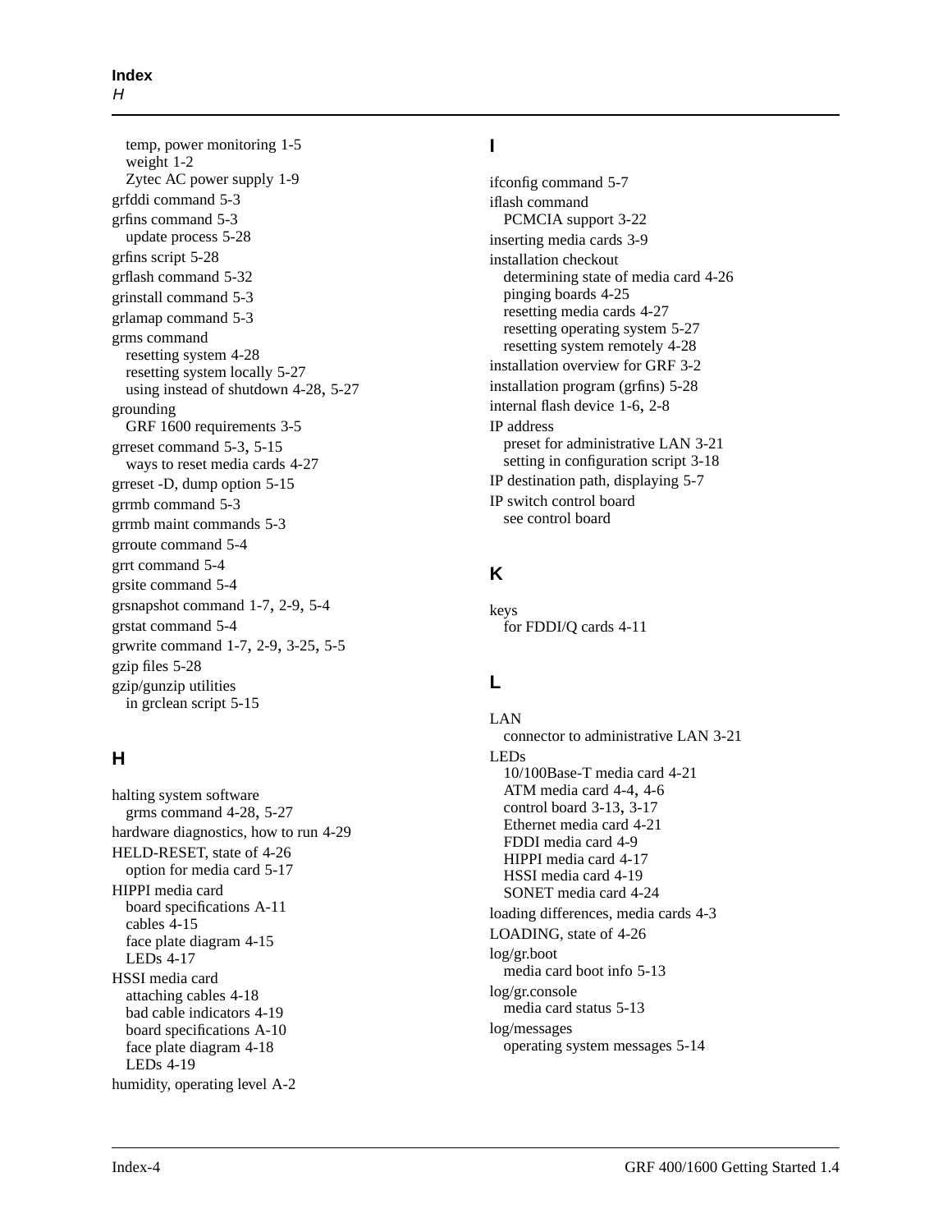temp, power monitoring 1-5
weight 1-2
Zytec AC power supply 1-9

grfddi command 5-3

grfins command 5-3
- update process 5-28

grfins script 5-28

grflash command 5-32

grinstall command 5-3

grlamap command 5-3

grms command
- resetting system 4-28
- resetting system locally 5-27
- using instead of shutdown 4-28, 5-27

grounding
- GRF 1600 requirements 3-5

grreset command 5-3, 5-15
- ways to reset media cards 4-27

grreset -D, dump option 5-15

grrmb command 5-3

grrmb maint commands 5-3

grroute command 5-4

grrt command 5-4

grsite command 5-4

grsnapshot command 1-7, 2-9, 5-4

grstat command 5-4

grwrite command 1-7, 2-9, 3-25, 5-5

gzip files 5-28

gzip/gunzip utilities
- in grclean script 5-15

## H

halting system software
- grms command 4-28, 5-27

hardware diagnostics, how to run 4-29

HELD-RESET, state of 4-26
- option for media card 5-17

HIPPI media card
- board specifications A-11
- cables 4-15
- face plate diagram 4-15
- LEDs 4-17

HSSI media card
- attaching cables 4-18
- bad cable indicators 4-19
- board specifications A-10
- face plate diagram 4-18
- LEDs 4-19

humidity, operating level A-2

## I

ifconfig command 5-7

iflash command
- PCMCIA support 3-22

inserting media cards 3-9

installation checkout
- determining state of media card 4-26
- pinging boards 4-25
- resetting media cards 4-27
- resetting operating system 5-27
- resetting system remotely 4-28

installation overview for GRF 3-2

installation program (grfins) 5-28

internal flash device 1-6, 2-8

IP address
- preset for administrative LAN 3-21
- setting in configuration script 3-18

IP destination path, displaying 5-7

IP switch control board
- see control board

## K

keys
- for FDDI/Q cards 4-11

## L

LAN
- connector to administrative LAN 3-21

LEDs
- 10/100Base-T media card 4-21
- ATM media card 4-4, 4-6
- control board 3-13, 3-17
- Ethernet media card 4-21
- FDDI media card 4-9
- HIPPI media card 4-17
- HSSI media card 4-19
- SONET media card 4-24

loading differences, media cards 4-3

LOADING, state of 4-26

log/gr.boot
- media card boot info 5-13

log/gr.console
- media card status 5-13

log/messages
- operating system messages 5-14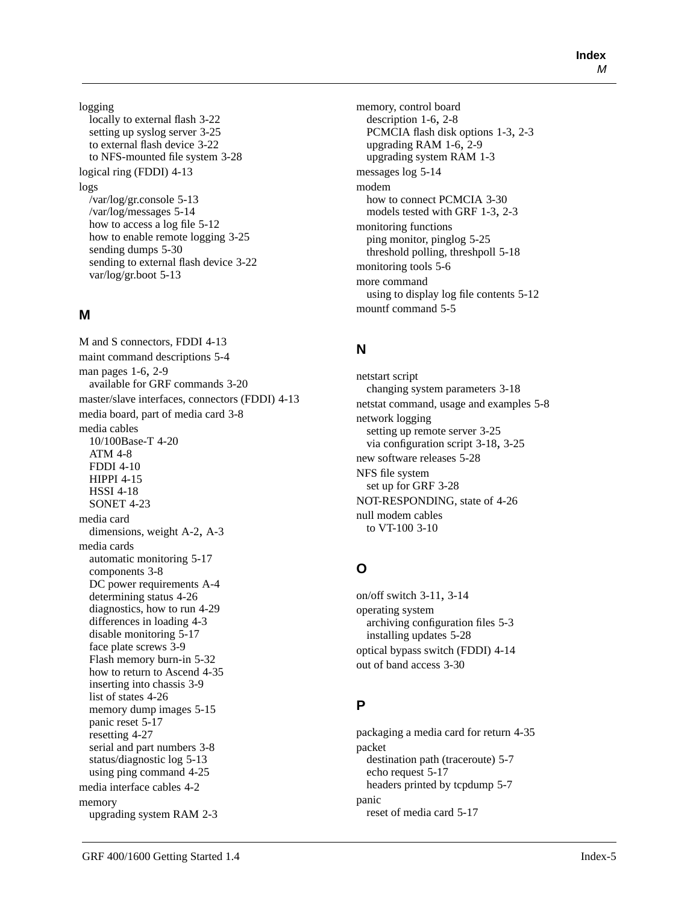logging
- locally to external flash 3-22
- setting up syslog server 3-25
- to external flash device 3-22
- to NFS-mounted file system 3-28

logical ring (FDDI) 4-13

logs
- /var/log/gr.console 5-13
- /var/log/messages 5-14
- how to access a log file 5-12
- how to enable remote logging 3-25
- sending dumps 5-30
- sending to external flash device 3-22
- var/log/gr.boot 5-13

## M

M and S connectors, FDDI 4-13

maint command descriptions 5-4

man pages 1-6, 2-9
- available for GRF commands 3-20

master/slave interfaces, connectors (FDDI) 4-13

media board, part of media card 3-8

media cables
- 10/100Base-T 4-20
- ATM 4-8
- FDDI 4-10
- HIPPI 4-15
- HSSI 4-18
- SONET 4-23

media card
- dimensions, weight A-2, A-3

media cards
- automatic monitoring 5-17
- components 3-8
- DC power requirements A-4
- determining status 4-26
- diagnostics, how to run 4-29
- differences in loading 4-3
- disable monitoring 5-17
- face plate screws 3-9
- Flash memory burn-in 5-32
- how to return to Ascend 4-35
- inserting into chassis 3-9
- list of states 4-26
- memory dump images 5-15
- panic reset 5-17
- resetting 4-27
- serial and part numbers 3-8
- status/diagnostic log 5-13
- using ping command 4-25

media interface cables 4-2

memory
- upgrading system RAM 2-3

memory, control board
- description 1-6, 2-8
- PCMCIA flash disk options 1-3, 2-3
- upgrading RAM 1-6, 2-9
- upgrading system RAM 1-3

messages log 5-14

modem
- how to connect PCMCIA 3-30
- models tested with GRF 1-3, 2-3

monitoring functions
- ping monitor, pinglog 5-25
- threshold polling, threshpoll 5-18

monitoring tools 5-6

more command
- using to display log file contents 5-12

mountf command 5-5

## N

netstart script
- changing system parameters 3-18

netstat command, usage and examples 5-8

network logging
- setting up remote server 3-25
- via configuration script 3-18, 3-25

new software releases 5-28

NFS file system
- set up for GRF 3-28

NOT-RESPONDING, state of 4-26

null modem cables
- to VT-100 3-10

## O

on/off switch 3-11, 3-14

operating system
- archiving configuration files 5-3
- installing updates 5-28

optical bypass switch (FDDI) 4-14

out of band access 3-30

## P

packaging a media card for return 4-35

packet
- destination path (traceroute) 5-7
- echo request 5-17
- headers printed by tcpdump 5-7

panic
- reset of media card 5-17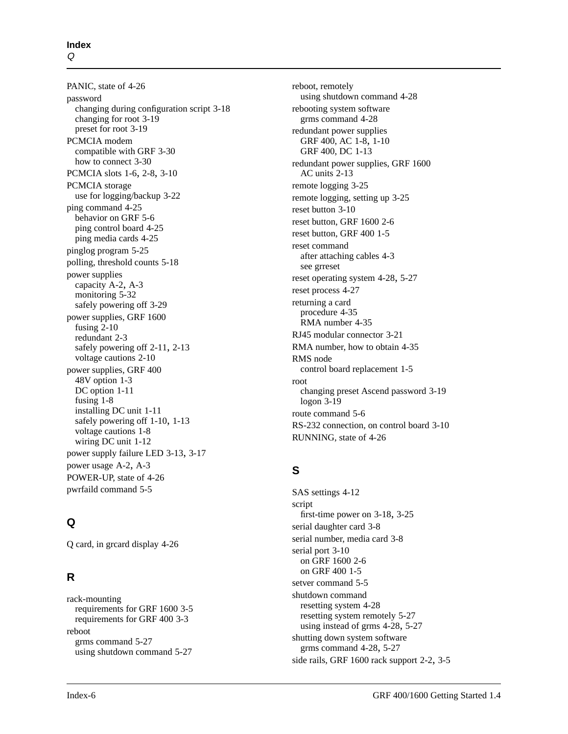PANIC, state of 4-26
password
  changing during configuration script 3-18
  changing for root 3-19
  preset for root 3-19
PCMCIA modem
  compatible with GRF 3-30
  how to connect 3-30
PCMCIA slots 1-6, 2-8, 3-10
PCMCIA storage
  use for logging/backup 3-22
ping command 4-25
  behavior on GRF 5-6
  ping control board 4-25
  ping media cards 4-25
pinglog program 5-25
polling, threshold counts 5-18
power supplies
  capacity A-2, A-3
  monitoring 5-32
  safely powering off 3-29
power supplies, GRF 1600
  fusing 2-10
  redundant 2-3
  safely powering off 2-11, 2-13
  voltage cautions 2-10
power supplies, GRF 400
  48V option 1-3
  DC option 1-11
  fusing 1-8
  installing DC unit 1-11
  safely powering off 1-10, 1-13
  voltage cautions 1-8
  wiring DC unit 1-12
power supply failure LED 3-13, 3-17
power usage A-2, A-3
POWER-UP, state of 4-26
pwrfaild command 5-5

## Q

Q card, in grcard display 4-26

## R

rack-mounting
  requirements for GRF 1600 3-5
  requirements for GRF 400 3-3
reboot
  grms command 5-27
  using shutdown command 5-27
reboot, remotely
  using shutdown command 4-28
rebooting system software
  grms command 4-28
redundant power supplies
  GRF 400, AC 1-8, 1-10
  GRF 400, DC 1-13
redundant power supplies, GRF 1600
  AC units 2-13
remote logging 3-25
remote logging, setting up 3-25
reset button 3-10
reset button, GRF 1600 2-6
reset button, GRF 400 1-5
reset command
  after attaching cables 4-3
  see grreset
reset operating system 4-28, 5-27
reset process 4-27
returning a card
  procedure 4-35
  RMA number 4-35
RJ45 modular connector 3-21
RMA number, how to obtain 4-35
RMS node
  control board replacement 1-5
root
  changing preset Ascend password 3-19
  logon 3-19
route command 5-6
RS-232 connection, on control board 3-10
RUNNING, state of 4-26

## S

SAS settings 4-12
script
  first-time power on 3-18, 3-25
serial daughter card 3-8
serial number, media card 3-8
serial port 3-10
  on GRF 1600 2-6
  on GRF 400 1-5
setver command 5-5
shutdown command
  resetting system 4-28
  resetting system remotely 5-27
  using instead of grms 4-28, 5-27
shutting down system software
  grms command 4-28, 5-27
side rails, GRF 1600 rack support 2-2, 3-5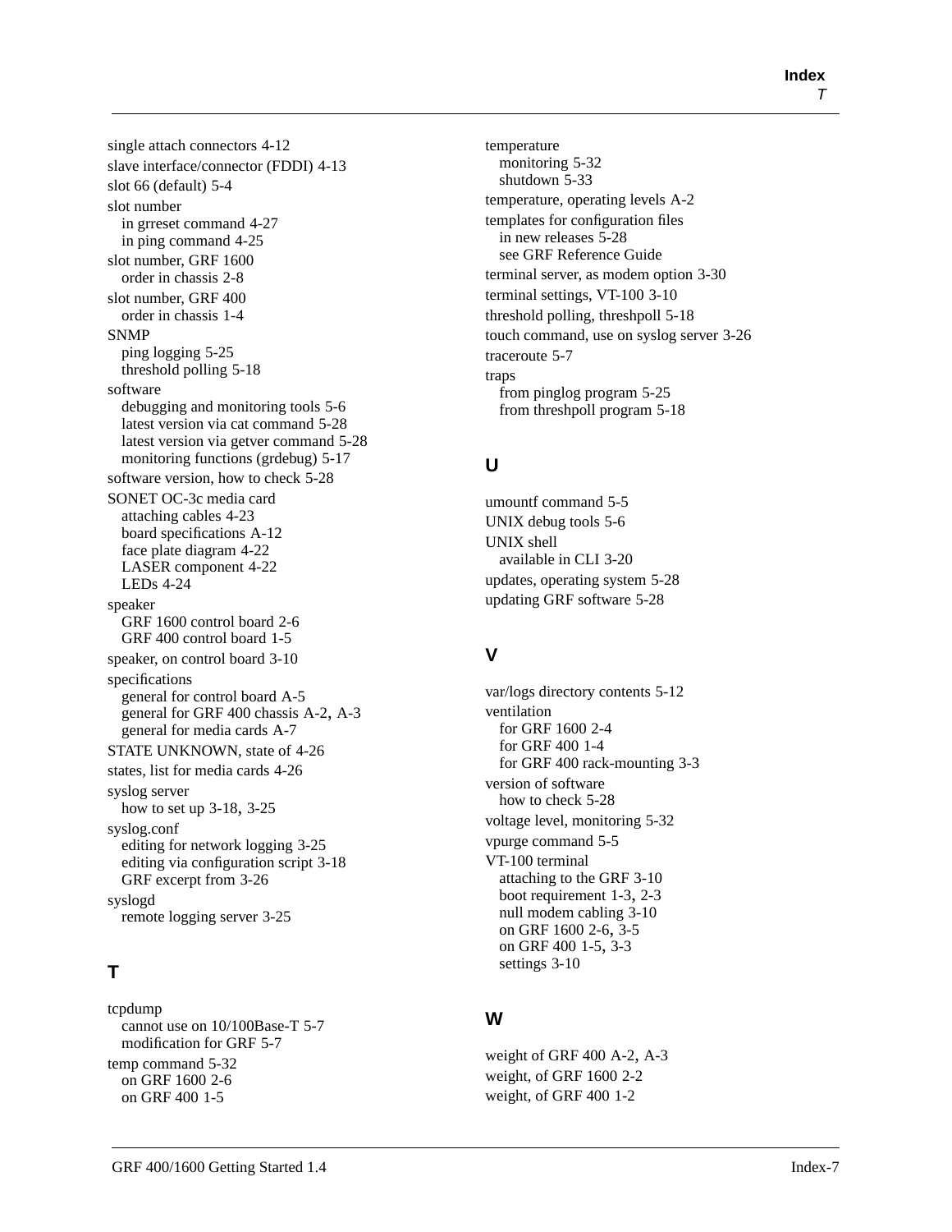single attach connectors 4-12
slave interface/connector (FDDI) 4-13
slot 66 (default) 5-4
slot number
  in grreset command 4-27
  in ping command 4-25
slot number, GRF 1600
  order in chassis 2-8
slot number, GRF 400
  order in chassis 1-4
SNMP
  ping logging 5-25
  threshold polling 5-18
software
  debugging and monitoring tools 5-6
  latest version via cat command 5-28
  latest version via getver command 5-28
  monitoring functions (grdebug) 5-17
software version, how to check 5-28
SONET OC-3c media card
  attaching cables 4-23
  board specifications A-12
  face plate diagram 4-22
  LASER component 4-22
  LEDs 4-24
speaker
  GRF 1600 control board 2-6
  GRF 400 control board 1-5
speaker, on control board 3-10
specifications
  general for control board A-5
  general for GRF 400 chassis A-2, A-3
  general for media cards A-7
STATE UNKNOWN, state of 4-26
states, list for media cards 4-26
syslog server
  how to set up 3-18, 3-25
syslog.conf
  editing for network logging 3-25
  editing via configuration script 3-18
  GRF excerpt from 3-26
syslogd
  remote logging server 3-25

## T

tcpdump
  cannot use on 10/100Base-T 5-7
  modification for GRF 5-7
temp command 5-32
  on GRF 1600 2-6
  on GRF 400 1-5
temperature
  monitoring 5-32
  shutdown 5-33
temperature, operating levels A-2
templates for configuration files
  in new releases 5-28
  see GRF Reference Guide
terminal server, as modem option 3-30
terminal settings, VT-100 3-10
threshold polling, threshpoll 5-18
touch command, use on syslog server 3-26
traceroute 5-7
traps
  from pinglog program 5-25
  from threshpoll program 5-18

## U

umountf command 5-5
UNIX debug tools 5-6
UNIX shell
  available in CLI 3-20
updates, operating system 5-28
updating GRF software 5-28

## V

var/logs directory contents 5-12
ventilation
  for GRF 1600 2-4
  for GRF 400 1-4
  for GRF 400 rack-mounting 3-3
version of software
  how to check 5-28
voltage level, monitoring 5-32
vpurge command 5-5
VT-100 terminal
  attaching to the GRF 3-10
  boot requirement 1-3, 2-3
  null modem cabling 3-10
  on GRF 1600 2-6, 3-5
  on GRF 400 1-5, 3-3
  settings 3-10

## W

weight of GRF 400 A-2, A-3
weight, of GRF 1600 2-2
weight, of GRF 400 1-2